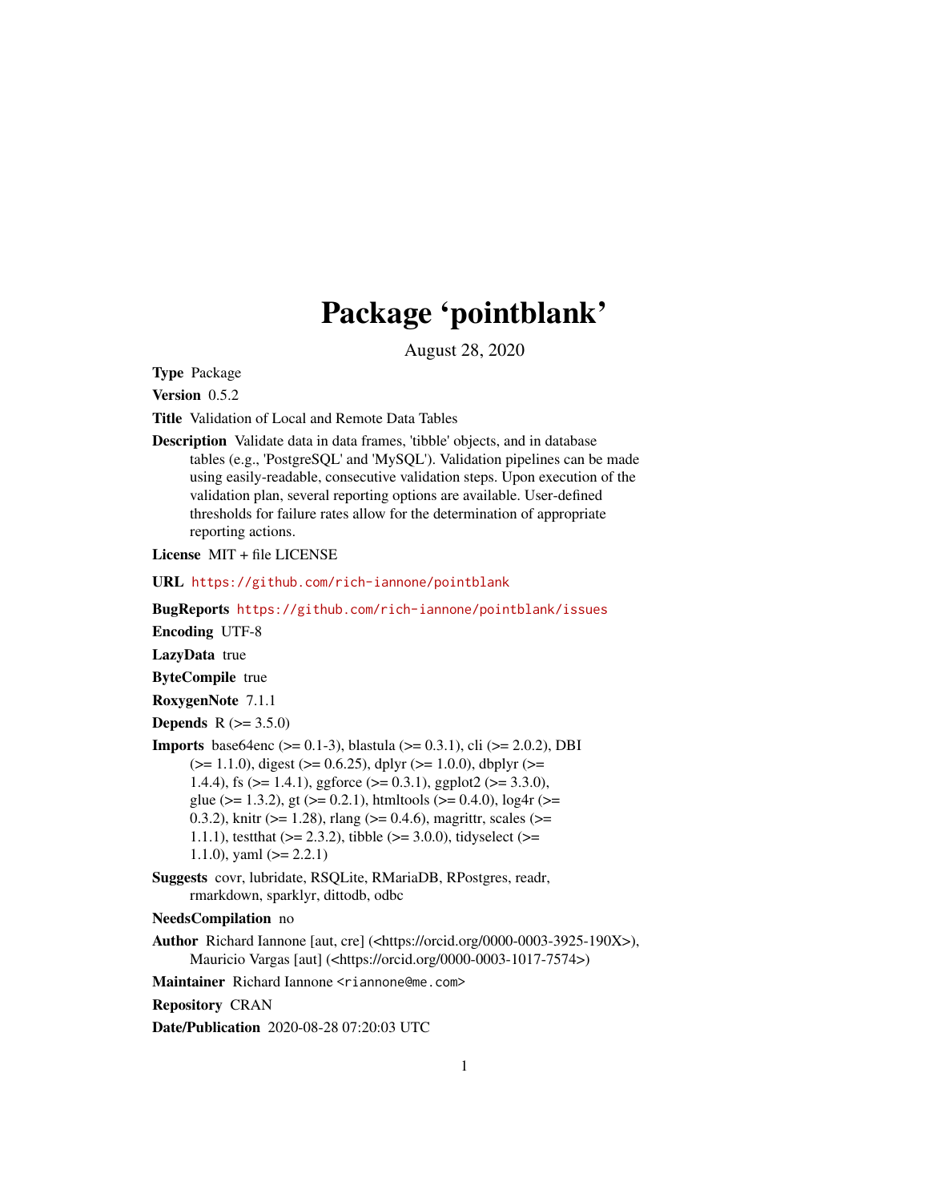# Package 'pointblank'

August 28, 2020

**Type** Package

**Version** 0.5.2

**Title** Validation of Local and Remote Data Tables

**Description** Validate data in data frames, 'tibble' objects, and in database tables (e.g., 'PostgreSQL' and 'MySQL'). Validation pipelines can be made using easily-readable, consecutive validation steps. Upon execution of the validation plan, several reporting options are available. User-defined thresholds for failure rates allow for the determination of appropriate reporting actions.

**License** MIT + file LICENSE

**URL** https://github.com/rich-iannone/pointblank

**BugReports** https://github.com/rich-iannone/pointblank/issues

**Encoding** UTF-8

**LazyData** true

**ByteCompile** true

**RoxygenNote** 7.1.1

**Depends** R (>= 3.5.0)

**Imports** base64enc (>= 0.1-3), blastula (>= 0.3.1), cli (>= 2.0.2), DBI (>= 1.1.0), digest (>= 0.6.25), dplyr (>= 1.0.0), dbplyr (>= 1.4.4), fs (>= 1.4.1), ggforce (>= 0.3.1), ggplot2 (>= 3.3.0), glue (>= 1.3.2), gt (>= 0.2.1), htmltools (>= 0.4.0), log4r (>= 0.3.2), knitr (>= 1.28), rlang (>= 0.4.6), magrittr, scales (>= 1.1.1), testthat (>= 2.3.2), tibble (>= 3.0.0), tidyselect (>= 1.1.0), yaml (>= 2.2.1)

**Suggests** covr, lubridate, RSQLite, RMariaDB, RPostgres, readr, rmarkdown, sparklyr, dittodb, odbc

**NeedsCompilation** no

**Author** Richard Iannone [aut, cre] (<https://orcid.org/0000-0003-3925-190X>), Mauricio Vargas [aut] (<https://orcid.org/0000-0003-1017-7574>)

**Maintainer** Richard Iannone <riannone@me.com>

**Repository** CRAN

**Date/Publication** 2020-08-28 07:20:03 UTC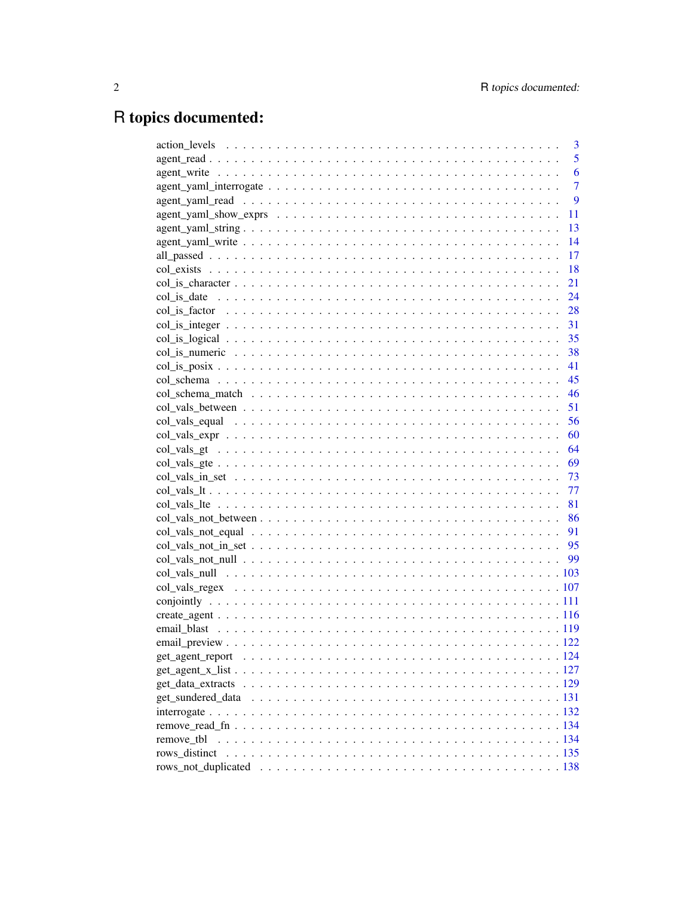# R topics documented:

| | |
|---|---|
| action_levels | 3 |
| agent_read | 5 |
| agent_write | 6 |
| agent_yaml_interrogate | 7 |
| agent_yaml_read | 9 |
| agent_yaml_show_exprs | 11 |
| agent_yaml_string | 13 |
| agent_yaml_write | 14 |
| all_passed | 17 |
| col_exists | 18 |
| col_is_character | 21 |
| col_is_date | 24 |
| col_is_factor | 28 |
| col_is_integer | 31 |
| col_is_logical | 35 |
| col_is_numeric | 38 |
| col_is_posix | 41 |
| col_schema | 45 |
| col_schema_match | 46 |
| col_vals_between | 51 |
| col_vals_equal | 56 |
| col_vals_expr | 60 |
| col_vals_gt | 64 |
| col_vals_gte | 69 |
| col_vals_in_set | 73 |
| col_vals_lt | 77 |
| col_vals_lte | 81 |
| col_vals_not_between | 86 |
| col_vals_not_equal | 91 |
| col_vals_not_in_set | 95 |
| col_vals_not_null | 99 |
| col_vals_null | 103 |
| col_vals_regex | 107 |
| conjointly | 111 |
| create_agent | 116 |
| email_blast | 119 |
| email_preview | 122 |
| get_agent_report | 124 |
| get_agent_x_list | 127 |
| get_data_extracts | 129 |
| get_sundered_data | 131 |
| interrogate | 132 |
| remove_read_fn | 134 |
| remove_tbl | 134 |
| rows_distinct | 135 |
| rows_not_duplicated | 138 |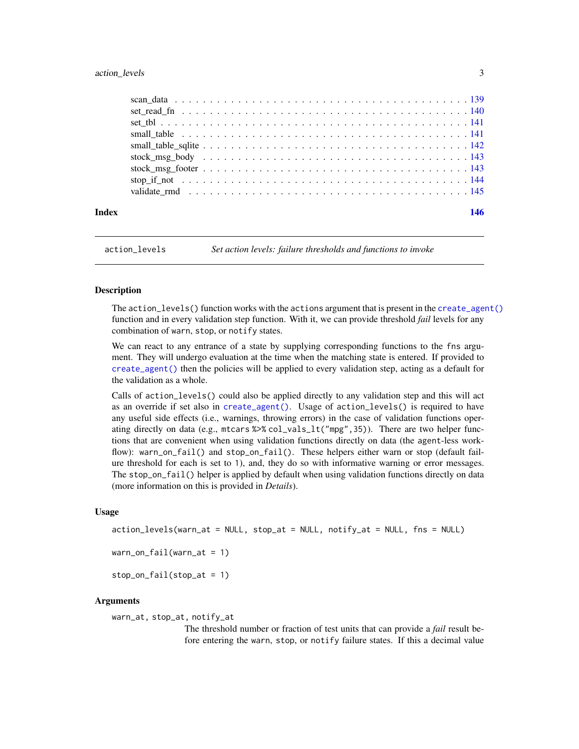scan_data . . . . . . . . . . . . . . . . . . . . . . . . . . . . . . . . . . . . . . . . 139
set_read_fn . . . . . . . . . . . . . . . . . . . . . . . . . . . . . . . . . . . . . . . 140
set_tbl . . . . . . . . . . . . . . . . . . . . . . . . . . . . . . . . . . . . . . . . . 141
small_table . . . . . . . . . . . . . . . . . . . . . . . . . . . . . . . . . . . . . . . 141
small_table_sqlite . . . . . . . . . . . . . . . . . . . . . . . . . . . . . . . . . . . . 142
stock_msg_body . . . . . . . . . . . . . . . . . . . . . . . . . . . . . . . . . . . . . 143
stock_msg_footer . . . . . . . . . . . . . . . . . . . . . . . . . . . . . . . . . . . . 143
stop_if_not . . . . . . . . . . . . . . . . . . . . . . . . . . . . . . . . . . . . . . . 144
validate_rmd . . . . . . . . . . . . . . . . . . . . . . . . . . . . . . . . . . . . . . 145

**Index** **146**

---

`action_levels` *Set action levels: failure thresholds and functions to invoke*

---

### Description

The `action_levels()` function works with the `actions` argument that is present in the `create_agent()` function and in every validation step function. With it, we can provide threshold *fail* levels for any combination of `warn`, `stop`, or `notify` states.

We can react to any entrance of a state by supplying corresponding functions to the `fns` argument. They will undergo evaluation at the time when the matching state is entered. If provided to `create_agent()` then the policies will be applied to every validation step, acting as a default for the validation as a whole.

Calls of `action_levels()` could also be applied directly to any validation step and this will act as an override if set also in `create_agent()`. Usage of `action_levels()` is required to have any useful side effects (i.e., warnings, throwing errors) in the case of validation functions operating directly on data (e.g., `mtcars %>% col_vals_lt("mpg",35)`). There are two helper functions that are convenient when using validation functions directly on data (the `agent`-less workflow): `warn_on_fail()` and `stop_on_fail()`. These helpers either warn or stop (default failure threshold for each is set to `1`), and, they do so with informative warning or error messages. The `stop_on_fail()` helper is applied by default when using validation functions directly on data (more information on this is provided in *Details*).

### Usage

```
action_levels(warn_at = NULL, stop_at = NULL, notify_at = NULL, fns = NULL)

warn_on_fail(warn_at = 1)

stop_on_fail(stop_at = 1)
```

### Arguments

`warn_at, stop_at, notify_at`
: The threshold number or fraction of test units that can provide a *fail* result before entering the `warn`, `stop`, or `notify` failure states. If this a decimal value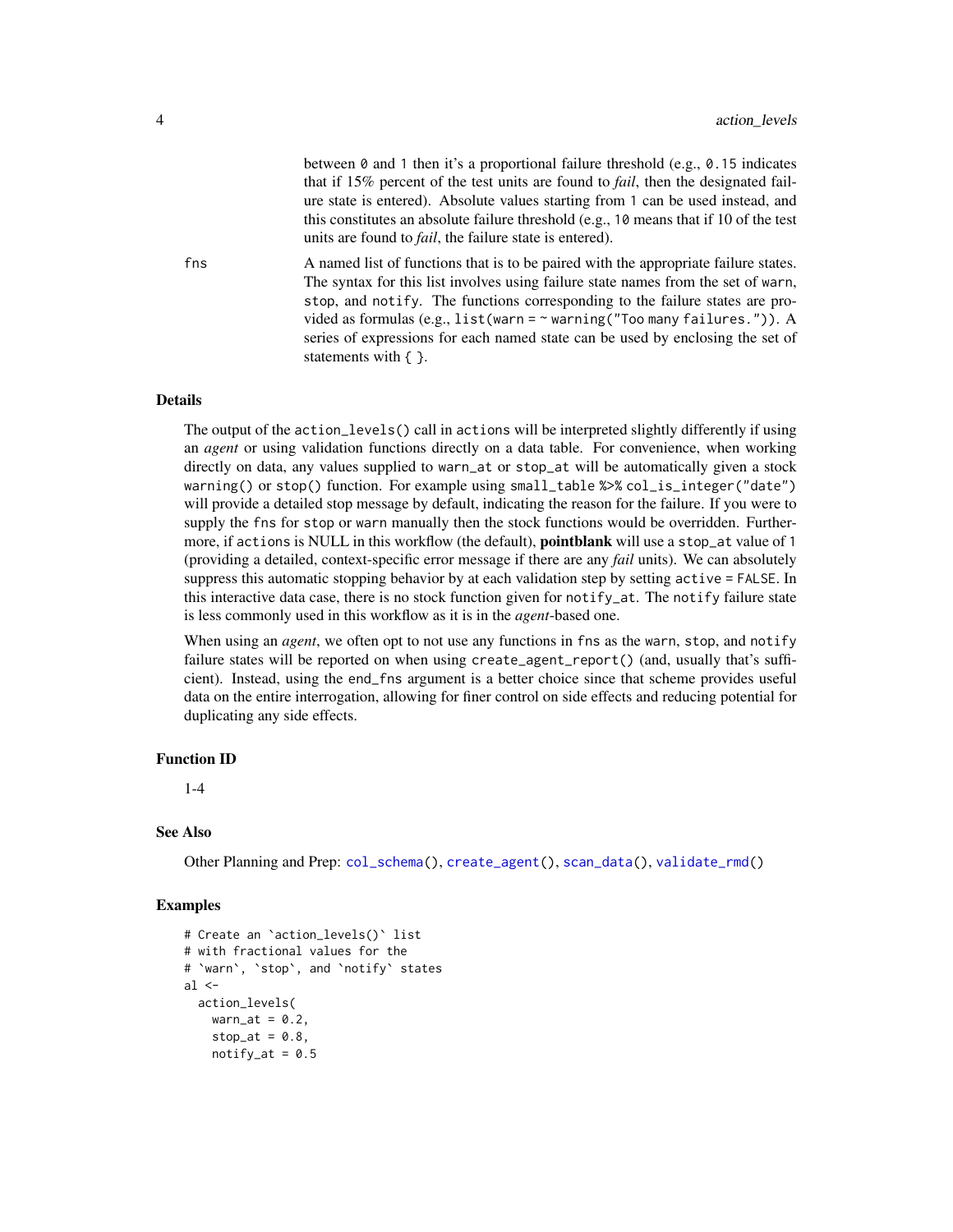between `0` and `1` then it's a proportional failure threshold (e.g., `0.15` indicates that if 15% percent of the test units are found to *fail*, then the designated failure state is entered). Absolute values starting from `1` can be used instead, and this constitutes an absolute failure threshold (e.g., `10` means that if 10 of the test units are found to *fail*, the failure state is entered).

`fns` A named list of functions that is to be paired with the appropriate failure states. The syntax for this list involves using failure state names from the set of `warn`, `stop`, and `notify`. The functions corresponding to the failure states are provided as formulas (e.g., `list(warn = ~ warning("Too many failures."))`. A series of expressions for each named state can be used by enclosing the set of statements with `{ }`.

### Details

The output of the `action_levels()` call in `actions` will be interpreted slightly differently if using an *agent* or using validation functions directly on a data table. For convenience, when working directly on data, any values supplied to `warn_at` or `stop_at` will be automatically given a stock `warning()` or `stop()` function. For example using `small_table %>% col_is_integer("date")` will provide a detailed stop message by default, indicating the reason for the failure. If you were to supply the `fns` for `stop` or `warn` manually then the stock functions would be overridden. Furthermore, if `actions` is NULL in this workflow (the default), **pointblank** will use a `stop_at` value of `1` (providing a detailed, context-specific error message if there are any *fail* units). We can absolutely suppress this automatic stopping behavior by at each validation step by setting `active = FALSE`. In this interactive data case, there is no stock function given for `notify_at`. The `notify` failure state is less commonly used in this workflow as it is in the *agent*-based one.

When using an *agent*, we often opt to not use any functions in `fns` as the `warn`, `stop`, and `notify` failure states will be reported on when using `create_agent_report()` (and, usually that's sufficient). Instead, using the `end_fns` argument is a better choice since that scheme provides useful data on the entire interrogation, allowing for finer control on side effects and reducing potential for duplicating any side effects.

### Function ID

1-4

### See Also

Other Planning and Prep: `col_schema()`, `create_agent()`, `scan_data()`, `validate_rmd()`

### Examples

```
# Create an `action_levels()` list
# with fractional values for the
# `warn`, `stop`, and `notify` states
al <-
  action_levels(
    warn_at = 0.2,
    stop_at = 0.8,
    notify_at = 0.5
```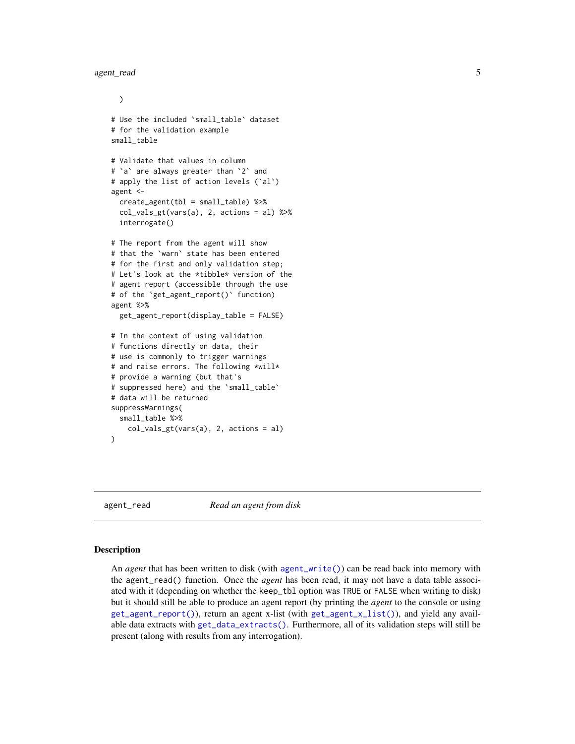```
  )

# Use the included `small_table` dataset
# for the validation example
small_table

# Validate that values in column
# `a` are always greater than `2` and
# apply the list of action levels (`al`)
agent <-
  create_agent(tbl = small_table) %>%
  col_vals_gt(vars(a), 2, actions = al) %>%
  interrogate()

# The report from the agent will show
# that the `warn` state has been entered
# for the first and only validation step;
# Let's look at the *tibble* version of the
# agent report (accessible through the use
# of the `get_agent_report()` function)
agent %>%
  get_agent_report(display_table = FALSE)

# In the context of using validation
# functions directly on data, their
# use is commonly to trigger warnings
# and raise errors. The following *will*
# provide a warning (but that's
# suppressed here) and the `small_table`
# data will be returned
suppressWarnings(
  small_table %>%
    col_vals_gt(vars(a), 2, actions = al)
)
```

## agent_read — *Read an agent from disk*

### Description

An *agent* that has been written to disk (with `agent_write()`) can be read back into memory with the `agent_read()` function. Once the *agent* has been read, it may not have a data table associated with it (depending on whether the `keep_tbl` option was `TRUE` or `FALSE` when writing to disk) but it should still be able to produce an agent report (by printing the *agent* to the console or using `get_agent_report()`), return an agent x-list (with `get_agent_x_list()`), and yield any available data extracts with `get_data_extracts()`. Furthermore, all of its validation steps will still be present (along with results from any interrogation).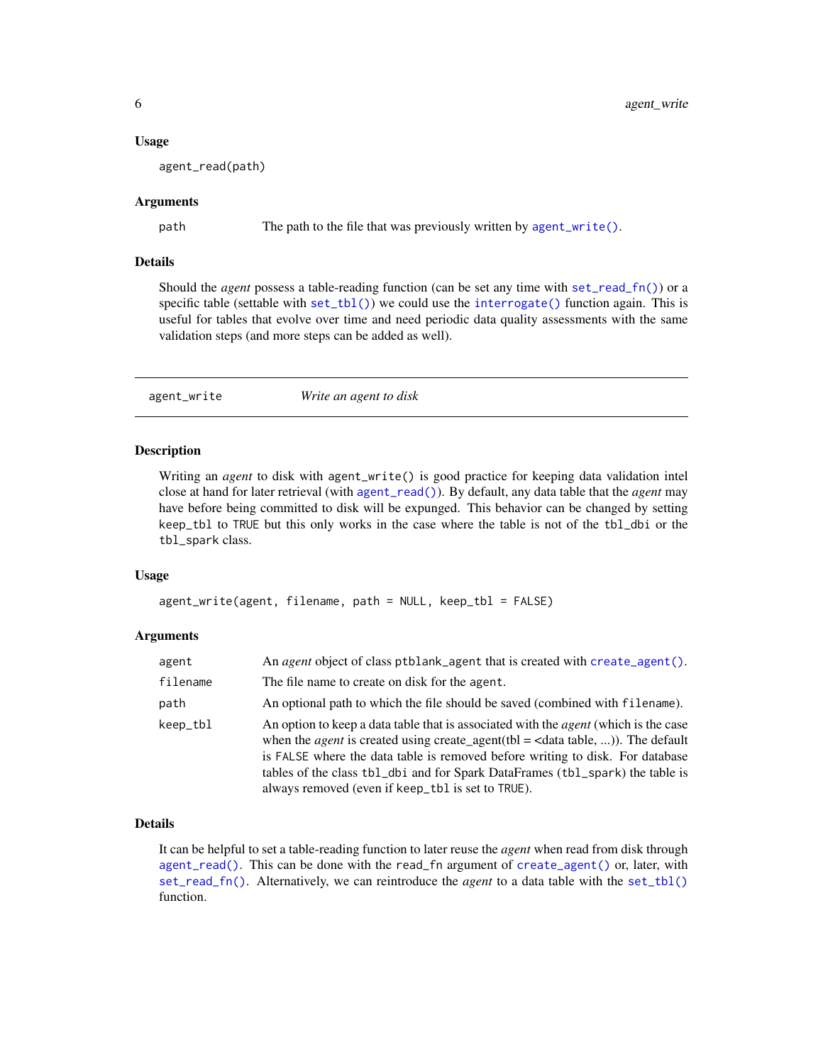### Usage

```
agent_read(path)
```

### Arguments

| | |
|---|---|
| `path` | The path to the file that was previously written by `agent_write()`. |

### Details

Should the *agent* possess a table-reading function (can be set any time with `set_read_fn()`) or a specific table (settable with `set_tbl()`) we could use the `interrogate()` function again. This is useful for tables that evolve over time and need periodic data quality assessments with the same validation steps (and more steps can be added as well).

---

## agent_write — *Write an agent to disk*

### Description

Writing an *agent* to disk with `agent_write()` is good practice for keeping data validation intel close at hand for later retrieval (with `agent_read()`). By default, any data table that the *agent* may have before being committed to disk will be expunged. This behavior can be changed by setting `keep_tbl` to `TRUE` but this only works in the case where the table is not of the `tbl_dbi` or the `tbl_spark` class.

### Usage

```
agent_write(agent, filename, path = NULL, keep_tbl = FALSE)
```

### Arguments

| | |
|---|---|
| `agent` | An *agent* object of class `ptblank_agent` that is created with `create_agent()`. |
| `filename` | The file name to create on disk for the `agent`. |
| `path` | An optional path to which the file should be saved (combined with `filename`). |
| `keep_tbl` | An option to keep a data table that is associated with the *agent* (which is the case when the *agent* is created using create_agent(tbl = <data table, ...)). The default is `FALSE` where the data table is removed before writing to disk. For database tables of the class `tbl_dbi` and for Spark DataFrames (`tbl_spark`) the table is always removed (even if `keep_tbl` is set to `TRUE`). |

### Details

It can be helpful to set a table-reading function to later reuse the *agent* when read from disk through `agent_read()`. This can be done with the `read_fn` argument of `create_agent()` or, later, with `set_read_fn()`. Alternatively, we can reintroduce the *agent* to a data table with the `set_tbl()` function.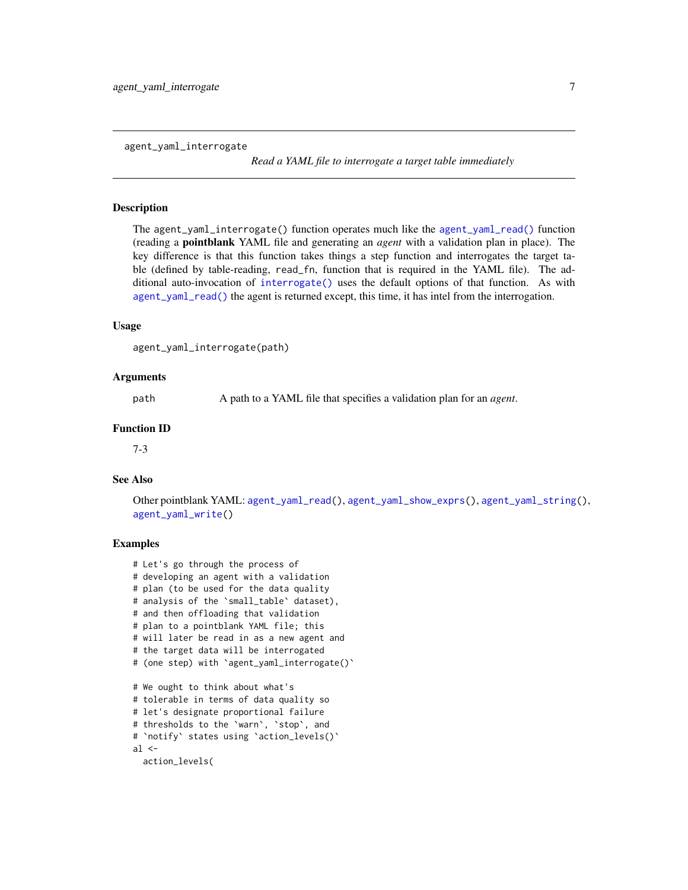agent_yaml_interrogate

*Read a YAML file to interrogate a target table immediately*

## Description

The agent_yaml_interrogate() function operates much like the agent_yaml_read() function (reading a **pointblank** YAML file and generating an *agent* with a validation plan in place). The key difference is that this function takes things a step function and interrogates the target table (defined by table-reading, read_fn, function that is required in the YAML file). The additional auto-invocation of interrogate() uses the default options of that function. As with agent_yaml_read() the agent is returned except, this time, it has intel from the interrogation.

## Usage

```
agent_yaml_interrogate(path)
```

## Arguments

path    A path to a YAML file that specifies a validation plan for an *agent*.

## Function ID

7-3

## See Also

Other pointblank YAML: agent_yaml_read(), agent_yaml_show_exprs(), agent_yaml_string(), agent_yaml_write()

## Examples

```
# Let's go through the process of
# developing an agent with a validation
# plan (to be used for the data quality
# analysis of the `small_table` dataset),
# and then offloading that validation
# plan to a pointblank YAML file; this
# will later be read in as a new agent and
# the target data will be interrogated
# (one step) with `agent_yaml_interrogate()`

# We ought to think about what's
# tolerable in terms of data quality so
# let's designate proportional failure
# thresholds to the `warn`, `stop`, and
# `notify` states using `action_levels()`
al <-
  action_levels(
```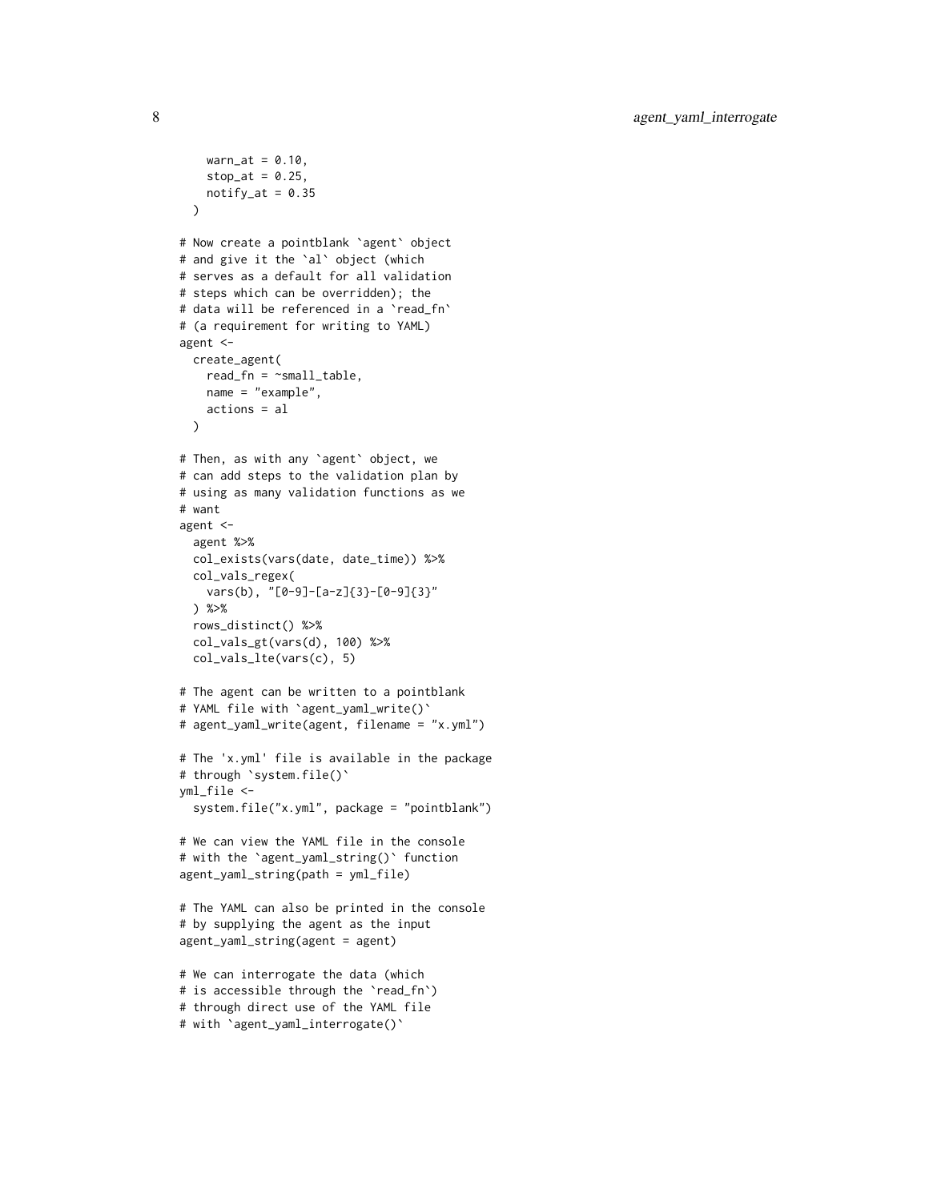```
    warn_at = 0.10,
    stop_at = 0.25,
    notify_at = 0.35
  )

# Now create a pointblank `agent` object
# and give it the `al` object (which
# serves as a default for all validation
# steps which can be overridden); the
# data will be referenced in a `read_fn`
# (a requirement for writing to YAML)
agent <-
  create_agent(
    read_fn = ~small_table,
    name = "example",
    actions = al
  )

# Then, as with any `agent` object, we
# can add steps to the validation plan by
# using as many validation functions as we
# want
agent <-
  agent %>%
  col_exists(vars(date, date_time)) %>%
  col_vals_regex(
    vars(b), "[0-9]-[a-z]{3}-[0-9]{3}"
  ) %>%
  rows_distinct() %>%
  col_vals_gt(vars(d), 100) %>%
  col_vals_lte(vars(c), 5)

# The agent can be written to a pointblank
# YAML file with `agent_yaml_write()`
# agent_yaml_write(agent, filename = "x.yml")

# The 'x.yml' file is available in the package
# through `system.file()`
yml_file <-
  system.file("x.yml", package = "pointblank")

# We can view the YAML file in the console
# with the `agent_yaml_string()` function
agent_yaml_string(path = yml_file)

# The YAML can also be printed in the console
# by supplying the agent as the input
agent_yaml_string(agent = agent)

# We can interrogate the data (which
# is accessible through the `read_fn`)
# through direct use of the YAML file
# with `agent_yaml_interrogate()`
```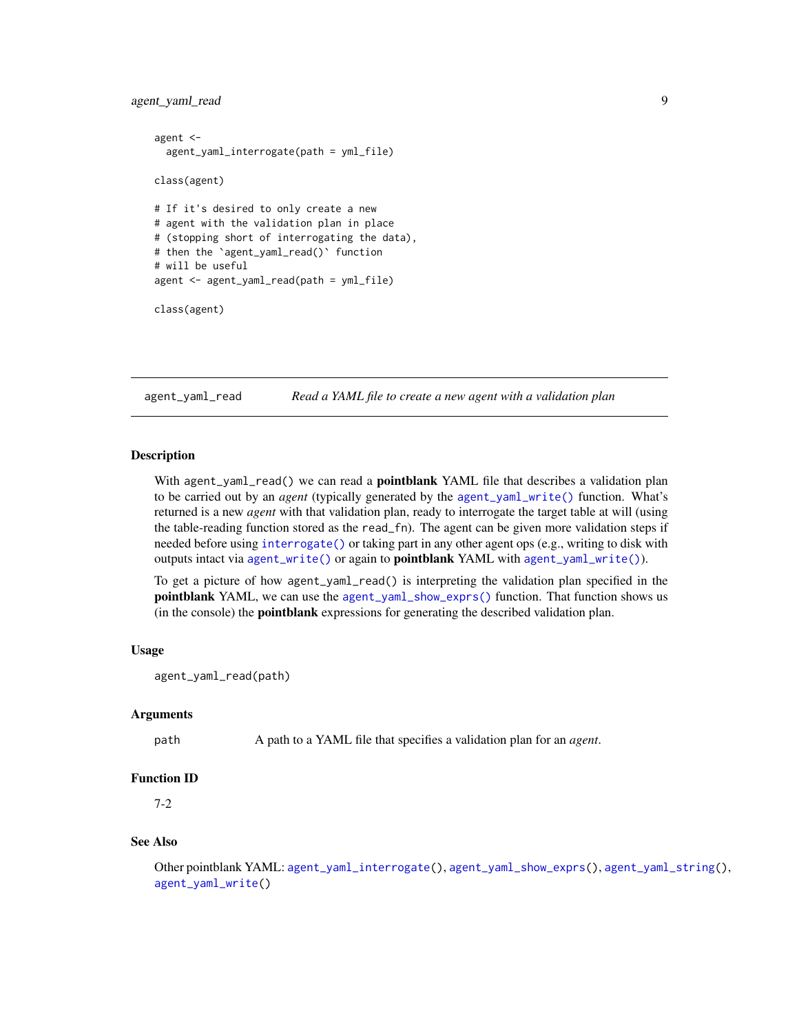```
agent <-
  agent_yaml_interrogate(path = yml_file)

class(agent)

# If it's desired to only create a new
# agent with the validation plan in place
# (stopping short of interrogating the data),
# then the `agent_yaml_read()` function
# will be useful
agent <- agent_yaml_read(path = yml_file)

class(agent)
```

---

## agent_yaml_read — *Read a YAML file to create a new agent with a validation plan*

---

### Description

With `agent_yaml_read()` we can read a **pointblank** YAML file that describes a validation plan to be carried out by an *agent* (typically generated by the `agent_yaml_write()` function. What's returned is a new *agent* with that validation plan, ready to interrogate the target table at will (using the table-reading function stored as the `read_fn`). The agent can be given more validation steps if needed before using `interrogate()` or taking part in any other agent ops (e.g., writing to disk with outputs intact via `agent_write()` or again to **pointblank** YAML with `agent_yaml_write()`).

To get a picture of how `agent_yaml_read()` is interpreting the validation plan specified in the **pointblank** YAML, we can use the `agent_yaml_show_exprs()` function. That function shows us (in the console) the **pointblank** expressions for generating the described validation plan.

### Usage

```
agent_yaml_read(path)
```

### Arguments

| | |
|---|---|
| `path` | A path to a YAML file that specifies a validation plan for an *agent*. |

### Function ID

7-2

### See Also

Other pointblank YAML: `agent_yaml_interrogate()`, `agent_yaml_show_exprs()`, `agent_yaml_string()`, `agent_yaml_write()`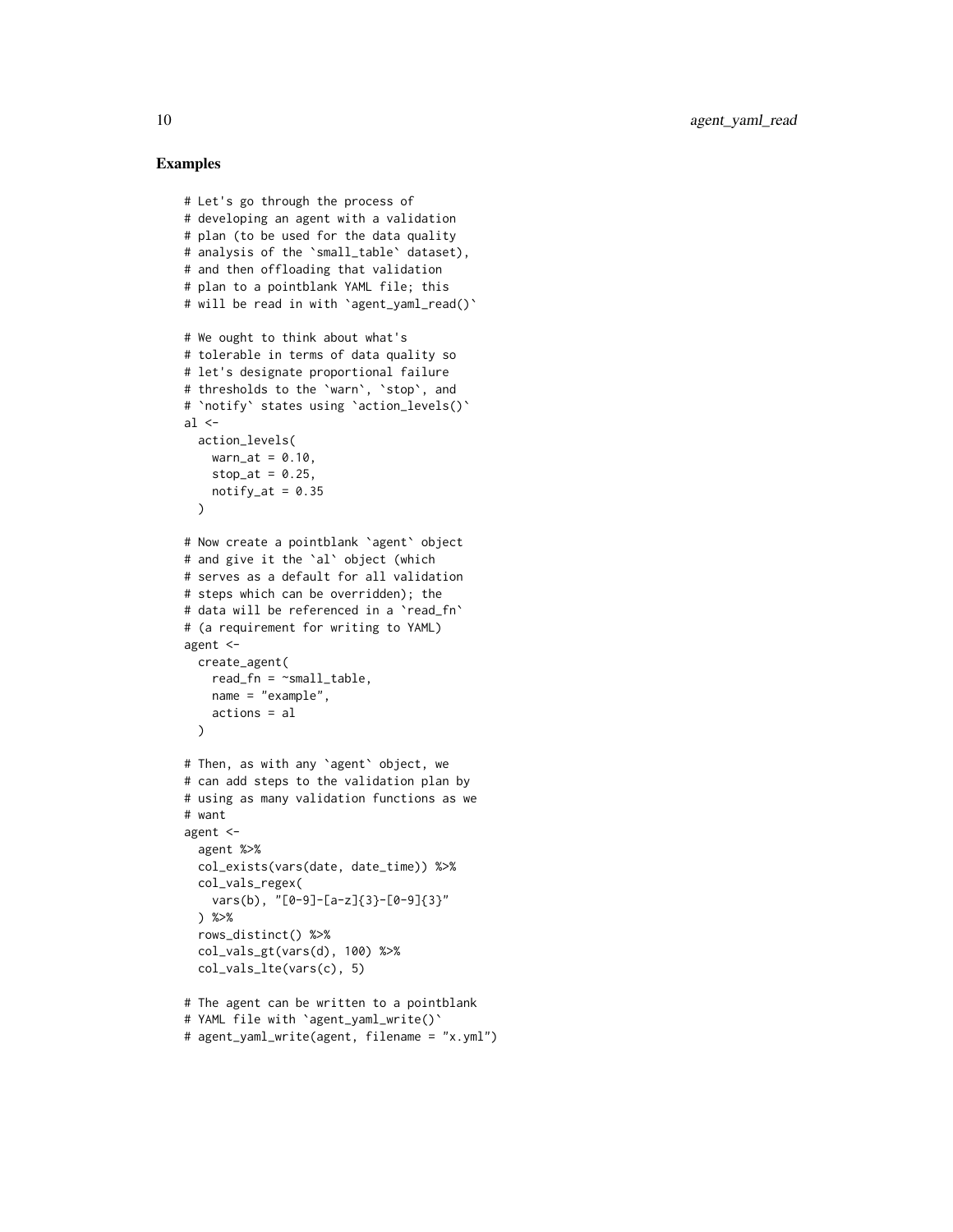## Examples

```
# Let's go through the process of
# developing an agent with a validation
# plan (to be used for the data quality
# analysis of the `small_table` dataset),
# and then offloading that validation
# plan to a pointblank YAML file; this
# will be read in with `agent_yaml_read()`

# We ought to think about what's
# tolerable in terms of data quality so
# let's designate proportional failure
# thresholds to the `warn`, `stop`, and
# `notify` states using `action_levels()`
al <-
  action_levels(
    warn_at = 0.10,
    stop_at = 0.25,
    notify_at = 0.35
  )

# Now create a pointblank `agent` object
# and give it the `al` object (which
# serves as a default for all validation
# steps which can be overridden); the
# data will be referenced in a `read_fn`
# (a requirement for writing to YAML)
agent <-
  create_agent(
    read_fn = ~small_table,
    name = "example",
    actions = al
  )

# Then, as with any `agent` object, we
# can add steps to the validation plan by
# using as many validation functions as we
# want
agent <-
  agent %>%
  col_exists(vars(date, date_time)) %>%
  col_vals_regex(
    vars(b), "[0-9]-[a-z]{3}-[0-9]{3}"
  ) %>%
  rows_distinct() %>%
  col_vals_gt(vars(d), 100) %>%
  col_vals_lte(vars(c), 5)

# The agent can be written to a pointblank
# YAML file with `agent_yaml_write()`
# agent_yaml_write(agent, filename = "x.yml")
```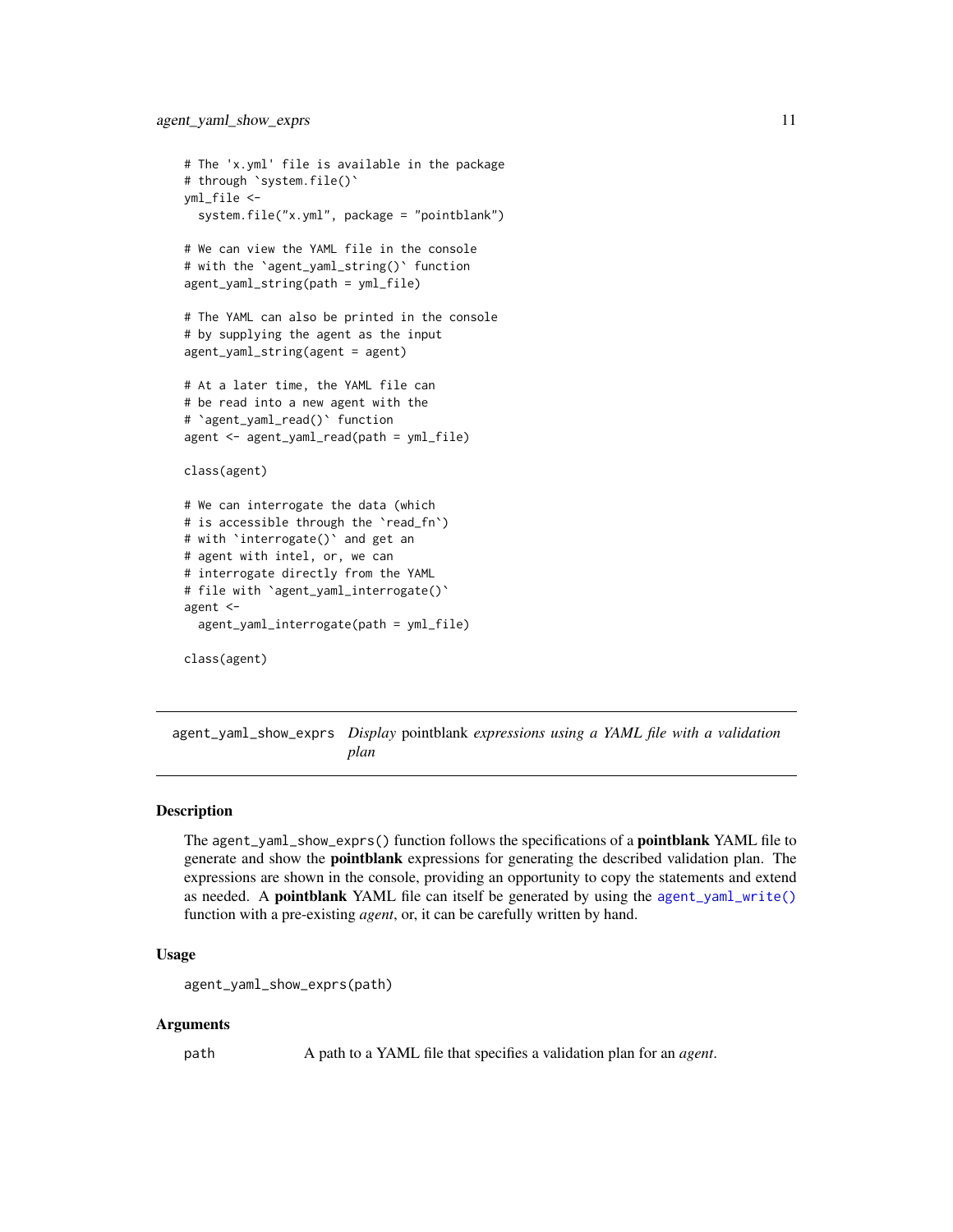```
# The 'x.yml' file is available in the package
# through `system.file()`
yml_file <-
  system.file("x.yml", package = "pointblank")

# We can view the YAML file in the console
# with the `agent_yaml_string()` function
agent_yaml_string(path = yml_file)

# The YAML can also be printed in the console
# by supplying the agent as the input
agent_yaml_string(agent = agent)

# At a later time, the YAML file can
# be read into a new agent with the
# `agent_yaml_read()` function
agent <- agent_yaml_read(path = yml_file)

class(agent)

# We can interrogate the data (which
# is accessible through the `read_fn`)
# with `interrogate()` and get an
# agent with intel, or, we can
# interrogate directly from the YAML
# file with `agent_yaml_interrogate()`
agent <-
  agent_yaml_interrogate(path = yml_file)

class(agent)
```

---

## agent_yaml_show_exprs — *Display* pointblank *expressions using a YAML file with a validation plan*

---

### Description

The `agent_yaml_show_exprs()` function follows the specifications of a **pointblank** YAML file to generate and show the **pointblank** expressions for generating the described validation plan. The expressions are shown in the console, providing an opportunity to copy the statements and extend as needed. A **pointblank** YAML file can itself be generated by using the `agent_yaml_write()` function with a pre-existing *agent*, or, it can be carefully written by hand.

### Usage

```
agent_yaml_show_exprs(path)
```

### Arguments

| | |
|---|---|
| `path` | A path to a YAML file that specifies a validation plan for an *agent*. |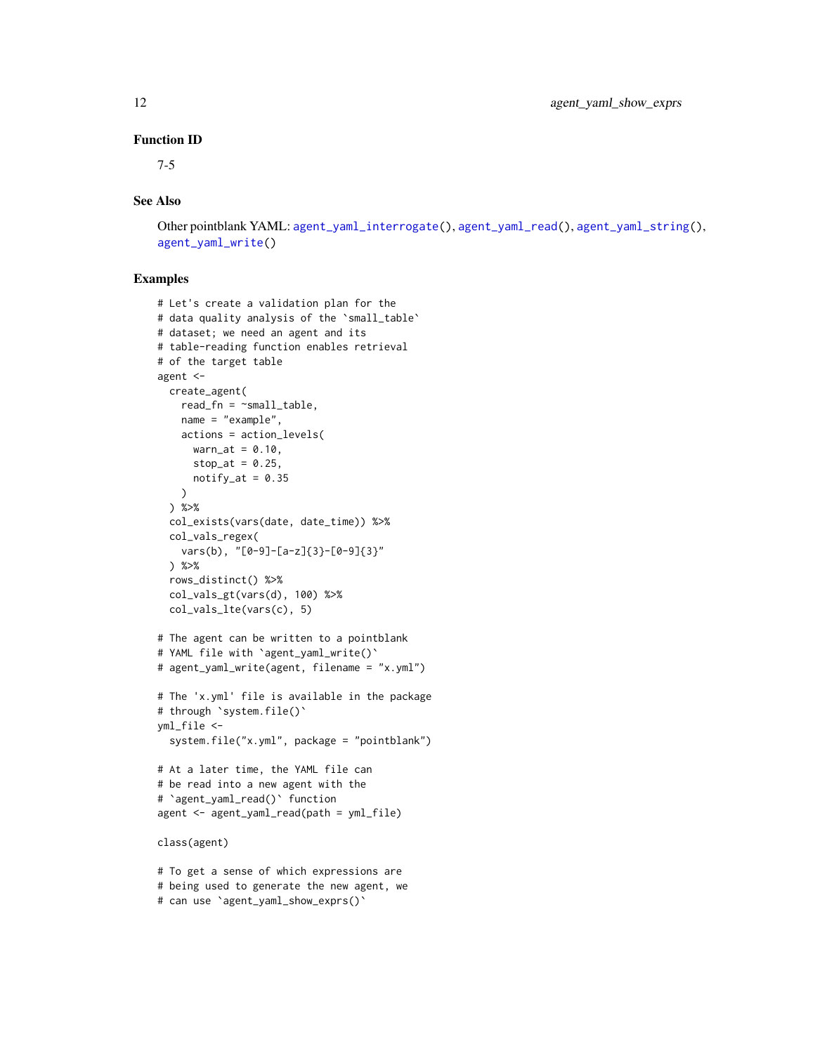### Function ID

7-5

### See Also

Other pointblank YAML: agent_yaml_interrogate(), agent_yaml_read(), agent_yaml_string(), agent_yaml_write()

### Examples

```
# Let's create a validation plan for the
# data quality analysis of the `small_table`
# dataset; we need an agent and its
# table-reading function enables retrieval
# of the target table
agent <-
  create_agent(
    read_fn = ~small_table,
    name = "example",
    actions = action_levels(
      warn_at = 0.10,
      stop_at = 0.25,
      notify_at = 0.35
    )
  ) %>%
  col_exists(vars(date, date_time)) %>%
  col_vals_regex(
    vars(b), "[0-9]-[a-z]{3}-[0-9]{3}"
  ) %>%
  rows_distinct() %>%
  col_vals_gt(vars(d), 100) %>%
  col_vals_lte(vars(c), 5)

# The agent can be written to a pointblank
# YAML file with `agent_yaml_write()`
# agent_yaml_write(agent, filename = "x.yml")

# The 'x.yml' file is available in the package
# through `system.file()`
yml_file <-
  system.file("x.yml", package = "pointblank")

# At a later time, the YAML file can
# be read into a new agent with the
# `agent_yaml_read()` function
agent <- agent_yaml_read(path = yml_file)

class(agent)

# To get a sense of which expressions are
# being used to generate the new agent, we
# can use `agent_yaml_show_exprs()`
```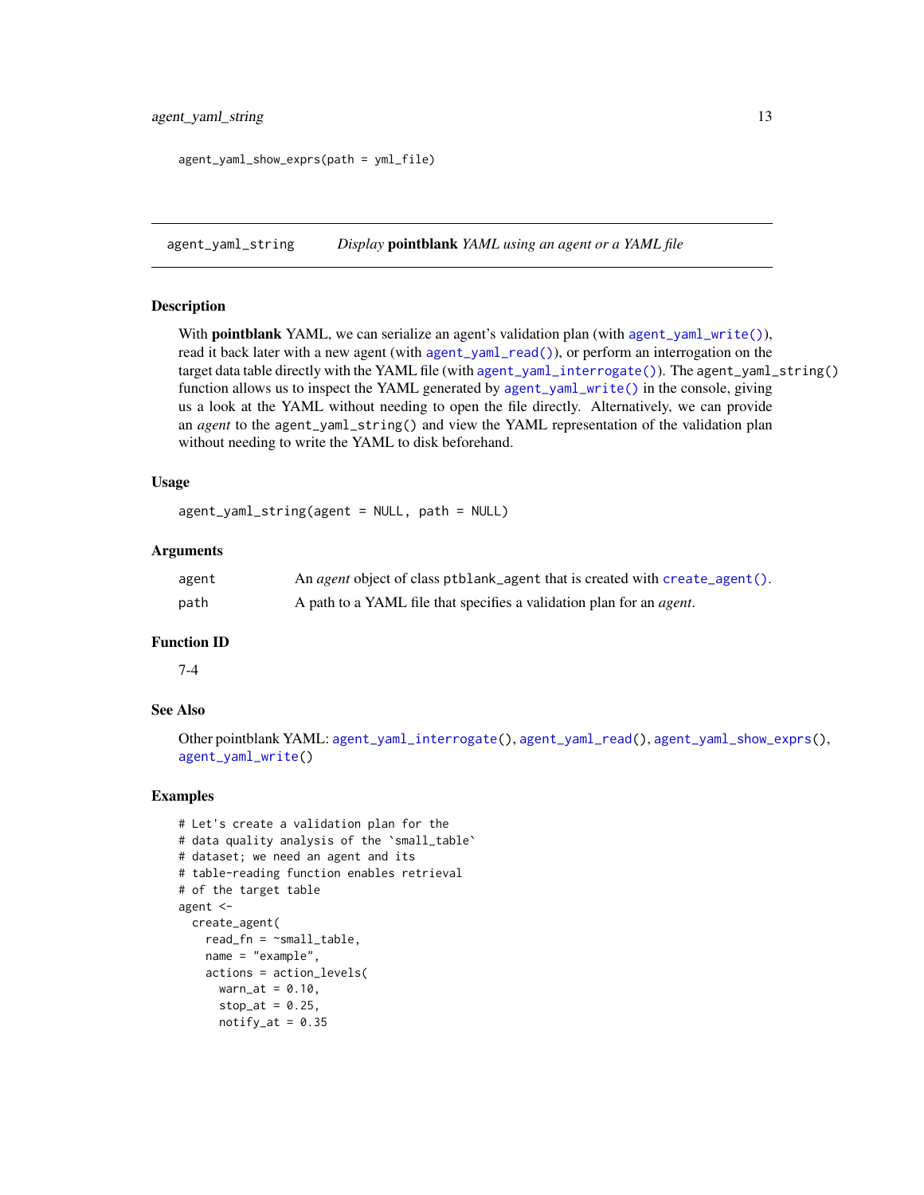```
agent_yaml_show_exprs(path = yml_file)
```

---

## agent_yaml_string — *Display* **pointblank** *YAML using an agent or a YAML file*

### Description

With **pointblank** YAML, we can serialize an agent's validation plan (with `agent_yaml_write()`), read it back later with a new agent (with `agent_yaml_read()`), or perform an interrogation on the target data table directly with the YAML file (with `agent_yaml_interrogate()`). The `agent_yaml_string()` function allows us to inspect the YAML generated by `agent_yaml_write()` in the console, giving us a look at the YAML without needing to open the file directly. Alternatively, we can provide an *agent* to the `agent_yaml_string()` and view the YAML representation of the validation plan without needing to write the YAML to disk beforehand.

### Usage

```
agent_yaml_string(agent = NULL, path = NULL)
```

### Arguments

| | |
|---|---|
| `agent` | An *agent* object of class `ptblank_agent` that is created with `create_agent()`. |
| `path` | A path to a YAML file that specifies a validation plan for an *agent*. |

### Function ID

7-4

### See Also

Other pointblank YAML: `agent_yaml_interrogate()`, `agent_yaml_read()`, `agent_yaml_show_exprs()`, `agent_yaml_write()`

### Examples

```
# Let's create a validation plan for the
# data quality analysis of the `small_table`
# dataset; we need an agent and its
# table-reading function enables retrieval
# of the target table
agent <-
  create_agent(
    read_fn = ~small_table,
    name = "example",
    actions = action_levels(
      warn_at = 0.10,
      stop_at = 0.25,
      notify_at = 0.35
```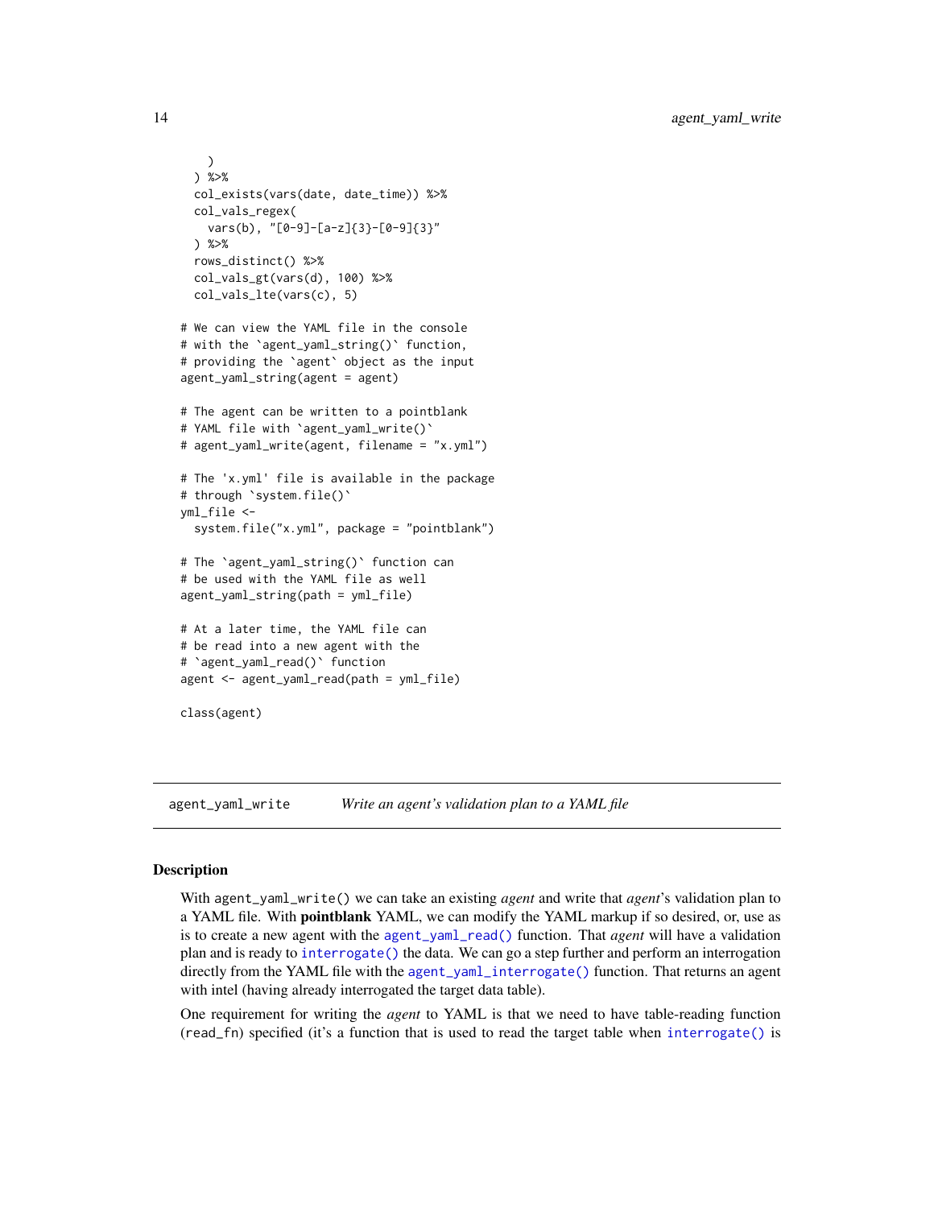```
    )
  ) %>%
  col_exists(vars(date, date_time)) %>%
  col_vals_regex(
    vars(b), "[0-9]-[a-z]{3}-[0-9]{3}"
  ) %>%
  rows_distinct() %>%
  col_vals_gt(vars(d), 100) %>%
  col_vals_lte(vars(c), 5)

# We can view the YAML file in the console
# with the `agent_yaml_string()` function,
# providing the `agent` object as the input
agent_yaml_string(agent = agent)

# The agent can be written to a pointblank
# YAML file with `agent_yaml_write()`
# agent_yaml_write(agent, filename = "x.yml")

# The 'x.yml' file is available in the package
# through `system.file()`
yml_file <-
  system.file("x.yml", package = "pointblank")

# The `agent_yaml_string()` function can
# be used with the YAML file as well
agent_yaml_string(path = yml_file)

# At a later time, the YAML file can
# be read into a new agent with the
# `agent_yaml_read()` function
agent <- agent_yaml_read(path = yml_file)

class(agent)
```

## agent_yaml_write — *Write an agent's validation plan to a YAML file*

### Description

With agent_yaml_write() we can take an existing *agent* and write that *agent*'s validation plan to a YAML file. With **pointblank** YAML, we can modify the YAML markup if so desired, or, use as is to create a new agent with the agent_yaml_read() function. That *agent* will have a validation plan and is ready to interrogate() the data. We can go a step further and perform an interrogation directly from the YAML file with the agent_yaml_interrogate() function. That returns an agent with intel (having already interrogated the target data table).

One requirement for writing the *agent* to YAML is that we need to have table-reading function (read_fn) specified (it's a function that is used to read the target table when interrogate() is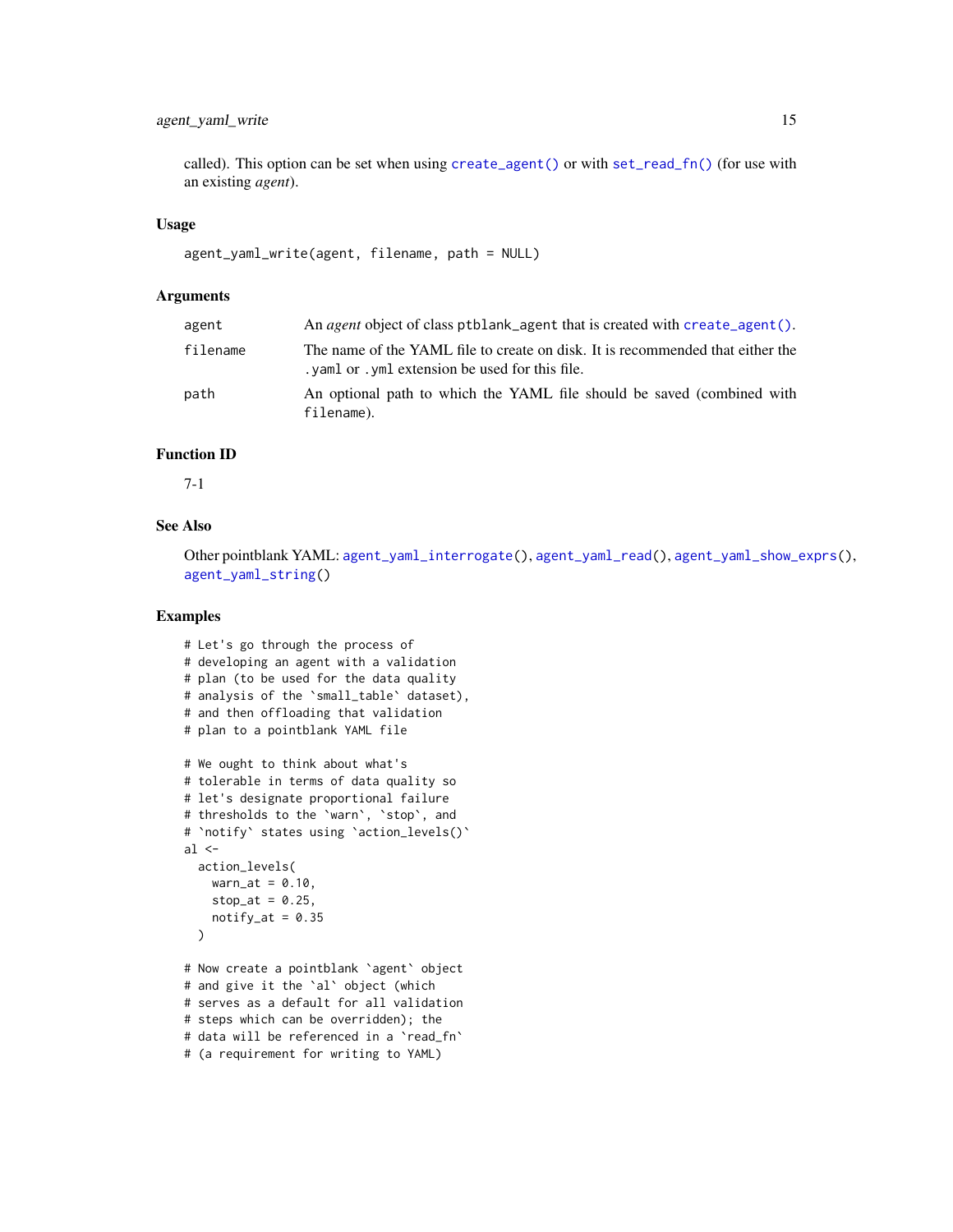called). This option can be set when using `create_agent()` or with `set_read_fn()` (for use with an existing *agent*).

### Usage

```
agent_yaml_write(agent, filename, path = NULL)
```

### Arguments

| | |
|---|---|
| `agent` | An *agent* object of class `ptblank_agent` that is created with `create_agent()`. |
| `filename` | The name of the YAML file to create on disk. It is recommended that either the `.yaml` or `.yml` extension be used for this file. |
| `path` | An optional path to which the YAML file should be saved (combined with `filename`). |

### Function ID

7-1

### See Also

Other pointblank YAML: `agent_yaml_interrogate()`, `agent_yaml_read()`, `agent_yaml_show_exprs()`, `agent_yaml_string()`

### Examples

```
# Let's go through the process of
# developing an agent with a validation
# plan (to be used for the data quality
# analysis of the `small_table` dataset),
# and then offloading that validation
# plan to a pointblank YAML file

# We ought to think about what's
# tolerable in terms of data quality so
# let's designate proportional failure
# thresholds to the `warn`, `stop`, and
# `notify` states using `action_levels()`
al <-
  action_levels(
    warn_at = 0.10,
    stop_at = 0.25,
    notify_at = 0.35
  )

# Now create a pointblank `agent` object
# and give it the `al` object (which
# serves as a default for all validation
# steps which can be overridden); the
# data will be referenced in a `read_fn`
# (a requirement for writing to YAML)
```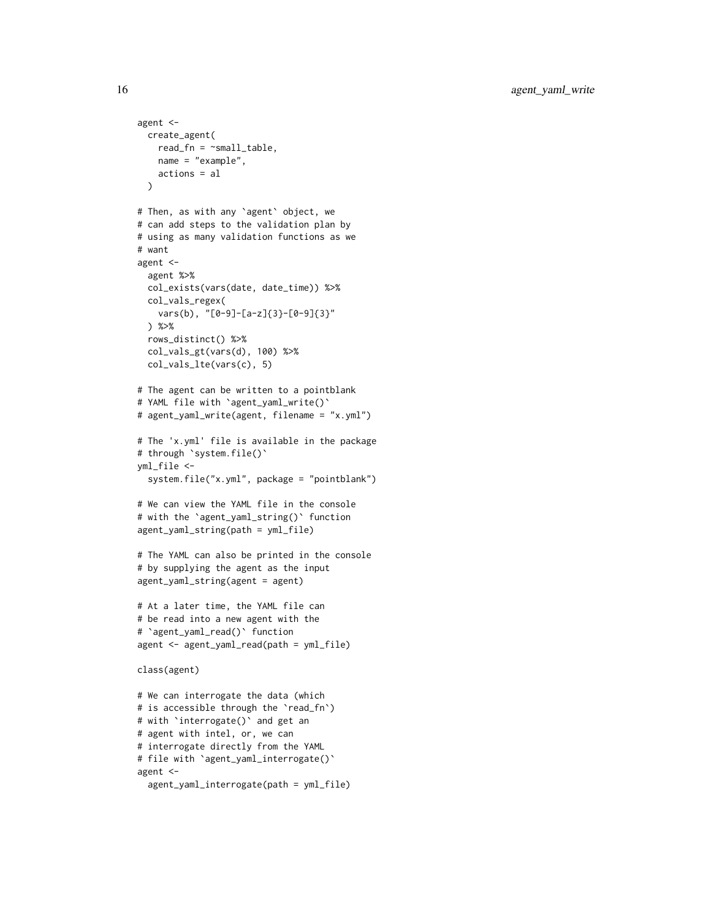```
agent <-
  create_agent(
    read_fn = ~small_table,
    name = "example",
    actions = al
  )

# Then, as with any `agent` object, we
# can add steps to the validation plan by
# using as many validation functions as we
# want
agent <-
  agent %>%
  col_exists(vars(date, date_time)) %>%
  col_vals_regex(
    vars(b), "[0-9]-[a-z]{3}-[0-9]{3}"
  ) %>%
  rows_distinct() %>%
  col_vals_gt(vars(d), 100) %>%
  col_vals_lte(vars(c), 5)

# The agent can be written to a pointblank
# YAML file with `agent_yaml_write()`
# agent_yaml_write(agent, filename = "x.yml")

# The 'x.yml' file is available in the package
# through `system.file()`
yml_file <-
  system.file("x.yml", package = "pointblank")

# We can view the YAML file in the console
# with the `agent_yaml_string()` function
agent_yaml_string(path = yml_file)

# The YAML can also be printed in the console
# by supplying the agent as the input
agent_yaml_string(agent = agent)

# At a later time, the YAML file can
# be read into a new agent with the
# `agent_yaml_read()` function
agent <- agent_yaml_read(path = yml_file)

class(agent)

# We can interrogate the data (which
# is accessible through the `read_fn`)
# with `interrogate()` and get an
# agent with intel, or, we can
# interrogate directly from the YAML
# file with `agent_yaml_interrogate()`
agent <-
  agent_yaml_interrogate(path = yml_file)
```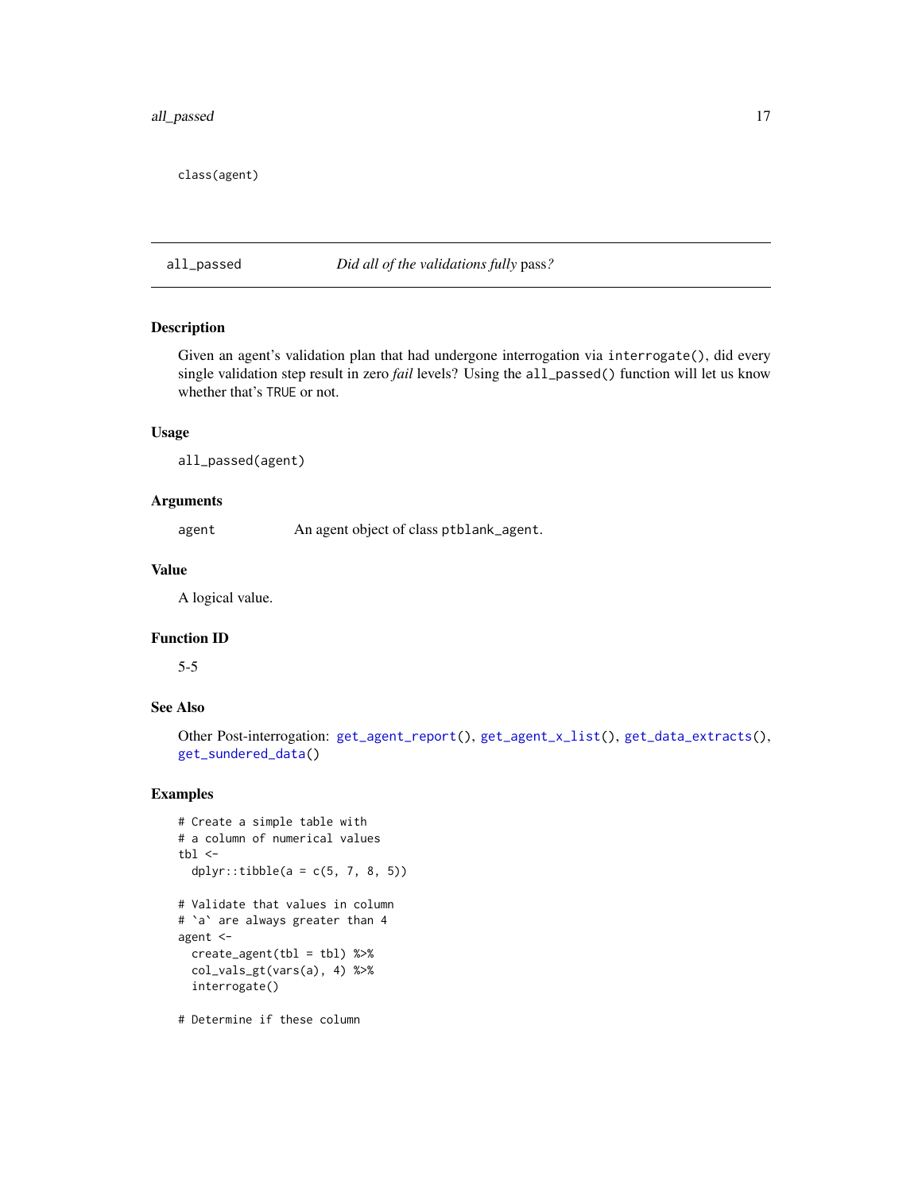```
class(agent)
```

## all_passed — *Did all of the validations fully* pass*?*

### Description

Given an agent's validation plan that had undergone interrogation via `interrogate()`, did every single validation step result in zero *fail* levels? Using the `all_passed()` function will let us know whether that's `TRUE` or not.

### Usage

```
all_passed(agent)
```

### Arguments

| | |
|---|---|
| `agent` | An agent object of class `ptblank_agent`. |

### Value

A logical value.

### Function ID

5-5

### See Also

Other Post-interrogation: `get_agent_report()`, `get_agent_x_list()`, `get_data_extracts()`, `get_sundered_data()`

### Examples

```
# Create a simple table with
# a column of numerical values
tbl <-
  dplyr::tibble(a = c(5, 7, 8, 5))

# Validate that values in column
# `a` are always greater than 4
agent <-
  create_agent(tbl = tbl) %>%
  col_vals_gt(vars(a), 4) %>%
  interrogate()

# Determine if these column
```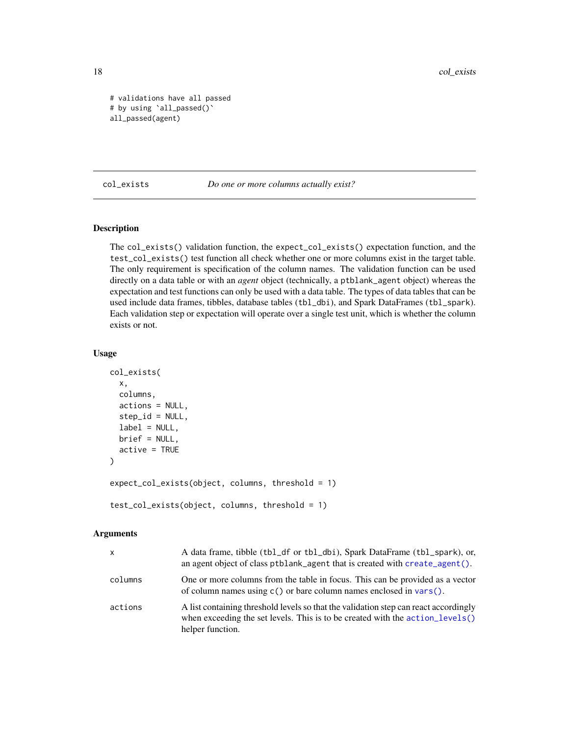```
# validations have all passed
# by using `all_passed()`
all_passed(agent)
```

## col_exists — *Do one or more columns actually exist?*

### Description

The `col_exists()` validation function, the `expect_col_exists()` expectation function, and the `test_col_exists()` test function all check whether one or more columns exist in the target table. The only requirement is specification of the column names. The validation function can be used directly on a data table or with an *agent* object (technically, a `ptblank_agent` object) whereas the expectation and test functions can only be used with a data table. The types of data tables that can be used include data frames, tibbles, database tables (`tbl_dbi`), and Spark DataFrames (`tbl_spark`). Each validation step or expectation will operate over a single test unit, which is whether the column exists or not.

### Usage

```
col_exists(
  x,
  columns,
  actions = NULL,
  step_id = NULL,
  label = NULL,
  brief = NULL,
  active = TRUE
)

expect_col_exists(object, columns, threshold = 1)

test_col_exists(object, columns, threshold = 1)
```

### Arguments

| | |
|---|---|
| `x` | A data frame, tibble (`tbl_df` or `tbl_dbi`), Spark DataFrame (`tbl_spark`), or, an agent object of class `ptblank_agent` that is created with `create_agent()`. |
| `columns` | One or more columns from the table in focus. This can be provided as a vector of column names using `c()` or bare column names enclosed in `vars()`. |
| `actions` | A list containing threshold levels so that the validation step can react accordingly when exceeding the set levels. This is to be created with the `action_levels()` helper function. |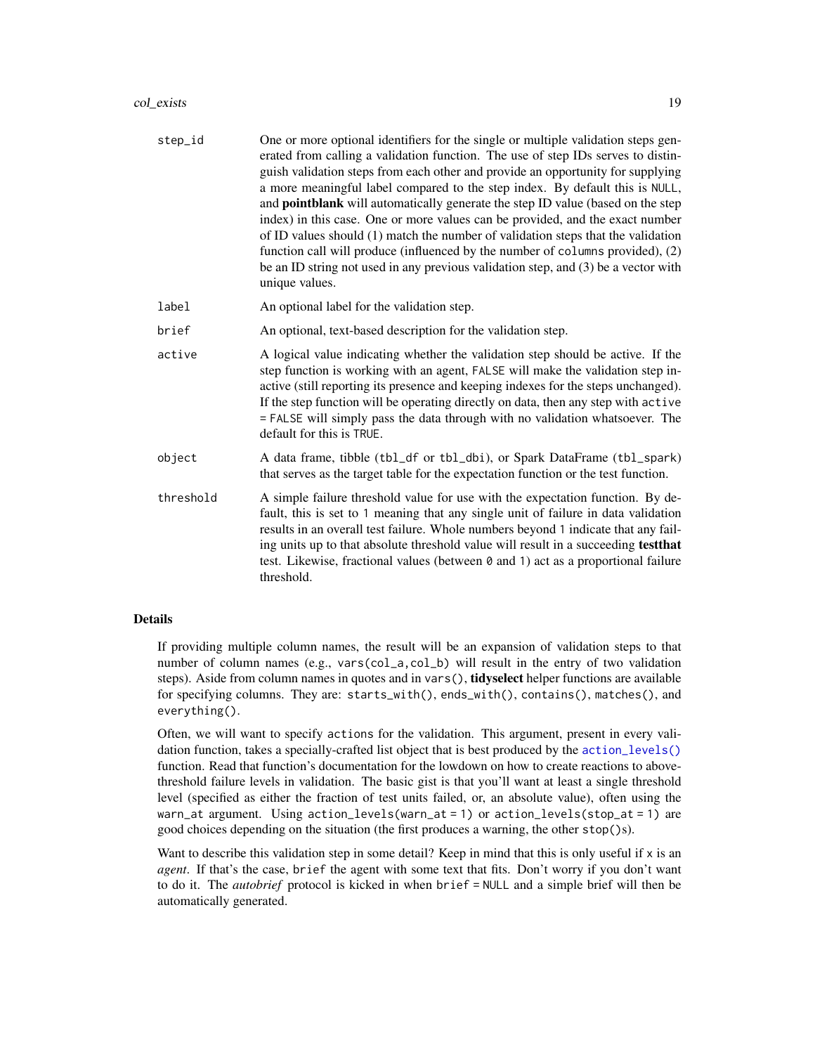| | |
|---|---|
| `step_id` | One or more optional identifiers for the single or multiple validation steps generated from calling a validation function. The use of step IDs serves to distinguish validation steps from each other and provide an opportunity for supplying a more meaningful label compared to the step index. By default this is `NULL`, and **pointblank** will automatically generate the step ID value (based on the step index) in this case. One or more values can be provided, and the exact number of ID values should (1) match the number of validation steps that the validation function call will produce (influenced by the number of `columns` provided), (2) be an ID string not used in any previous validation step, and (3) be a vector with unique values. |
| `label` | An optional label for the validation step. |
| `brief` | An optional, text-based description for the validation step. |
| `active` | A logical value indicating whether the validation step should be active. If the step function is working with an agent, `FALSE` will make the validation step inactive (still reporting its presence and keeping indexes for the steps unchanged). If the step function will be operating directly on data, then any step with `active = FALSE` will simply pass the data through with no validation whatsoever. The default for this is `TRUE`. |
| `object` | A data frame, tibble (`tbl_df` or `tbl_dbi`), or Spark DataFrame (`tbl_spark`) that serves as the target table for the expectation function or the test function. |
| `threshold` | A simple failure threshold value for use with the expectation function. By default, this is set to `1` meaning that any single unit of failure in data validation results in an overall test failure. Whole numbers beyond `1` indicate that any failing units up to that absolute threshold value will result in a succeeding **testthat** test. Likewise, fractional values (between `0` and `1`) act as a proportional failure threshold. |

## Details

If providing multiple column names, the result will be an expansion of validation steps to that number of column names (e.g., `vars(col_a,col_b)` will result in the entry of two validation steps). Aside from column names in quotes and in `vars()`, **tidyselect** helper functions are available for specifying columns. They are: `starts_with()`, `ends_with()`, `contains()`, `matches()`, and `everything()`.

Often, we will want to specify `actions` for the validation. This argument, present in every validation function, takes a specially-crafted list object that is best produced by the `action_levels()` function. Read that function's documentation for the lowdown on how to create reactions to above-threshold failure levels in validation. The basic gist is that you'll want at least a single threshold level (specified as either the fraction of test units failed, or, an absolute value), often using the `warn_at` argument. Using `action_levels(warn_at = 1)` or `action_levels(stop_at = 1)` are good choices depending on the situation (the first produces a warning, the other `stop()`s).

Want to describe this validation step in some detail? Keep in mind that this is only useful if `x` is an *agent*. If that's the case, `brief` the agent with some text that fits. Don't worry if you don't want to do it. The *autobrief* protocol is kicked in when `brief = NULL` and a simple brief will then be automatically generated.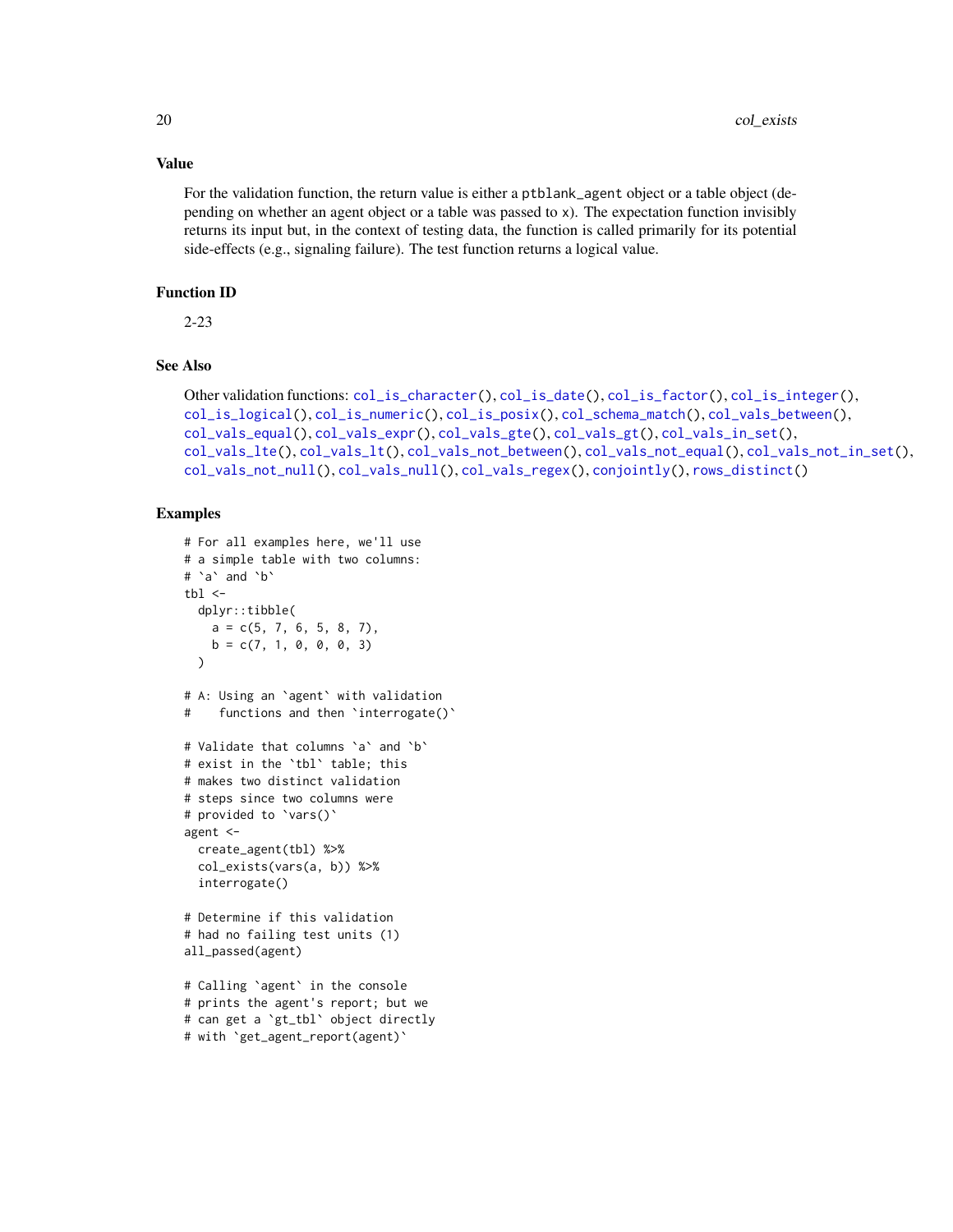## Value

For the validation function, the return value is either a `ptblank_agent` object or a table object (depending on whether an agent object or a table was passed to `x`). The expectation function invisibly returns its input but, in the context of testing data, the function is called primarily for its potential side-effects (e.g., signaling failure). The test function returns a logical value.

## Function ID

2-23

## See Also

Other validation functions: `col_is_character()`, `col_is_date()`, `col_is_factor()`, `col_is_integer()`, `col_is_logical()`, `col_is_numeric()`, `col_is_posix()`, `col_schema_match()`, `col_vals_between()`, `col_vals_equal()`, `col_vals_expr()`, `col_vals_gte()`, `col_vals_gt()`, `col_vals_in_set()`, `col_vals_lte()`, `col_vals_lt()`, `col_vals_not_between()`, `col_vals_not_equal()`, `col_vals_not_in_set()`, `col_vals_not_null()`, `col_vals_null()`, `col_vals_regex()`, `conjointly()`, `rows_distinct()`

## Examples

```
# For all examples here, we'll use
# a simple table with two columns:
# `a` and `b`
tbl <-
  dplyr::tibble(
    a = c(5, 7, 6, 5, 8, 7),
    b = c(7, 1, 0, 0, 0, 3)
  )

# A: Using an `agent` with validation
#    functions and then `interrogate()`

# Validate that columns `a` and `b`
# exist in the `tbl` table; this
# makes two distinct validation
# steps since two columns were
# provided to `vars()`
agent <-
  create_agent(tbl) %>%
  col_exists(vars(a, b)) %>%
  interrogate()

# Determine if this validation
# had no failing test units (1)
all_passed(agent)

# Calling `agent` in the console
# prints the agent's report; but we
# can get a `gt_tbl` object directly
# with `get_agent_report(agent)`
```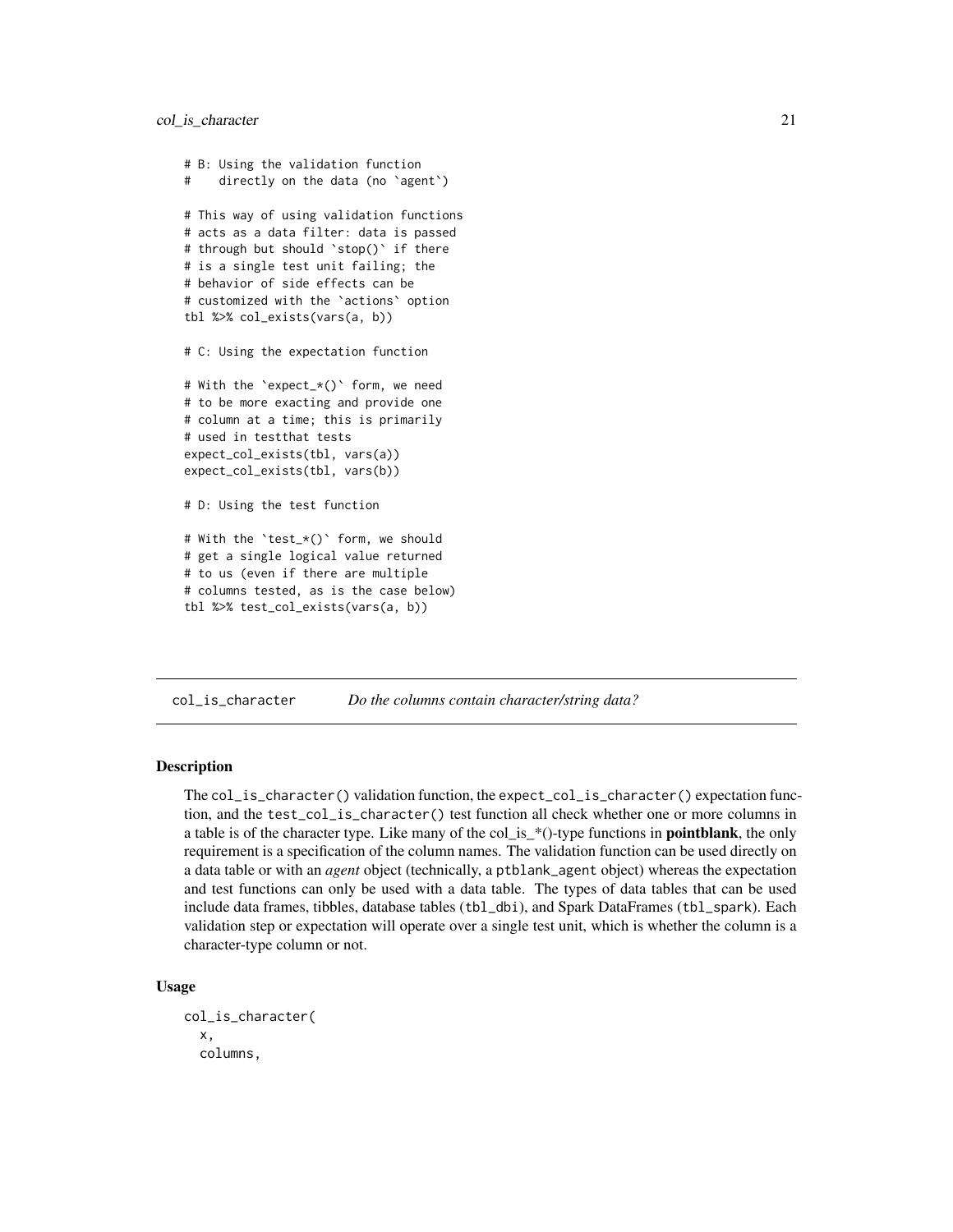```
# B: Using the validation function
#    directly on the data (no `agent`)

# This way of using validation functions
# acts as a data filter: data is passed
# through but should `stop()` if there
# is a single test unit failing; the
# behavior of side effects can be
# customized with the `actions` option
tbl %>% col_exists(vars(a, b))

# C: Using the expectation function

# With the `expect_*()` form, we need
# to be more exacting and provide one
# column at a time; this is primarily
# used in testthat tests
expect_col_exists(tbl, vars(a))
expect_col_exists(tbl, vars(b))

# D: Using the test function

# With the `test_*()` form, we should
# get a single logical value returned
# to us (even if there are multiple
# columns tested, as is the case below)
tbl %>% test_col_exists(vars(a, b))
```

---

## col_is_character    *Do the columns contain character/string data?*

---

### Description

The `col_is_character()` validation function, the `expect_col_is_character()` expectation function, and the `test_col_is_character()` test function all check whether one or more columns in a table is of the character type. Like many of the col_is_*()-type functions in **pointblank**, the only requirement is a specification of the column names. The validation function can be used directly on a data table or with an *agent* object (technically, a `ptblank_agent` object) whereas the expectation and test functions can only be used with a data table. The types of data tables that can be used include data frames, tibbles, database tables (`tbl_dbi`), and Spark DataFrames (`tbl_spark`). Each validation step or expectation will operate over a single test unit, which is whether the column is a character-type column or not.

### Usage

```
col_is_character(
  x,
  columns,
```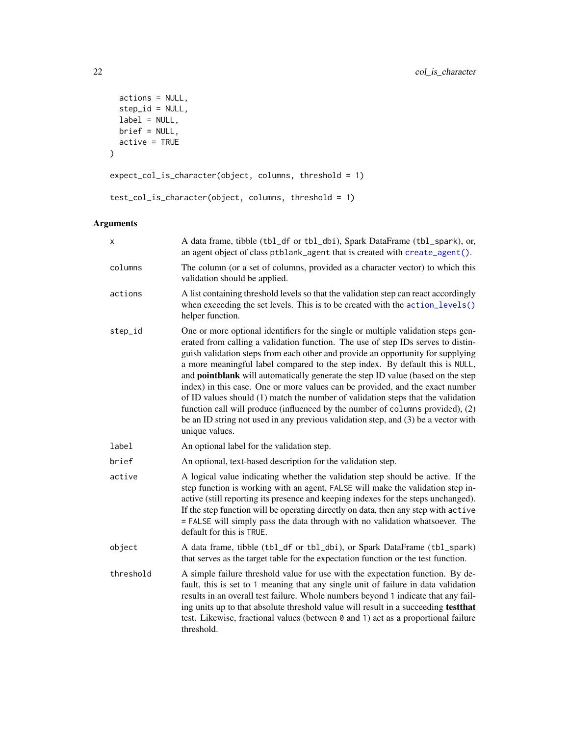```
  actions = NULL,
  step_id = NULL,
  label = NULL,
  brief = NULL,
  active = TRUE
)

expect_col_is_character(object, columns, threshold = 1)

test_col_is_character(object, columns, threshold = 1)
```

## Arguments

| | |
|---|---|
| x | A data frame, tibble (tbl_df or tbl_dbi), Spark DataFrame (tbl_spark), or, an agent object of class ptblank_agent that is created with create_agent(). |
| columns | The column (or a set of columns, provided as a character vector) to which this validation should be applied. |
| actions | A list containing threshold levels so that the validation step can react accordingly when exceeding the set levels. This is to be created with the action_levels() helper function. |
| step_id | One or more optional identifiers for the single or multiple validation steps generated from calling a validation function. The use of step IDs serves to distinguish validation steps from each other and provide an opportunity for supplying a more meaningful label compared to the step index. By default this is NULL, and **pointblank** will automatically generate the step ID value (based on the step index) in this case. One or more values can be provided, and the exact number of ID values should (1) match the number of validation steps that the validation function call will produce (influenced by the number of columns provided), (2) be an ID string not used in any previous validation step, and (3) be a vector with unique values. |
| label | An optional label for the validation step. |
| brief | An optional, text-based description for the validation step. |
| active | A logical value indicating whether the validation step should be active. If the step function is working with an agent, FALSE will make the validation step inactive (still reporting its presence and keeping indexes for the steps unchanged). If the step function will be operating directly on data, then any step with active = FALSE will simply pass the data through with no validation whatsoever. The default for this is TRUE. |
| object | A data frame, tibble (tbl_df or tbl_dbi), or Spark DataFrame (tbl_spark) that serves as the target table for the expectation function or the test function. |
| threshold | A simple failure threshold value for use with the expectation function. By default, this is set to 1 meaning that any single unit of failure in data validation results in an overall test failure. Whole numbers beyond 1 indicate that any failing units up to that absolute threshold value will result in a succeeding **testthat** test. Likewise, fractional values (between 0 and 1) act as a proportional failure threshold. |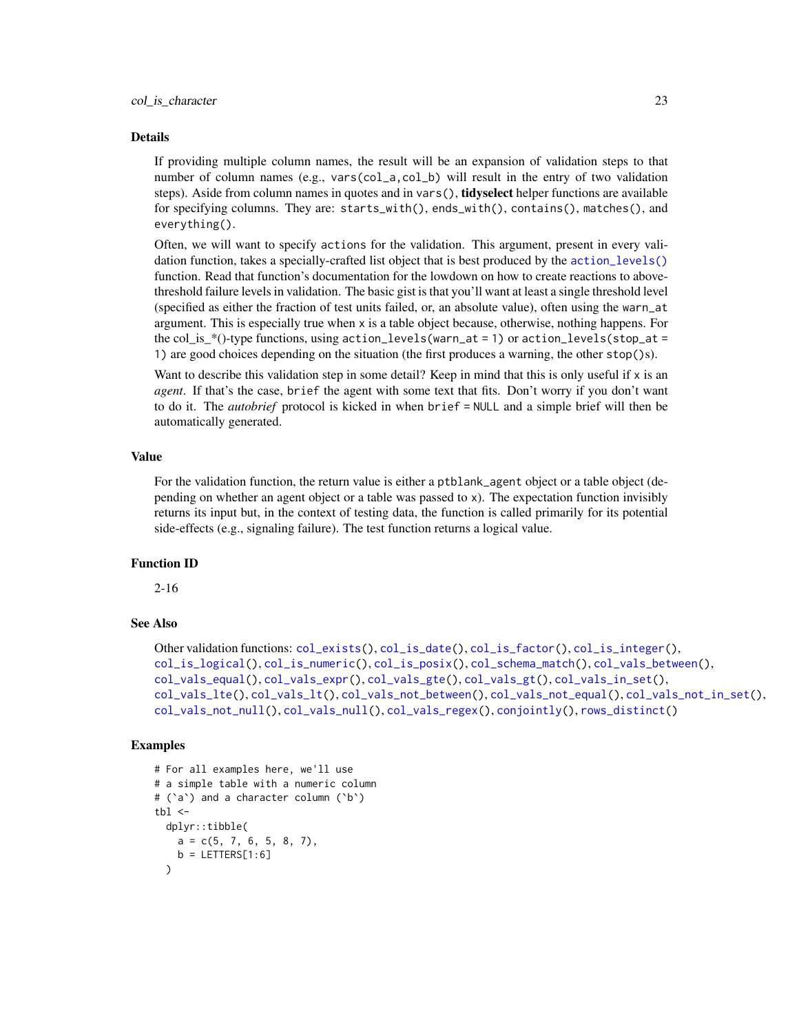## Details

If providing multiple column names, the result will be an expansion of validation steps to that number of column names (e.g., `vars(col_a,col_b)` will result in the entry of two validation steps). Aside from column names in quotes and in `vars()`, **tidyselect** helper functions are available for specifying columns. They are: `starts_with()`, `ends_with()`, `contains()`, `matches()`, and `everything()`.

Often, we will want to specify `actions` for the validation. This argument, present in every validation function, takes a specially-crafted list object that is best produced by the `action_levels()` function. Read that function's documentation for the lowdown on how to create reactions to above-threshold failure levels in validation. The basic gist is that you'll want at least a single threshold level (specified as either the fraction of test units failed, or, an absolute value), often using the `warn_at` argument. This is especially true when `x` is a table object because, otherwise, nothing happens. For the col_is_*()-type functions, using `action_levels(warn_at = 1)` or `action_levels(stop_at = 1)` are good choices depending on the situation (the first produces a warning, the other `stop()`s).

Want to describe this validation step in some detail? Keep in mind that this is only useful if `x` is an *agent*. If that's the case, `brief` the agent with some text that fits. Don't worry if you don't want to do it. The *autobrief* protocol is kicked in when `brief = NULL` and a simple brief will then be automatically generated.

## Value

For the validation function, the return value is either a `ptblank_agent` object or a table object (depending on whether an agent object or a table was passed to `x`). The expectation function invisibly returns its input but, in the context of testing data, the function is called primarily for its potential side-effects (e.g., signaling failure). The test function returns a logical value.

## Function ID

2-16

## See Also

Other validation functions: `col_exists()`, `col_is_date()`, `col_is_factor()`, `col_is_integer()`, `col_is_logical()`, `col_is_numeric()`, `col_is_posix()`, `col_schema_match()`, `col_vals_between()`, `col_vals_equal()`, `col_vals_expr()`, `col_vals_gte()`, `col_vals_gt()`, `col_vals_in_set()`, `col_vals_lte()`, `col_vals_lt()`, `col_vals_not_between()`, `col_vals_not_equal()`, `col_vals_not_in_set()`, `col_vals_not_null()`, `col_vals_null()`, `col_vals_regex()`, `conjointly()`, `rows_distinct()`

## Examples

```
# For all examples here, we'll use
# a simple table with a numeric column
# (`a`) and a character column (`b`)
tbl <-
  dplyr::tibble(
    a = c(5, 7, 6, 5, 8, 7),
    b = LETTERS[1:6]
  )
```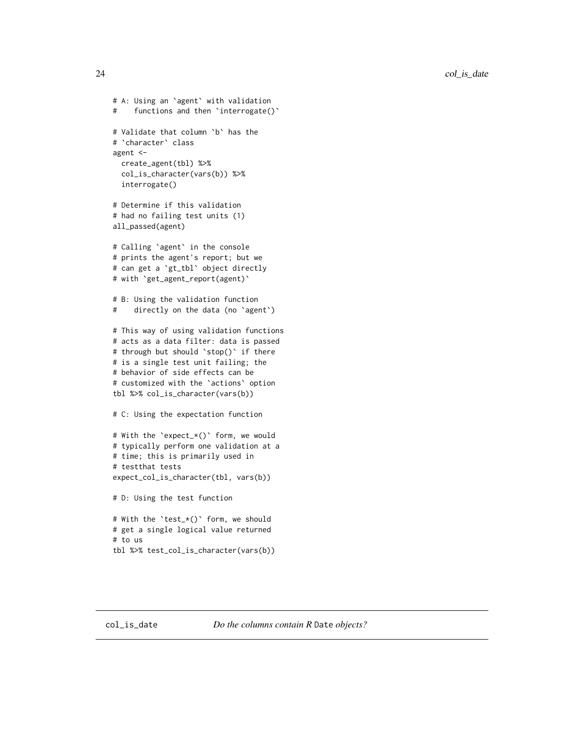```
# A: Using an `agent` with validation
#    functions and then `interrogate()`

# Validate that column `b` has the
# `character` class
agent <-
  create_agent(tbl) %>%
  col_is_character(vars(b)) %>%
  interrogate()

# Determine if this validation
# had no failing test units (1)
all_passed(agent)

# Calling `agent` in the console
# prints the agent's report; but we
# can get a `gt_tbl` object directly
# with `get_agent_report(agent)`

# B: Using the validation function
#    directly on the data (no `agent`)

# This way of using validation functions
# acts as a data filter: data is passed
# through but should `stop()` if there
# is a single test unit failing; the
# behavior of side effects can be
# customized with the `actions` option
tbl %>% col_is_character(vars(b))

# C: Using the expectation function

# With the `expect_*()` form, we would
# typically perform one validation at a
# time; this is primarily used in
# testthat tests
expect_col_is_character(tbl, vars(b))

# D: Using the test function

# With the `test_*()` form, we should
# get a single logical value returned
# to us
tbl %>% test_col_is_character(vars(b))
```

## col_is_date *Do the columns contain R `Date` objects?*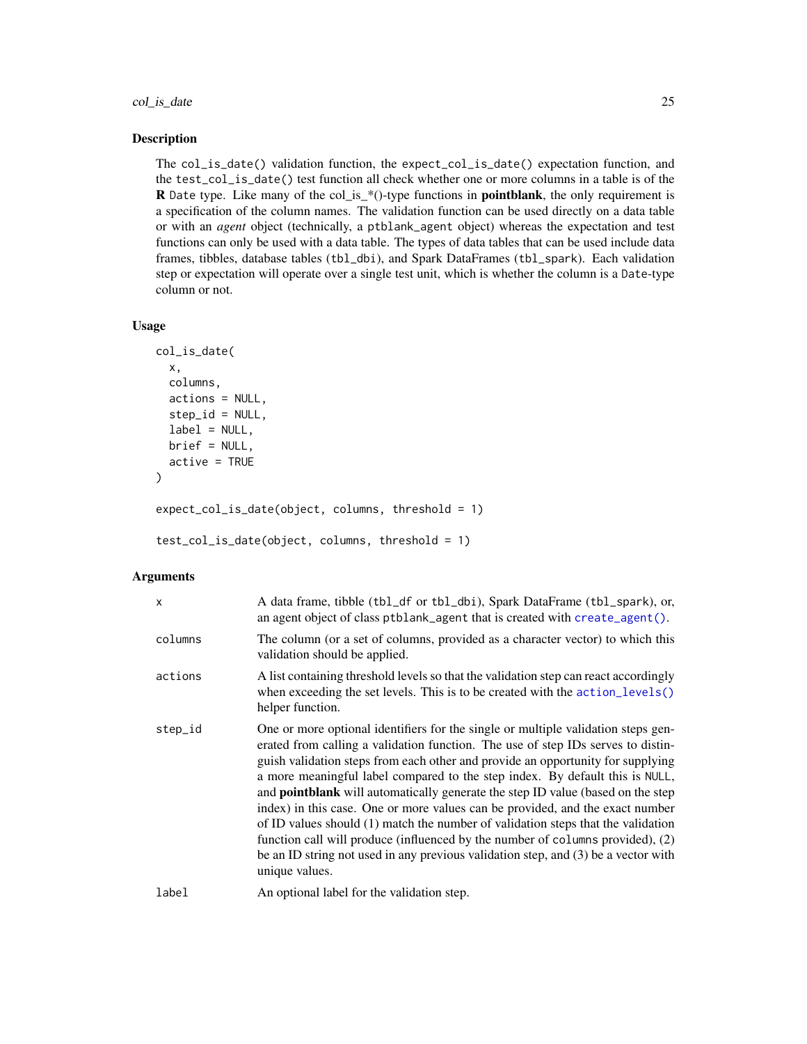## Description

The `col_is_date()` validation function, the `expect_col_is_date()` expectation function, and the `test_col_is_date()` test function all check whether one or more columns in a table is of the **R** `Date` type. Like many of the col_is_*()-type functions in **pointblank**, the only requirement is a specification of the column names. The validation function can be used directly on a data table or with an *agent* object (technically, a `ptblank_agent` object) whereas the expectation and test functions can only be used with a data table. The types of data tables that can be used include data frames, tibbles, database tables (`tbl_dbi`), and Spark DataFrames (`tbl_spark`). Each validation step or expectation will operate over a single test unit, which is whether the column is a `Date`-type column or not.

## Usage

```
col_is_date(
  x,
  columns,
  actions = NULL,
  step_id = NULL,
  label = NULL,
  brief = NULL,
  active = TRUE
)

expect_col_is_date(object, columns, threshold = 1)

test_col_is_date(object, columns, threshold = 1)
```

## Arguments

| | |
|---|---|
| `x` | A data frame, tibble (`tbl_df` or `tbl_dbi`), Spark DataFrame (`tbl_spark`), or, an agent object of class `ptblank_agent` that is created with `create_agent()`. |
| `columns` | The column (or a set of columns, provided as a character vector) to which this validation should be applied. |
| `actions` | A list containing threshold levels so that the validation step can react accordingly when exceeding the set levels. This is to be created with the `action_levels()` helper function. |
| `step_id` | One or more optional identifiers for the single or multiple validation steps generated from calling a validation function. The use of step IDs serves to distinguish validation steps from each other and provide an opportunity for supplying a more meaningful label compared to the step index. By default this is `NULL`, and **pointblank** will automatically generate the step ID value (based on the step index) in this case. One or more values can be provided, and the exact number of ID values should (1) match the number of validation steps that the validation function call will produce (influenced by the number of `columns` provided), (2) be an ID string not used in any previous validation step, and (3) be a vector with unique values. |
| `label` | An optional label for the validation step. |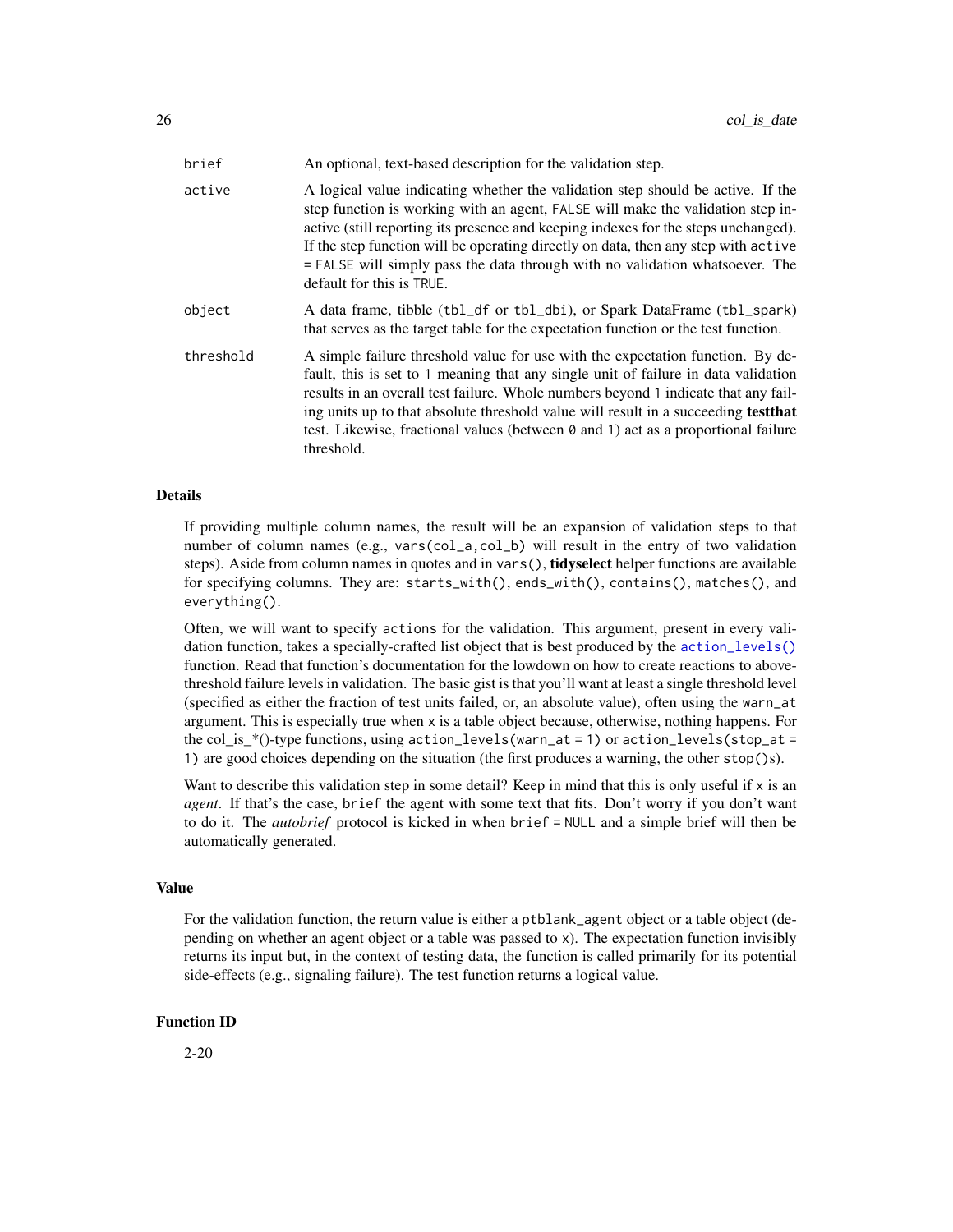| | |
|---|---|
| `brief` | An optional, text-based description for the validation step. |
| `active` | A logical value indicating whether the validation step should be active. If the step function is working with an agent, `FALSE` will make the validation step inactive (still reporting its presence and keeping indexes for the steps unchanged). If the step function will be operating directly on data, then any step with `active = FALSE` will simply pass the data through with no validation whatsoever. The default for this is `TRUE`. |
| `object` | A data frame, tibble (`tbl_df` or `tbl_dbi`), or Spark DataFrame (`tbl_spark`) that serves as the target table for the expectation function or the test function. |
| `threshold` | A simple failure threshold value for use with the expectation function. By default, this is set to `1` meaning that any single unit of failure in data validation results in an overall test failure. Whole numbers beyond `1` indicate that any failing units up to that absolute threshold value will result in a succeeding **testthat** test. Likewise, fractional values (between `0` and `1`) act as a proportional failure threshold. |

### Details

If providing multiple column names, the result will be an expansion of validation steps to that number of column names (e.g., `vars(col_a,col_b)` will result in the entry of two validation steps). Aside from column names in quotes and in `vars()`, **tidyselect** helper functions are available for specifying columns. They are: `starts_with()`, `ends_with()`, `contains()`, `matches()`, and `everything()`.

Often, we will want to specify `actions` for the validation. This argument, present in every validation function, takes a specially-crafted list object that is best produced by the `action_levels()` function. Read that function's documentation for the lowdown on how to create reactions to above-threshold failure levels in validation. The basic gist is that you'll want at least a single threshold level (specified as either the fraction of test units failed, or, an absolute value), often using the `warn_at` argument. This is especially true when `x` is a table object because, otherwise, nothing happens. For the col_is_*()-type functions, using `action_levels(warn_at = 1)` or `action_levels(stop_at = 1)` are good choices depending on the situation (the first produces a warning, the other `stop()`s).

Want to describe this validation step in some detail? Keep in mind that this is only useful if `x` is an *agent*. If that's the case, `brief` the agent with some text that fits. Don't worry if you don't want to do it. The *autobrief* protocol is kicked in when `brief = NULL` and a simple brief will then be automatically generated.

### Value

For the validation function, the return value is either a `ptblank_agent` object or a table object (depending on whether an agent object or a table was passed to `x`). The expectation function invisibly returns its input but, in the context of testing data, the function is called primarily for its potential side-effects (e.g., signaling failure). The test function returns a logical value.

### Function ID

2-20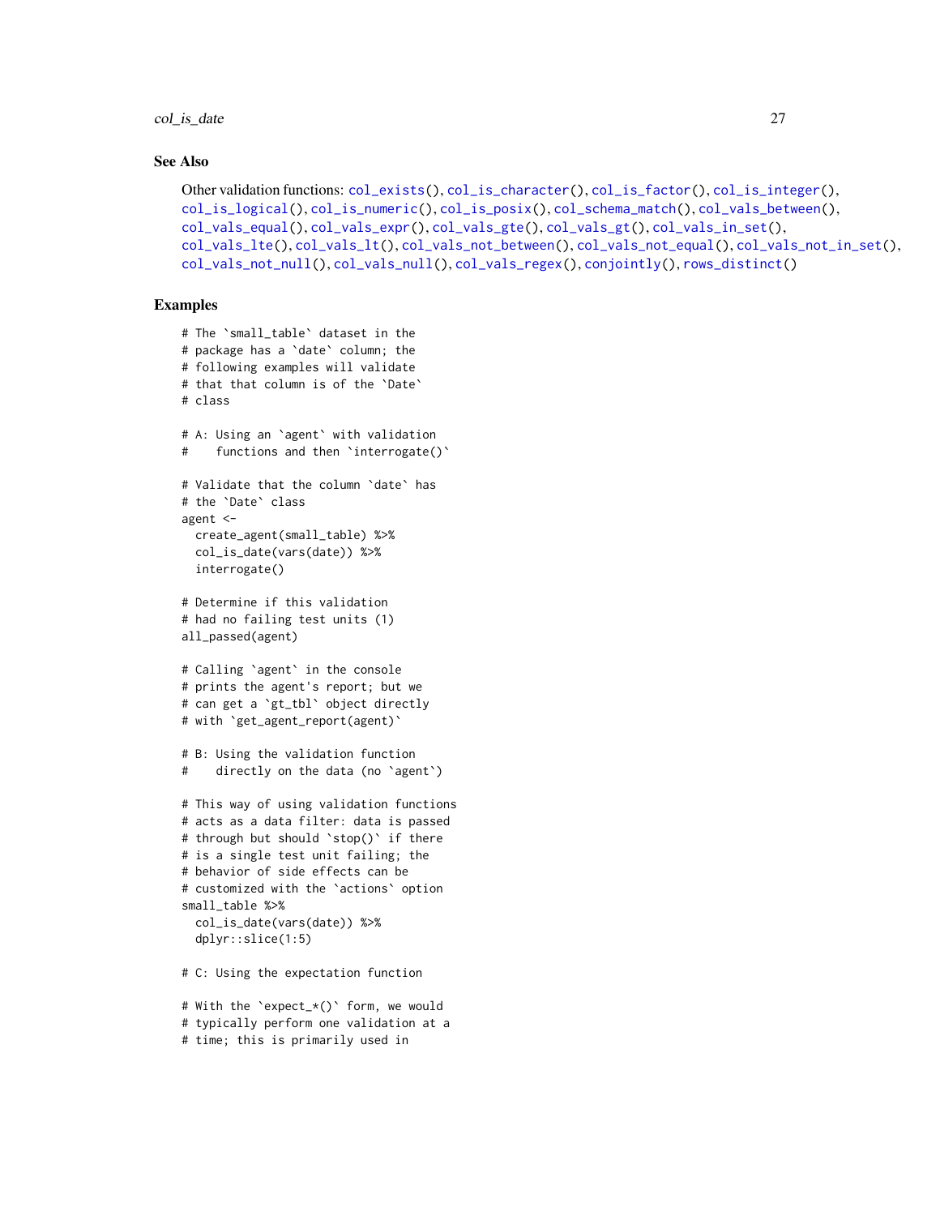## See Also

Other validation functions: `col_exists()`, `col_is_character()`, `col_is_factor()`, `col_is_integer()`, `col_is_logical()`, `col_is_numeric()`, `col_is_posix()`, `col_schema_match()`, `col_vals_between()`, `col_vals_equal()`, `col_vals_expr()`, `col_vals_gte()`, `col_vals_gt()`, `col_vals_in_set()`, `col_vals_lte()`, `col_vals_lt()`, `col_vals_not_between()`, `col_vals_not_equal()`, `col_vals_not_in_set()`, `col_vals_not_null()`, `col_vals_null()`, `col_vals_regex()`, `conjointly()`, `rows_distinct()`

## Examples

```
# The `small_table` dataset in the
# package has a `date` column; the
# following examples will validate
# that that column is of the `Date`
# class

# A: Using an `agent` with validation
#    functions and then `interrogate()`

# Validate that the column `date` has
# the `Date` class
agent <-
  create_agent(small_table) %>%
  col_is_date(vars(date)) %>%
  interrogate()

# Determine if this validation
# had no failing test units (1)
all_passed(agent)

# Calling `agent` in the console
# prints the agent's report; but we
# can get a `gt_tbl` object directly
# with `get_agent_report(agent)`

# B: Using the validation function
#    directly on the data (no `agent`)

# This way of using validation functions
# acts as a data filter: data is passed
# through but should `stop()` if there
# is a single test unit failing; the
# behavior of side effects can be
# customized with the `actions` option
small_table %>%
  col_is_date(vars(date)) %>%
  dplyr::slice(1:5)

# C: Using the expectation function

# With the `expect_*()` form, we would
# typically perform one validation at a
# time; this is primarily used in
```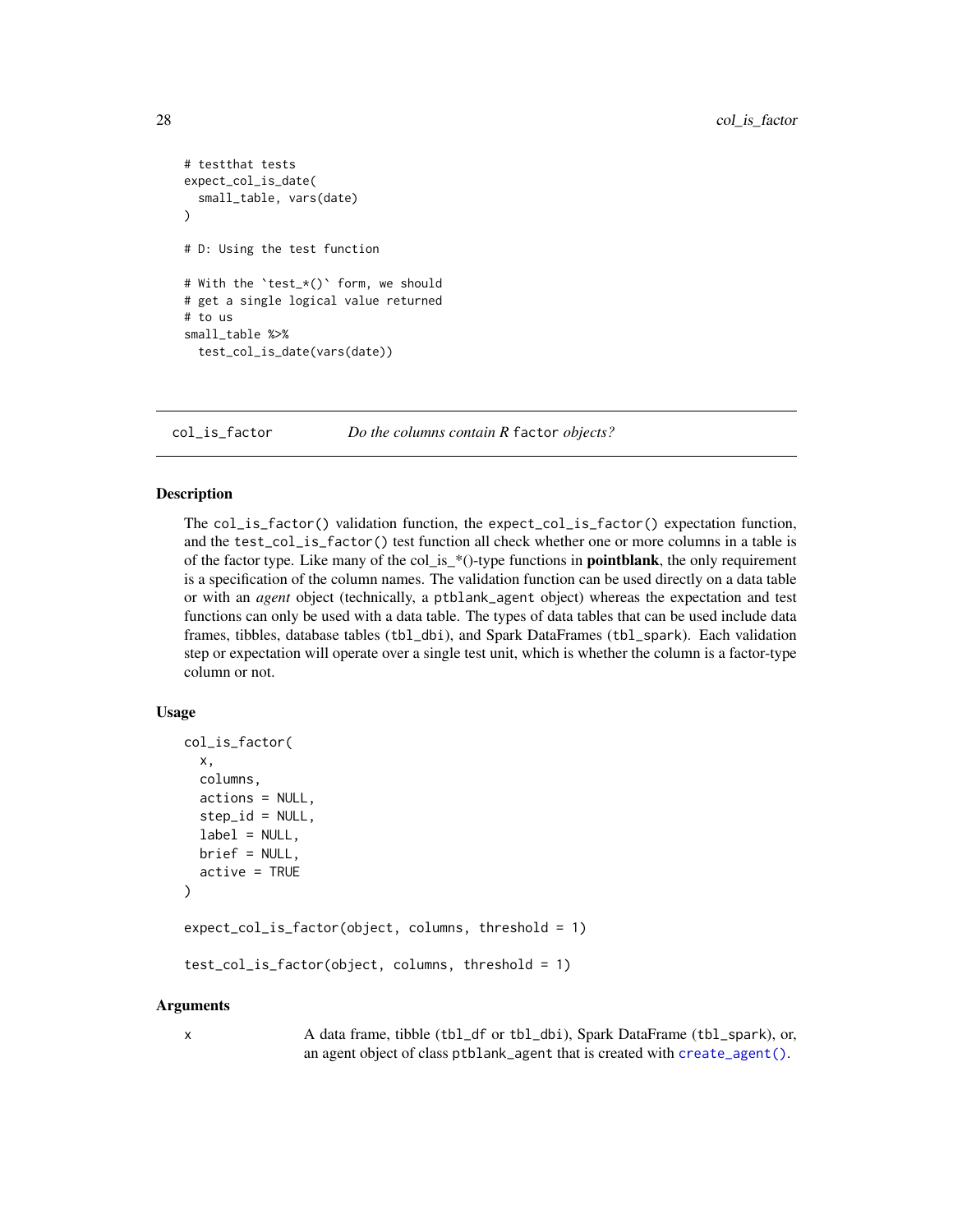```
# testthat tests
expect_col_is_date(
  small_table, vars(date)
)

# D: Using the test function

# With the `test_*()` form, we should
# get a single logical value returned
# to us
small_table %>%
  test_col_is_date(vars(date))
```

## col_is_factor *Do the columns contain R* `factor` *objects?*

### Description

The `col_is_factor()` validation function, the `expect_col_is_factor()` expectation function, and the `test_col_is_factor()` test function all check whether one or more columns in a table is of the factor type. Like many of the col_is_*()-type functions in **pointblank**, the only requirement is a specification of the column names. The validation function can be used directly on a data table or with an *agent* object (technically, a `ptblank_agent` object) whereas the expectation and test functions can only be used with a data table. The types of data tables that can be used include data frames, tibbles, database tables (`tbl_dbi`), and Spark DataFrames (`tbl_spark`). Each validation step or expectation will operate over a single test unit, which is whether the column is a factor-type column or not.

### Usage

```
col_is_factor(
  x,
  columns,
  actions = NULL,
  step_id = NULL,
  label = NULL,
  brief = NULL,
  active = TRUE
)

expect_col_is_factor(object, columns, threshold = 1)

test_col_is_factor(object, columns, threshold = 1)
```

### Arguments

`x` A data frame, tibble (`tbl_df` or `tbl_dbi`), Spark DataFrame (`tbl_spark`), or, an agent object of class `ptblank_agent` that is created with `create_agent()`.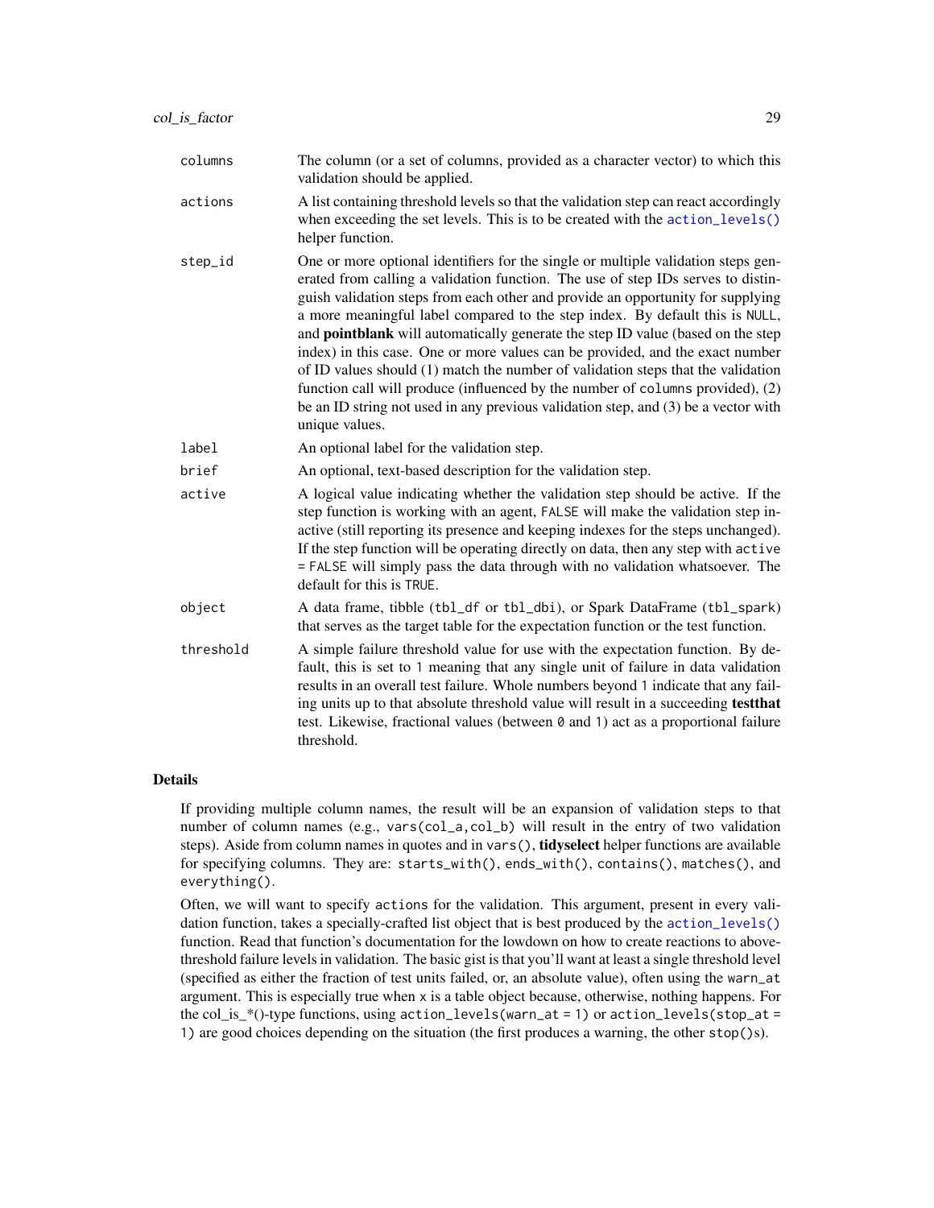| | |
|---|---|
| `columns` | The column (or a set of columns, provided as a character vector) to which this validation should be applied. |
| `actions` | A list containing threshold levels so that the validation step can react accordingly when exceeding the set levels. This is to be created with the `action_levels()` helper function. |
| `step_id` | One or more optional identifiers for the single or multiple validation steps generated from calling a validation function. The use of step IDs serves to distinguish validation steps from each other and provide an opportunity for supplying a more meaningful label compared to the step index. By default this is `NULL`, and **pointblank** will automatically generate the step ID value (based on the step index) in this case. One or more values can be provided, and the exact number of ID values should (1) match the number of validation steps that the validation function call will produce (influenced by the number of `columns` provided), (2) be an ID string not used in any previous validation step, and (3) be a vector with unique values. |
| `label` | An optional label for the validation step. |
| `brief` | An optional, text-based description for the validation step. |
| `active` | A logical value indicating whether the validation step should be active. If the step function is working with an agent, `FALSE` will make the validation step inactive (still reporting its presence and keeping indexes for the steps unchanged). If the step function will be operating directly on data, then any step with `active = FALSE` will simply pass the data through with no validation whatsoever. The default for this is `TRUE`. |
| `object` | A data frame, tibble (`tbl_df` or `tbl_dbi`), or Spark DataFrame (`tbl_spark`) that serves as the target table for the expectation function or the test function. |
| `threshold` | A simple failure threshold value for use with the expectation function. By default, this is set to `1` meaning that any single unit of failure in data validation results in an overall test failure. Whole numbers beyond `1` indicate that any failing units up to that absolute threshold value will result in a succeeding **testthat** test. Likewise, fractional values (between `0` and `1`) act as a proportional failure threshold. |

## Details

If providing multiple column names, the result will be an expansion of validation steps to that number of column names (e.g., `vars(col_a,col_b)` will result in the entry of two validation steps). Aside from column names in quotes and in `vars()`, **tidyselect** helper functions are available for specifying columns. They are: `starts_with()`, `ends_with()`, `contains()`, `matches()`, and `everything()`.

Often, we will want to specify `actions` for the validation. This argument, present in every validation function, takes a specially-crafted list object that is best produced by the `action_levels()` function. Read that function's documentation for the lowdown on how to create reactions to above-threshold failure levels in validation. The basic gist is that you'll want at least a single threshold level (specified as either the fraction of test units failed, or, an absolute value), often using the `warn_at` argument. This is especially true when `x` is a table object because, otherwise, nothing happens. For the col_is_*()-type functions, using `action_levels(warn_at = 1)` or `action_levels(stop_at = 1)` are good choices depending on the situation (the first produces a warning, the other `stop()`s).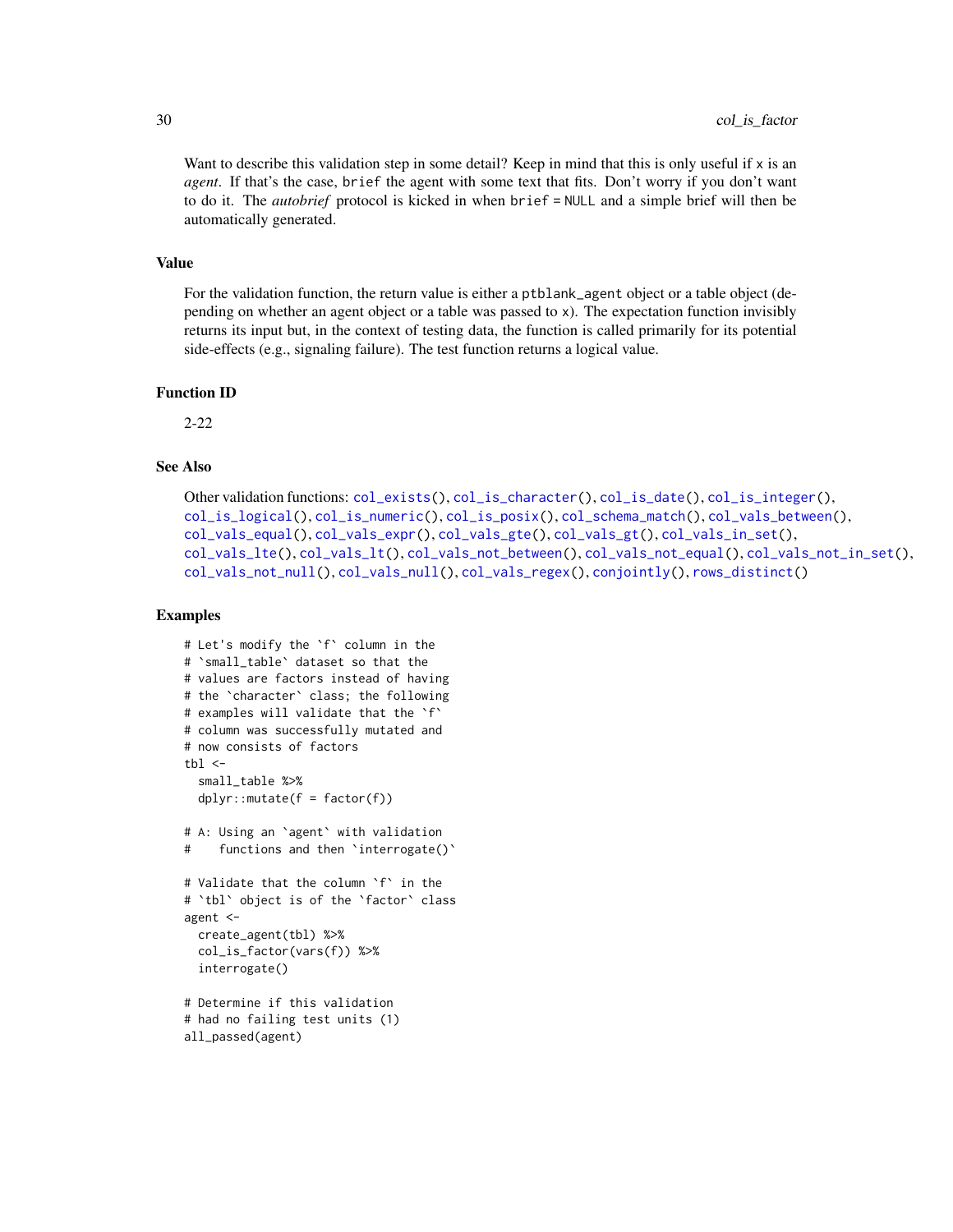Want to describe this validation step in some detail? Keep in mind that this is only useful if `x` is an *agent*. If that's the case, `brief` the agent with some text that fits. Don't worry if you don't want to do it. The *autobrief* protocol is kicked in when `brief = NULL` and a simple brief will then be automatically generated.

## Value

For the validation function, the return value is either a `ptblank_agent` object or a table object (depending on whether an agent object or a table was passed to `x`). The expectation function invisibly returns its input but, in the context of testing data, the function is called primarily for its potential side-effects (e.g., signaling failure). The test function returns a logical value.

## Function ID

2-22

## See Also

Other validation functions: `col_exists()`, `col_is_character()`, `col_is_date()`, `col_is_integer()`, `col_is_logical()`, `col_is_numeric()`, `col_is_posix()`, `col_schema_match()`, `col_vals_between()`, `col_vals_equal()`, `col_vals_expr()`, `col_vals_gte()`, `col_vals_gt()`, `col_vals_in_set()`, `col_vals_lte()`, `col_vals_lt()`, `col_vals_not_between()`, `col_vals_not_equal()`, `col_vals_not_in_set()`, `col_vals_not_null()`, `col_vals_null()`, `col_vals_regex()`, `conjointly()`, `rows_distinct()`

## Examples

```
# Let's modify the `f` column in the
# `small_table` dataset so that the
# values are factors instead of having
# the `character` class; the following
# examples will validate that the `f`
# column was successfully mutated and
# now consists of factors
tbl <-
  small_table %>%
  dplyr::mutate(f = factor(f))

# A: Using an `agent` with validation
#    functions and then `interrogate()`

# Validate that the column `f` in the
# `tbl` object is of the `factor` class
agent <-
  create_agent(tbl) %>%
  col_is_factor(vars(f)) %>%
  interrogate()

# Determine if this validation
# had no failing test units (1)
all_passed(agent)
```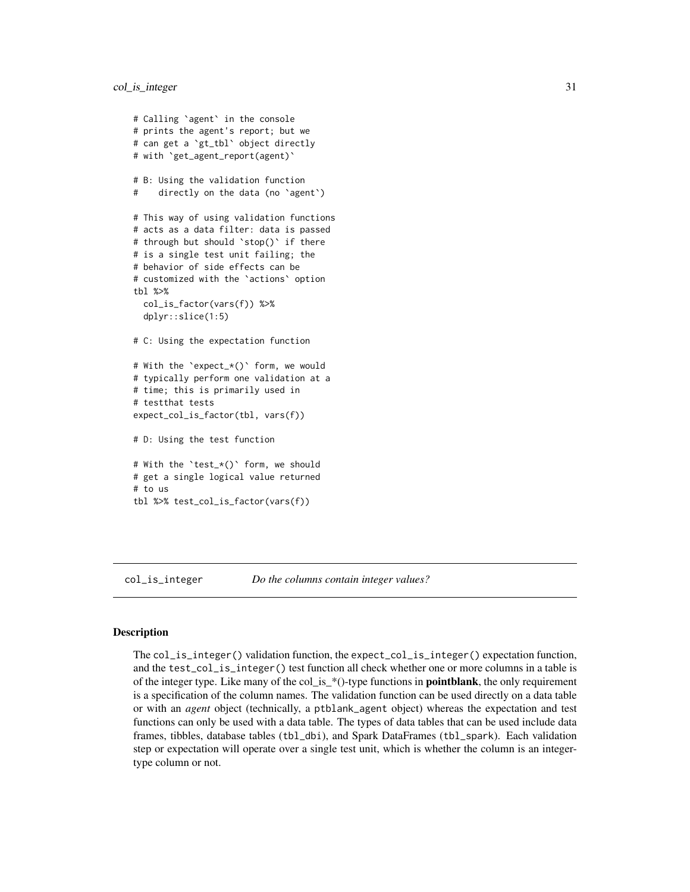```
# Calling `agent` in the console
# prints the agent's report; but we
# can get a `gt_tbl` object directly
# with `get_agent_report(agent)`

# B: Using the validation function
#    directly on the data (no `agent`)

# This way of using validation functions
# acts as a data filter: data is passed
# through but should `stop()` if there
# is a single test unit failing; the
# behavior of side effects can be
# customized with the `actions` option
tbl %>%
  col_is_factor(vars(f)) %>%
  dplyr::slice(1:5)

# C: Using the expectation function

# With the `expect_*()` form, we would
# typically perform one validation at a
# time; this is primarily used in
# testthat tests
expect_col_is_factor(tbl, vars(f))

# D: Using the test function

# With the `test_*()` form, we should
# get a single logical value returned
# to us
tbl %>% test_col_is_factor(vars(f))
```

---

## col_is_integer — *Do the columns contain integer values?*

---

### Description

The `col_is_integer()` validation function, the `expect_col_is_integer()` expectation function, and the `test_col_is_integer()` test function all check whether one or more columns in a table is of the integer type. Like many of the col_is_*()-type functions in **pointblank**, the only requirement is a specification of the column names. The validation function can be used directly on a data table or with an *agent* object (technically, a `ptblank_agent` object) whereas the expectation and test functions can only be used with a data table. The types of data tables that can be used include data frames, tibbles, database tables (`tbl_dbi`), and Spark DataFrames (`tbl_spark`). Each validation step or expectation will operate over a single test unit, which is whether the column is an integer-type column or not.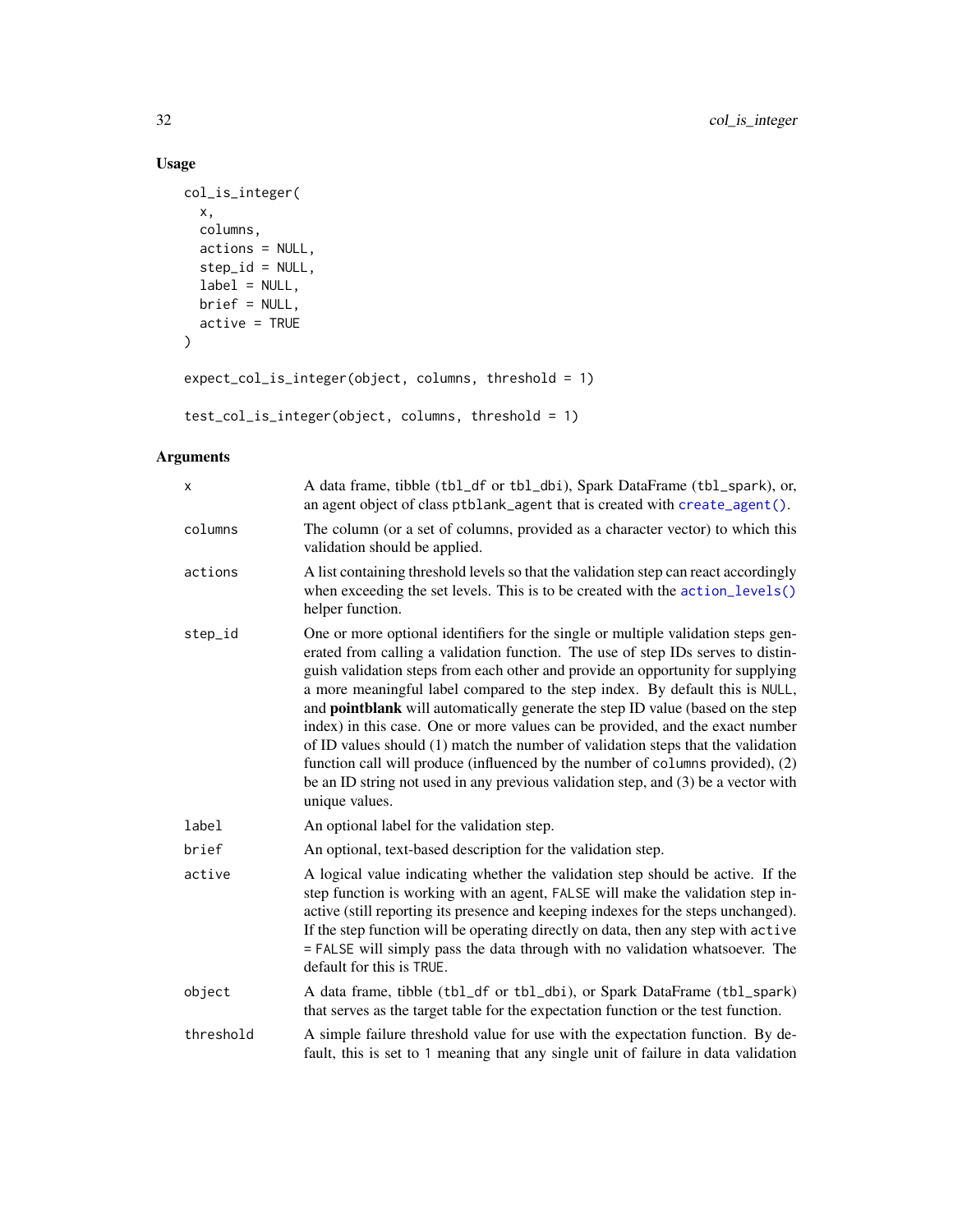## Usage

```
col_is_integer(
  x,
  columns,
  actions = NULL,
  step_id = NULL,
  label = NULL,
  brief = NULL,
  active = TRUE
)

expect_col_is_integer(object, columns, threshold = 1)

test_col_is_integer(object, columns, threshold = 1)
```

## Arguments

| | |
|---|---|
| x | A data frame, tibble (`tbl_df` or `tbl_dbi`), Spark DataFrame (`tbl_spark`), or, an agent object of class `ptblank_agent` that is created with `create_agent()`. |
| columns | The column (or a set of columns, provided as a character vector) to which this validation should be applied. |
| actions | A list containing threshold levels so that the validation step can react accordingly when exceeding the set levels. This is to be created with the `action_levels()` helper function. |
| step_id | One or more optional identifiers for the single or multiple validation steps generated from calling a validation function. The use of step IDs serves to distinguish validation steps from each other and provide an opportunity for supplying a more meaningful label compared to the step index. By default this is `NULL`, and **pointblank** will automatically generate the step ID value (based on the step index) in this case. One or more values can be provided, and the exact number of ID values should (1) match the number of validation steps that the validation function call will produce (influenced by the number of `columns` provided), (2) be an ID string not used in any previous validation step, and (3) be a vector with unique values. |
| label | An optional label for the validation step. |
| brief | An optional, text-based description for the validation step. |
| active | A logical value indicating whether the validation step should be active. If the step function is working with an agent, `FALSE` will make the validation step inactive (still reporting its presence and keeping indexes for the steps unchanged). If the step function will be operating directly on data, then any step with `active = FALSE` will simply pass the data through with no validation whatsoever. The default for this is `TRUE`. |
| object | A data frame, tibble (`tbl_df` or `tbl_dbi`), or Spark DataFrame (`tbl_spark`) that serves as the target table for the expectation function or the test function. |
| threshold | A simple failure threshold value for use with the expectation function. By default, this is set to `1` meaning that any single unit of failure in data validation |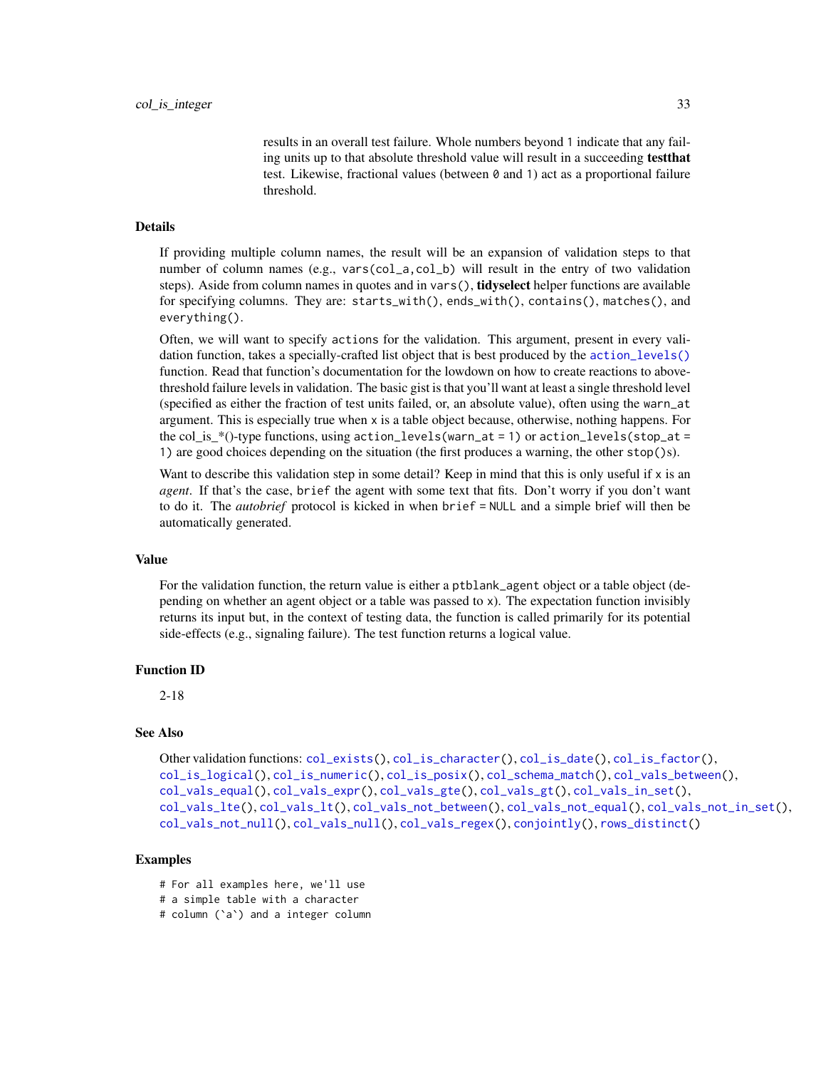results in an overall test failure. Whole numbers beyond 1 indicate that any failing units up to that absolute threshold value will result in a succeeding **testthat** test. Likewise, fractional values (between 0 and 1) act as a proportional failure threshold.

## Details

If providing multiple column names, the result will be an expansion of validation steps to that number of column names (e.g., `vars(col_a,col_b)` will result in the entry of two validation steps). Aside from column names in quotes and in `vars()`, **tidyselect** helper functions are available for specifying columns. They are: `starts_with()`, `ends_with()`, `contains()`, `matches()`, and `everything()`.

Often, we will want to specify `actions` for the validation. This argument, present in every validation function, takes a specially-crafted list object that is best produced by the `action_levels()` function. Read that function's documentation for the lowdown on how to create reactions to above-threshold failure levels in validation. The basic gist is that you'll want at least a single threshold level (specified as either the fraction of test units failed, or, an absolute value), often using the `warn_at` argument. This is especially true when `x` is a table object because, otherwise, nothing happens. For the col_is_*()-type functions, using `action_levels(warn_at = 1)` or `action_levels(stop_at = 1)` are good choices depending on the situation (the first produces a warning, the other `stop()`s).

Want to describe this validation step in some detail? Keep in mind that this is only useful if `x` is an *agent*. If that's the case, `brief` the agent with some text that fits. Don't worry if you don't want to do it. The *autobrief* protocol is kicked in when `brief = NULL` and a simple brief will then be automatically generated.

## Value

For the validation function, the return value is either a `ptblank_agent` object or a table object (depending on whether an agent object or a table was passed to `x`). The expectation function invisibly returns its input but, in the context of testing data, the function is called primarily for its potential side-effects (e.g., signaling failure). The test function returns a logical value.

## Function ID

2-18

## See Also

Other validation functions: `col_exists()`, `col_is_character()`, `col_is_date()`, `col_is_factor()`, `col_is_logical()`, `col_is_numeric()`, `col_is_posix()`, `col_schema_match()`, `col_vals_between()`, `col_vals_equal()`, `col_vals_expr()`, `col_vals_gte()`, `col_vals_gt()`, `col_vals_in_set()`, `col_vals_lte()`, `col_vals_lt()`, `col_vals_not_between()`, `col_vals_not_equal()`, `col_vals_not_in_set()`, `col_vals_not_null()`, `col_vals_null()`, `col_vals_regex()`, `conjointly()`, `rows_distinct()`

## Examples

```
# For all examples here, we'll use
# a simple table with a character
# column (`a`) and a integer column
```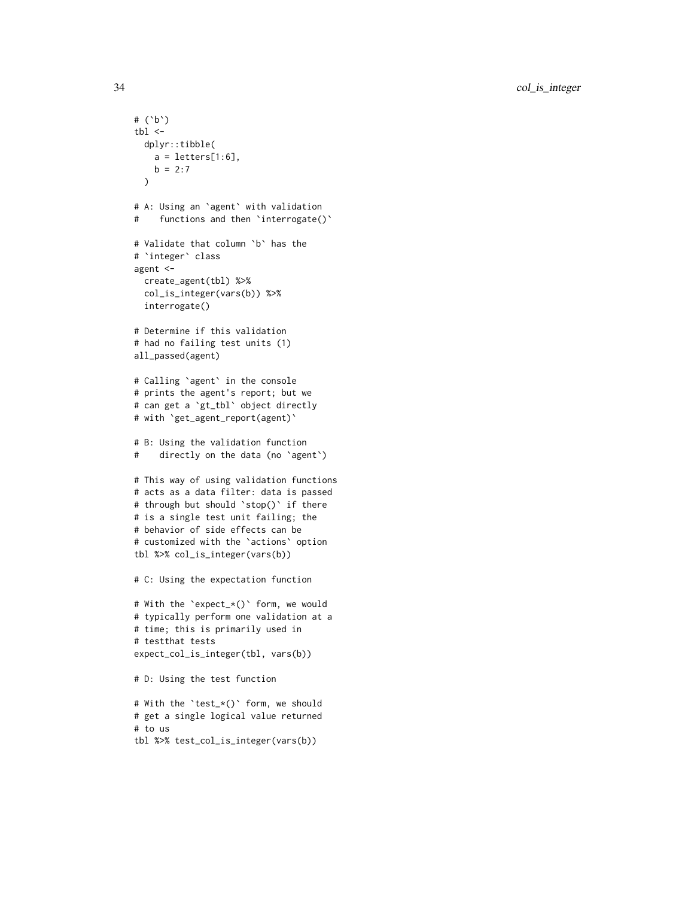```
# (`b`)
tbl <-
  dplyr::tibble(
    a = letters[1:6],
    b = 2:7
  )

# A: Using an `agent` with validation
#    functions and then `interrogate()`

# Validate that column `b` has the
# `integer` class
agent <-
  create_agent(tbl) %>%
  col_is_integer(vars(b)) %>%
  interrogate()

# Determine if this validation
# had no failing test units (1)
all_passed(agent)

# Calling `agent` in the console
# prints the agent's report; but we
# can get a `gt_tbl` object directly
# with `get_agent_report(agent)`

# B: Using the validation function
#    directly on the data (no `agent`)

# This way of using validation functions
# acts as a data filter: data is passed
# through but should `stop()` if there
# is a single test unit failing; the
# behavior of side effects can be
# customized with the `actions` option
tbl %>% col_is_integer(vars(b))

# C: Using the expectation function

# With the `expect_*()` form, we would
# typically perform one validation at a
# time; this is primarily used in
# testthat tests
expect_col_is_integer(tbl, vars(b))

# D: Using the test function

# With the `test_*()` form, we should
# get a single logical value returned
# to us
tbl %>% test_col_is_integer(vars(b))
```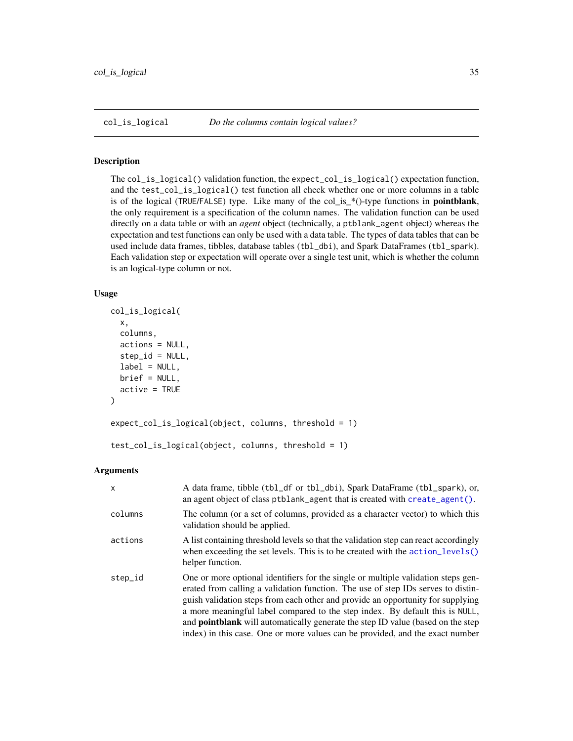## col_is_logical — *Do the columns contain logical values?*

### Description

The `col_is_logical()` validation function, the `expect_col_is_logical()` expectation function, and the `test_col_is_logical()` test function all check whether one or more columns in a table is of the logical (`TRUE`/`FALSE`) type. Like many of the col_is_*()-type functions in **pointblank**, the only requirement is a specification of the column names. The validation function can be used directly on a data table or with an *agent* object (technically, a `ptblank_agent` object) whereas the expectation and test functions can only be used with a data table. The types of data tables that can be used include data frames, tibbles, database tables (`tbl_dbi`), and Spark DataFrames (`tbl_spark`). Each validation step or expectation will operate over a single test unit, which is whether the column is an logical-type column or not.

### Usage

```
col_is_logical(
  x,
  columns,
  actions = NULL,
  step_id = NULL,
  label = NULL,
  brief = NULL,
  active = TRUE
)

expect_col_is_logical(object, columns, threshold = 1)

test_col_is_logical(object, columns, threshold = 1)
```

### Arguments

| | |
|---|---|
| `x` | A data frame, tibble (`tbl_df` or `tbl_dbi`), Spark DataFrame (`tbl_spark`), or, an agent object of class `ptblank_agent` that is created with `create_agent()`. |
| `columns` | The column (or a set of columns, provided as a character vector) to which this validation should be applied. |
| `actions` | A list containing threshold levels so that the validation step can react accordingly when exceeding the set levels. This is to be created with the `action_levels()` helper function. |
| `step_id` | One or more optional identifiers for the single or multiple validation steps generated from calling a validation function. The use of step IDs serves to distinguish validation steps from each other and provide an opportunity for supplying a more meaningful label compared to the step index. By default this is `NULL`, and **pointblank** will automatically generate the step ID value (based on the step index) in this case. One or more values can be provided, and the exact number |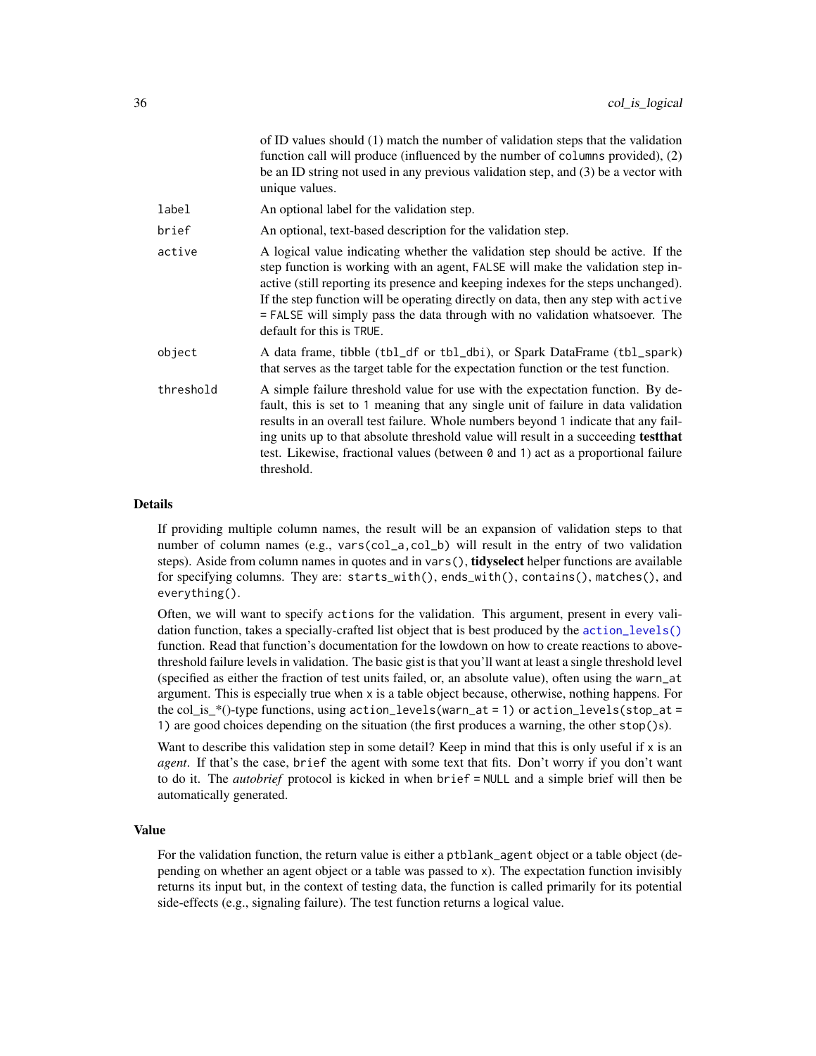| | |
|---|---|
| | of ID values should (1) match the number of validation steps that the validation function call will produce (influenced by the number of `columns` provided), (2) be an ID string not used in any previous validation step, and (3) be a vector with unique values. |
| `label` | An optional label for the validation step. |
| `brief` | An optional, text-based description for the validation step. |
| `active` | A logical value indicating whether the validation step should be active. If the step function is working with an agent, `FALSE` will make the validation step inactive (still reporting its presence and keeping indexes for the steps unchanged). If the step function will be operating directly on data, then any step with `active = FALSE` will simply pass the data through with no validation whatsoever. The default for this is `TRUE`. |
| `object` | A data frame, tibble (`tbl_df` or `tbl_dbi`), or Spark DataFrame (`tbl_spark`) that serves as the target table for the expectation function or the test function. |
| `threshold` | A simple failure threshold value for use with the expectation function. By default, this is set to `1` meaning that any single unit of failure in data validation results in an overall test failure. Whole numbers beyond `1` indicate that any failing units up to that absolute threshold value will result in a succeeding **testthat** test. Likewise, fractional values (between `0` and `1`) act as a proportional failure threshold. |

## Details

If providing multiple column names, the result will be an expansion of validation steps to that number of column names (e.g., `vars(col_a,col_b)` will result in the entry of two validation steps). Aside from column names in quotes and in `vars()`, **tidyselect** helper functions are available for specifying columns. They are: `starts_with()`, `ends_with()`, `contains()`, `matches()`, and `everything()`.

Often, we will want to specify `actions` for the validation. This argument, present in every validation function, takes a specially-crafted list object that is best produced by the `action_levels()` function. Read that function's documentation for the lowdown on how to create reactions to above-threshold failure levels in validation. The basic gist is that you'll want at least a single threshold level (specified as either the fraction of test units failed, or, an absolute value), often using the `warn_at` argument. This is especially true when `x` is a table object because, otherwise, nothing happens. For the col_is_*()-type functions, using `action_levels(warn_at = 1)` or `action_levels(stop_at = 1)` are good choices depending on the situation (the first produces a warning, the other `stop()`s).

Want to describe this validation step in some detail? Keep in mind that this is only useful if `x` is an *agent*. If that's the case, `brief` the agent with some text that fits. Don't worry if you don't want to do it. The *autobrief* protocol is kicked in when `brief = NULL` and a simple brief will then be automatically generated.

## Value

For the validation function, the return value is either a `ptblank_agent` object or a table object (depending on whether an agent object or a table was passed to `x`). The expectation function invisibly returns its input but, in the context of testing data, the function is called primarily for its potential side-effects (e.g., signaling failure). The test function returns a logical value.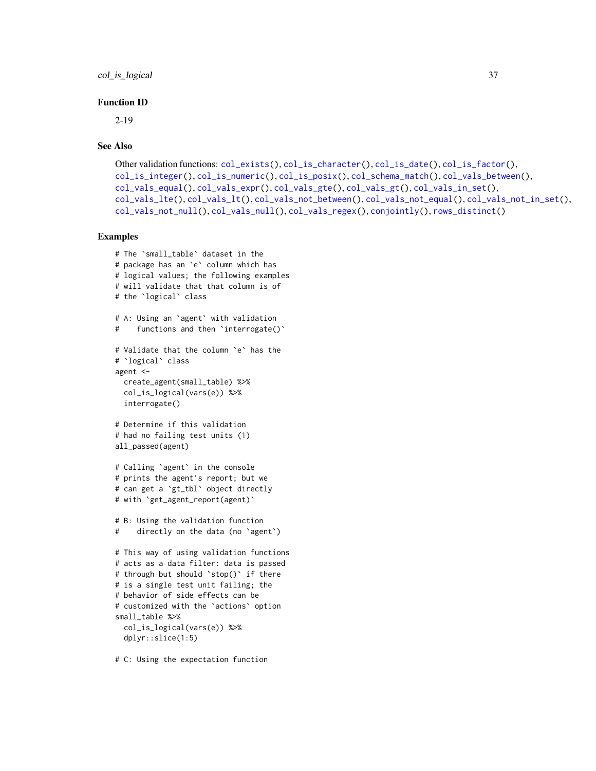### Function ID

2-19

### See Also

Other validation functions: `col_exists()`, `col_is_character()`, `col_is_date()`, `col_is_factor()`, `col_is_integer()`, `col_is_numeric()`, `col_is_posix()`, `col_schema_match()`, `col_vals_between()`, `col_vals_equal()`, `col_vals_expr()`, `col_vals_gte()`, `col_vals_gt()`, `col_vals_in_set()`, `col_vals_lte()`, `col_vals_lt()`, `col_vals_not_between()`, `col_vals_not_equal()`, `col_vals_not_in_set()`, `col_vals_not_null()`, `col_vals_null()`, `col_vals_regex()`, `conjointly()`, `rows_distinct()`

### Examples

```
# The `small_table` dataset in the
# package has an `e` column which has
# logical values; the following examples
# will validate that that column is of
# the `logical` class

# A: Using an `agent` with validation
#    functions and then `interrogate()`

# Validate that the column `e` has the
# `logical` class
agent <-
  create_agent(small_table) %>%
  col_is_logical(vars(e)) %>%
  interrogate()

# Determine if this validation
# had no failing test units (1)
all_passed(agent)

# Calling `agent` in the console
# prints the agent's report; but we
# can get a `gt_tbl` object directly
# with `get_agent_report(agent)`

# B: Using the validation function
#    directly on the data (no `agent`)

# This way of using validation functions
# acts as a data filter: data is passed
# through but should `stop()` if there
# is a single test unit failing; the
# behavior of side effects can be
# customized with the `actions` option
small_table %>%
  col_is_logical(vars(e)) %>%
  dplyr::slice(1:5)

# C: Using the expectation function
```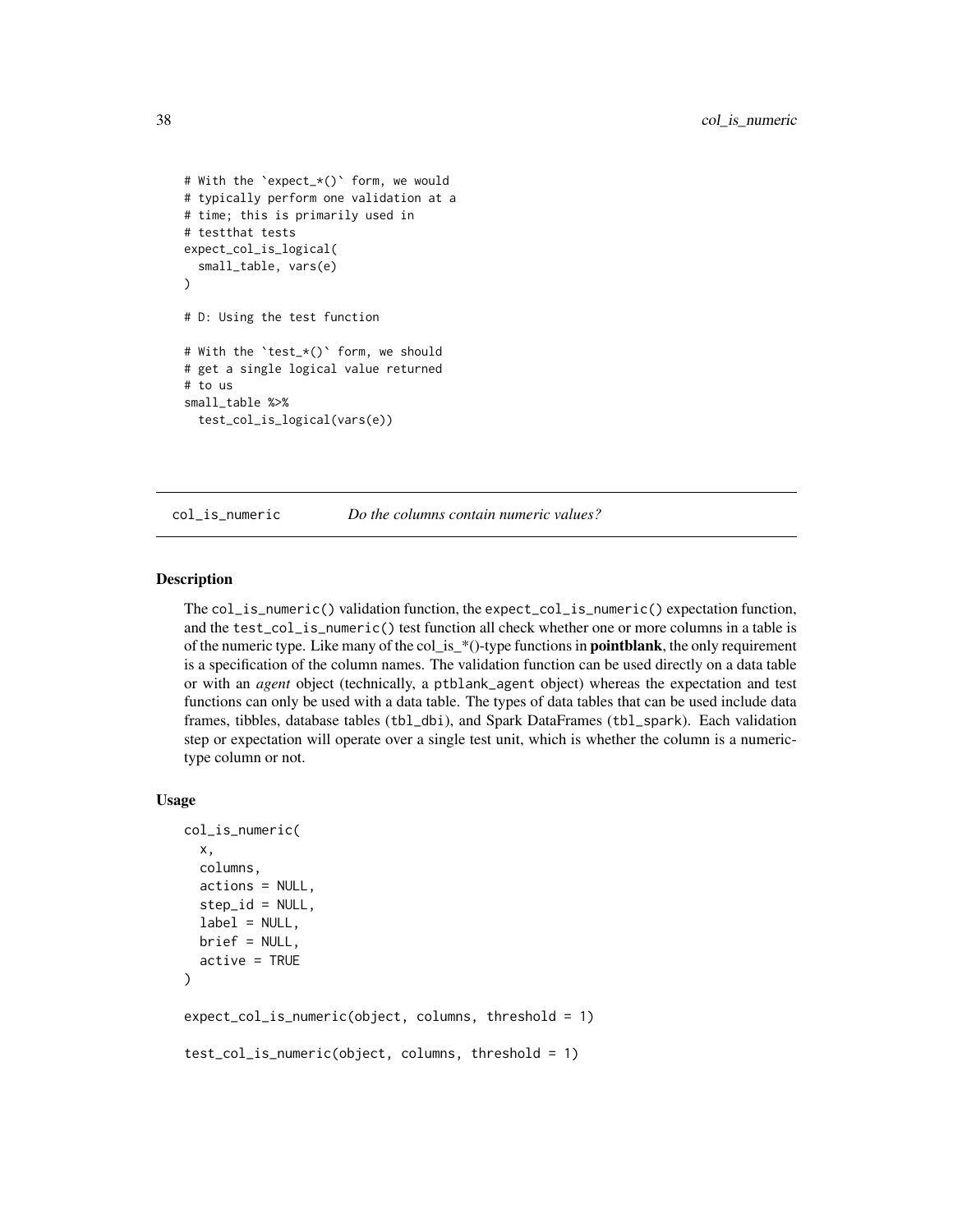```
# With the `expect_*()` form, we would
# typically perform one validation at a
# time; this is primarily used in
# testthat tests
expect_col_is_logical(
  small_table, vars(e)
)

# D: Using the test function

# With the `test_*()` form, we should
# get a single logical value returned
# to us
small_table %>%
  test_col_is_logical(vars(e))
```

## col_is_numeric — *Do the columns contain numeric values?*

### Description

The `col_is_numeric()` validation function, the `expect_col_is_numeric()` expectation function, and the `test_col_is_numeric()` test function all check whether one or more columns in a table is of the numeric type. Like many of the col_is_*()-type functions in **pointblank**, the only requirement is a specification of the column names. The validation function can be used directly on a data table or with an *agent* object (technically, a `ptblank_agent` object) whereas the expectation and test functions can only be used with a data table. The types of data tables that can be used include data frames, tibbles, database tables (`tbl_dbi`), and Spark DataFrames (`tbl_spark`). Each validation step or expectation will operate over a single test unit, which is whether the column is a numeric-type column or not.

### Usage

```
col_is_numeric(
  x,
  columns,
  actions = NULL,
  step_id = NULL,
  label = NULL,
  brief = NULL,
  active = TRUE
)

expect_col_is_numeric(object, columns, threshold = 1)

test_col_is_numeric(object, columns, threshold = 1)
```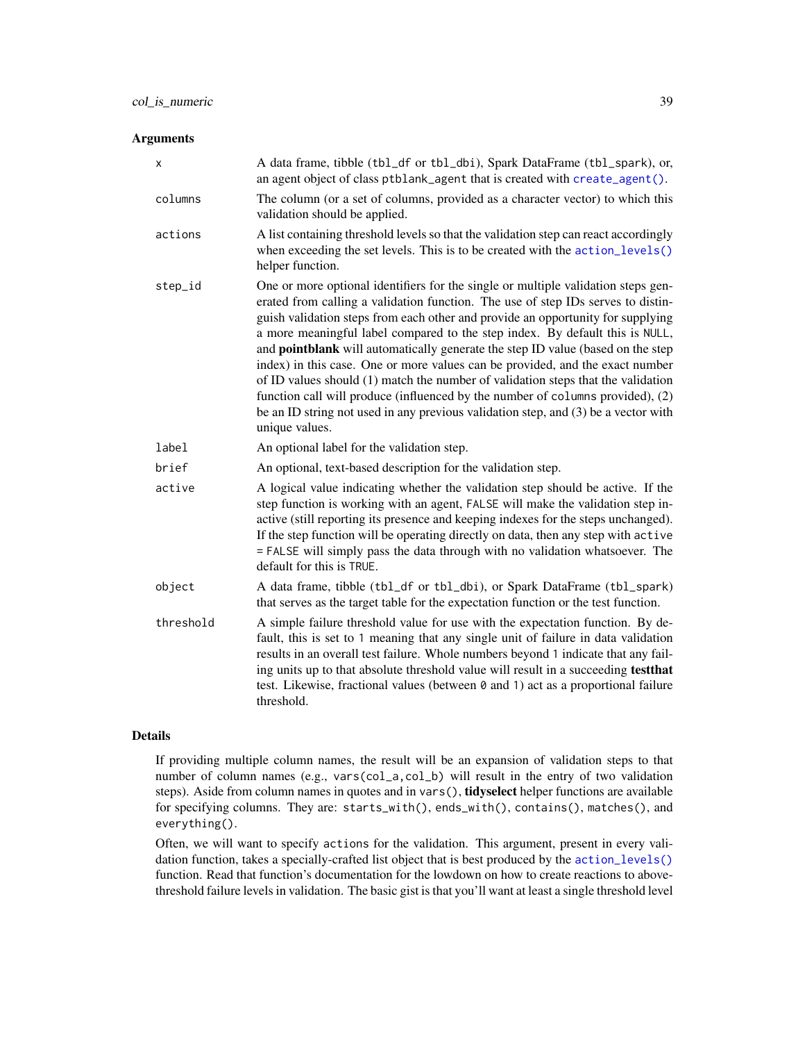## Arguments

| | |
|---|---|
| `x` | A data frame, tibble (`tbl_df` or `tbl_dbi`), Spark DataFrame (`tbl_spark`), or, an agent object of class `ptblank_agent` that is created with `create_agent()`. |
| `columns` | The column (or a set of columns, provided as a character vector) to which this validation should be applied. |
| `actions` | A list containing threshold levels so that the validation step can react accordingly when exceeding the set levels. This is to be created with the `action_levels()` helper function. |
| `step_id` | One or more optional identifiers for the single or multiple validation steps generated from calling a validation function. The use of step IDs serves to distinguish validation steps from each other and provide an opportunity for supplying a more meaningful label compared to the step index. By default this is `NULL`, and **pointblank** will automatically generate the step ID value (based on the step index) in this case. One or more values can be provided, and the exact number of ID values should (1) match the number of validation steps that the validation function call will produce (influenced by the number of `columns` provided), (2) be an ID string not used in any previous validation step, and (3) be a vector with unique values. |
| `label` | An optional label for the validation step. |
| `brief` | An optional, text-based description for the validation step. |
| `active` | A logical value indicating whether the validation step should be active. If the step function is working with an agent, `FALSE` will make the validation step inactive (still reporting its presence and keeping indexes for the steps unchanged). If the step function will be operating directly on data, then any step with `active = FALSE` will simply pass the data through with no validation whatsoever. The default for this is `TRUE`. |
| `object` | A data frame, tibble (`tbl_df` or `tbl_dbi`), or Spark DataFrame (`tbl_spark`) that serves as the target table for the expectation function or the test function. |
| `threshold` | A simple failure threshold value for use with the expectation function. By default, this is set to `1` meaning that any single unit of failure in data validation results in an overall test failure. Whole numbers beyond `1` indicate that any failing units up to that absolute threshold value will result in a succeeding **testthat** test. Likewise, fractional values (between `0` and `1`) act as a proportional failure threshold. |

## Details

If providing multiple column names, the result will be an expansion of validation steps to that number of column names (e.g., `vars(col_a,col_b)` will result in the entry of two validation steps). Aside from column names in quotes and in `vars()`, **tidyselect** helper functions are available for specifying columns. They are: `starts_with()`, `ends_with()`, `contains()`, `matches()`, and `everything()`.

Often, we will want to specify `actions` for the validation. This argument, present in every validation function, takes a specially-crafted list object that is best produced by the `action_levels()` function. Read that function's documentation for the lowdown on how to create reactions to above-threshold failure levels in validation. The basic gist is that you'll want at least a single threshold level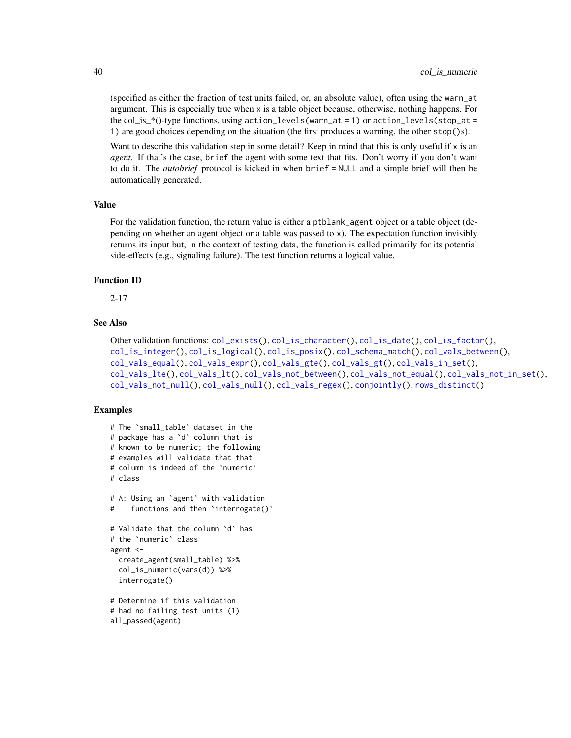(specified as either the fraction of test units failed, or, an absolute value), often using the `warn_at` argument. This is especially true when `x` is a table object because, otherwise, nothing happens. For the col_is_*()-type functions, using `action_levels(warn_at = 1)` or `action_levels(stop_at = 1)` are good choices depending on the situation (the first produces a warning, the other `stop()`s).

Want to describe this validation step in some detail? Keep in mind that this is only useful if `x` is an *agent*. If that's the case, `brief` the agent with some text that fits. Don't worry if you don't want to do it. The *autobrief* protocol is kicked in when `brief = NULL` and a simple brief will then be automatically generated.

## Value

For the validation function, the return value is either a `ptblank_agent` object or a table object (depending on whether an agent object or a table was passed to `x`). The expectation function invisibly returns its input but, in the context of testing data, the function is called primarily for its potential side-effects (e.g., signaling failure). The test function returns a logical value.

## Function ID

2-17

## See Also

Other validation functions: `col_exists()`, `col_is_character()`, `col_is_date()`, `col_is_factor()`, `col_is_integer()`, `col_is_logical()`, `col_is_posix()`, `col_schema_match()`, `col_vals_between()`, `col_vals_equal()`, `col_vals_expr()`, `col_vals_gte()`, `col_vals_gt()`, `col_vals_in_set()`, `col_vals_lte()`, `col_vals_lt()`, `col_vals_not_between()`, `col_vals_not_equal()`, `col_vals_not_in_set()`, `col_vals_not_null()`, `col_vals_null()`, `col_vals_regex()`, `conjointly()`, `rows_distinct()`

## Examples

```
# The `small_table` dataset in the
# package has a `d` column that is
# known to be numeric; the following
# examples will validate that that
# column is indeed of the `numeric`
# class

# A: Using an `agent` with validation
#    functions and then `interrogate()`

# Validate that the column `d` has
# the `numeric` class
agent <-
  create_agent(small_table) %>%
  col_is_numeric(vars(d)) %>%
  interrogate()

# Determine if this validation
# had no failing test units (1)
all_passed(agent)
```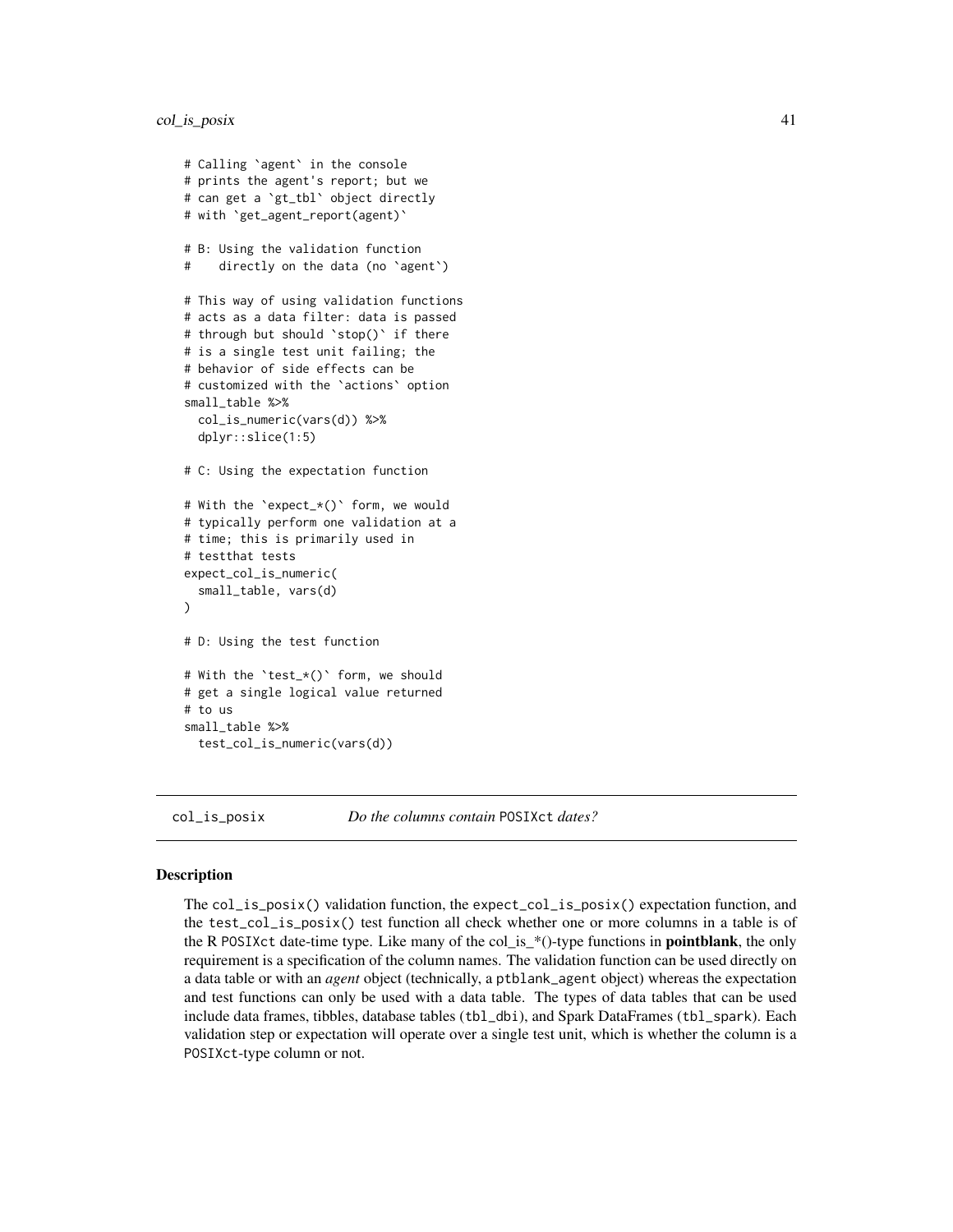```
# Calling `agent` in the console
# prints the agent's report; but we
# can get a `gt_tbl` object directly
# with `get_agent_report(agent)`

# B: Using the validation function
#    directly on the data (no `agent`)

# This way of using validation functions
# acts as a data filter: data is passed
# through but should `stop()` if there
# is a single test unit failing; the
# behavior of side effects can be
# customized with the `actions` option
small_table %>%
  col_is_numeric(vars(d)) %>%
  dplyr::slice(1:5)

# C: Using the expectation function

# With the `expect_*()` form, we would
# typically perform one validation at a
# time; this is primarily used in
# testthat tests
expect_col_is_numeric(
  small_table, vars(d)
)

# D: Using the test function

# With the `test_*()` form, we should
# get a single logical value returned
# to us
small_table %>%
  test_col_is_numeric(vars(d))
```

---

## col_is_posix — *Do the columns contain* POSIXct *dates?*

---

### Description

The col_is_posix() validation function, the expect_col_is_posix() expectation function, and the test_col_is_posix() test function all check whether one or more columns in a table is of the R POSIXct date-time type. Like many of the col_is_*()-type functions in **pointblank**, the only requirement is a specification of the column names. The validation function can be used directly on a data table or with an *agent* object (technically, a ptblank_agent object) whereas the expectation and test functions can only be used with a data table. The types of data tables that can be used include data frames, tibbles, database tables (tbl_dbi), and Spark DataFrames (tbl_spark). Each validation step or expectation will operate over a single test unit, which is whether the column is a POSIXct-type column or not.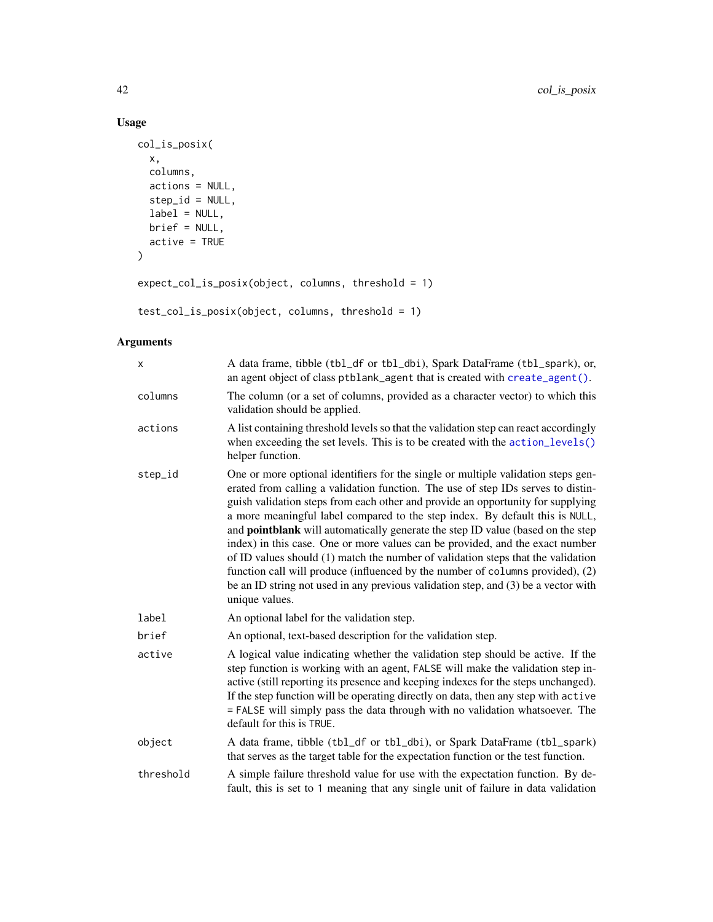## Usage

```
col_is_posix(
  x,
  columns,
  actions = NULL,
  step_id = NULL,
  label = NULL,
  brief = NULL,
  active = TRUE
)

expect_col_is_posix(object, columns, threshold = 1)

test_col_is_posix(object, columns, threshold = 1)
```

## Arguments

| | |
|---|---|
| `x` | A data frame, tibble (`tbl_df` or `tbl_dbi`), Spark DataFrame (`tbl_spark`), or, an agent object of class `ptblank_agent` that is created with `create_agent()`. |
| `columns` | The column (or a set of columns, provided as a character vector) to which this validation should be applied. |
| `actions` | A list containing threshold levels so that the validation step can react accordingly when exceeding the set levels. This is to be created with the `action_levels()` helper function. |
| `step_id` | One or more optional identifiers for the single or multiple validation steps generated from calling a validation function. The use of step IDs serves to distinguish validation steps from each other and provide an opportunity for supplying a more meaningful label compared to the step index. By default this is `NULL`, and **pointblank** will automatically generate the step ID value (based on the step index) in this case. One or more values can be provided, and the exact number of ID values should (1) match the number of validation steps that the validation function call will produce (influenced by the number of `columns` provided), (2) be an ID string not used in any previous validation step, and (3) be a vector with unique values. |
| `label` | An optional label for the validation step. |
| `brief` | An optional, text-based description for the validation step. |
| `active` | A logical value indicating whether the validation step should be active. If the step function is working with an agent, `FALSE` will make the validation step inactive (still reporting its presence and keeping indexes for the steps unchanged). If the step function will be operating directly on data, then any step with `active = FALSE` will simply pass the data through with no validation whatsoever. The default for this is `TRUE`. |
| `object` | A data frame, tibble (`tbl_df` or `tbl_dbi`), or Spark DataFrame (`tbl_spark`) that serves as the target table for the expectation function or the test function. |
| `threshold` | A simple failure threshold value for use with the expectation function. By default, this is set to `1` meaning that any single unit of failure in data validation |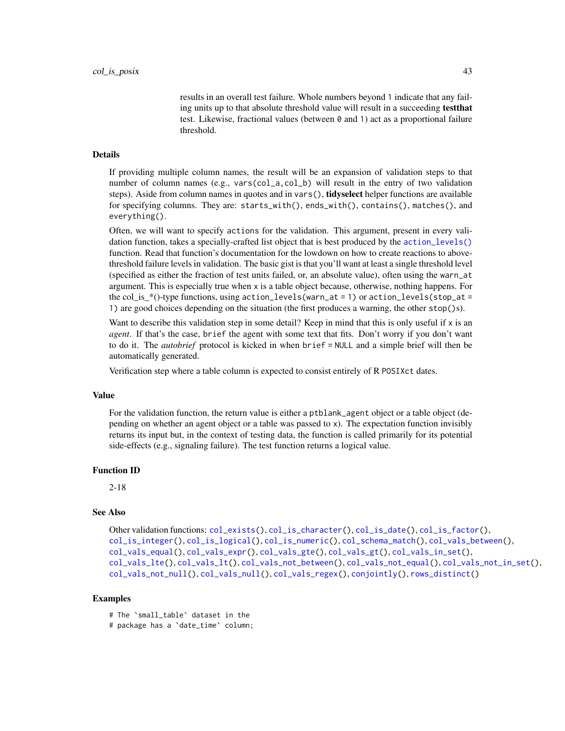results in an overall test failure. Whole numbers beyond 1 indicate that any failing units up to that absolute threshold value will result in a succeeding **testthat** test. Likewise, fractional values (between 0 and 1) act as a proportional failure threshold.

## Details

If providing multiple column names, the result will be an expansion of validation steps to that number of column names (e.g., `vars(col_a,col_b)` will result in the entry of two validation steps). Aside from column names in quotes and in `vars()`, **tidyselect** helper functions are available for specifying columns. They are: `starts_with()`, `ends_with()`, `contains()`, `matches()`, and `everything()`.

Often, we will want to specify `actions` for the validation. This argument, present in every validation function, takes a specially-crafted list object that is best produced by the `action_levels()` function. Read that function's documentation for the lowdown on how to create reactions to above-threshold failure levels in validation. The basic gist is that you'll want at least a single threshold level (specified as either the fraction of test units failed, or, an absolute value), often using the `warn_at` argument. This is especially true when `x` is a table object because, otherwise, nothing happens. For the col_is_*()-type functions, using `action_levels(warn_at = 1)` or `action_levels(stop_at = 1)` are good choices depending on the situation (the first produces a warning, the other `stop()`s).

Want to describe this validation step in some detail? Keep in mind that this is only useful if `x` is an *agent*. If that's the case, `brief` the agent with some text that fits. Don't worry if you don't want to do it. The *autobrief* protocol is kicked in when `brief = NULL` and a simple brief will then be automatically generated.

Verification step where a table column is expected to consist entirely of R `POSIXct` dates.

## Value

For the validation function, the return value is either a `ptblank_agent` object or a table object (depending on whether an agent object or a table was passed to `x`). The expectation function invisibly returns its input but, in the context of testing data, the function is called primarily for its potential side-effects (e.g., signaling failure). The test function returns a logical value.

## Function ID

2-18

## See Also

Other validation functions: `col_exists()`, `col_is_character()`, `col_is_date()`, `col_is_factor()`, `col_is_integer()`, `col_is_logical()`, `col_is_numeric()`, `col_schema_match()`, `col_vals_between()`, `col_vals_equal()`, `col_vals_expr()`, `col_vals_gte()`, `col_vals_gt()`, `col_vals_in_set()`, `col_vals_lte()`, `col_vals_lt()`, `col_vals_not_between()`, `col_vals_not_equal()`, `col_vals_not_in_set()`, `col_vals_not_null()`, `col_vals_null()`, `col_vals_regex()`, `conjointly()`, `rows_distinct()`

## Examples

```
# The `small_table` dataset in the
# package has a `date_time` column;
```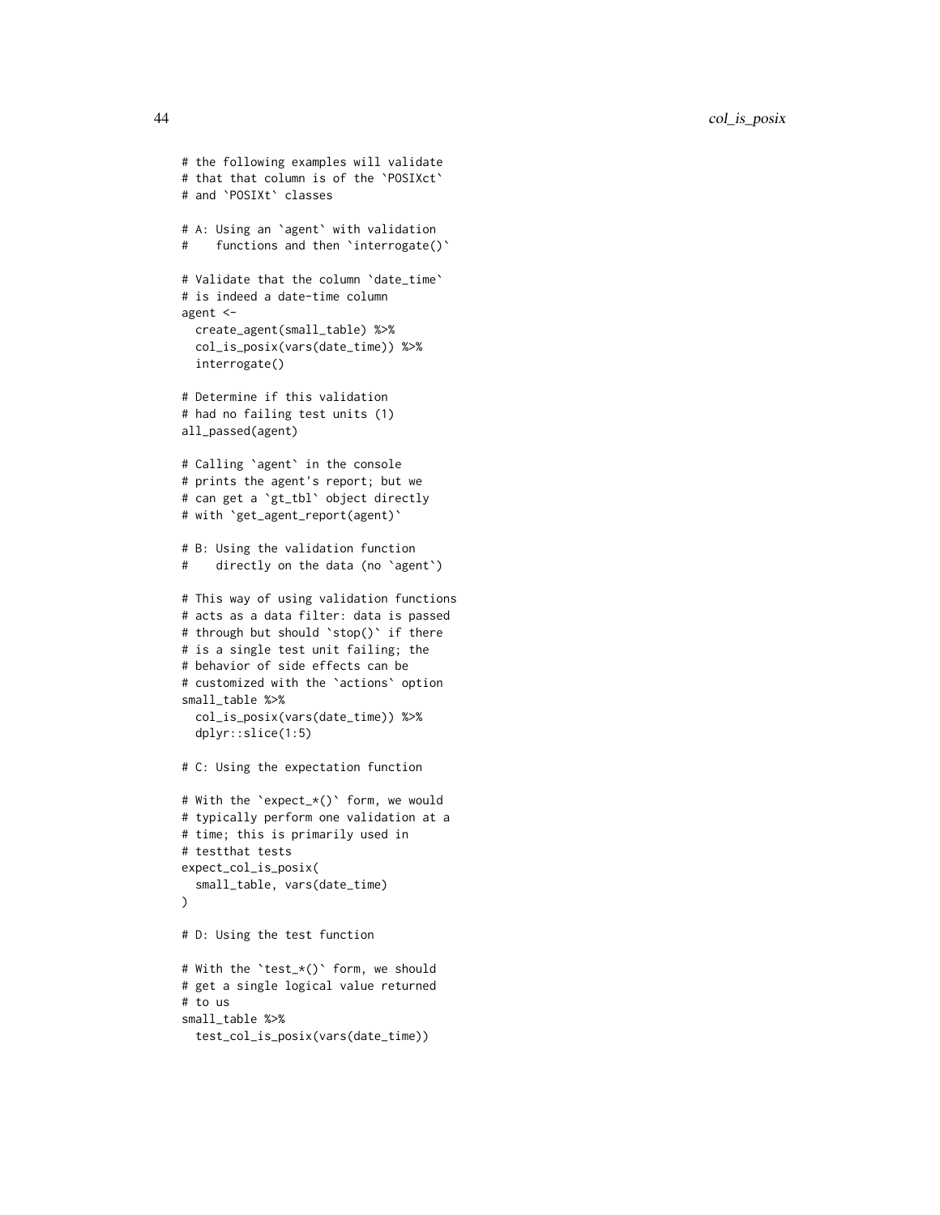```
# the following examples will validate
# that that column is of the `POSIXct`
# and `POSIXt` classes

# A: Using an `agent` with validation
#    functions and then `interrogate()`

# Validate that the column `date_time`
# is indeed a date-time column
agent <-
  create_agent(small_table) %>%
  col_is_posix(vars(date_time)) %>%
  interrogate()

# Determine if this validation
# had no failing test units (1)
all_passed(agent)

# Calling `agent` in the console
# prints the agent's report; but we
# can get a `gt_tbl` object directly
# with `get_agent_report(agent)`

# B: Using the validation function
#    directly on the data (no `agent`)

# This way of using validation functions
# acts as a data filter: data is passed
# through but should `stop()` if there
# is a single test unit failing; the
# behavior of side effects can be
# customized with the `actions` option
small_table %>%
  col_is_posix(vars(date_time)) %>%
  dplyr::slice(1:5)

# C: Using the expectation function

# With the `expect_*()` form, we would
# typically perform one validation at a
# time; this is primarily used in
# testthat tests
expect_col_is_posix(
  small_table, vars(date_time)
)

# D: Using the test function

# With the `test_*()` form, we should
# get a single logical value returned
# to us
small_table %>%
  test_col_is_posix(vars(date_time))
```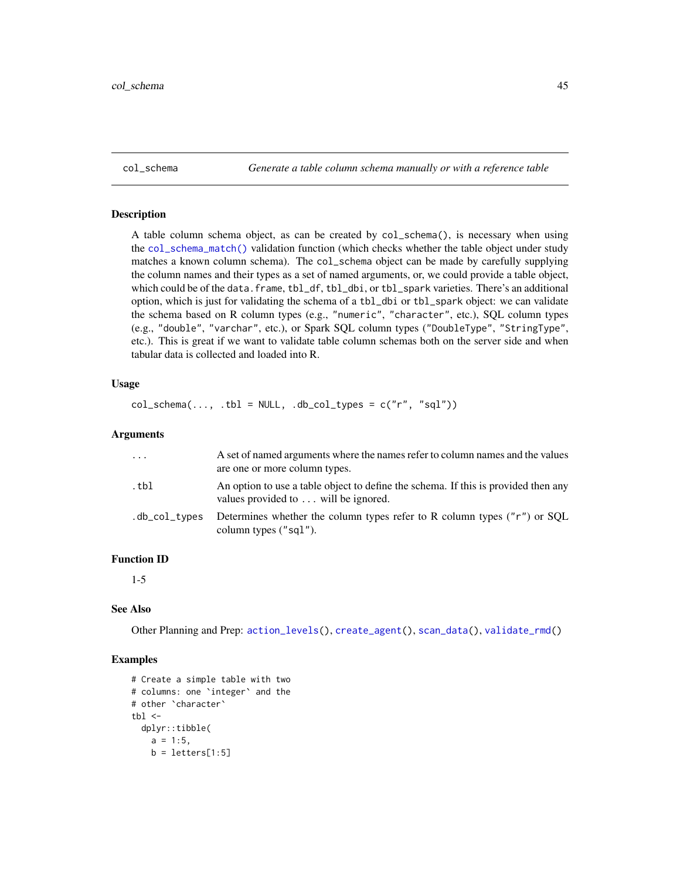# col_schema — *Generate a table column schema manually or with a reference table*

## Description

A table column schema object, as can be created by `col_schema()`, is necessary when using the `col_schema_match()` validation function (which checks whether the table object under study matches a known column schema). The `col_schema` object can be made by carefully supplying the column names and their types as a set of named arguments, or, we could provide a table object, which could be of the `data.frame`, `tbl_df`, `tbl_dbi`, or `tbl_spark` varieties. There's an additional option, which is just for validating the schema of a `tbl_dbi` or `tbl_spark` object: we can validate the schema based on R column types (e.g., `"numeric"`, `"character"`, etc.), SQL column types (e.g., `"double"`, `"varchar"`, etc.), or Spark SQL column types (`"DoubleType"`, `"StringType"`, etc.). This is great if we want to validate table column schemas both on the server side and when tabular data is collected and loaded into R.

## Usage

```
col_schema(..., .tbl = NULL, .db_col_types = c("r", "sql"))
```

## Arguments

| | |
|---|---|
| `...` | A set of named arguments where the names refer to column names and the values are one or more column types. |
| `.tbl` | An option to use a table object to define the schema. If this is provided then any values provided to `...` will be ignored. |
| `.db_col_types` | Determines whether the column types refer to R column types (`"r"`) or SQL column types (`"sql"`). |

## Function ID

1-5

## See Also

Other Planning and Prep: `action_levels()`, `create_agent()`, `scan_data()`, `validate_rmd()`

## Examples

```
# Create a simple table with two
# columns: one `integer` and the
# other `character`
tbl <-
  dplyr::tibble(
    a = 1:5,
    b = letters[1:5]
```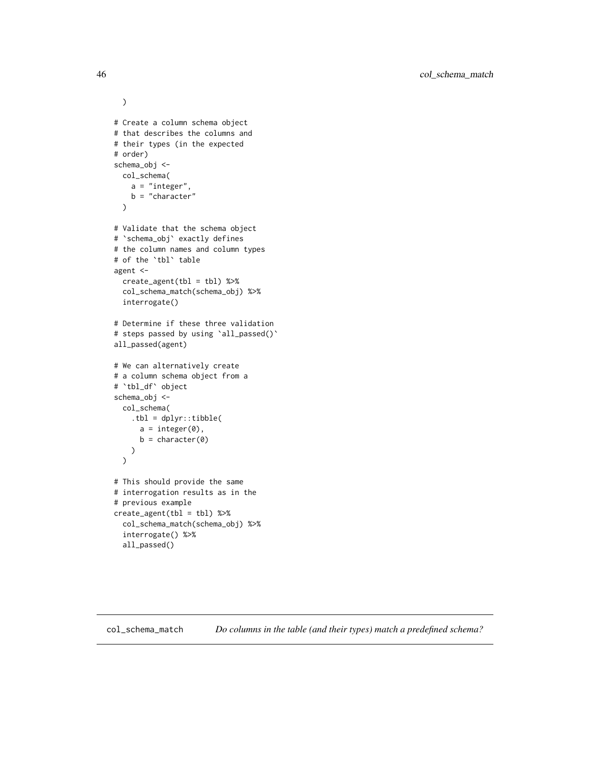```
  )

# Create a column schema object
# that describes the columns and
# their types (in the expected
# order)
schema_obj <-
  col_schema(
    a = "integer",
    b = "character"
  )

# Validate that the schema object
# `schema_obj` exactly defines
# the column names and column types
# of the `tbl` table
agent <-
  create_agent(tbl = tbl) %>%
  col_schema_match(schema_obj) %>%
  interrogate()

# Determine if these three validation
# steps passed by using `all_passed()`
all_passed(agent)

# We can alternatively create
# a column schema object from a
# `tbl_df` object
schema_obj <-
  col_schema(
    .tbl = dplyr::tibble(
      a = integer(0),
      b = character(0)
    )
  )

# This should provide the same
# interrogation results as in the
# previous example
create_agent(tbl = tbl) %>%
  col_schema_match(schema_obj) %>%
  interrogate() %>%
  all_passed()
```

## col_schema_match — *Do columns in the table (and their types) match a predefined schema?*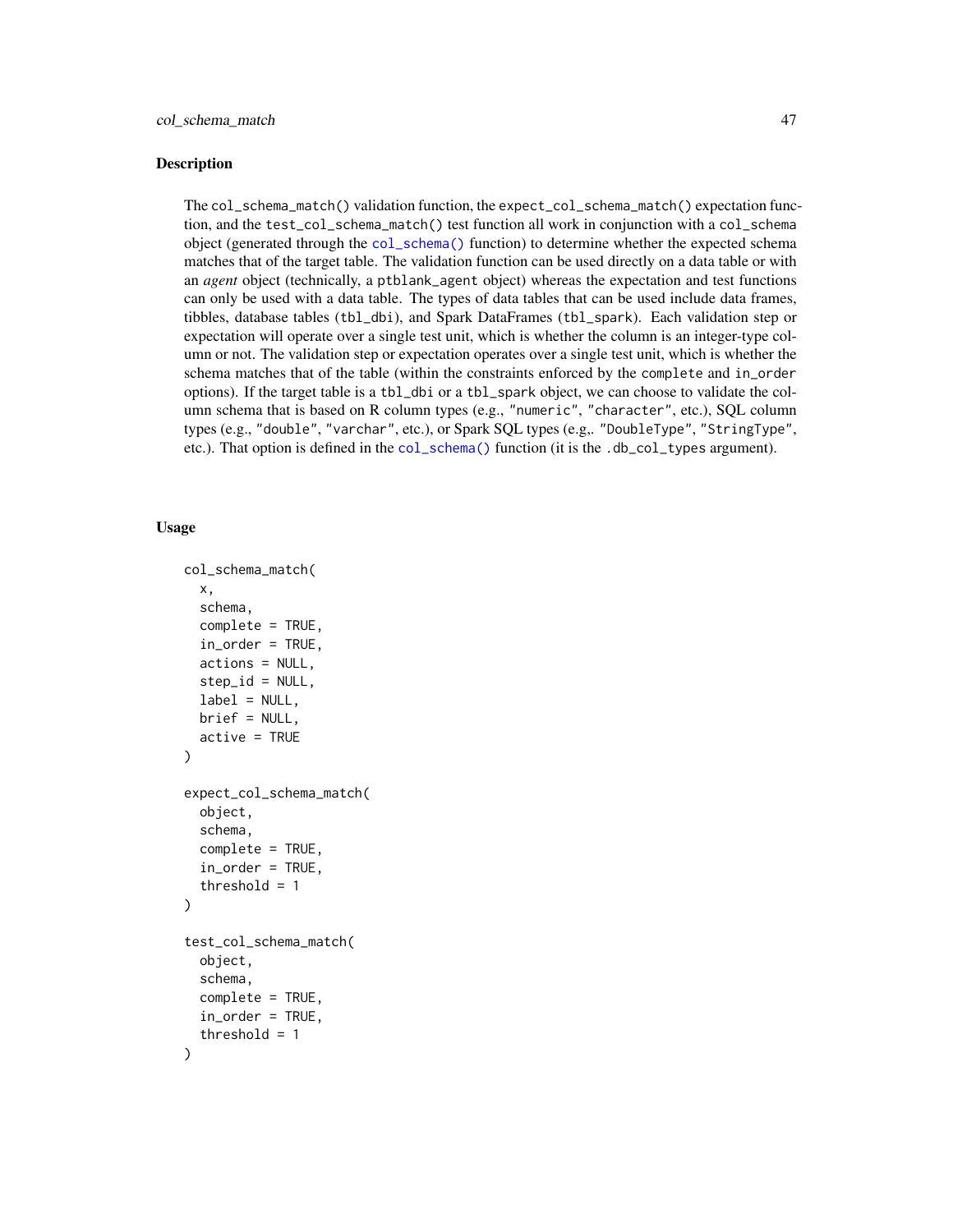## Description

The `col_schema_match()` validation function, the `expect_col_schema_match()` expectation function, and the `test_col_schema_match()` test function all work in conjunction with a `col_schema` object (generated through the `col_schema()` function) to determine whether the expected schema matches that of the target table. The validation function can be used directly on a data table or with an *agent* object (technically, a `ptblank_agent` object) whereas the expectation and test functions can only be used with a data table. The types of data tables that can be used include data frames, tibbles, database tables (`tbl_dbi`), and Spark DataFrames (`tbl_spark`). Each validation step or expectation will operate over a single test unit, which is whether the column is an integer-type column or not. The validation step or expectation operates over a single test unit, which is whether the schema matches that of the table (within the constraints enforced by the `complete` and `in_order` options). If the target table is a `tbl_dbi` or a `tbl_spark` object, we can choose to validate the column schema that is based on R column types (e.g., `"numeric"`, `"character"`, etc.), SQL column types (e.g., `"double"`, `"varchar"`, etc.), or Spark SQL types (e.g,. `"DoubleType"`, `"StringType"`, etc.). That option is defined in the `col_schema()` function (it is the `.db_col_types` argument).

## Usage

```
col_schema_match(
  x,
  schema,
  complete = TRUE,
  in_order = TRUE,
  actions = NULL,
  step_id = NULL,
  label = NULL,
  brief = NULL,
  active = TRUE
)

expect_col_schema_match(
  object,
  schema,
  complete = TRUE,
  in_order = TRUE,
  threshold = 1
)

test_col_schema_match(
  object,
  schema,
  complete = TRUE,
  in_order = TRUE,
  threshold = 1
)
```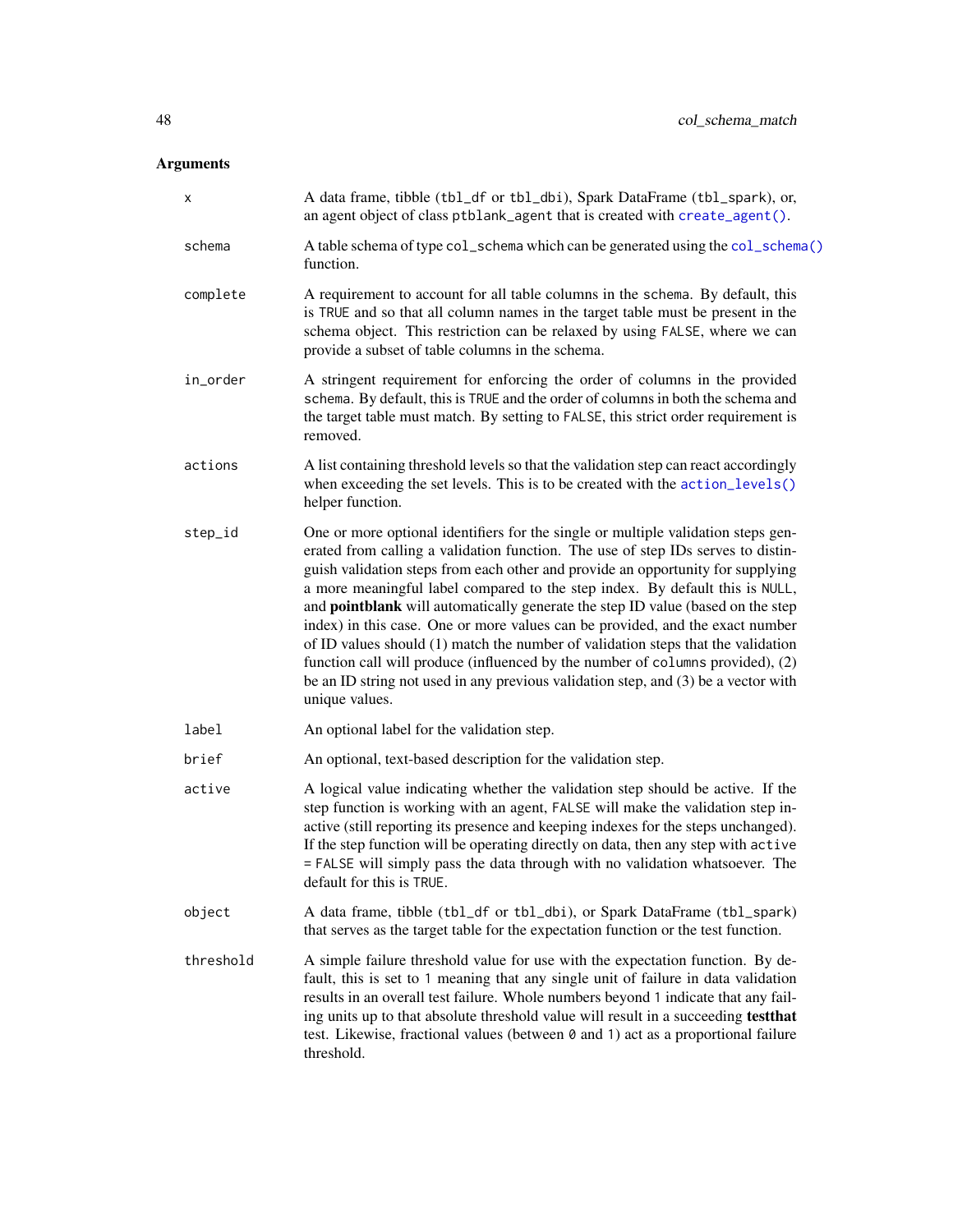## Arguments

| | |
|---|---|
| `x` | A data frame, tibble (`tbl_df` or `tbl_dbi`), Spark DataFrame (`tbl_spark`), or, an agent object of class `ptblank_agent` that is created with `create_agent()`. |
| `schema` | A table schema of type `col_schema` which can be generated using the `col_schema()` function. |
| `complete` | A requirement to account for all table columns in the `schema`. By default, this is `TRUE` and so that all column names in the target table must be present in the schema object. This restriction can be relaxed by using `FALSE`, where we can provide a subset of table columns in the schema. |
| `in_order` | A stringent requirement for enforcing the order of columns in the provided `schema`. By default, this is `TRUE` and the order of columns in both the schema and the target table must match. By setting to `FALSE`, this strict order requirement is removed. |
| `actions` | A list containing threshold levels so that the validation step can react accordingly when exceeding the set levels. This is to be created with the `action_levels()` helper function. |
| `step_id` | One or more optional identifiers for the single or multiple validation steps generated from calling a validation function. The use of step IDs serves to distinguish validation steps from each other and provide an opportunity for supplying a more meaningful label compared to the step index. By default this is `NULL`, and **pointblank** will automatically generate the step ID value (based on the step index) in this case. One or more values can be provided, and the exact number of ID values should (1) match the number of validation steps that the validation function call will produce (influenced by the number of `columns` provided), (2) be an ID string not used in any previous validation step, and (3) be a vector with unique values. |
| `label` | An optional label for the validation step. |
| `brief` | An optional, text-based description for the validation step. |
| `active` | A logical value indicating whether the validation step should be active. If the step function is working with an agent, `FALSE` will make the validation step inactive (still reporting its presence and keeping indexes for the steps unchanged). If the step function will be operating directly on data, then any step with `active = FALSE` will simply pass the data through with no validation whatsoever. The default for this is `TRUE`. |
| `object` | A data frame, tibble (`tbl_df` or `tbl_dbi`), or Spark DataFrame (`tbl_spark`) that serves as the target table for the expectation function or the test function. |
| `threshold` | A simple failure threshold value for use with the expectation function. By default, this is set to `1` meaning that any single unit of failure in data validation results in an overall test failure. Whole numbers beyond `1` indicate that any failing units up to that absolute threshold value will result in a succeeding **testthat** test. Likewise, fractional values (between `0` and `1`) act as a proportional failure threshold. |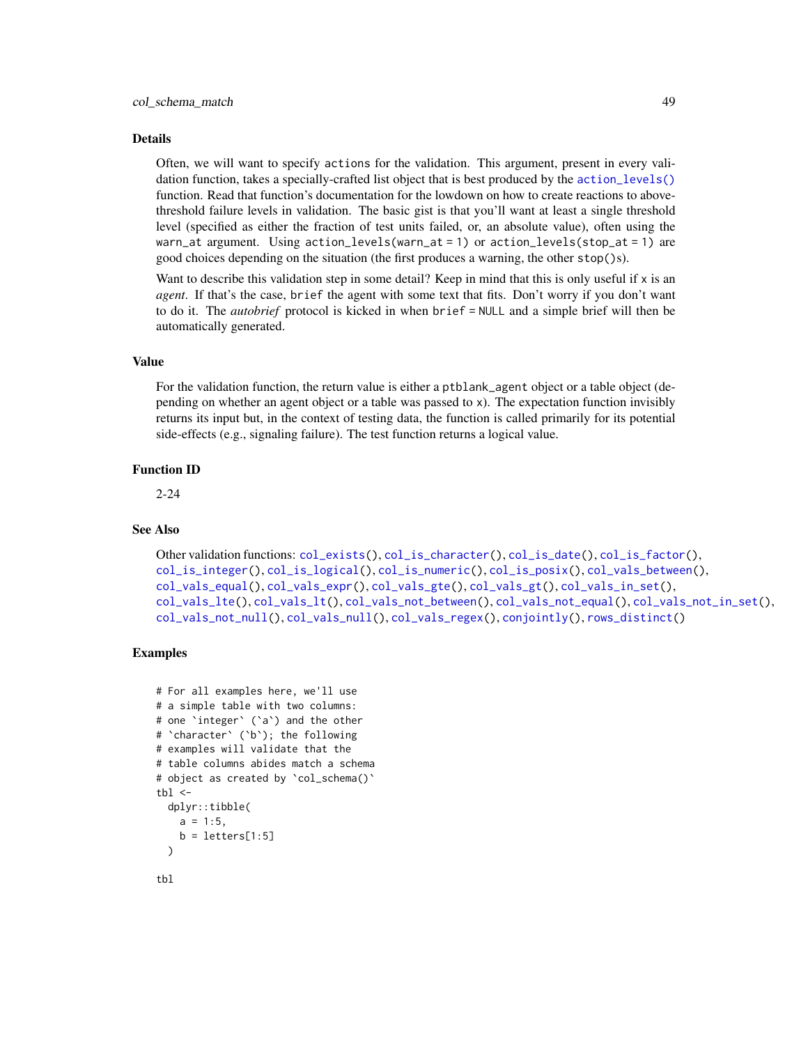### Details

Often, we will want to specify `actions` for the validation. This argument, present in every validation function, takes a specially-crafted list object that is best produced by the `action_levels()` function. Read that function's documentation for the lowdown on how to create reactions to above-threshold failure levels in validation. The basic gist is that you'll want at least a single threshold level (specified as either the fraction of test units failed, or, an absolute value), often using the `warn_at` argument. Using `action_levels(warn_at = 1)` or `action_levels(stop_at = 1)` are good choices depending on the situation (the first produces a warning, the other `stop()`s).

Want to describe this validation step in some detail? Keep in mind that this is only useful if `x` is an *agent*. If that's the case, `brief` the agent with some text that fits. Don't worry if you don't want to do it. The *autobrief* protocol is kicked in when `brief = NULL` and a simple brief will then be automatically generated.

### Value

For the validation function, the return value is either a `ptblank_agent` object or a table object (depending on whether an agent object or a table was passed to `x`). The expectation function invisibly returns its input but, in the context of testing data, the function is called primarily for its potential side-effects (e.g., signaling failure). The test function returns a logical value.

### Function ID

2-24

### See Also

Other validation functions: `col_exists()`, `col_is_character()`, `col_is_date()`, `col_is_factor()`, `col_is_integer()`, `col_is_logical()`, `col_is_numeric()`, `col_is_posix()`, `col_vals_between()`, `col_vals_equal()`, `col_vals_expr()`, `col_vals_gte()`, `col_vals_gt()`, `col_vals_in_set()`, `col_vals_lte()`, `col_vals_lt()`, `col_vals_not_between()`, `col_vals_not_equal()`, `col_vals_not_in_set()`, `col_vals_not_null()`, `col_vals_null()`, `col_vals_regex()`, `conjointly()`, `rows_distinct()`

### Examples

```
# For all examples here, we'll use
# a simple table with two columns:
# one `integer` (`a`) and the other
# `character` (`b`); the following
# examples will validate that the
# table columns abides match a schema
# object as created by `col_schema()`
tbl <-
  dplyr::tibble(
    a = 1:5,
    b = letters[1:5]
  )

tbl
```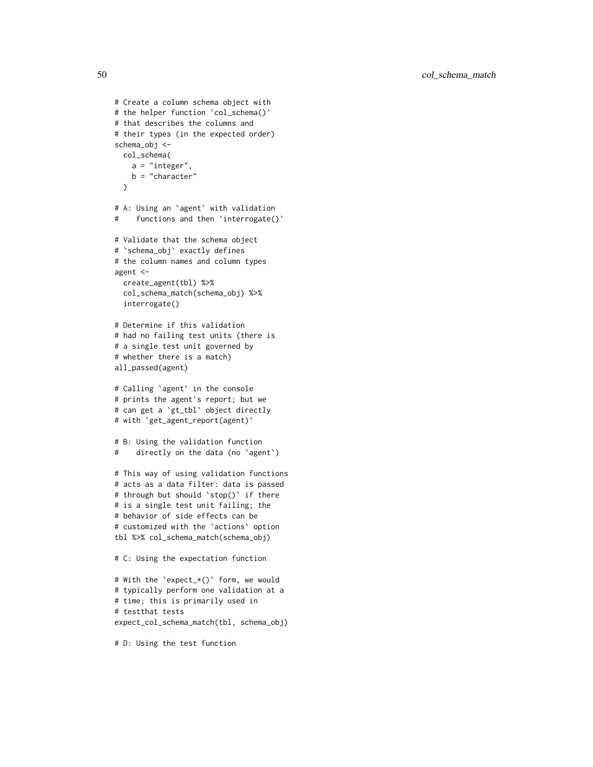```
# Create a column schema object with
# the helper function `col_schema()`
# that describes the columns and
# their types (in the expected order)
schema_obj <-
  col_schema(
    a = "integer",
    b = "character"
  )

# A: Using an `agent` with validation
#    functions and then `interrogate()`

# Validate that the schema object
# `schema_obj` exactly defines
# the column names and column types
agent <-
  create_agent(tbl) %>%
  col_schema_match(schema_obj) %>%
  interrogate()

# Determine if this validation
# had no failing test units (there is
# a single test unit governed by
# whether there is a match)
all_passed(agent)

# Calling `agent` in the console
# prints the agent's report; but we
# can get a `gt_tbl` object directly
# with `get_agent_report(agent)`

# B: Using the validation function
#    directly on the data (no `agent`)

# This way of using validation functions
# acts as a data filter: data is passed
# through but should `stop()` if there
# is a single test unit failing; the
# behavior of side effects can be
# customized with the `actions` option
tbl %>% col_schema_match(schema_obj)

# C: Using the expectation function

# With the `expect_*()` form, we would
# typically perform one validation at a
# time; this is primarily used in
# testthat tests
expect_col_schema_match(tbl, schema_obj)

# D: Using the test function
```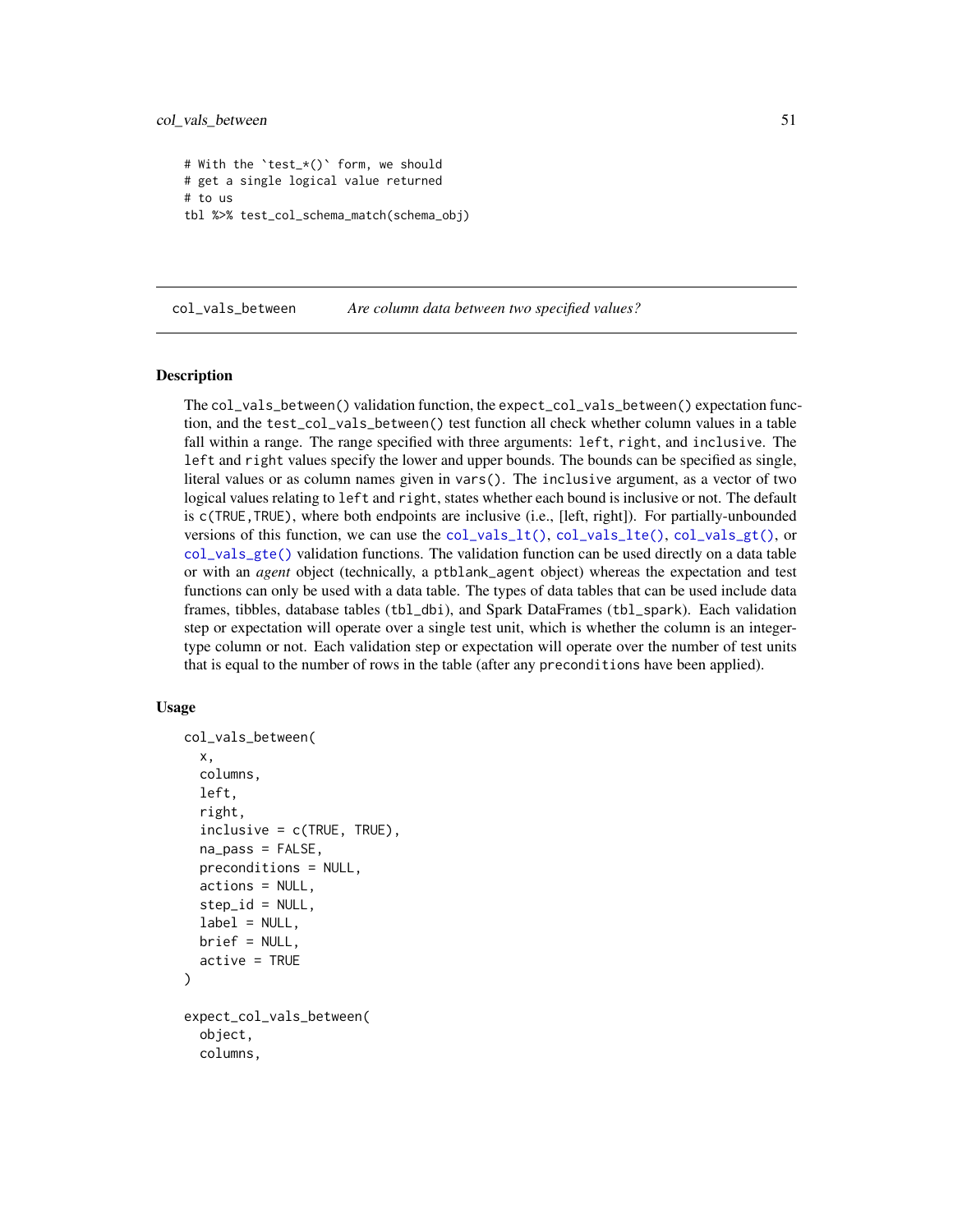```
# With the `test_*()` form, we should
# get a single logical value returned
# to us
tbl %>% test_col_schema_match(schema_obj)
```

## col_vals_between — *Are column data between two specified values?*

### Description

The `col_vals_between()` validation function, the `expect_col_vals_between()` expectation function, and the `test_col_vals_between()` test function all check whether column values in a table fall within a range. The range specified with three arguments: `left`, `right`, and `inclusive`. The `left` and `right` values specify the lower and upper bounds. The bounds can be specified as single, literal values or as column names given in `vars()`. The `inclusive` argument, as a vector of two logical values relating to `left` and `right`, states whether each bound is inclusive or not. The default is `c(TRUE,TRUE)`, where both endpoints are inclusive (i.e., [left, right]). For partially-unbounded versions of this function, we can use the `col_vals_lt()`, `col_vals_lte()`, `col_vals_gt()`, or `col_vals_gte()` validation functions. The validation function can be used directly on a data table or with an *agent* object (technically, a `ptblank_agent` object) whereas the expectation and test functions can only be used with a data table. The types of data tables that can be used include data frames, tibbles, database tables (`tbl_dbi`), and Spark DataFrames (`tbl_spark`). Each validation step or expectation will operate over a single test unit, which is whether the column is an integer-type column or not. Each validation step or expectation will operate over the number of test units that is equal to the number of rows in the table (after any `preconditions` have been applied).

### Usage

```
col_vals_between(
  x,
  columns,
  left,
  right,
  inclusive = c(TRUE, TRUE),
  na_pass = FALSE,
  preconditions = NULL,
  actions = NULL,
  step_id = NULL,
  label = NULL,
  brief = NULL,
  active = TRUE
)

expect_col_vals_between(
  object,
  columns,
```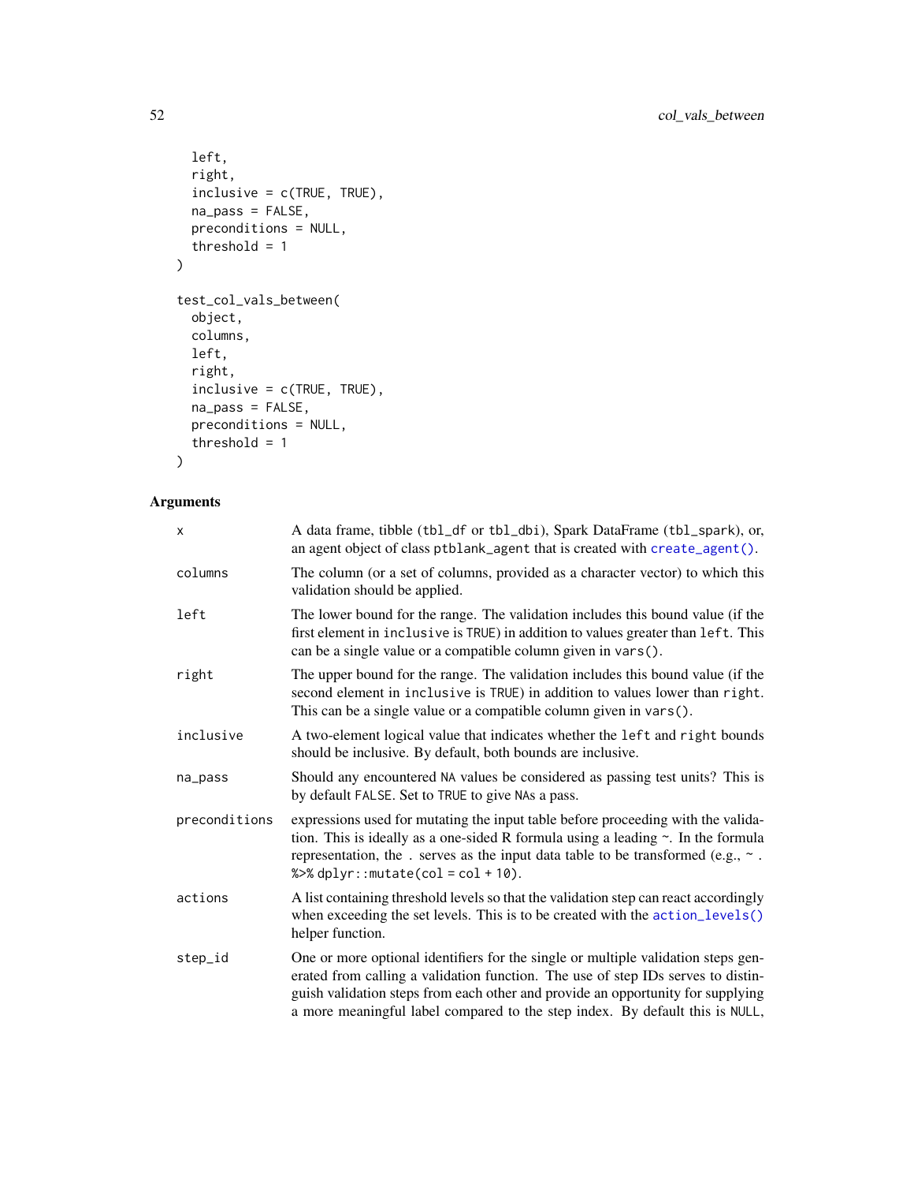```
  left,
  right,
  inclusive = c(TRUE, TRUE),
  na_pass = FALSE,
  preconditions = NULL,
  threshold = 1
)

test_col_vals_between(
  object,
  columns,
  left,
  right,
  inclusive = c(TRUE, TRUE),
  na_pass = FALSE,
  preconditions = NULL,
  threshold = 1
)
```

## Arguments

| | |
|---|---|
| `x` | A data frame, tibble (`tbl_df` or `tbl_dbi`), Spark DataFrame (`tbl_spark`), or, an agent object of class `ptblank_agent` that is created with `create_agent()`. |
| `columns` | The column (or a set of columns, provided as a character vector) to which this validation should be applied. |
| `left` | The lower bound for the range. The validation includes this bound value (if the first element in `inclusive` is `TRUE`) in addition to values greater than `left`. This can be a single value or a compatible column given in `vars()`. |
| `right` | The upper bound for the range. The validation includes this bound value (if the second element in `inclusive` is `TRUE`) in addition to values lower than `right`. This can be a single value or a compatible column given in `vars()`. |
| `inclusive` | A two-element logical value that indicates whether the `left` and `right` bounds should be inclusive. By default, both bounds are inclusive. |
| `na_pass` | Should any encountered `NA` values be considered as passing test units? This is by default `FALSE`. Set to `TRUE` to give `NA`s a pass. |
| `preconditions` | expressions used for mutating the input table before proceeding with the validation. This is ideally as a one-sided R formula using a leading ~. In the formula representation, the . serves as the input data table to be transformed (e.g., `~ . %>% dplyr::mutate(col = col + 10)`. |
| `actions` | A list containing threshold levels so that the validation step can react accordingly when exceeding the set levels. This is to be created with the `action_levels()` helper function. |
| `step_id` | One or more optional identifiers for the single or multiple validation steps generated from calling a validation function. The use of step IDs serves to distinguish validation steps from each other and provide an opportunity for supplying a more meaningful label compared to the step index. By default this is `NULL`, |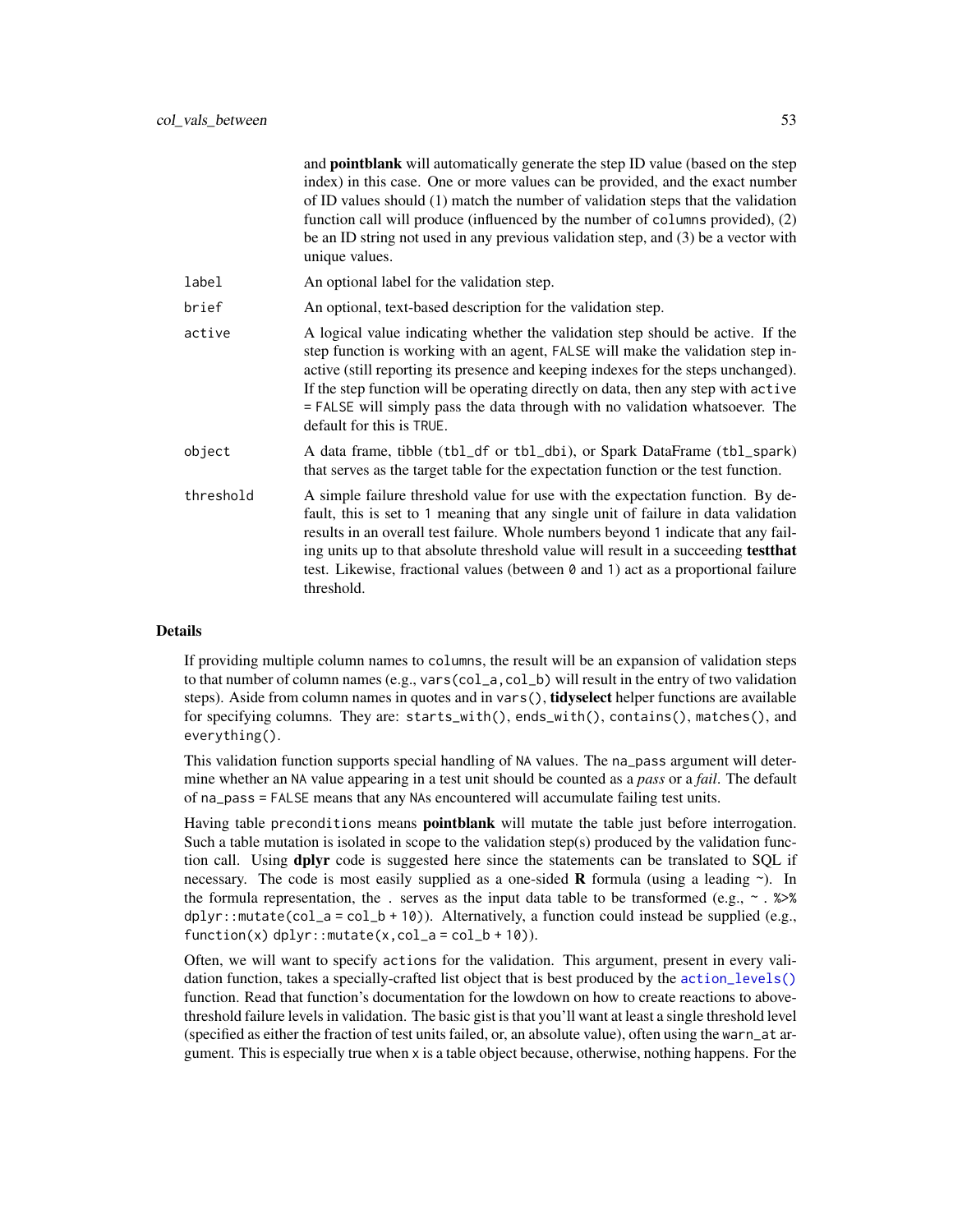and **pointblank** will automatically generate the step ID value (based on the step index) in this case. One or more values can be provided, and the exact number of ID values should (1) match the number of validation steps that the validation function call will produce (influenced by the number of `columns` provided), (2) be an ID string not used in any previous validation step, and (3) be a vector with unique values.

`label` An optional label for the validation step.

`brief` An optional, text-based description for the validation step.

`active` A logical value indicating whether the validation step should be active. If the step function is working with an agent, `FALSE` will make the validation step inactive (still reporting its presence and keeping indexes for the steps unchanged). If the step function will be operating directly on data, then any step with `active = FALSE` will simply pass the data through with no validation whatsoever. The default for this is `TRUE`.

`object` A data frame, tibble (`tbl_df` or `tbl_dbi`), or Spark DataFrame (`tbl_spark`) that serves as the target table for the expectation function or the test function.

`threshold` A simple failure threshold value for use with the expectation function. By default, this is set to `1` meaning that any single unit of failure in data validation results in an overall test failure. Whole numbers beyond `1` indicate that any failing units up to that absolute threshold value will result in a succeeding **testthat** test. Likewise, fractional values (between `0` and `1`) act as a proportional failure threshold.

## Details

If providing multiple column names to `columns`, the result will be an expansion of validation steps to that number of column names (e.g., `vars(col_a,col_b)` will result in the entry of two validation steps). Aside from column names in quotes and in `vars()`, **tidyselect** helper functions are available for specifying columns. They are: `starts_with()`, `ends_with()`, `contains()`, `matches()`, and `everything()`.

This validation function supports special handling of `NA` values. The `na_pass` argument will determine whether an `NA` value appearing in a test unit should be counted as a *pass* or a *fail*. The default of `na_pass = FALSE` means that any `NA`s encountered will accumulate failing test units.

Having table `preconditions` means **pointblank** will mutate the table just before interrogation. Such a table mutation is isolated in scope to the validation step(s) produced by the validation function call. Using **dplyr** code is suggested here since the statements can be translated to SQL if necessary. The code is most easily supplied as a one-sided **R** formula (using a leading `~`). In the formula representation, the `.` serves as the input data table to be transformed (e.g., `~ . %>% dplyr::mutate(col_a = col_b + 10)`). Alternatively, a function could instead be supplied (e.g., `function(x) dplyr::mutate(x,col_a = col_b + 10)`).

Often, we will want to specify `actions` for the validation. This argument, present in every validation function, takes a specially-crafted list object that is best produced by the `action_levels()` function. Read that function's documentation for the lowdown on how to create reactions to above-threshold failure levels in validation. The basic gist is that you'll want at least a single threshold level (specified as either the fraction of test units failed, or, an absolute value), often using the `warn_at` argument. This is especially true when `x` is a table object because, otherwise, nothing happens. For the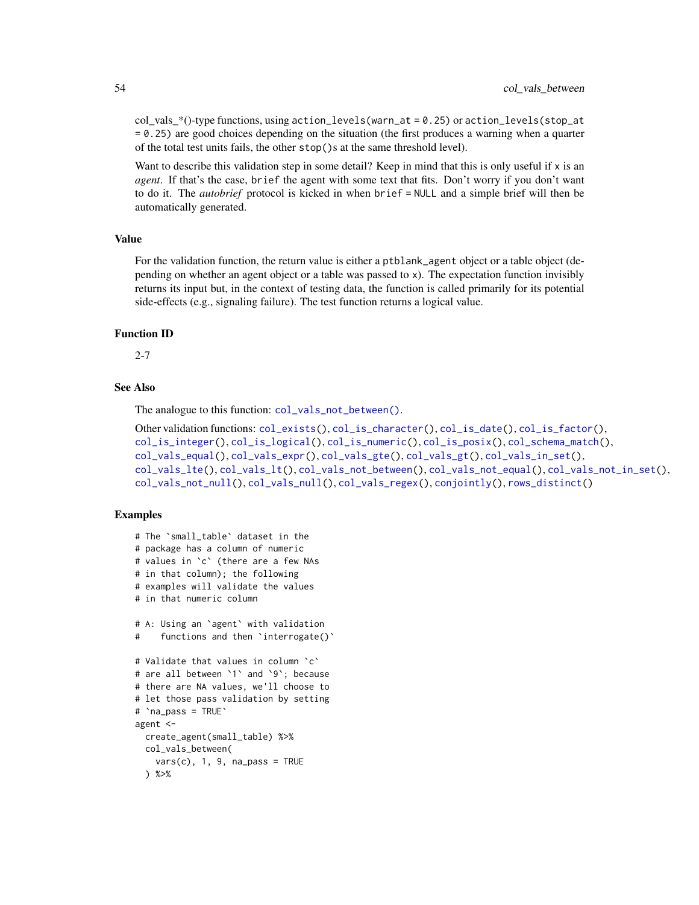col_vals_*()-type functions, using `action_levels(warn_at = 0.25)` or `action_levels(stop_at = 0.25)` are good choices depending on the situation (the first produces a warning when a quarter of the total test units fails, the other `stop()`s at the same threshold level).

Want to describe this validation step in some detail? Keep in mind that this is only useful if `x` is an *agent*. If that's the case, `brief` the agent with some text that fits. Don't worry if you don't want to do it. The *autobrief* protocol is kicked in when `brief = NULL` and a simple brief will then be automatically generated.

### Value

For the validation function, the return value is either a `ptblank_agent` object or a table object (depending on whether an agent object or a table was passed to `x`). The expectation function invisibly returns its input but, in the context of testing data, the function is called primarily for its potential side-effects (e.g., signaling failure). The test function returns a logical value.

### Function ID

2-7

### See Also

The analogue to this function: `col_vals_not_between()`.

Other validation functions: `col_exists()`, `col_is_character()`, `col_is_date()`, `col_is_factor()`, `col_is_integer()`, `col_is_logical()`, `col_is_numeric()`, `col_is_posix()`, `col_schema_match()`, `col_vals_equal()`, `col_vals_expr()`, `col_vals_gte()`, `col_vals_gt()`, `col_vals_in_set()`, `col_vals_lte()`, `col_vals_lt()`, `col_vals_not_between()`, `col_vals_not_equal()`, `col_vals_not_in_set()`, `col_vals_not_null()`, `col_vals_null()`, `col_vals_regex()`, `conjointly()`, `rows_distinct()`

### Examples

```
# The `small_table` dataset in the
# package has a column of numeric
# values in `c` (there are a few NAs
# in that column); the following
# examples will validate the values
# in that numeric column

# A: Using an `agent` with validation
#    functions and then `interrogate()`

# Validate that values in column `c`
# are all between `1` and `9`; because
# there are NA values, we'll choose to
# let those pass validation by setting
# `na_pass = TRUE`
agent <-
  create_agent(small_table) %>%
  col_vals_between(
    vars(c), 1, 9, na_pass = TRUE
  ) %>%
```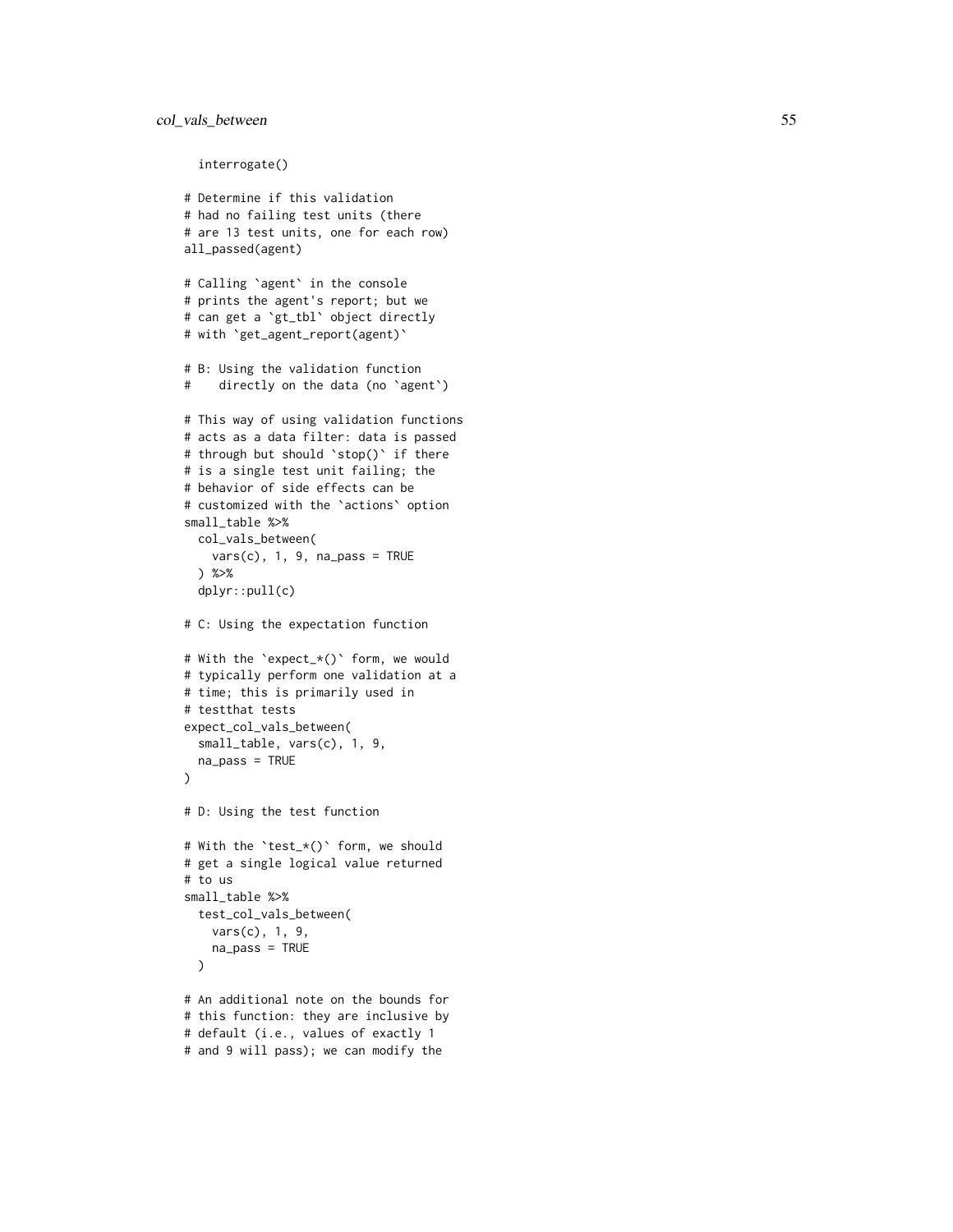```
  interrogate()

# Determine if this validation
# had no failing test units (there
# are 13 test units, one for each row)
all_passed(agent)

# Calling `agent` in the console
# prints the agent's report; but we
# can get a `gt_tbl` object directly
# with `get_agent_report(agent)`

# B: Using the validation function
#    directly on the data (no `agent`)

# This way of using validation functions
# acts as a data filter: data is passed
# through but should `stop()` if there
# is a single test unit failing; the
# behavior of side effects can be
# customized with the `actions` option
small_table %>%
  col_vals_between(
    vars(c), 1, 9, na_pass = TRUE
  ) %>%
  dplyr::pull(c)

# C: Using the expectation function

# With the `expect_*()` form, we would
# typically perform one validation at a
# time; this is primarily used in
# testthat tests
expect_col_vals_between(
  small_table, vars(c), 1, 9,
  na_pass = TRUE
)

# D: Using the test function

# With the `test_*()` form, we should
# get a single logical value returned
# to us
small_table %>%
  test_col_vals_between(
    vars(c), 1, 9,
    na_pass = TRUE
  )

# An additional note on the bounds for
# this function: they are inclusive by
# default (i.e., values of exactly 1
# and 9 will pass); we can modify the
```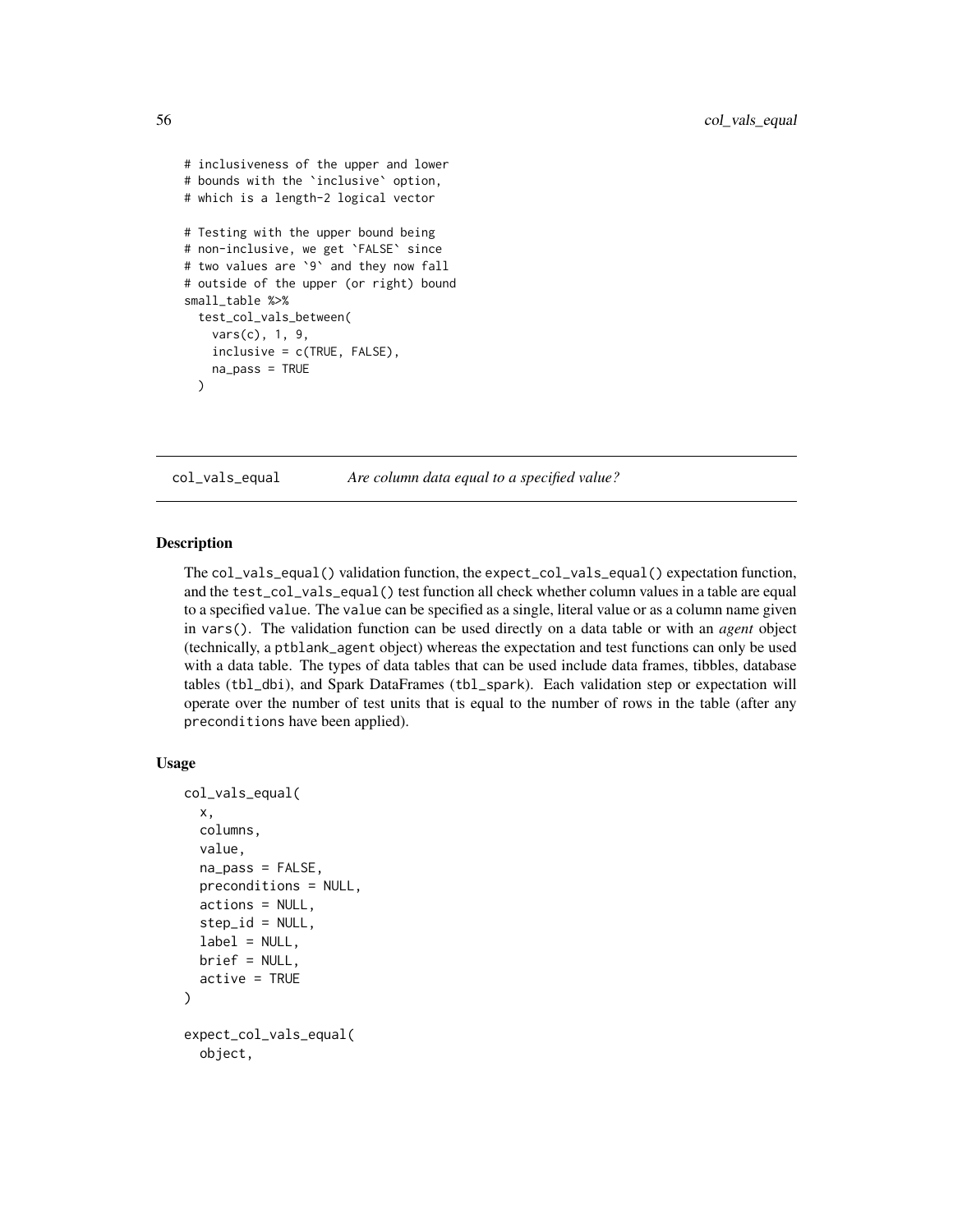```
# inclusiveness of the upper and lower
# bounds with the `inclusive` option,
# which is a length-2 logical vector

# Testing with the upper bound being
# non-inclusive, we get `FALSE` since
# two values are `9` and they now fall
# outside of the upper (or right) bound
small_table %>%
  test_col_vals_between(
    vars(c), 1, 9,
    inclusive = c(TRUE, FALSE),
    na_pass = TRUE
  )
```

---

## col_vals_equal — *Are column data equal to a specified value?*

### Description

The `col_vals_equal()` validation function, the `expect_col_vals_equal()` expectation function, and the `test_col_vals_equal()` test function all check whether column values in a table are equal to a specified `value`. The `value` can be specified as a single, literal value or as a column name given in `vars()`. The validation function can be used directly on a data table or with an *agent* object (technically, a `ptblank_agent` object) whereas the expectation and test functions can only be used with a data table. The types of data tables that can be used include data frames, tibbles, database tables (`tbl_dbi`), and Spark DataFrames (`tbl_spark`). Each validation step or expectation will operate over the number of test units that is equal to the number of rows in the table (after any `preconditions` have been applied).

### Usage

```
col_vals_equal(
  x,
  columns,
  value,
  na_pass = FALSE,
  preconditions = NULL,
  actions = NULL,
  step_id = NULL,
  label = NULL,
  brief = NULL,
  active = TRUE
)

expect_col_vals_equal(
  object,
```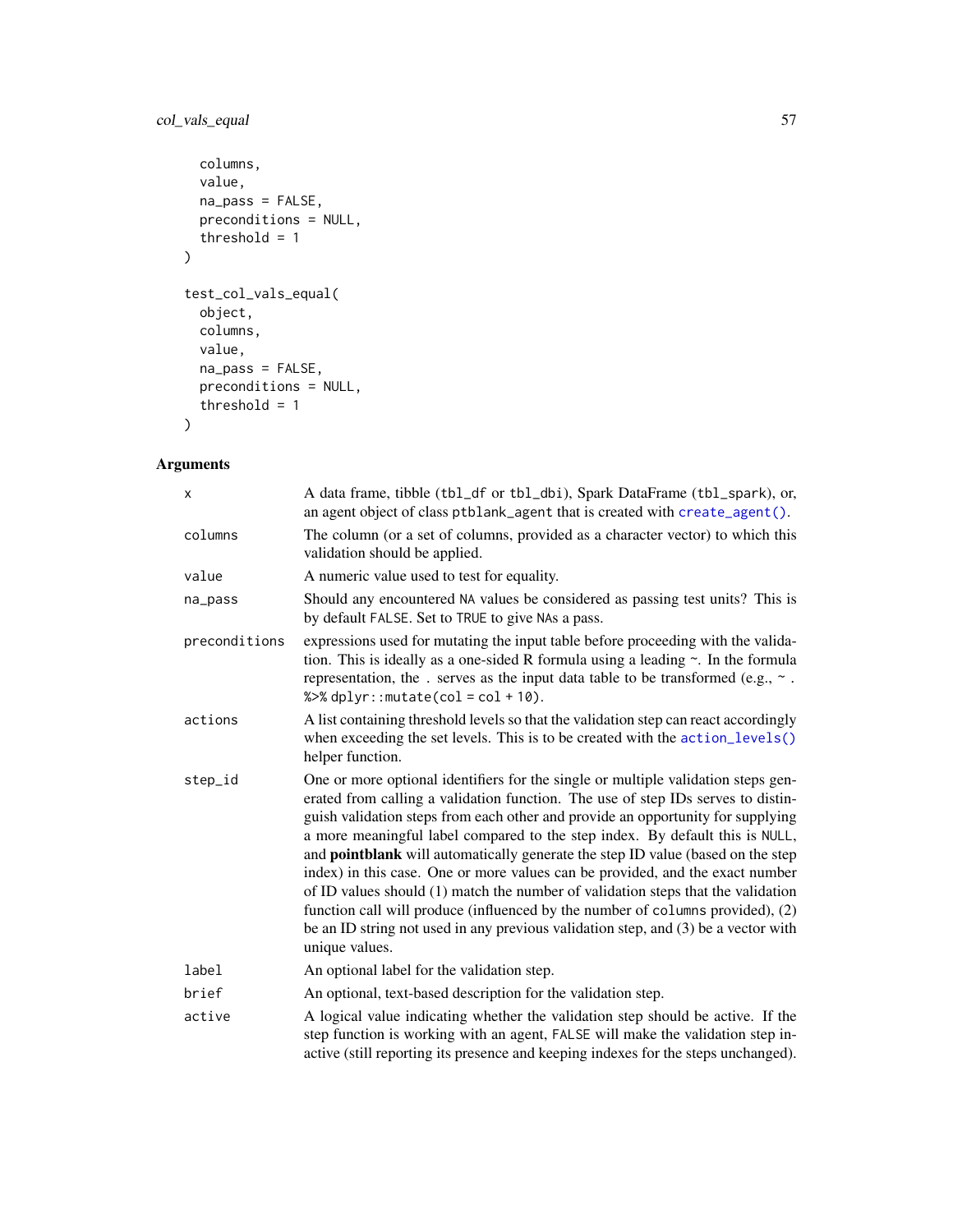```
  columns,
  value,
  na_pass = FALSE,
  preconditions = NULL,
  threshold = 1
)

test_col_vals_equal(
  object,
  columns,
  value,
  na_pass = FALSE,
  preconditions = NULL,
  threshold = 1
)
```

## Arguments

| | |
|---|---|
| `x` | A data frame, tibble (`tbl_df` or `tbl_dbi`), Spark DataFrame (`tbl_spark`), or, an agent object of class `ptblank_agent` that is created with `create_agent()`. |
| `columns` | The column (or a set of columns, provided as a character vector) to which this validation should be applied. |
| `value` | A numeric value used to test for equality. |
| `na_pass` | Should any encountered `NA` values be considered as passing test units? This is by default `FALSE`. Set to `TRUE` to give `NA`s a pass. |
| `preconditions` | expressions used for mutating the input table before proceeding with the validation. This is ideally as a one-sided R formula using a leading `~`. In the formula representation, the `.` serves as the input data table to be transformed (e.g., `~ . %>% dplyr::mutate(col = col + 10)`. |
| `actions` | A list containing threshold levels so that the validation step can react accordingly when exceeding the set levels. This is to be created with the `action_levels()` helper function. |
| `step_id` | One or more optional identifiers for the single or multiple validation steps generated from calling a validation function. The use of step IDs serves to distinguish validation steps from each other and provide an opportunity for supplying a more meaningful label compared to the step index. By default this is `NULL`, and **pointblank** will automatically generate the step ID value (based on the step index) in this case. One or more values can be provided, and the exact number of ID values should (1) match the number of validation steps that the validation function call will produce (influenced by the number of `columns` provided), (2) be an ID string not used in any previous validation step, and (3) be a vector with unique values. |
| `label` | An optional label for the validation step. |
| `brief` | An optional, text-based description for the validation step. |
| `active` | A logical value indicating whether the validation step should be active. If the step function is working with an agent, `FALSE` will make the validation step inactive (still reporting its presence and keeping indexes for the steps unchanged). |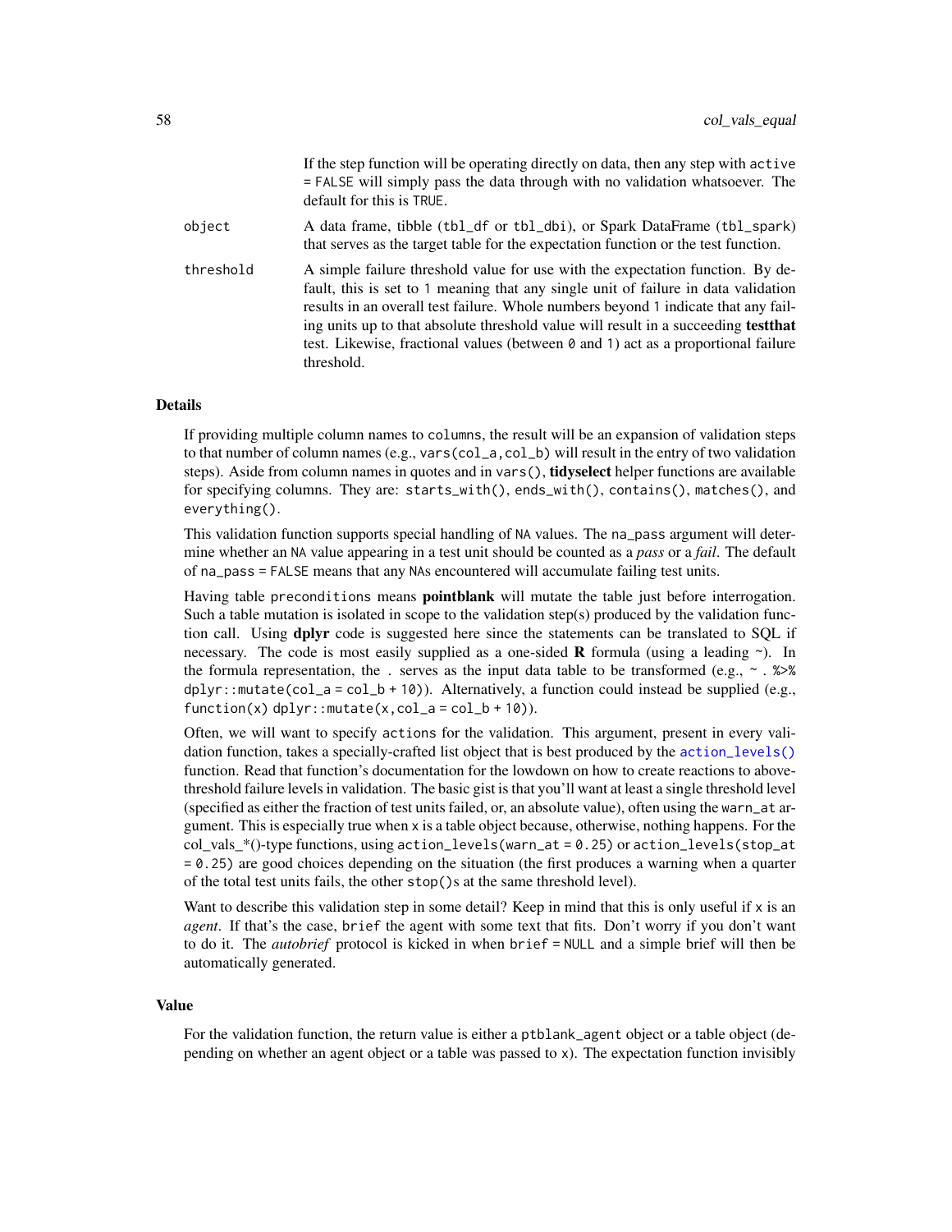If the step function will be operating directly on data, then any step with `active = FALSE` will simply pass the data through with no validation whatsoever. The default for this is `TRUE`.

`object` A data frame, tibble (`tbl_df` or `tbl_dbi`), or Spark DataFrame (`tbl_spark`) that serves as the target table for the expectation function or the test function.

`threshold` A simple failure threshold value for use with the expectation function. By default, this is set to `1` meaning that any single unit of failure in data validation results in an overall test failure. Whole numbers beyond `1` indicate that any failing units up to that absolute threshold value will result in a succeeding **testthat** test. Likewise, fractional values (between `0` and `1`) act as a proportional failure threshold.

## Details

If providing multiple column names to `columns`, the result will be an expansion of validation steps to that number of column names (e.g., `vars(col_a,col_b)` will result in the entry of two validation steps). Aside from column names in quotes and in `vars()`, **tidyselect** helper functions are available for specifying columns. They are: `starts_with()`, `ends_with()`, `contains()`, `matches()`, and `everything()`.

This validation function supports special handling of `NA` values. The `na_pass` argument will determine whether an `NA` value appearing in a test unit should be counted as a *pass* or a *fail*. The default of `na_pass = FALSE` means that any `NA`s encountered will accumulate failing test units.

Having table `preconditions` means **pointblank** will mutate the table just before interrogation. Such a table mutation is isolated in scope to the validation step(s) produced by the validation function call. Using **dplyr** code is suggested here since the statements can be translated to SQL if necessary. The code is most easily supplied as a one-sided **R** formula (using a leading `~`). In the formula representation, the `.` serves as the input data table to be transformed (e.g., `~ . %>% dplyr::mutate(col_a = col_b + 10)`). Alternatively, a function could instead be supplied (e.g., `function(x) dplyr::mutate(x,col_a = col_b + 10)`).

Often, we will want to specify `actions` for the validation. This argument, present in every validation function, takes a specially-crafted list object that is best produced by the `action_levels()` function. Read that function's documentation for the lowdown on how to create reactions to above-threshold failure levels in validation. The basic gist is that you'll want at least a single threshold level (specified as either the fraction of test units failed, or, an absolute value), often using the `warn_at` argument. This is especially true when `x` is a table object because, otherwise, nothing happens. For the col_vals_*()-type functions, using `action_levels(warn_at = 0.25)` or `action_levels(stop_at = 0.25)` are good choices depending on the situation (the first produces a warning when a quarter of the total test units fails, the other `stop()`s at the same threshold level).

Want to describe this validation step in some detail? Keep in mind that this is only useful if `x` is an *agent*. If that's the case, `brief` the agent with some text that fits. Don't worry if you don't want to do it. The *autobrief* protocol is kicked in when `brief = NULL` and a simple brief will then be automatically generated.

## Value

For the validation function, the return value is either a `ptblank_agent` object or a table object (depending on whether an agent object or a table was passed to `x`). The expectation function invisibly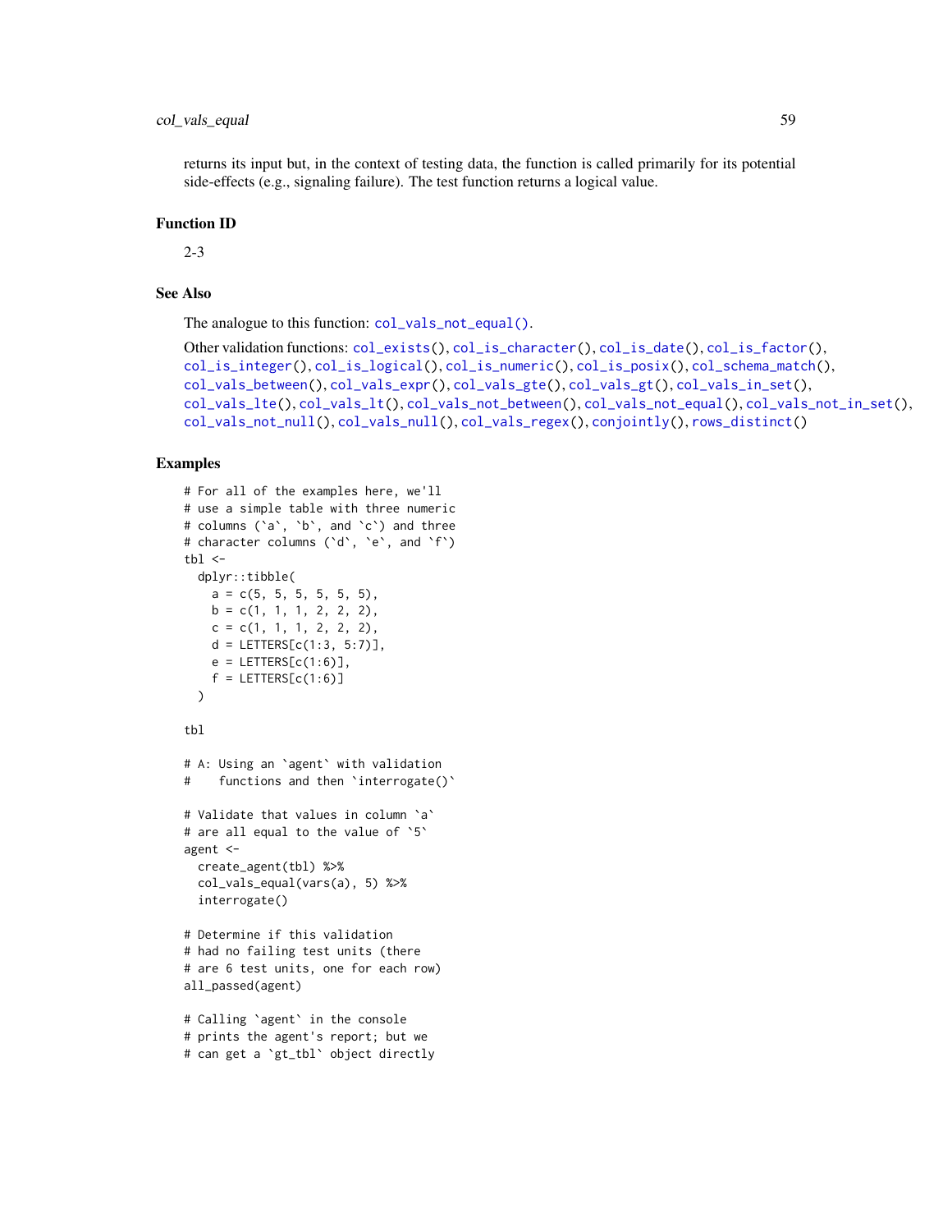returns its input but, in the context of testing data, the function is called primarily for its potential side-effects (e.g., signaling failure). The test function returns a logical value.

## Function ID

2-3

## See Also

The analogue to this function: `col_vals_not_equal()`.

Other validation functions: `col_exists()`, `col_is_character()`, `col_is_date()`, `col_is_factor()`, `col_is_integer()`, `col_is_logical()`, `col_is_numeric()`, `col_is_posix()`, `col_schema_match()`, `col_vals_between()`, `col_vals_expr()`, `col_vals_gte()`, `col_vals_gt()`, `col_vals_in_set()`, `col_vals_lte()`, `col_vals_lt()`, `col_vals_not_between()`, `col_vals_not_equal()`, `col_vals_not_in_set()`, `col_vals_not_null()`, `col_vals_null()`, `col_vals_regex()`, `conjointly()`, `rows_distinct()`

## Examples

```
# For all of the examples here, we'll
# use a simple table with three numeric
# columns (`a`, `b`, and `c`) and three
# character columns (`d`, `e`, and `f`)
tbl <-
  dplyr::tibble(
    a = c(5, 5, 5, 5, 5, 5),
    b = c(1, 1, 1, 2, 2, 2),
    c = c(1, 1, 1, 2, 2, 2),
    d = LETTERS[c(1:3, 5:7)],
    e = LETTERS[c(1:6)],
    f = LETTERS[c(1:6)]
  )

tbl

# A: Using an `agent` with validation
#    functions and then `interrogate()`

# Validate that values in column `a`
# are all equal to the value of `5`
agent <-
  create_agent(tbl) %>%
  col_vals_equal(vars(a), 5) %>%
  interrogate()

# Determine if this validation
# had no failing test units (there
# are 6 test units, one for each row)
all_passed(agent)

# Calling `agent` in the console
# prints the agent's report; but we
# can get a `gt_tbl` object directly
```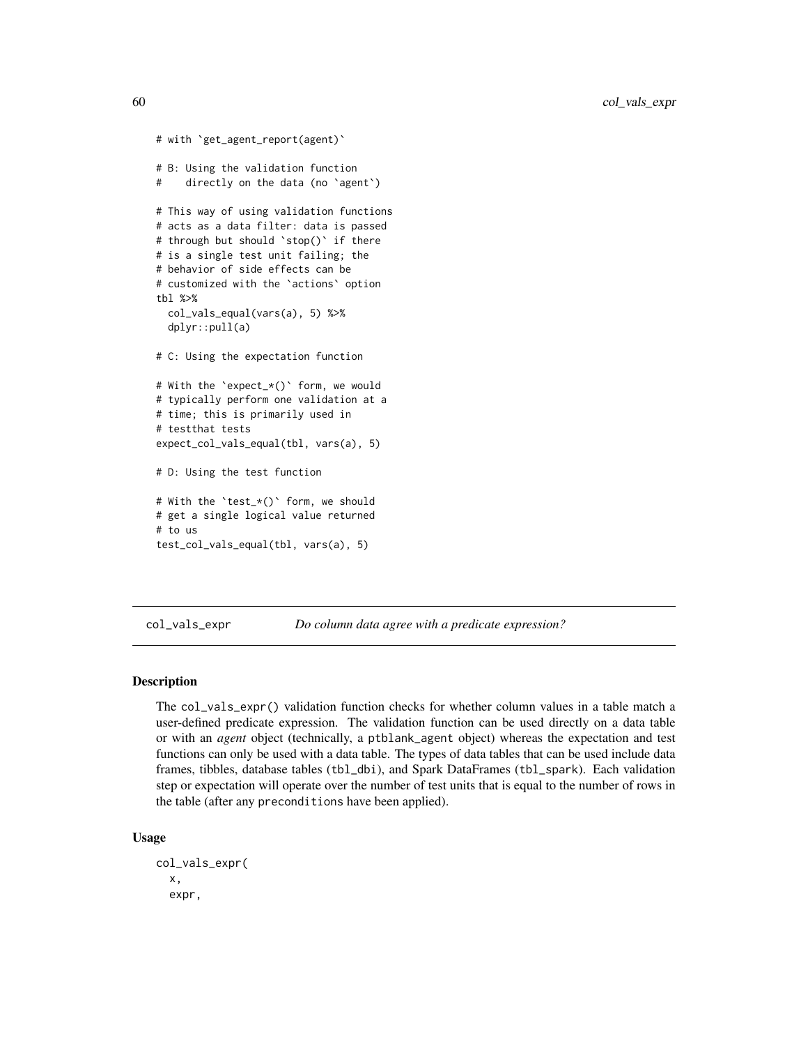```
# with `get_agent_report(agent)`

# B: Using the validation function
#    directly on the data (no `agent`)

# This way of using validation functions
# acts as a data filter: data is passed
# through but should `stop()` if there
# is a single test unit failing; the
# behavior of side effects can be
# customized with the `actions` option
tbl %>%
  col_vals_equal(vars(a), 5) %>%
  dplyr::pull(a)

# C: Using the expectation function

# With the `expect_*()` form, we would
# typically perform one validation at a
# time; this is primarily used in
# testthat tests
expect_col_vals_equal(tbl, vars(a), 5)

# D: Using the test function

# With the `test_*()` form, we should
# get a single logical value returned
# to us
test_col_vals_equal(tbl, vars(a), 5)
```

---

## col_vals_expr — *Do column data agree with a predicate expression?*

---

### Description

The col_vals_expr() validation function checks for whether column values in a table match a user-defined predicate expression. The validation function can be used directly on a data table or with an *agent* object (technically, a ptblank_agent object) whereas the expectation and test functions can only be used with a data table. The types of data tables that can be used include data frames, tibbles, database tables (tbl_dbi), and Spark DataFrames (tbl_spark). Each validation step or expectation will operate over the number of test units that is equal to the number of rows in the table (after any preconditions have been applied).

### Usage

```
col_vals_expr(
  x,
  expr,
```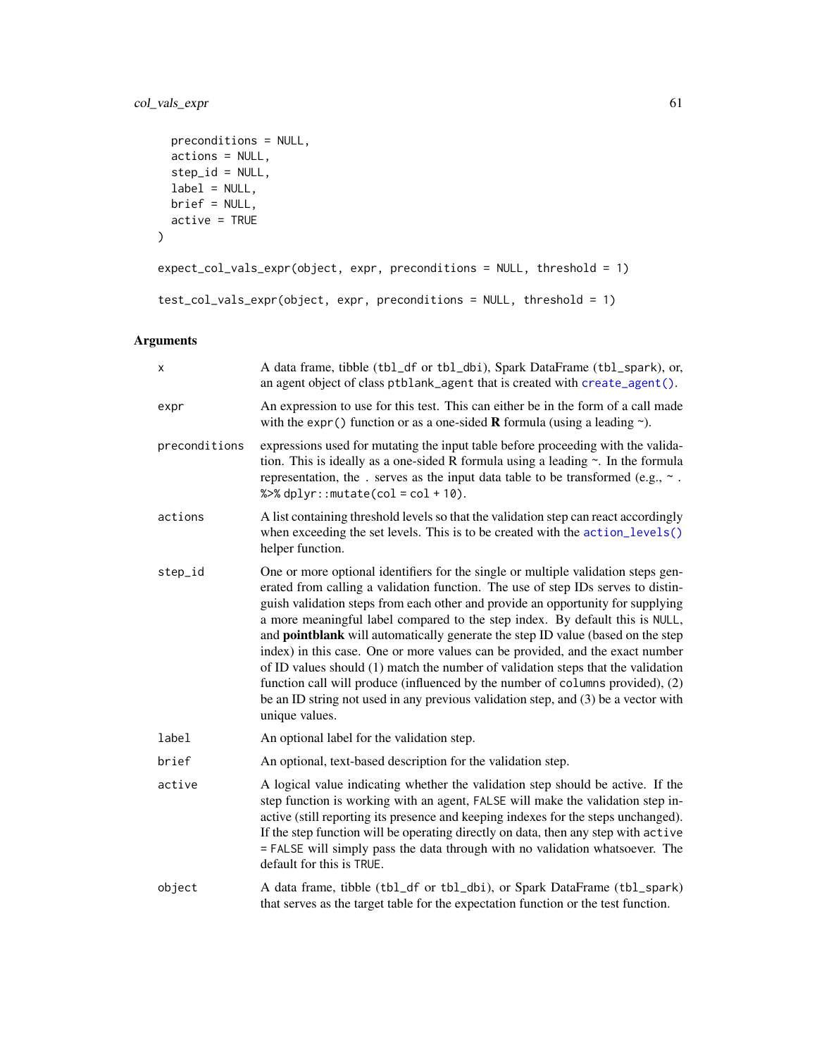```
  preconditions = NULL,
  actions = NULL,
  step_id = NULL,
  label = NULL,
  brief = NULL,
  active = TRUE
)

expect_col_vals_expr(object, expr, preconditions = NULL, threshold = 1)

test_col_vals_expr(object, expr, preconditions = NULL, threshold = 1)
```

## Arguments

| | |
|---|---|
| `x` | A data frame, tibble (`tbl_df` or `tbl_dbi`), Spark DataFrame (`tbl_spark`), or, an agent object of class `ptblank_agent` that is created with `create_agent()`. |
| `expr` | An expression to use for this test. This can either be in the form of a call made with the `expr()` function or as a one-sided **R** formula (using a leading `~`). |
| `preconditions` | expressions used for mutating the input table before proceeding with the validation. This is ideally as a one-sided R formula using a leading `~`. In the formula representation, the `.` serves as the input data table to be transformed (e.g., `~ . %>% dplyr::mutate(col = col + 10)`). |
| `actions` | A list containing threshold levels so that the validation step can react accordingly when exceeding the set levels. This is to be created with the `action_levels()` helper function. |
| `step_id` | One or more optional identifiers for the single or multiple validation steps generated from calling a validation function. The use of step IDs serves to distinguish validation steps from each other and provide an opportunity for supplying a more meaningful label compared to the step index. By default this is `NULL`, and **pointblank** will automatically generate the step ID value (based on the step index) in this case. One or more values can be provided, and the exact number of ID values should (1) match the number of validation steps that the validation function call will produce (influenced by the number of `columns` provided), (2) be an ID string not used in any previous validation step, and (3) be a vector with unique values. |
| `label` | An optional label for the validation step. |
| `brief` | An optional, text-based description for the validation step. |
| `active` | A logical value indicating whether the validation step should be active. If the step function is working with an agent, `FALSE` will make the validation step inactive (still reporting its presence and keeping indexes for the steps unchanged). If the step function will be operating directly on data, then any step with `active = FALSE` will simply pass the data through with no validation whatsoever. The default for this is `TRUE`. |
| `object` | A data frame, tibble (`tbl_df` or `tbl_dbi`), or Spark DataFrame (`tbl_spark`) that serves as the target table for the expectation function or the test function. |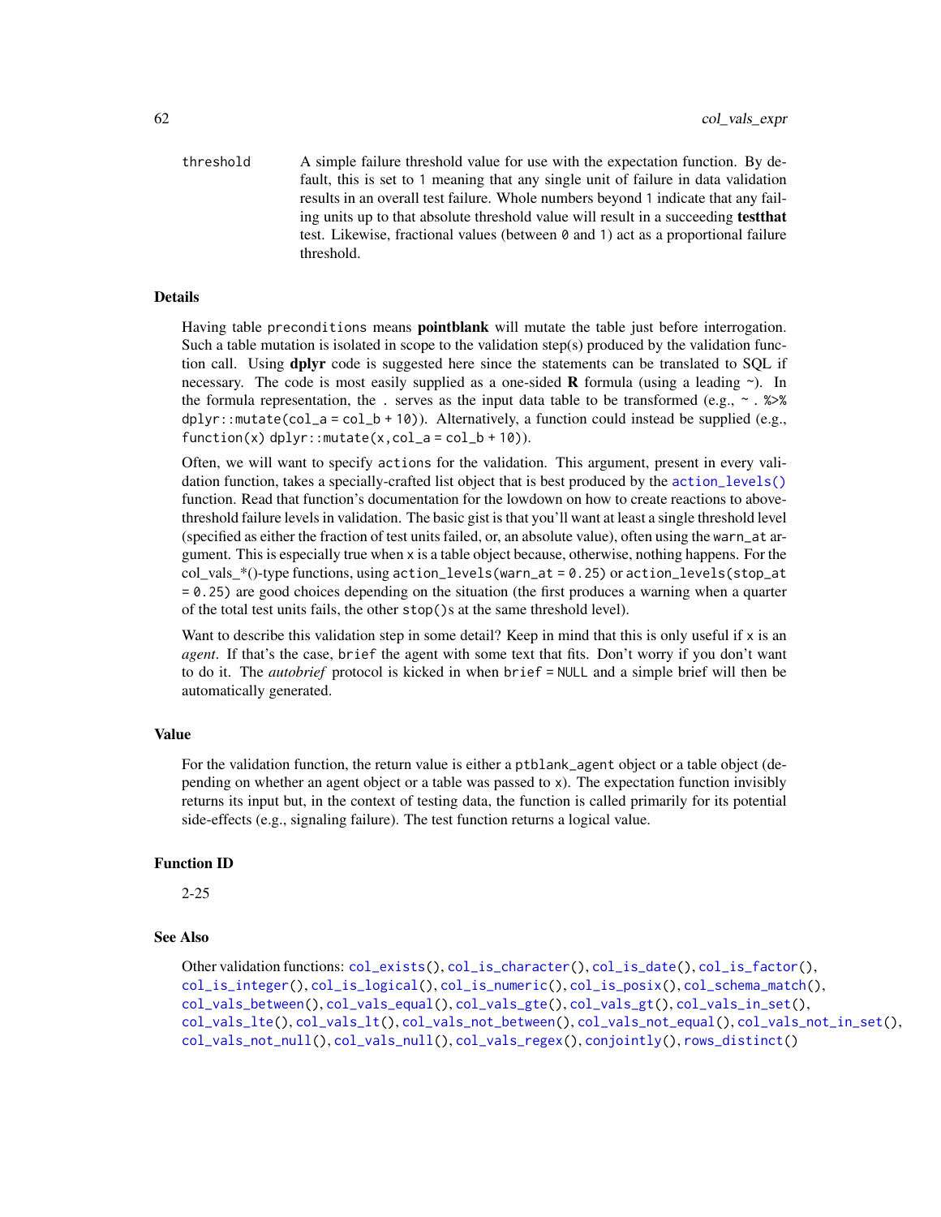threshold    A simple failure threshold value for use with the expectation function. By default, this is set to `1` meaning that any single unit of failure in data validation results in an overall test failure. Whole numbers beyond `1` indicate that any failing units up to that absolute threshold value will result in a succeeding **testthat** test. Likewise, fractional values (between `0` and `1`) act as a proportional failure threshold.

## Details

Having table `preconditions` means **pointblank** will mutate the table just before interrogation. Such a table mutation is isolated in scope to the validation step(s) produced by the validation function call. Using **dplyr** code is suggested here since the statements can be translated to SQL if necessary. The code is most easily supplied as a one-sided **R** formula (using a leading `~`). In the formula representation, the `.` serves as the input data table to be transformed (e.g., `~ . %>% dplyr::mutate(col_a = col_b + 10)`). Alternatively, a function could instead be supplied (e.g., `function(x) dplyr::mutate(x,col_a = col_b + 10)`).

Often, we will want to specify `actions` for the validation. This argument, present in every validation function, takes a specially-crafted list object that is best produced by the `action_levels()` function. Read that function's documentation for the lowdown on how to create reactions to above-threshold failure levels in validation. The basic gist is that you'll want at least a single threshold level (specified as either the fraction of test units failed, or, an absolute value), often using the `warn_at` argument. This is especially true when `x` is a table object because, otherwise, nothing happens. For the col_vals_*()-type functions, using `action_levels(warn_at = 0.25)` or `action_levels(stop_at = 0.25)` are good choices depending on the situation (the first produces a warning when a quarter of the total test units fails, the other `stop()`s at the same threshold level).

Want to describe this validation step in some detail? Keep in mind that this is only useful if `x` is an *agent*. If that's the case, `brief` the agent with some text that fits. Don't worry if you don't want to do it. The *autobrief* protocol is kicked in when `brief = NULL` and a simple brief will then be automatically generated.

## Value

For the validation function, the return value is either a `ptblank_agent` object or a table object (depending on whether an agent object or a table was passed to `x`). The expectation function invisibly returns its input but, in the context of testing data, the function is called primarily for its potential side-effects (e.g., signaling failure). The test function returns a logical value.

## Function ID

2-25

## See Also

Other validation functions: `col_exists()`, `col_is_character()`, `col_is_date()`, `col_is_factor()`, `col_is_integer()`, `col_is_logical()`, `col_is_numeric()`, `col_is_posix()`, `col_schema_match()`, `col_vals_between()`, `col_vals_equal()`, `col_vals_gte()`, `col_vals_gt()`, `col_vals_in_set()`, `col_vals_lte()`, `col_vals_lt()`, `col_vals_not_between()`, `col_vals_not_equal()`, `col_vals_not_in_set()`, `col_vals_not_null()`, `col_vals_null()`, `col_vals_regex()`, `conjointly()`, `rows_distinct()`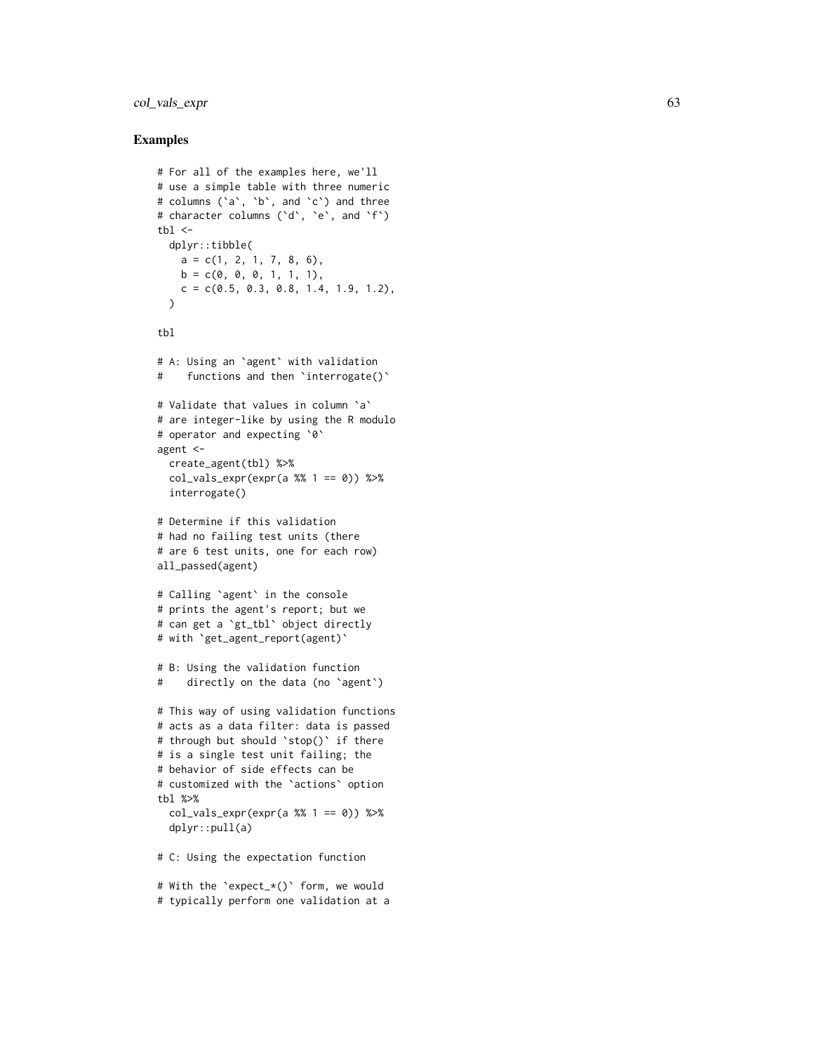## Examples

```
# For all of the examples here, we'll
# use a simple table with three numeric
# columns (`a`, `b`, and `c`) and three
# character columns (`d`, `e`, and `f`)
tbl <-
  dplyr::tibble(
    a = c(1, 2, 1, 7, 8, 6),
    b = c(0, 0, 0, 1, 1, 1),
    c = c(0.5, 0.3, 0.8, 1.4, 1.9, 1.2),
  )

tbl

# A: Using an `agent` with validation
#    functions and then `interrogate()`

# Validate that values in column `a`
# are integer-like by using the R modulo
# operator and expecting `0`
agent <-
  create_agent(tbl) %>%
  col_vals_expr(expr(a %% 1 == 0)) %>%
  interrogate()

# Determine if this validation
# had no failing test units (there
# are 6 test units, one for each row)
all_passed(agent)

# Calling `agent` in the console
# prints the agent's report; but we
# can get a `gt_tbl` object directly
# with `get_agent_report(agent)`

# B: Using the validation function
#    directly on the data (no `agent`)

# This way of using validation functions
# acts as a data filter: data is passed
# through but should `stop()` if there
# is a single test unit failing; the
# behavior of side effects can be
# customized with the `actions` option
tbl %>%
  col_vals_expr(expr(a %% 1 == 0)) %>%
  dplyr::pull(a)

# C: Using the expectation function

# With the `expect_*()` form, we would
# typically perform one validation at a
```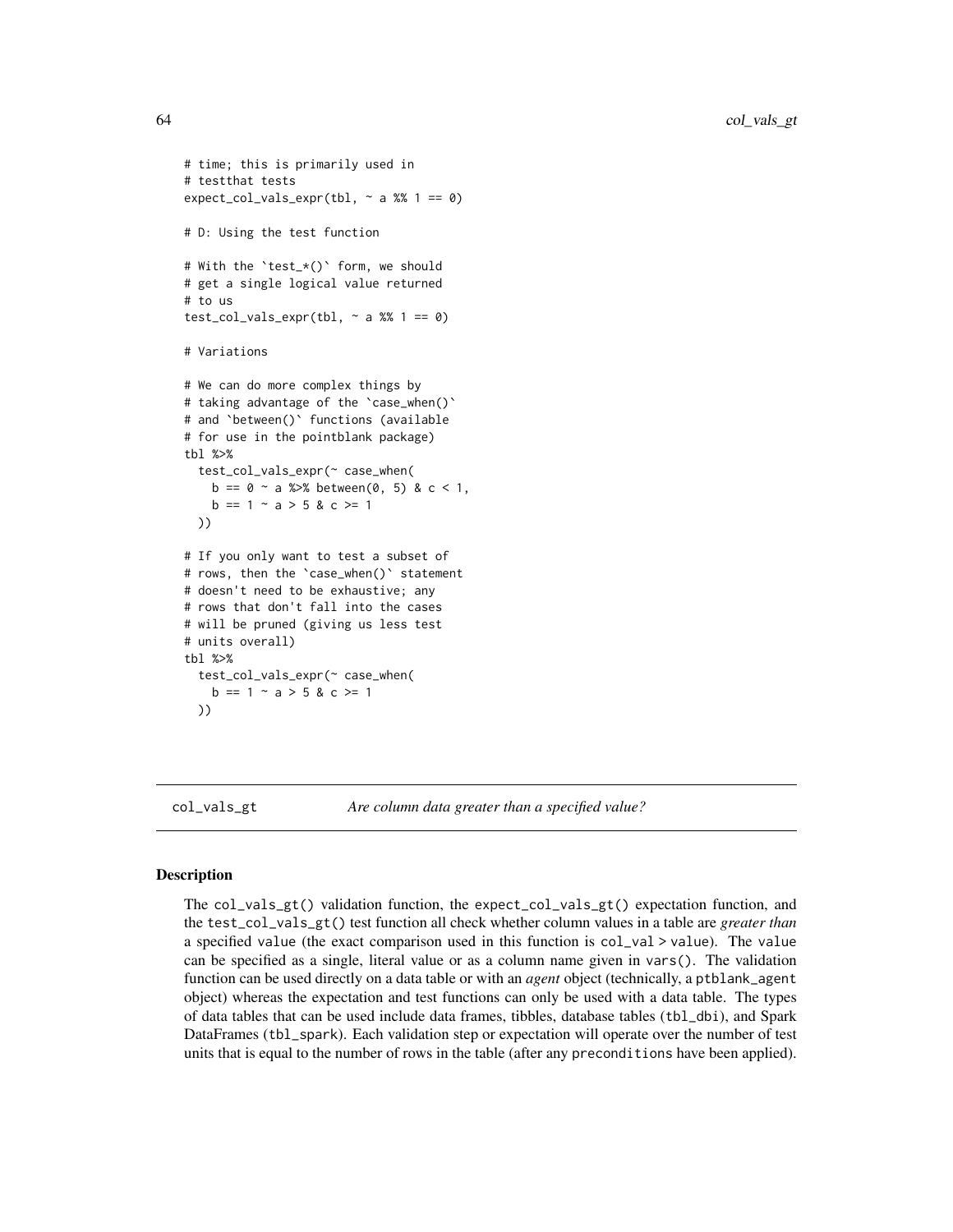```r
# time; this is primarily used in
# testthat tests
expect_col_vals_expr(tbl, ~ a %% 1 == 0)

# D: Using the test function

# With the `test_*()` form, we should
# get a single logical value returned
# to us
test_col_vals_expr(tbl, ~ a %% 1 == 0)

# Variations

# We can do more complex things by
# taking advantage of the `case_when()`
# and `between()` functions (available
# for use in the pointblank package)
tbl %>%
  test_col_vals_expr(~ case_when(
    b == 0 ~ a %>% between(0, 5) & c < 1,
    b == 1 ~ a > 5 & c >= 1
  ))

# If you only want to test a subset of
# rows, then the `case_when()` statement
# doesn't need to be exhaustive; any
# rows that don't fall into the cases
# will be pruned (giving us less test
# units overall)
tbl %>%
  test_col_vals_expr(~ case_when(
    b == 1 ~ a > 5 & c >= 1
  ))
```

---

## col_vals_gt    *Are column data greater than a specified value?*

---

### Description

The `col_vals_gt()` validation function, the `expect_col_vals_gt()` expectation function, and the `test_col_vals_gt()` test function all check whether column values in a table are *greater than* a specified `value` (the exact comparison used in this function is `col_val > value`). The `value` can be specified as a single, literal value or as a column name given in `vars()`. The validation function can be used directly on a data table or with an *agent* object (technically, a `ptblank_agent` object) whereas the expectation and test functions can only be used with a data table. The types of data tables that can be used include data frames, tibbles, database tables (`tbl_dbi`), and Spark DataFrames (`tbl_spark`). Each validation step or expectation will operate over the number of test units that is equal to the number of rows in the table (after any `preconditions` have been applied).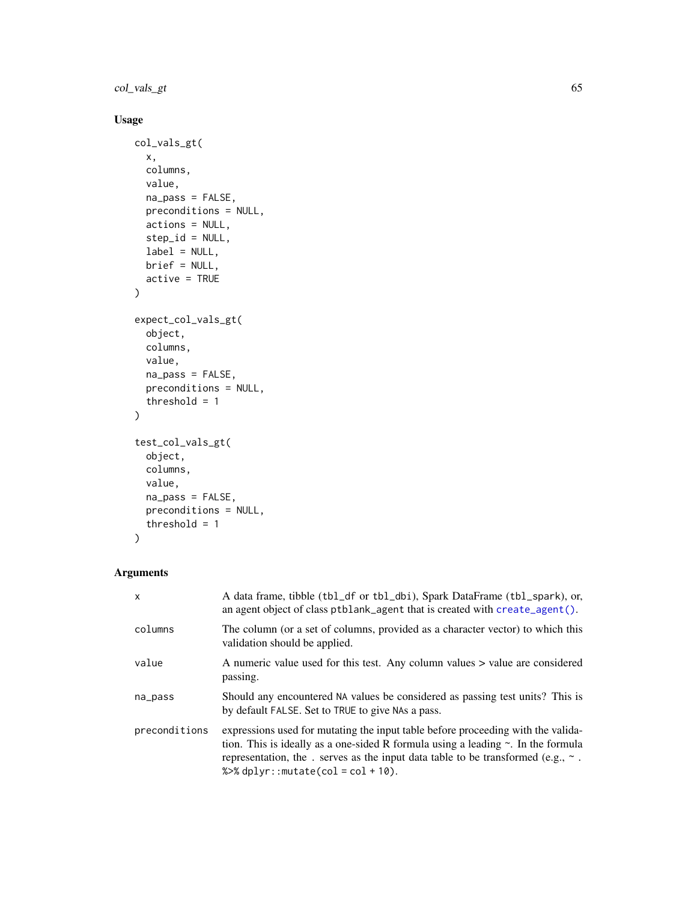## Usage

```
col_vals_gt(
  x,
  columns,
  value,
  na_pass = FALSE,
  preconditions = NULL,
  actions = NULL,
  step_id = NULL,
  label = NULL,
  brief = NULL,
  active = TRUE
)

expect_col_vals_gt(
  object,
  columns,
  value,
  na_pass = FALSE,
  preconditions = NULL,
  threshold = 1
)

test_col_vals_gt(
  object,
  columns,
  value,
  na_pass = FALSE,
  preconditions = NULL,
  threshold = 1
)
```

## Arguments

| | |
|---|---|
| `x` | A data frame, tibble (`tbl_df` or `tbl_dbi`), Spark DataFrame (`tbl_spark`), or, an agent object of class `ptblank_agent` that is created with `create_agent()`. |
| `columns` | The column (or a set of columns, provided as a character vector) to which this validation should be applied. |
| `value` | A numeric value used for this test. Any column values > value are considered passing. |
| `na_pass` | Should any encountered `NA` values be considered as passing test units? This is by default `FALSE`. Set to `TRUE` to give `NA`s a pass. |
| `preconditions` | expressions used for mutating the input table before proceeding with the validation. This is ideally as a one-sided R formula using a leading ~. In the formula representation, the `.` serves as the input data table to be transformed (e.g., `~ . %>% dplyr::mutate(col = col + 10)`). |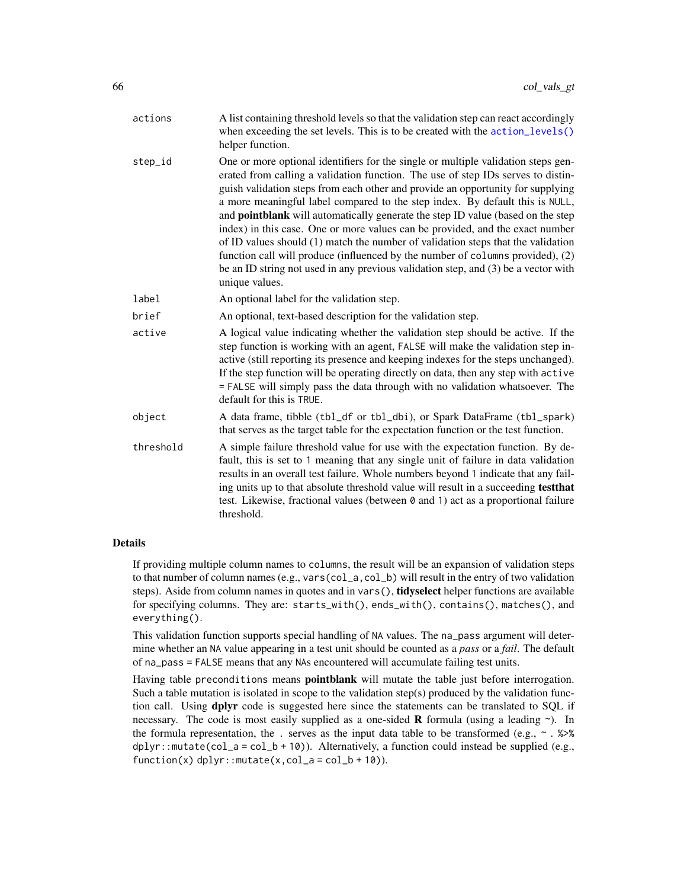| | |
|---|---|
| `actions` | A list containing threshold levels so that the validation step can react accordingly when exceeding the set levels. This is to be created with the `action_levels()` helper function. |
| `step_id` | One or more optional identifiers for the single or multiple validation steps generated from calling a validation function. The use of step IDs serves to distinguish validation steps from each other and provide an opportunity for supplying a more meaningful label compared to the step index. By default this is `NULL`, and **pointblank** will automatically generate the step ID value (based on the step index) in this case. One or more values can be provided, and the exact number of ID values should (1) match the number of validation steps that the validation function call will produce (influenced by the number of `columns` provided), (2) be an ID string not used in any previous validation step, and (3) be a vector with unique values. |
| `label` | An optional label for the validation step. |
| `brief` | An optional, text-based description for the validation step. |
| `active` | A logical value indicating whether the validation step should be active. If the step function is working with an agent, `FALSE` will make the validation step inactive (still reporting its presence and keeping indexes for the steps unchanged). If the step function will be operating directly on data, then any step with `active = FALSE` will simply pass the data through with no validation whatsoever. The default for this is `TRUE`. |
| `object` | A data frame, tibble (`tbl_df` or `tbl_dbi`), or Spark DataFrame (`tbl_spark`) that serves as the target table for the expectation function or the test function. |
| `threshold` | A simple failure threshold value for use with the expectation function. By default, this is set to `1` meaning that any single unit of failure in data validation results in an overall test failure. Whole numbers beyond `1` indicate that any failing units up to that absolute threshold value will result in a succeeding **testthat** test. Likewise, fractional values (between `0` and `1`) act as a proportional failure threshold. |

## Details

If providing multiple column names to `columns`, the result will be an expansion of validation steps to that number of column names (e.g., `vars(col_a,col_b)` will result in the entry of two validation steps). Aside from column names in quotes and in `vars()`, **tidyselect** helper functions are available for specifying columns. They are: `starts_with()`, `ends_with()`, `contains()`, `matches()`, and `everything()`.

This validation function supports special handling of `NA` values. The `na_pass` argument will determine whether an `NA` value appearing in a test unit should be counted as a *pass* or a *fail*. The default of `na_pass = FALSE` means that any `NA`s encountered will accumulate failing test units.

Having table `preconditions` means **pointblank** will mutate the table just before interrogation. Such a table mutation is isolated in scope to the validation step(s) produced by the validation function call. Using **dplyr** code is suggested here since the statements can be translated to SQL if necessary. The code is most easily supplied as a one-sided **R** formula (using a leading `~`). In the formula representation, the `.` serves as the input data table to be transformed (e.g., `~ . %>% dplyr::mutate(col_a = col_b + 10)`). Alternatively, a function could instead be supplied (e.g., `function(x) dplyr::mutate(x,col_a = col_b + 10)`).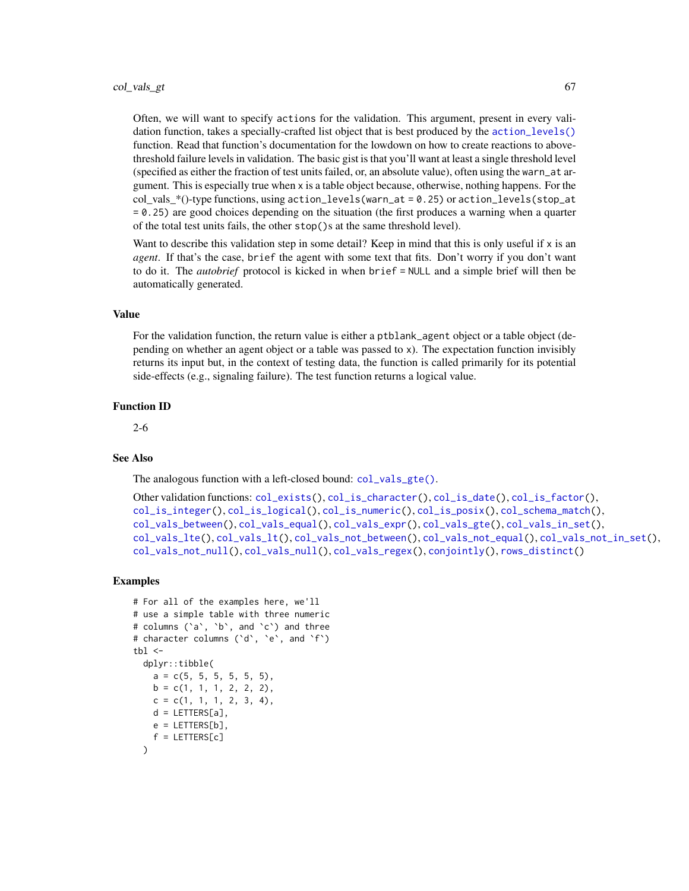Often, we will want to specify `actions` for the validation. This argument, present in every validation function, takes a specially-crafted list object that is best produced by the `action_levels()` function. Read that function's documentation for the lowdown on how to create reactions to above-threshold failure levels in validation. The basic gist is that you'll want at least a single threshold level (specified as either the fraction of test units failed, or, an absolute value), often using the `warn_at` argument. This is especially true when `x` is a table object because, otherwise, nothing happens. For the col_vals_*()-type functions, using `action_levels(warn_at = 0.25)` or `action_levels(stop_at = 0.25)` are good choices depending on the situation (the first produces a warning when a quarter of the total test units fails, the other `stop()`s at the same threshold level).

Want to describe this validation step in some detail? Keep in mind that this is only useful if `x` is an *agent*. If that's the case, `brief` the agent with some text that fits. Don't worry if you don't want to do it. The *autobrief* protocol is kicked in when `brief = NULL` and a simple brief will then be automatically generated.

## Value

For the validation function, the return value is either a `ptblank_agent` object or a table object (depending on whether an agent object or a table was passed to `x`). The expectation function invisibly returns its input but, in the context of testing data, the function is called primarily for its potential side-effects (e.g., signaling failure). The test function returns a logical value.

## Function ID

2-6

## See Also

The analogous function with a left-closed bound: `col_vals_gte()`.

Other validation functions: `col_exists()`, `col_is_character()`, `col_is_date()`, `col_is_factor()`, `col_is_integer()`, `col_is_logical()`, `col_is_numeric()`, `col_is_posix()`, `col_schema_match()`, `col_vals_between()`, `col_vals_equal()`, `col_vals_expr()`, `col_vals_gte()`, `col_vals_in_set()`, `col_vals_lte()`, `col_vals_lt()`, `col_vals_not_between()`, `col_vals_not_equal()`, `col_vals_not_in_set()`, `col_vals_not_null()`, `col_vals_null()`, `col_vals_regex()`, `conjointly()`, `rows_distinct()`

## Examples

```
# For all of the examples here, we'll
# use a simple table with three numeric
# columns (`a`, `b`, and `c`) and three
# character columns (`d`, `e`, and `f`)
tbl <-
  dplyr::tibble(
    a = c(5, 5, 5, 5, 5, 5),
    b = c(1, 1, 1, 2, 2, 2),
    c = c(1, 1, 1, 2, 3, 4),
    d = LETTERS[a],
    e = LETTERS[b],
    f = LETTERS[c]
  )
```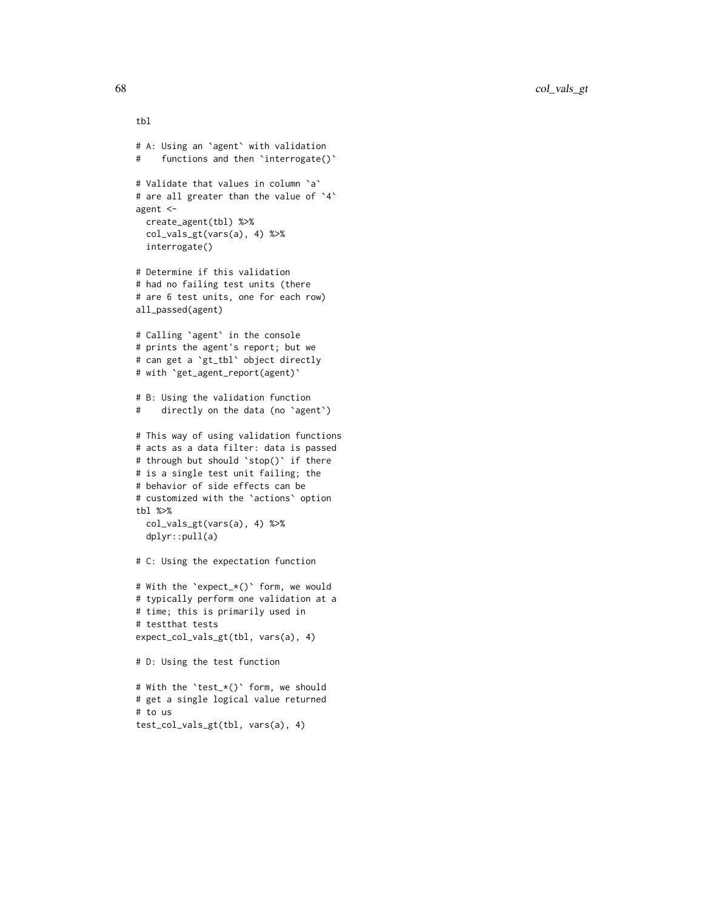```
tbl

# A: Using an `agent` with validation
#    functions and then `interrogate()`

# Validate that values in column `a`
# are all greater than the value of `4`
agent <-
  create_agent(tbl) %>%
  col_vals_gt(vars(a), 4) %>%
  interrogate()

# Determine if this validation
# had no failing test units (there
# are 6 test units, one for each row)
all_passed(agent)

# Calling `agent` in the console
# prints the agent's report; but we
# can get a `gt_tbl` object directly
# with `get_agent_report(agent)`

# B: Using the validation function
#    directly on the data (no `agent`)

# This way of using validation functions
# acts as a data filter: data is passed
# through but should `stop()` if there
# is a single test unit failing; the
# behavior of side effects can be
# customized with the `actions` option
tbl %>%
  col_vals_gt(vars(a), 4) %>%
  dplyr::pull(a)

# C: Using the expectation function

# With the `expect_*()` form, we would
# typically perform one validation at a
# time; this is primarily used in
# testthat tests
expect_col_vals_gt(tbl, vars(a), 4)

# D: Using the test function

# With the `test_*()` form, we should
# get a single logical value returned
# to us
test_col_vals_gt(tbl, vars(a), 4)
```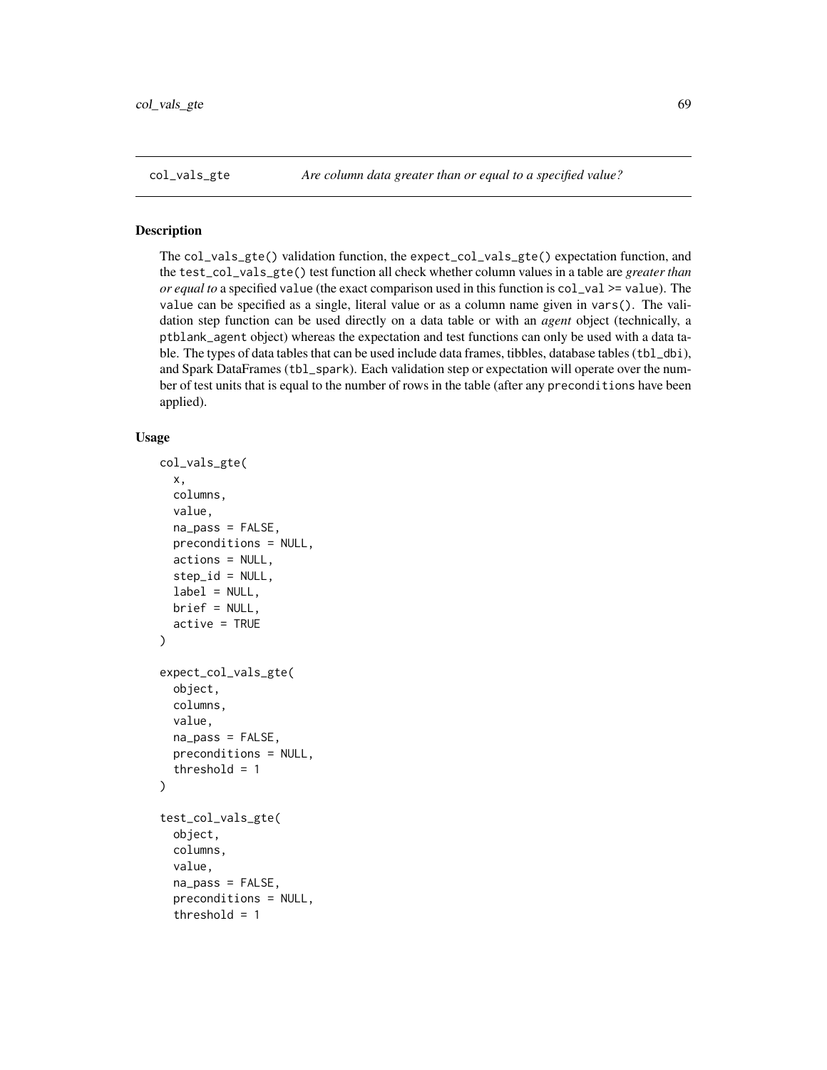col_vals_gte *Are column data greater than or equal to a specified value?*

## Description

The col_vals_gte() validation function, the expect_col_vals_gte() expectation function, and the test_col_vals_gte() test function all check whether column values in a table are *greater than or equal to* a specified value (the exact comparison used in this function is col_val >= value). The value can be specified as a single, literal value or as a column name given in vars(). The validation step function can be used directly on a data table or with an *agent* object (technically, a ptblank_agent object) whereas the expectation and test functions can only be used with a data table. The types of data tables that can be used include data frames, tibbles, database tables (tbl_dbi), and Spark DataFrames (tbl_spark). Each validation step or expectation will operate over the number of test units that is equal to the number of rows in the table (after any preconditions have been applied).

## Usage

```
col_vals_gte(
  x,
  columns,
  value,
  na_pass = FALSE,
  preconditions = NULL,
  actions = NULL,
  step_id = NULL,
  label = NULL,
  brief = NULL,
  active = TRUE
)

expect_col_vals_gte(
  object,
  columns,
  value,
  na_pass = FALSE,
  preconditions = NULL,
  threshold = 1
)

test_col_vals_gte(
  object,
  columns,
  value,
  na_pass = FALSE,
  preconditions = NULL,
  threshold = 1
```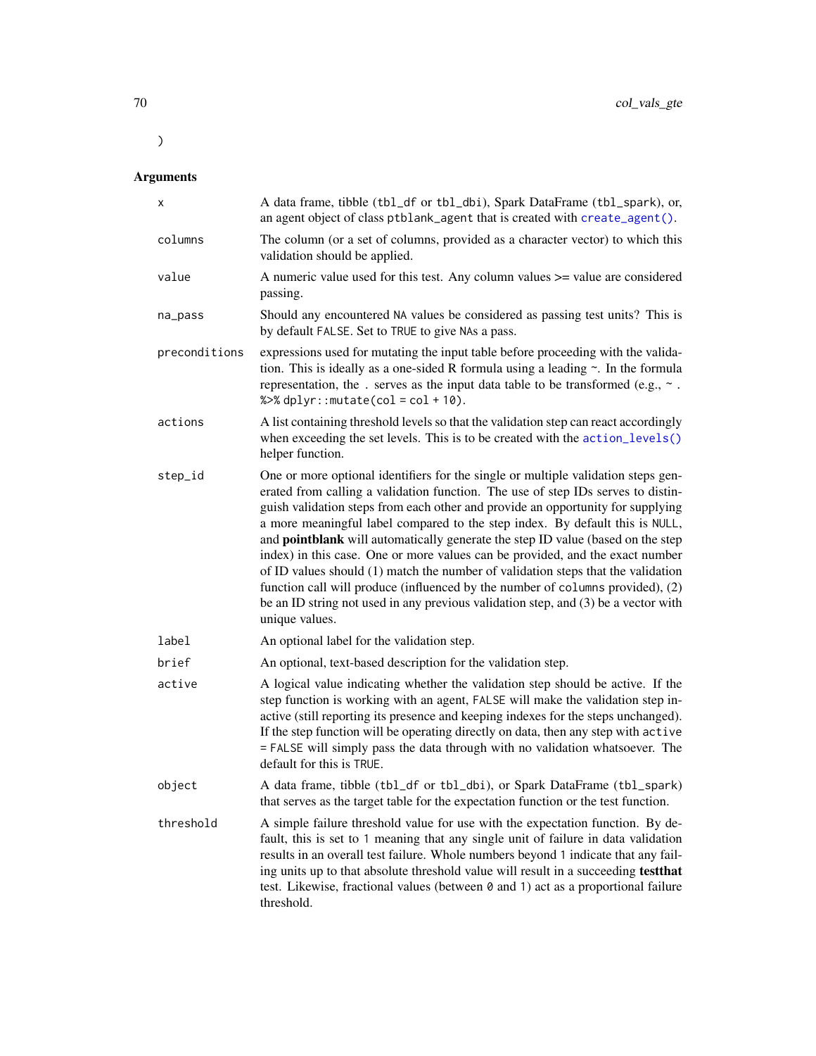```
)
```

## Arguments

| | |
|---|---|
| `x` | A data frame, tibble (`tbl_df` or `tbl_dbi`), Spark DataFrame (`tbl_spark`), or, an agent object of class `ptblank_agent` that is created with `create_agent()`. |
| `columns` | The column (or a set of columns, provided as a character vector) to which this validation should be applied. |
| `value` | A numeric value used for this test. Any column values >= value are considered passing. |
| `na_pass` | Should any encountered `NA` values be considered as passing test units? This is by default `FALSE`. Set to `TRUE` to give `NA`s a pass. |
| `preconditions` | expressions used for mutating the input table before proceeding with the validation. This is ideally as a one-sided R formula using a leading `~`. In the formula representation, the `.` serves as the input data table to be transformed (e.g., `~ . %>% dplyr::mutate(col = col + 10)`. |
| `actions` | A list containing threshold levels so that the validation step can react accordingly when exceeding the set levels. This is to be created with the `action_levels()` helper function. |
| `step_id` | One or more optional identifiers for the single or multiple validation steps generated from calling a validation function. The use of step IDs serves to distinguish validation steps from each other and provide an opportunity for supplying a more meaningful label compared to the step index. By default this is `NULL`, and **pointblank** will automatically generate the step ID value (based on the step index) in this case. One or more values can be provided, and the exact number of ID values should (1) match the number of validation steps that the validation function call will produce (influenced by the number of `columns` provided), (2) be an ID string not used in any previous validation step, and (3) be a vector with unique values. |
| `label` | An optional label for the validation step. |
| `brief` | An optional, text-based description for the validation step. |
| `active` | A logical value indicating whether the validation step should be active. If the step function is working with an agent, `FALSE` will make the validation step inactive (still reporting its presence and keeping indexes for the steps unchanged). If the step function will be operating directly on data, then any step with `active = FALSE` will simply pass the data through with no validation whatsoever. The default for this is `TRUE`. |
| `object` | A data frame, tibble (`tbl_df` or `tbl_dbi`), or Spark DataFrame (`tbl_spark`) that serves as the target table for the expectation function or the test function. |
| `threshold` | A simple failure threshold value for use with the expectation function. By default, this is set to `1` meaning that any single unit of failure in data validation results in an overall test failure. Whole numbers beyond `1` indicate that any failing units up to that absolute threshold value will result in a succeeding **testthat** test. Likewise, fractional values (between `0` and `1`) act as a proportional failure threshold. |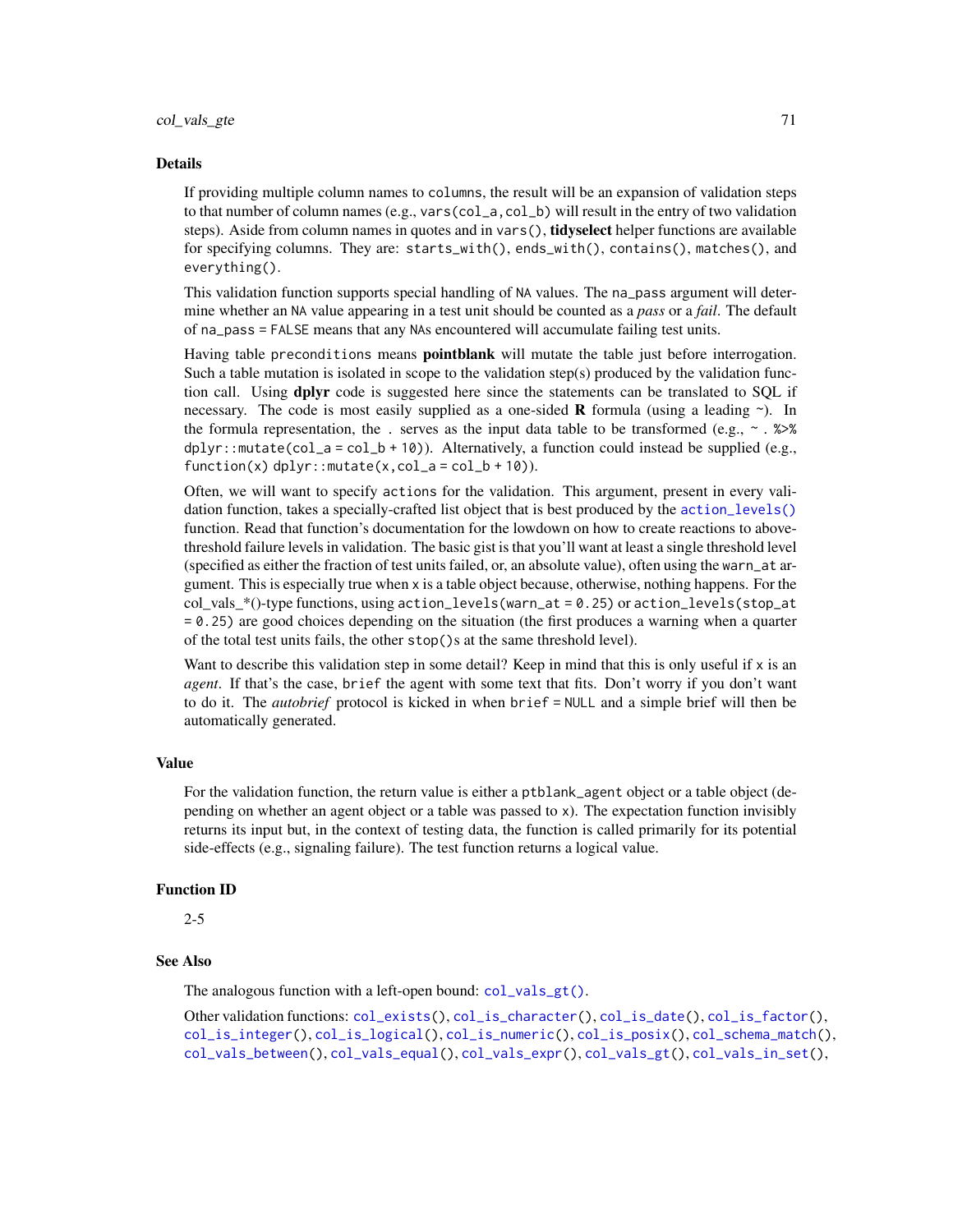### Details

If providing multiple column names to `columns`, the result will be an expansion of validation steps to that number of column names (e.g., `vars(col_a,col_b)` will result in the entry of two validation steps). Aside from column names in quotes and in `vars()`, **tidyselect** helper functions are available for specifying columns. They are: `starts_with()`, `ends_with()`, `contains()`, `matches()`, and `everything()`.

This validation function supports special handling of `NA` values. The `na_pass` argument will determine whether an `NA` value appearing in a test unit should be counted as a *pass* or a *fail*. The default of `na_pass = FALSE` means that any `NA`s encountered will accumulate failing test units.

Having table `preconditions` means **pointblank** will mutate the table just before interrogation. Such a table mutation is isolated in scope to the validation step(s) produced by the validation function call. Using **dplyr** code is suggested here since the statements can be translated to SQL if necessary. The code is most easily supplied as a one-sided **R** formula (using a leading `~`). In the formula representation, the `.` serves as the input data table to be transformed (e.g., `~ . %>% dplyr::mutate(col_a = col_b + 10)`). Alternatively, a function could instead be supplied (e.g., `function(x) dplyr::mutate(x,col_a = col_b + 10)`).

Often, we will want to specify `actions` for the validation. This argument, present in every validation function, takes a specially-crafted list object that is best produced by the `action_levels()` function. Read that function's documentation for the lowdown on how to create reactions to above-threshold failure levels in validation. The basic gist is that you'll want at least a single threshold level (specified as either the fraction of test units failed, or, an absolute value), often using the `warn_at` argument. This is especially true when `x` is a table object because, otherwise, nothing happens. For the col_vals_*()-type functions, using `action_levels(warn_at = 0.25)` or `action_levels(stop_at = 0.25)` are good choices depending on the situation (the first produces a warning when a quarter of the total test units fails, the other `stop()`s at the same threshold level).

Want to describe this validation step in some detail? Keep in mind that this is only useful if `x` is an *agent*. If that's the case, `brief` the agent with some text that fits. Don't worry if you don't want to do it. The *autobrief* protocol is kicked in when `brief = NULL` and a simple brief will then be automatically generated.

### Value

For the validation function, the return value is either a `ptblank_agent` object or a table object (depending on whether an agent object or a table was passed to `x`). The expectation function invisibly returns its input but, in the context of testing data, the function is called primarily for its potential side-effects (e.g., signaling failure). The test function returns a logical value.

### Function ID

2-5

### See Also

The analogous function with a left-open bound: `col_vals_gt()`.

Other validation functions: `col_exists()`, `col_is_character()`, `col_is_date()`, `col_is_factor()`, `col_is_integer()`, `col_is_logical()`, `col_is_numeric()`, `col_is_posix()`, `col_schema_match()`, `col_vals_between()`, `col_vals_equal()`, `col_vals_expr()`, `col_vals_gt()`, `col_vals_in_set()`,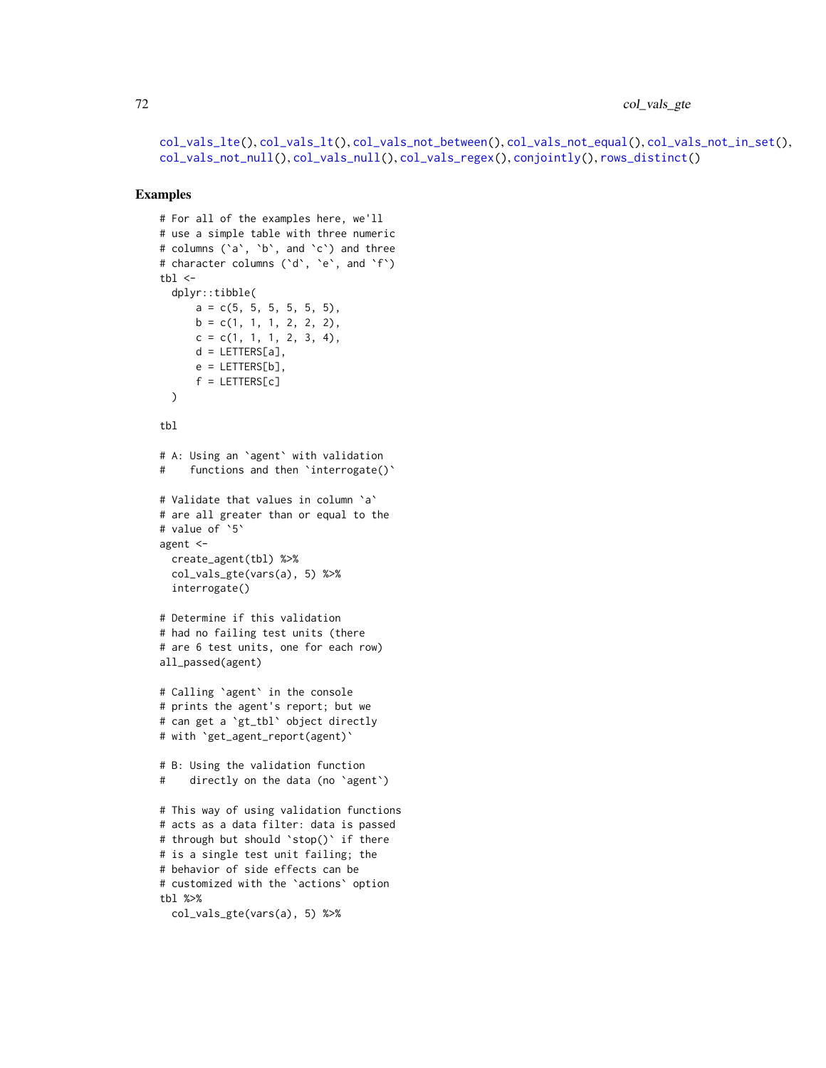col_vals_lte(), col_vals_lt(), col_vals_not_between(), col_vals_not_equal(), col_vals_not_in_set(), col_vals_not_null(), col_vals_null(), col_vals_regex(), conjointly(), rows_distinct()

## Examples

```
# For all of the examples here, we'll
# use a simple table with three numeric
# columns (`a`, `b`, and `c`) and three
# character columns (`d`, `e`, and `f`)
tbl <-
  dplyr::tibble(
      a = c(5, 5, 5, 5, 5, 5),
      b = c(1, 1, 1, 2, 2, 2),
      c = c(1, 1, 1, 2, 3, 4),
      d = LETTERS[a],
      e = LETTERS[b],
      f = LETTERS[c]
  )

tbl

# A: Using an `agent` with validation
#    functions and then `interrogate()`

# Validate that values in column `a`
# are all greater than or equal to the
# value of `5`
agent <-
  create_agent(tbl) %>%
  col_vals_gte(vars(a), 5) %>%
  interrogate()

# Determine if this validation
# had no failing test units (there
# are 6 test units, one for each row)
all_passed(agent)

# Calling `agent` in the console
# prints the agent's report; but we
# can get a `gt_tbl` object directly
# with `get_agent_report(agent)`

# B: Using the validation function
#    directly on the data (no `agent`)

# This way of using validation functions
# acts as a data filter: data is passed
# through but should `stop()` if there
# is a single test unit failing; the
# behavior of side effects can be
# customized with the `actions` option
tbl %>%
  col_vals_gte(vars(a), 5) %>%
```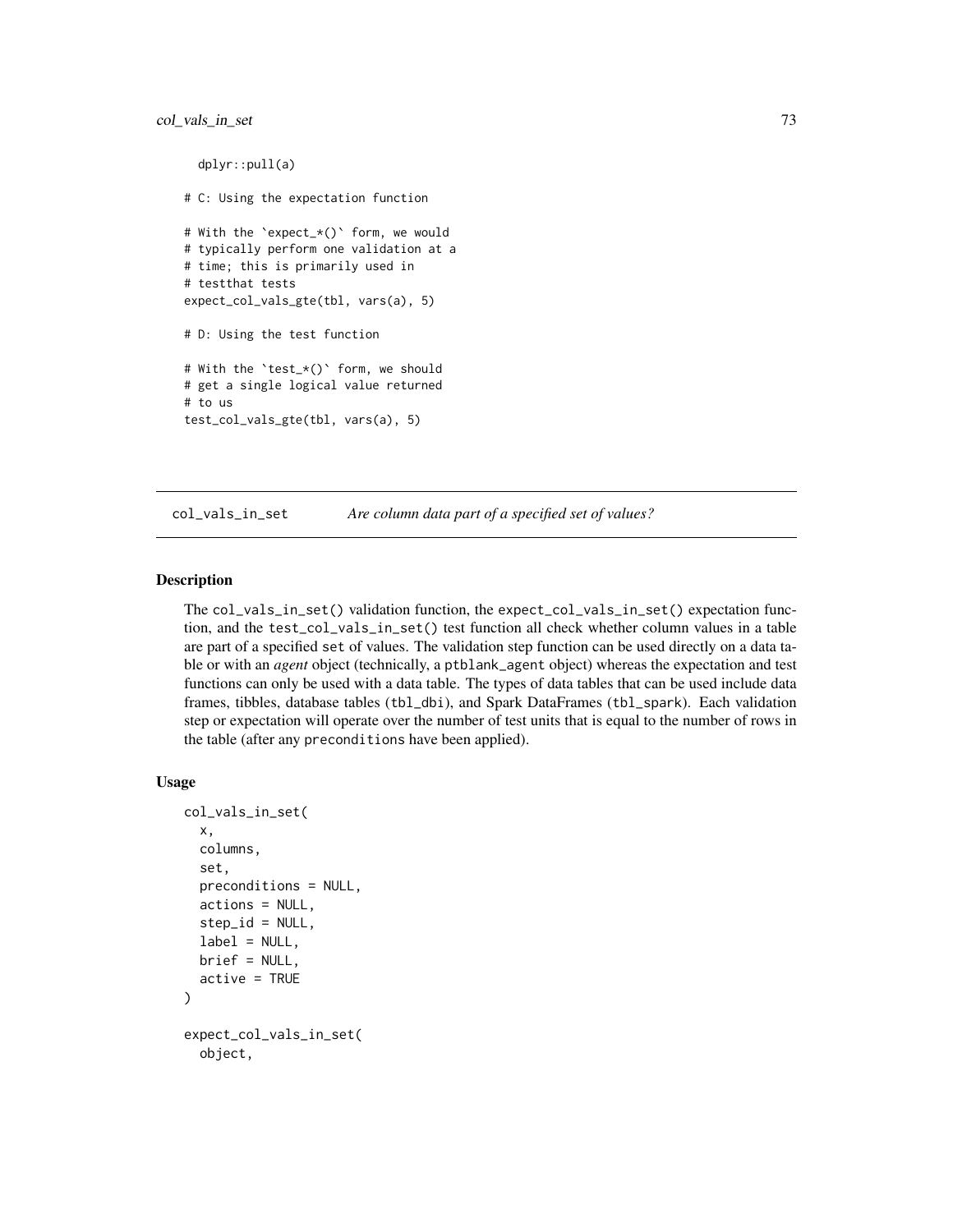```r
  dplyr::pull(a)

# C: Using the expectation function

# With the `expect_*()` form, we would
# typically perform one validation at a
# time; this is primarily used in
# testthat tests
expect_col_vals_gte(tbl, vars(a), 5)

# D: Using the test function

# With the `test_*()` form, we should
# get a single logical value returned
# to us
test_col_vals_gte(tbl, vars(a), 5)
```

---

## col_vals_in_set — *Are column data part of a specified set of values?*

---

### Description

The col_vals_in_set() validation function, the expect_col_vals_in_set() expectation function, and the test_col_vals_in_set() test function all check whether column values in a table are part of a specified set of values. The validation step function can be used directly on a data table or with an *agent* object (technically, a ptblank_agent object) whereas the expectation and test functions can only be used with a data table. The types of data tables that can be used include data frames, tibbles, database tables (tbl_dbi), and Spark DataFrames (tbl_spark). Each validation step or expectation will operate over the number of test units that is equal to the number of rows in the table (after any preconditions have been applied).

### Usage

```r
col_vals_in_set(
  x,
  columns,
  set,
  preconditions = NULL,
  actions = NULL,
  step_id = NULL,
  label = NULL,
  brief = NULL,
  active = TRUE
)

expect_col_vals_in_set(
  object,
```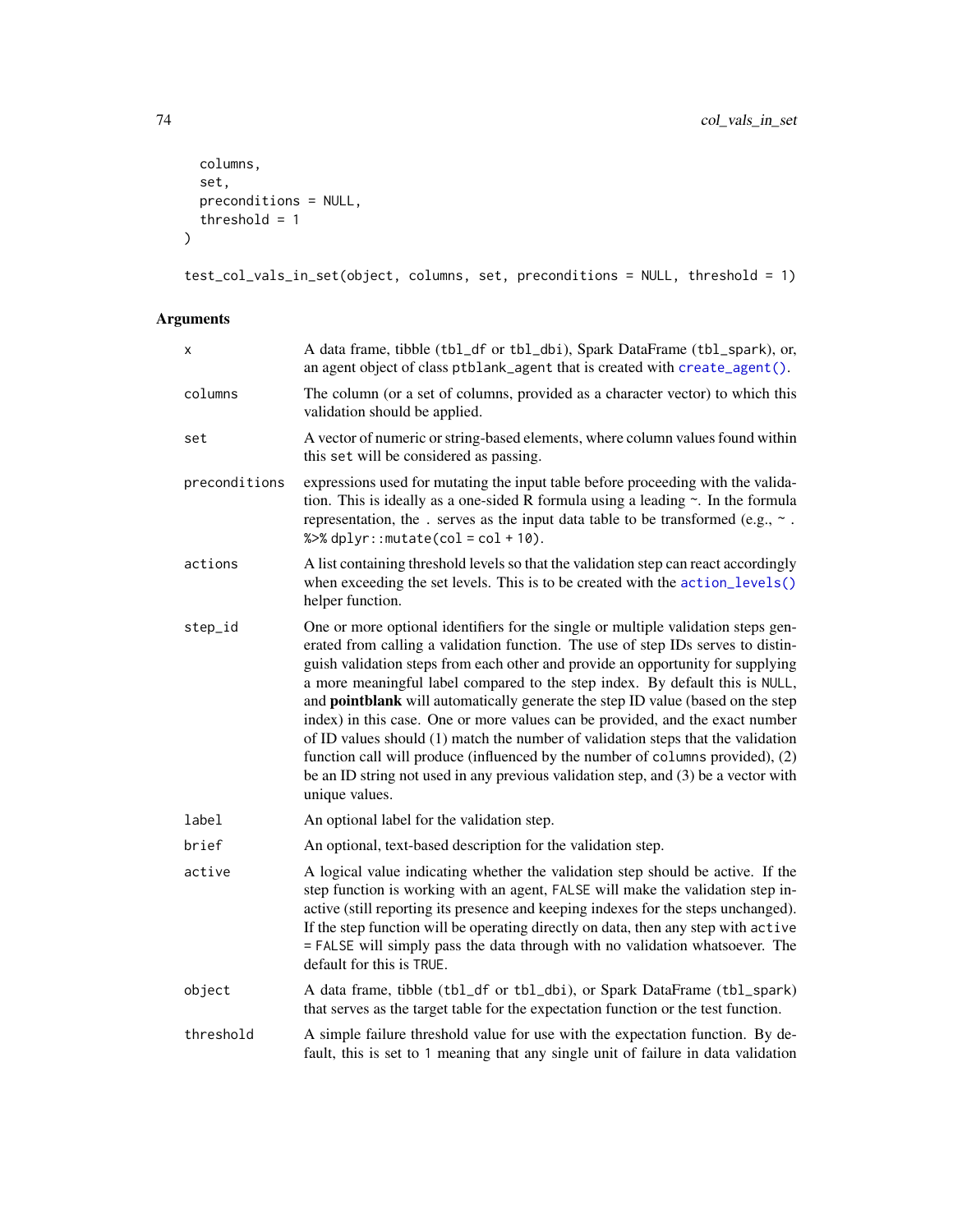```
  columns,
  set,
  preconditions = NULL,
  threshold = 1
)

test_col_vals_in_set(object, columns, set, preconditions = NULL, threshold = 1)
```

## Arguments

| | |
|---|---|
| `x` | A data frame, tibble (`tbl_df` or `tbl_dbi`), Spark DataFrame (`tbl_spark`), or, an agent object of class `ptblank_agent` that is created with `create_agent()`. |
| `columns` | The column (or a set of columns, provided as a character vector) to which this validation should be applied. |
| `set` | A vector of numeric or string-based elements, where column values found within this `set` will be considered as passing. |
| `preconditions` | expressions used for mutating the input table before proceeding with the validation. This is ideally as a one-sided R formula using a leading ~. In the formula representation, the `.` serves as the input data table to be transformed (e.g., `~ . %>% dplyr::mutate(col = col + 10)`. |
| `actions` | A list containing threshold levels so that the validation step can react accordingly when exceeding the set levels. This is to be created with the `action_levels()` helper function. |
| `step_id` | One or more optional identifiers for the single or multiple validation steps generated from calling a validation function. The use of step IDs serves to distinguish validation steps from each other and provide an opportunity for supplying a more meaningful label compared to the step index. By default this is `NULL`, and **pointblank** will automatically generate the step ID value (based on the step index) in this case. One or more values can be provided, and the exact number of ID values should (1) match the number of validation steps that the validation function call will produce (influenced by the number of `columns` provided), (2) be an ID string not used in any previous validation step, and (3) be a vector with unique values. |
| `label` | An optional label for the validation step. |
| `brief` | An optional, text-based description for the validation step. |
| `active` | A logical value indicating whether the validation step should be active. If the step function is working with an agent, `FALSE` will make the validation step inactive (still reporting its presence and keeping indexes for the steps unchanged). If the step function will be operating directly on data, then any step with `active = FALSE` will simply pass the data through with no validation whatsoever. The default for this is `TRUE`. |
| `object` | A data frame, tibble (`tbl_df` or `tbl_dbi`), or Spark DataFrame (`tbl_spark`) that serves as the target table for the expectation function or the test function. |
| `threshold` | A simple failure threshold value for use with the expectation function. By default, this is set to `1` meaning that any single unit of failure in data validation |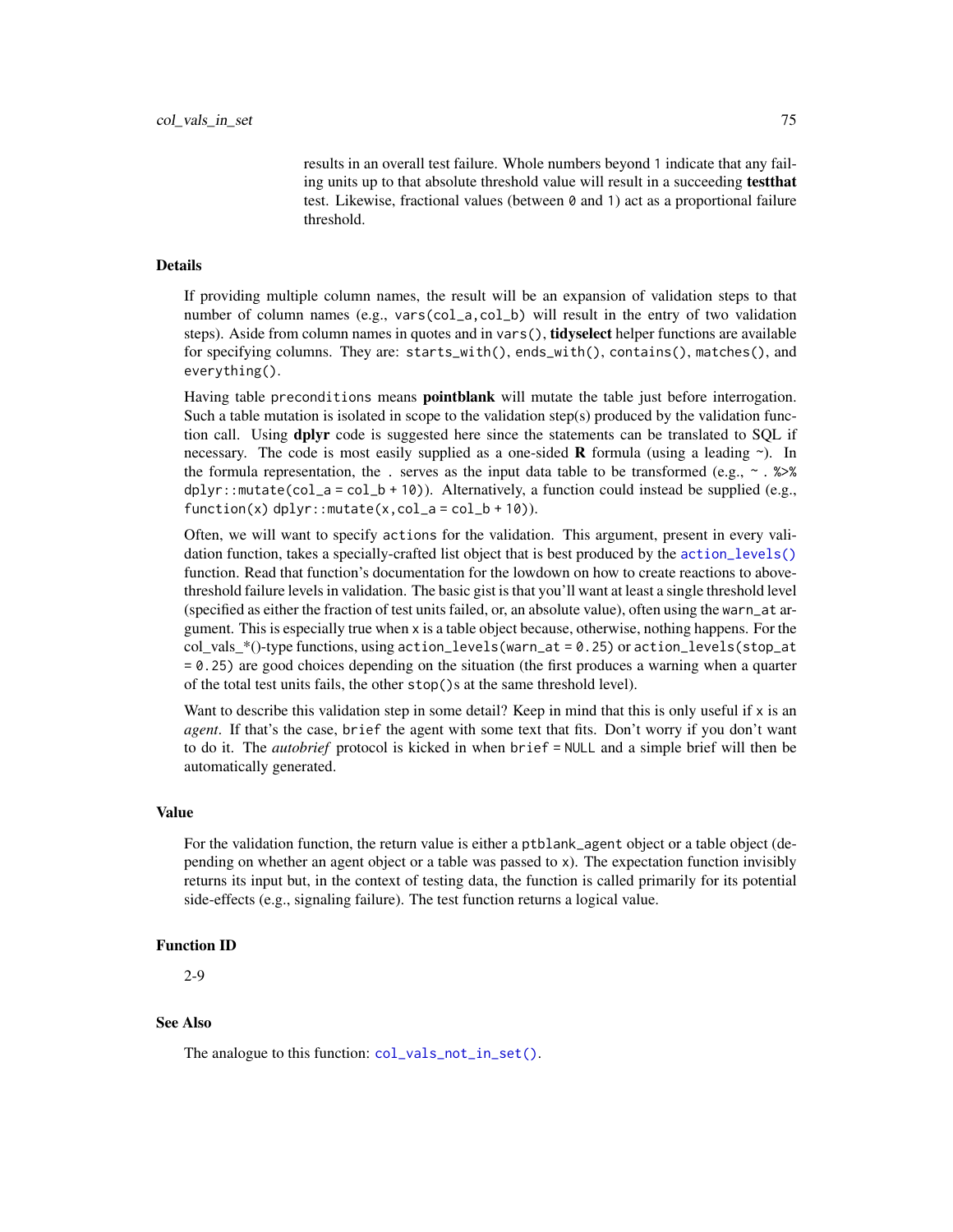results in an overall test failure. Whole numbers beyond 1 indicate that any failing units up to that absolute threshold value will result in a succeeding **testthat** test. Likewise, fractional values (between 0 and 1) act as a proportional failure threshold.

## Details

If providing multiple column names, the result will be an expansion of validation steps to that number of column names (e.g., `vars(col_a,col_b)` will result in the entry of two validation steps). Aside from column names in quotes and in `vars()`, **tidyselect** helper functions are available for specifying columns. They are: `starts_with()`, `ends_with()`, `contains()`, `matches()`, and `everything()`.

Having table `preconditions` means **pointblank** will mutate the table just before interrogation. Such a table mutation is isolated in scope to the validation step(s) produced by the validation function call. Using **dplyr** code is suggested here since the statements can be translated to SQL if necessary. The code is most easily supplied as a one-sided **R** formula (using a leading `~`). In the formula representation, the `.` serves as the input data table to be transformed (e.g., `~ . %>% dplyr::mutate(col_a = col_b + 10)`). Alternatively, a function could instead be supplied (e.g., `function(x) dplyr::mutate(x,col_a = col_b + 10)`).

Often, we will want to specify `actions` for the validation. This argument, present in every validation function, takes a specially-crafted list object that is best produced by the `action_levels()` function. Read that function's documentation for the lowdown on how to create reactions to above-threshold failure levels in validation. The basic gist is that you'll want at least a single threshold level (specified as either the fraction of test units failed, or, an absolute value), often using the `warn_at` argument. This is especially true when `x` is a table object because, otherwise, nothing happens. For the col_vals_*()-type functions, using `action_levels(warn_at = 0.25)` or `action_levels(stop_at = 0.25)` are good choices depending on the situation (the first produces a warning when a quarter of the total test units fails, the other `stop()`s at the same threshold level).

Want to describe this validation step in some detail? Keep in mind that this is only useful if `x` is an *agent*. If that's the case, `brief` the agent with some text that fits. Don't worry if you don't want to do it. The *autobrief* protocol is kicked in when `brief = NULL` and a simple brief will then be automatically generated.

## Value

For the validation function, the return value is either a `ptblank_agent` object or a table object (depending on whether an agent object or a table was passed to `x`). The expectation function invisibly returns its input but, in the context of testing data, the function is called primarily for its potential side-effects (e.g., signaling failure). The test function returns a logical value.

## Function ID

2-9

## See Also

The analogue to this function: `col_vals_not_in_set()`.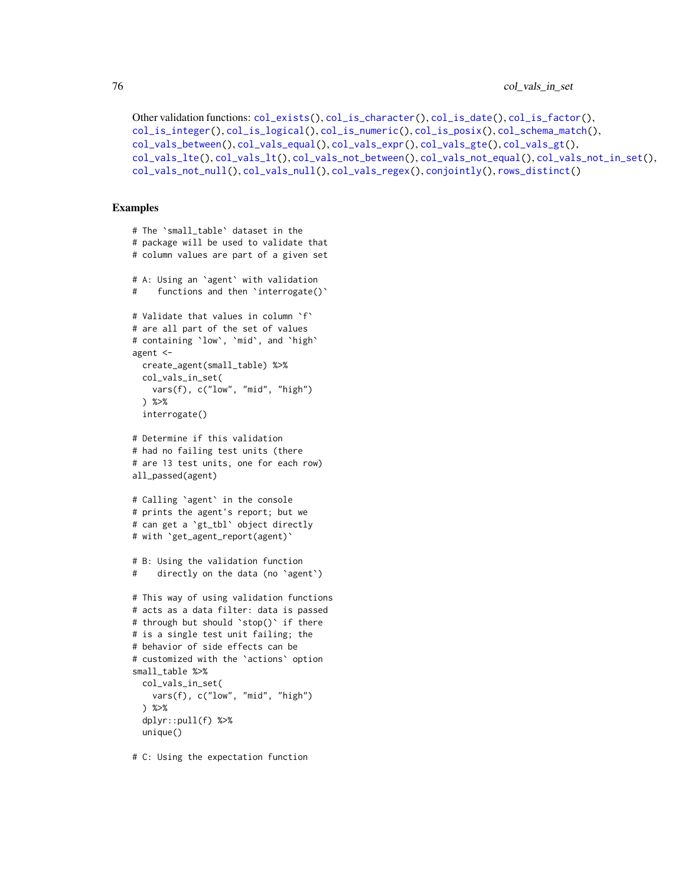Other validation functions: `col_exists()`, `col_is_character()`, `col_is_date()`, `col_is_factor()`, `col_is_integer()`, `col_is_logical()`, `col_is_numeric()`, `col_is_posix()`, `col_schema_match()`, `col_vals_between()`, `col_vals_equal()`, `col_vals_expr()`, `col_vals_gte()`, `col_vals_gt()`, `col_vals_lte()`, `col_vals_lt()`, `col_vals_not_between()`, `col_vals_not_equal()`, `col_vals_not_in_set()`, `col_vals_not_null()`, `col_vals_null()`, `col_vals_regex()`, `conjointly()`, `rows_distinct()`

## Examples

```
# The `small_table` dataset in the
# package will be used to validate that
# column values are part of a given set

# A: Using an `agent` with validation
#    functions and then `interrogate()`

# Validate that values in column `f`
# are all part of the set of values
# containing `low`, `mid`, and `high`
agent <-
  create_agent(small_table) %>%
  col_vals_in_set(
    vars(f), c("low", "mid", "high")
  ) %>%
  interrogate()

# Determine if this validation
# had no failing test units (there
# are 13 test units, one for each row)
all_passed(agent)

# Calling `agent` in the console
# prints the agent's report; but we
# can get a `gt_tbl` object directly
# with `get_agent_report(agent)`

# B: Using the validation function
#    directly on the data (no `agent`)

# This way of using validation functions
# acts as a data filter: data is passed
# through but should `stop()` if there
# is a single test unit failing; the
# behavior of side effects can be
# customized with the `actions` option
small_table %>%
  col_vals_in_set(
    vars(f), c("low", "mid", "high")
  ) %>%
  dplyr::pull(f) %>%
  unique()

# C: Using the expectation function
```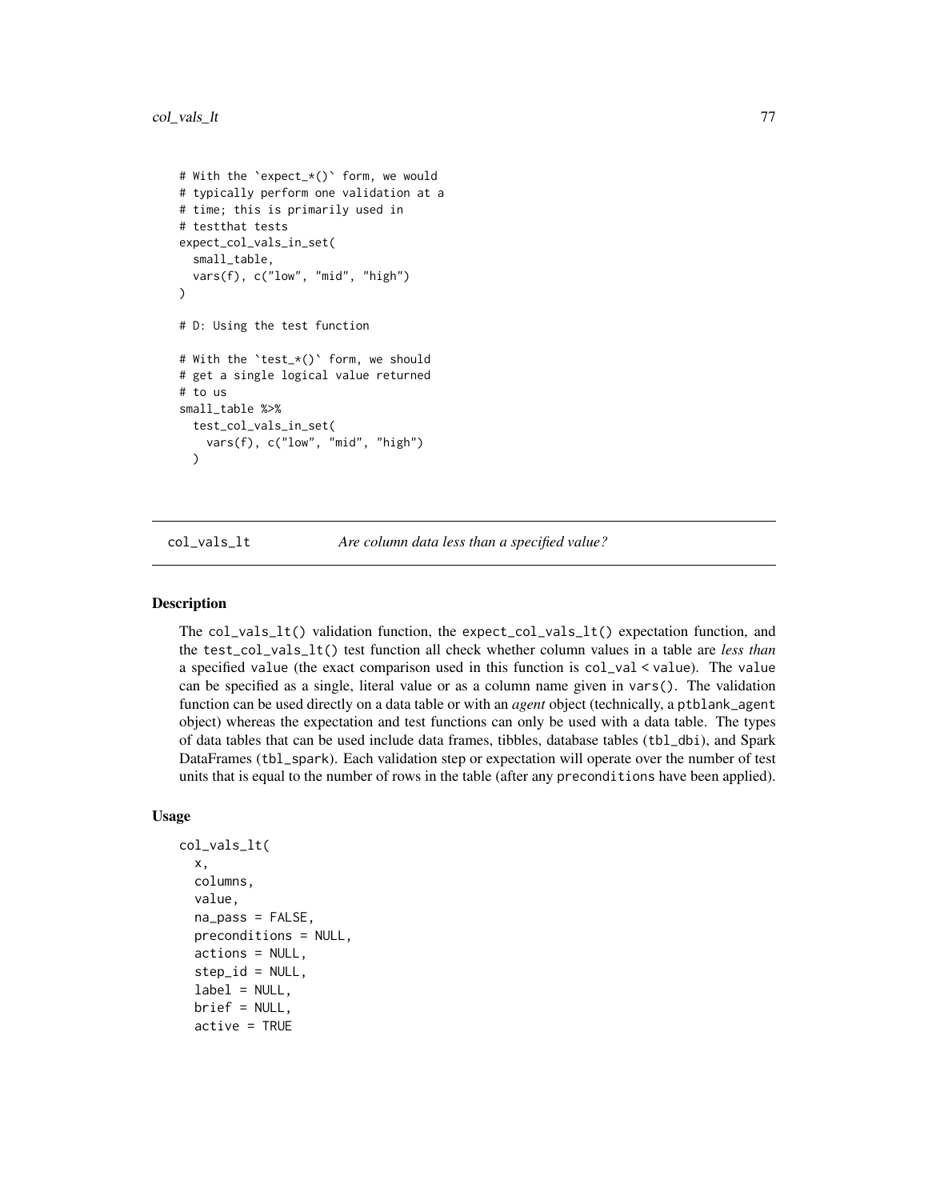```
# With the `expect_*()` form, we would
# typically perform one validation at a
# time; this is primarily used in
# testthat tests
expect_col_vals_in_set(
  small_table,
  vars(f), c("low", "mid", "high")
)

# D: Using the test function

# With the `test_*()` form, we should
# get a single logical value returned
# to us
small_table %>%
  test_col_vals_in_set(
    vars(f), c("low", "mid", "high")
  )
```

## col_vals_lt — *Are column data less than a specified value?*

### Description

The col_vals_lt() validation function, the expect_col_vals_lt() expectation function, and the test_col_vals_lt() test function all check whether column values in a table are *less than* a specified value (the exact comparison used in this function is col_val < value). The value can be specified as a single, literal value or as a column name given in vars(). The validation function can be used directly on a data table or with an *agent* object (technically, a ptblank_agent object) whereas the expectation and test functions can only be used with a data table. The types of data tables that can be used include data frames, tibbles, database tables (tbl_dbi), and Spark DataFrames (tbl_spark). Each validation step or expectation will operate over the number of test units that is equal to the number of rows in the table (after any preconditions have been applied).

### Usage

```
col_vals_lt(
  x,
  columns,
  value,
  na_pass = FALSE,
  preconditions = NULL,
  actions = NULL,
  step_id = NULL,
  label = NULL,
  brief = NULL,
  active = TRUE
```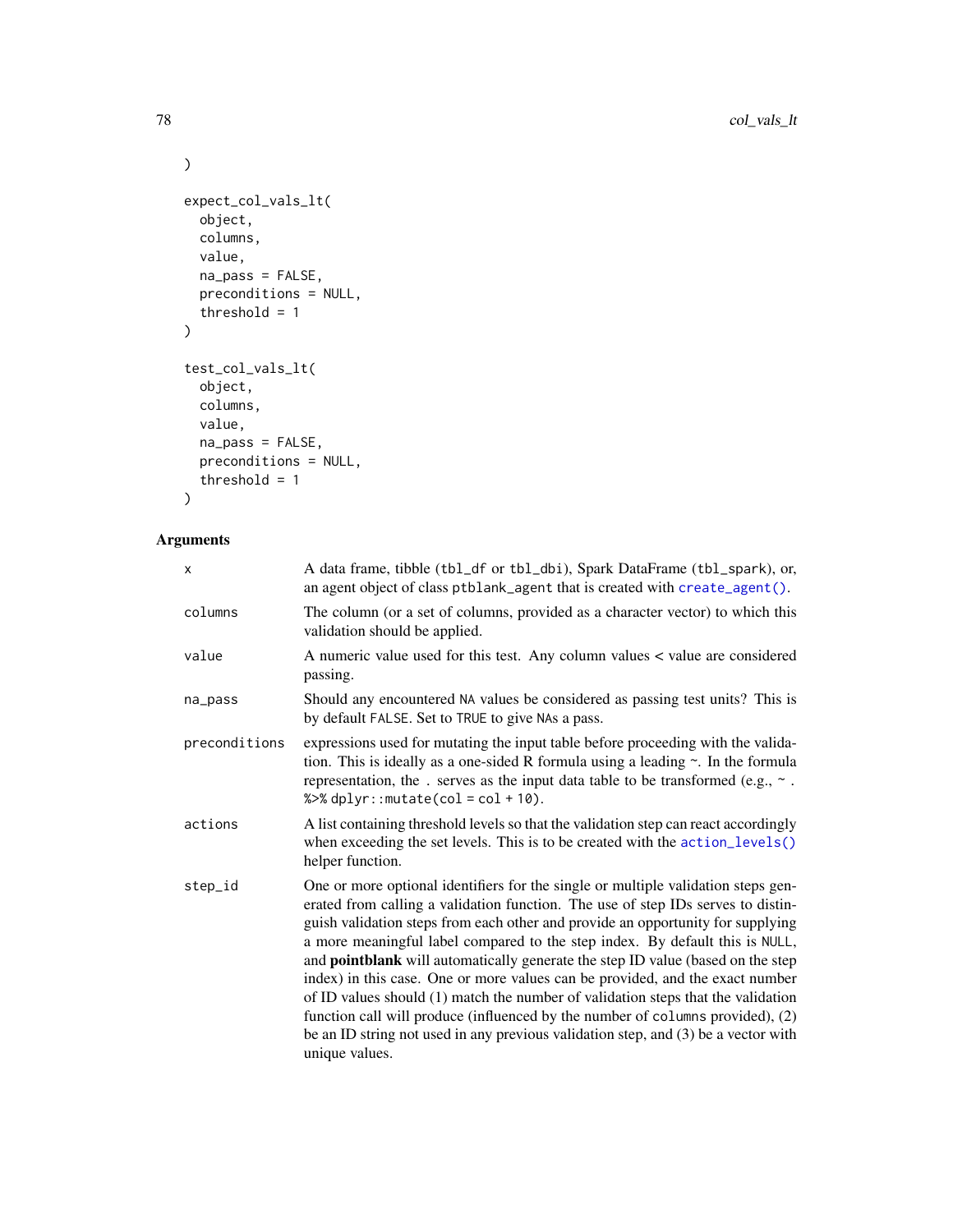```
)

expect_col_vals_lt(
  object,
  columns,
  value,
  na_pass = FALSE,
  preconditions = NULL,
  threshold = 1
)

test_col_vals_lt(
  object,
  columns,
  value,
  na_pass = FALSE,
  preconditions = NULL,
  threshold = 1
)
```

## Arguments

| | |
|---|---|
| `x` | A data frame, tibble (`tbl_df` or `tbl_dbi`), Spark DataFrame (`tbl_spark`), or, an agent object of class `ptblank_agent` that is created with `create_agent()`. |
| `columns` | The column (or a set of columns, provided as a character vector) to which this validation should be applied. |
| `value` | A numeric value used for this test. Any column values < value are considered passing. |
| `na_pass` | Should any encountered `NA` values be considered as passing test units? This is by default `FALSE`. Set to `TRUE` to give `NA`s a pass. |
| `preconditions` | expressions used for mutating the input table before proceeding with the validation. This is ideally as a one-sided R formula using a leading ~. In the formula representation, the `.` serves as the input data table to be transformed (e.g., `~ . %>% dplyr::mutate(col = col + 10)`. |
| `actions` | A list containing threshold levels so that the validation step can react accordingly when exceeding the set levels. This is to be created with the `action_levels()` helper function. |
| `step_id` | One or more optional identifiers for the single or multiple validation steps generated from calling a validation function. The use of step IDs serves to distinguish validation steps from each other and provide an opportunity for supplying a more meaningful label compared to the step index. By default this is `NULL`, and **pointblank** will automatically generate the step ID value (based on the step index) in this case. One or more values can be provided, and the exact number of ID values should (1) match the number of validation steps that the validation function call will produce (influenced by the number of `columns` provided), (2) be an ID string not used in any previous validation step, and (3) be a vector with unique values. |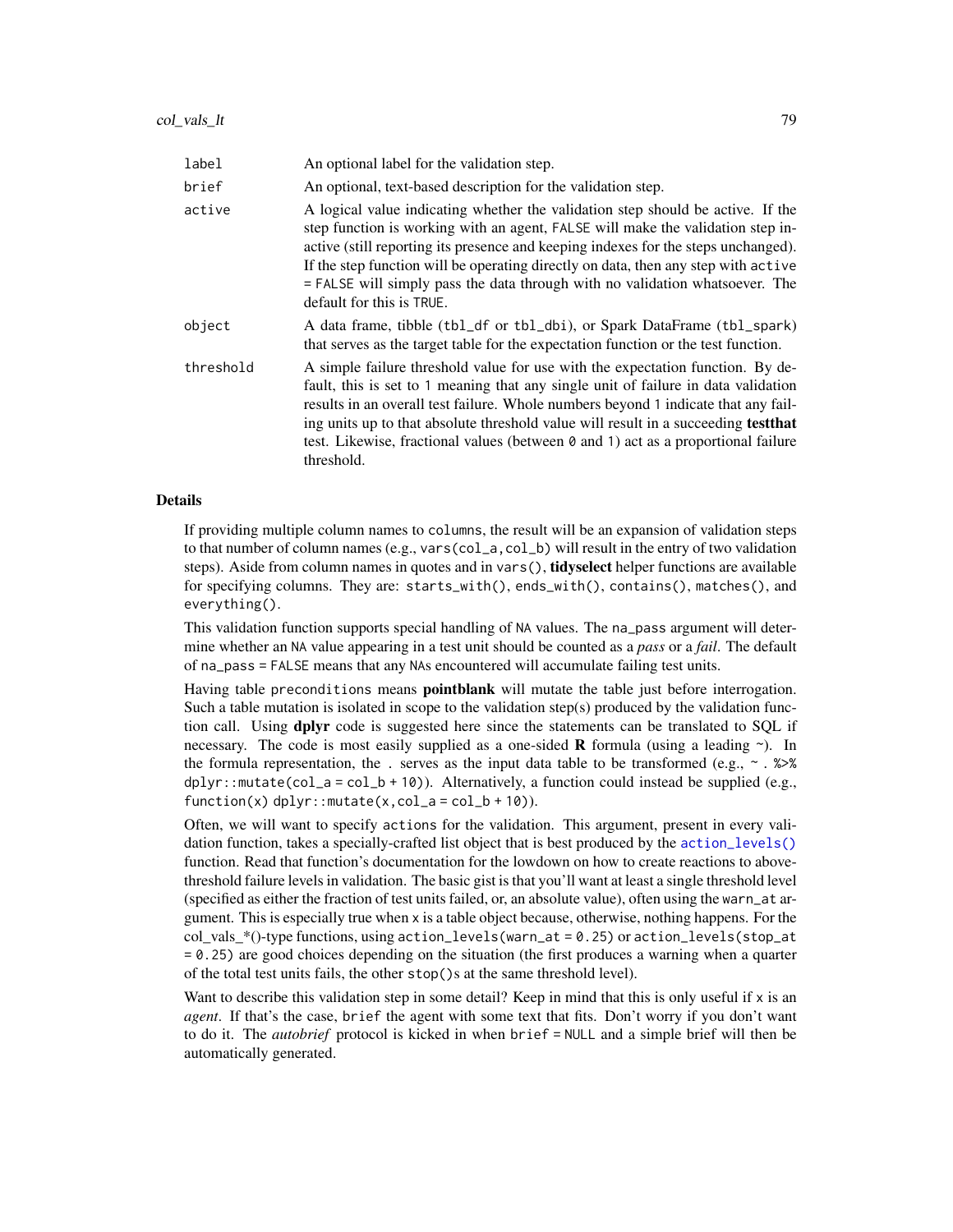| | |
|---|---|
| `label` | An optional label for the validation step. |
| `brief` | An optional, text-based description for the validation step. |
| `active` | A logical value indicating whether the validation step should be active. If the step function is working with an agent, `FALSE` will make the validation step inactive (still reporting its presence and keeping indexes for the steps unchanged). If the step function will be operating directly on data, then any step with `active = FALSE` will simply pass the data through with no validation whatsoever. The default for this is `TRUE`. |
| `object` | A data frame, tibble (`tbl_df` or `tbl_dbi`), or Spark DataFrame (`tbl_spark`) that serves as the target table for the expectation function or the test function. |
| `threshold` | A simple failure threshold value for use with the expectation function. By default, this is set to `1` meaning that any single unit of failure in data validation results in an overall test failure. Whole numbers beyond `1` indicate that any failing units up to that absolute threshold value will result in a succeeding **testthat** test. Likewise, fractional values (between `0` and `1`) act as a proportional failure threshold. |

### Details

If providing multiple column names to `columns`, the result will be an expansion of validation steps to that number of column names (e.g., `vars(col_a,col_b)` will result in the entry of two validation steps). Aside from column names in quotes and in `vars()`, **tidyselect** helper functions are available for specifying columns. They are: `starts_with()`, `ends_with()`, `contains()`, `matches()`, and `everything()`.

This validation function supports special handling of `NA` values. The `na_pass` argument will determine whether an `NA` value appearing in a test unit should be counted as a *pass* or a *fail*. The default of `na_pass = FALSE` means that any `NA`s encountered will accumulate failing test units.

Having table `preconditions` means **pointblank** will mutate the table just before interrogation. Such a table mutation is isolated in scope to the validation step(s) produced by the validation function call. Using **dplyr** code is suggested here since the statements can be translated to SQL if necessary. The code is most easily supplied as a one-sided **R** formula (using a leading `~`). In the formula representation, the `.` serves as the input data table to be transformed (e.g., `~ . %>% dplyr::mutate(col_a = col_b + 10)`). Alternatively, a function could instead be supplied (e.g., `function(x) dplyr::mutate(x,col_a = col_b + 10)`).

Often, we will want to specify `actions` for the validation. This argument, present in every validation function, takes a specially-crafted list object that is best produced by the `action_levels()` function. Read that function's documentation for the lowdown on how to create reactions to above-threshold failure levels in validation. The basic gist is that you'll want at least a single threshold level (specified as either the fraction of test units failed, or, an absolute value), often using the `warn_at` argument. This is especially true when `x` is a table object because, otherwise, nothing happens. For the col_vals_*()-type functions, using `action_levels(warn_at = 0.25)` or `action_levels(stop_at = 0.25)` are good choices depending on the situation (the first produces a warning when a quarter of the total test units fails, the other `stop()`s at the same threshold level).

Want to describe this validation step in some detail? Keep in mind that this is only useful if `x` is an *agent*. If that's the case, `brief` the agent with some text that fits. Don't worry if you don't want to do it. The *autobrief* protocol is kicked in when `brief = NULL` and a simple brief will then be automatically generated.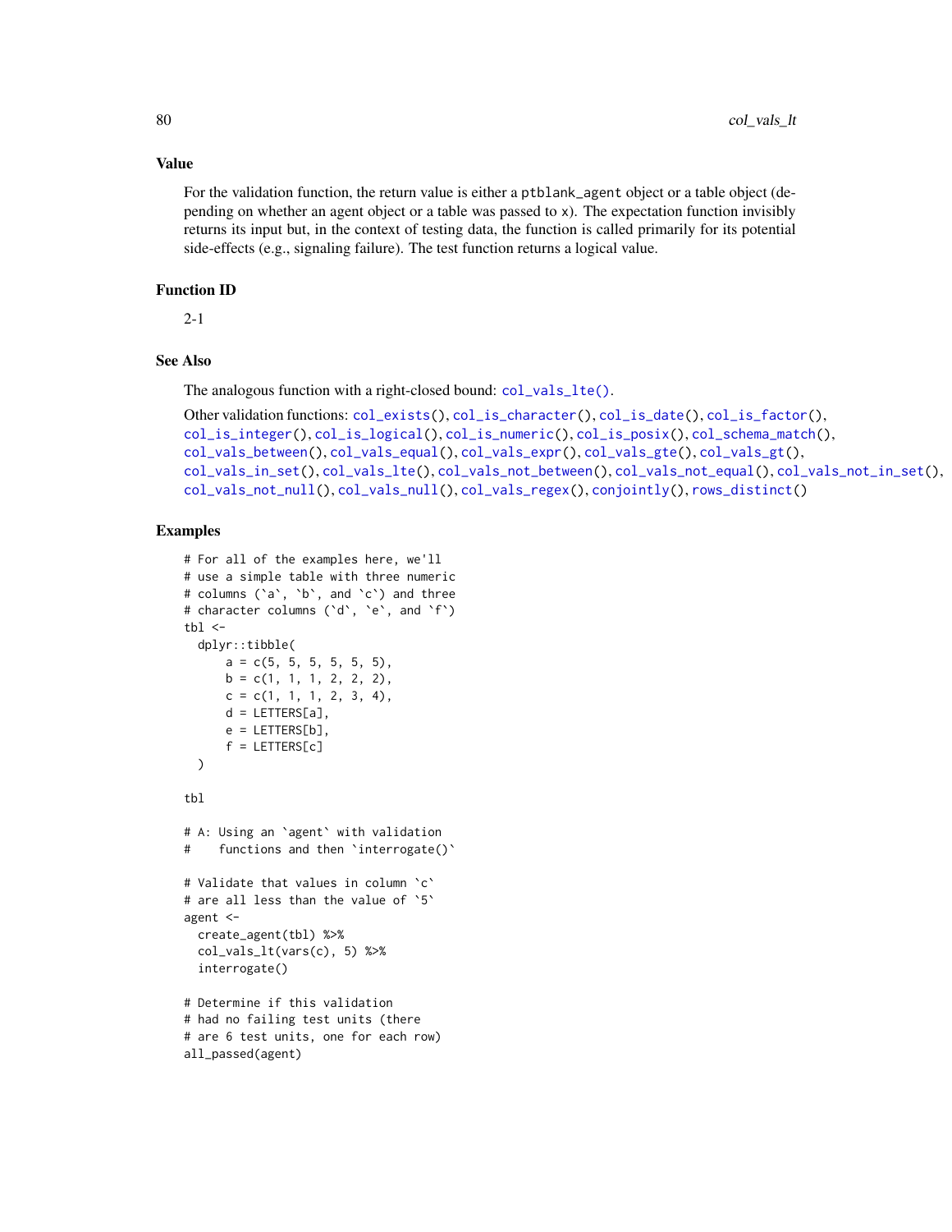## Value

For the validation function, the return value is either a `ptblank_agent` object or a table object (depending on whether an agent object or a table was passed to `x`). The expectation function invisibly returns its input but, in the context of testing data, the function is called primarily for its potential side-effects (e.g., signaling failure). The test function returns a logical value.

## Function ID

2-1

## See Also

The analogous function with a right-closed bound: `col_vals_lte()`.

Other validation functions: `col_exists()`, `col_is_character()`, `col_is_date()`, `col_is_factor()`, `col_is_integer()`, `col_is_logical()`, `col_is_numeric()`, `col_is_posix()`, `col_schema_match()`, `col_vals_between()`, `col_vals_equal()`, `col_vals_expr()`, `col_vals_gte()`, `col_vals_gt()`, `col_vals_in_set()`, `col_vals_lte()`, `col_vals_not_between()`, `col_vals_not_equal()`, `col_vals_not_in_set()`, `col_vals_not_null()`, `col_vals_null()`, `col_vals_regex()`, `conjointly()`, `rows_distinct()`

## Examples

```
# For all of the examples here, we'll
# use a simple table with three numeric
# columns (`a`, `b`, and `c`) and three
# character columns (`d`, `e`, and `f`)
tbl <-
  dplyr::tibble(
      a = c(5, 5, 5, 5, 5, 5),
      b = c(1, 1, 1, 2, 2, 2),
      c = c(1, 1, 1, 2, 3, 4),
      d = LETTERS[a],
      e = LETTERS[b],
      f = LETTERS[c]
  )

tbl

# A: Using an `agent` with validation
#    functions and then `interrogate()`

# Validate that values in column `c`
# are all less than the value of `5`
agent <-
  create_agent(tbl) %>%
  col_vals_lt(vars(c), 5) %>%
  interrogate()

# Determine if this validation
# had no failing test units (there
# are 6 test units, one for each row)
all_passed(agent)
```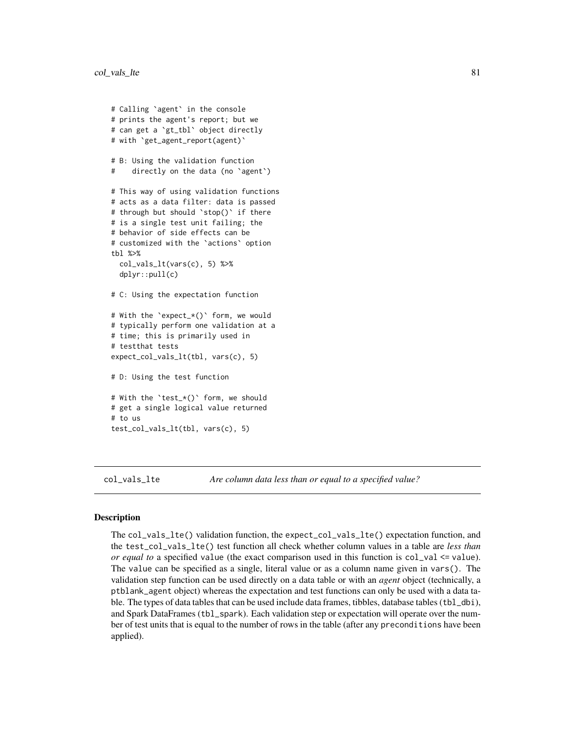```
# Calling `agent` in the console
# prints the agent's report; but we
# can get a `gt_tbl` object directly
# with `get_agent_report(agent)`

# B: Using the validation function
#    directly on the data (no `agent`)

# This way of using validation functions
# acts as a data filter: data is passed
# through but should `stop()` if there
# is a single test unit failing; the
# behavior of side effects can be
# customized with the `actions` option
tbl %>%
  col_vals_lt(vars(c), 5) %>%
  dplyr::pull(c)

# C: Using the expectation function

# With the `expect_*()` form, we would
# typically perform one validation at a
# time; this is primarily used in
# testthat tests
expect_col_vals_lt(tbl, vars(c), 5)

# D: Using the test function

# With the `test_*()` form, we should
# get a single logical value returned
# to us
test_col_vals_lt(tbl, vars(c), 5)
```

---

## col_vals_lte — *Are column data less than or equal to a specified value?*

### Description

The col_vals_lte() validation function, the expect_col_vals_lte() expectation function, and the test_col_vals_lte() test function all check whether column values in a table are *less than or equal to* a specified value (the exact comparison used in this function is col_val <= value). The value can be specified as a single, literal value or as a column name given in vars(). The validation step function can be used directly on a data table or with an *agent* object (technically, a ptblank_agent object) whereas the expectation and test functions can only be used with a data table. The types of data tables that can be used include data frames, tibbles, database tables (tbl_dbi), and Spark DataFrames (tbl_spark). Each validation step or expectation will operate over the number of test units that is equal to the number of rows in the table (after any preconditions have been applied).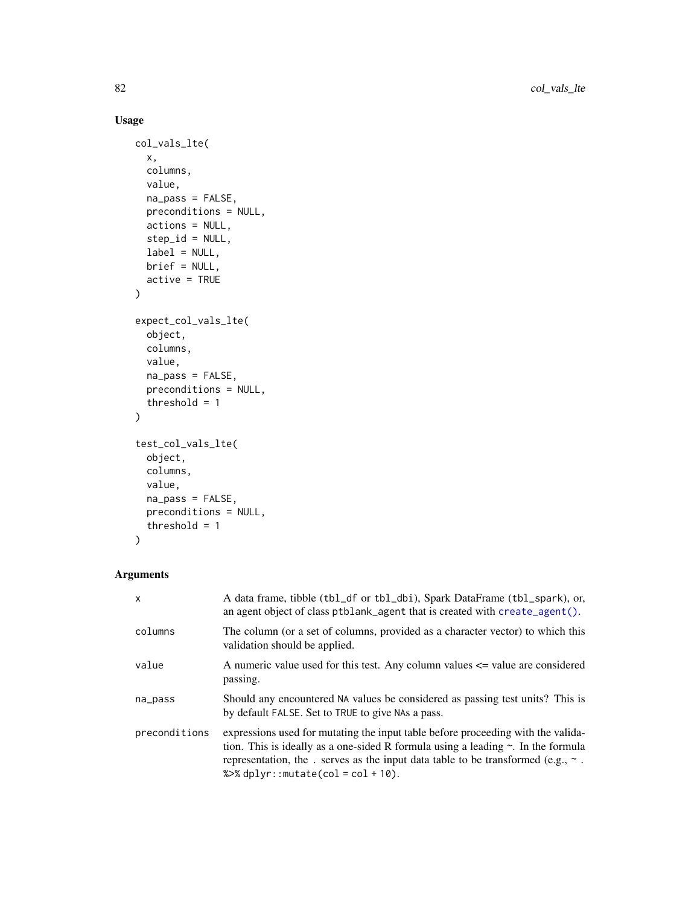## Usage

```
col_vals_lte(
  x,
  columns,
  value,
  na_pass = FALSE,
  preconditions = NULL,
  actions = NULL,
  step_id = NULL,
  label = NULL,
  brief = NULL,
  active = TRUE
)

expect_col_vals_lte(
  object,
  columns,
  value,
  na_pass = FALSE,
  preconditions = NULL,
  threshold = 1
)

test_col_vals_lte(
  object,
  columns,
  value,
  na_pass = FALSE,
  preconditions = NULL,
  threshold = 1
)
```

## Arguments

| | |
|---|---|
| `x` | A data frame, tibble (`tbl_df` or `tbl_dbi`), Spark DataFrame (`tbl_spark`), or, an agent object of class `ptblank_agent` that is created with `create_agent()`. |
| `columns` | The column (or a set of columns, provided as a character vector) to which this validation should be applied. |
| `value` | A numeric value used for this test. Any column values <= value are considered passing. |
| `na_pass` | Should any encountered `NA` values be considered as passing test units? This is by default `FALSE`. Set to `TRUE` to give `NA`s a pass. |
| `preconditions` | expressions used for mutating the input table before proceeding with the validation. This is ideally as a one-sided R formula using a leading ~. In the formula representation, the `.` serves as the input data table to be transformed (e.g., `~ . %>% dplyr::mutate(col = col + 10)`. |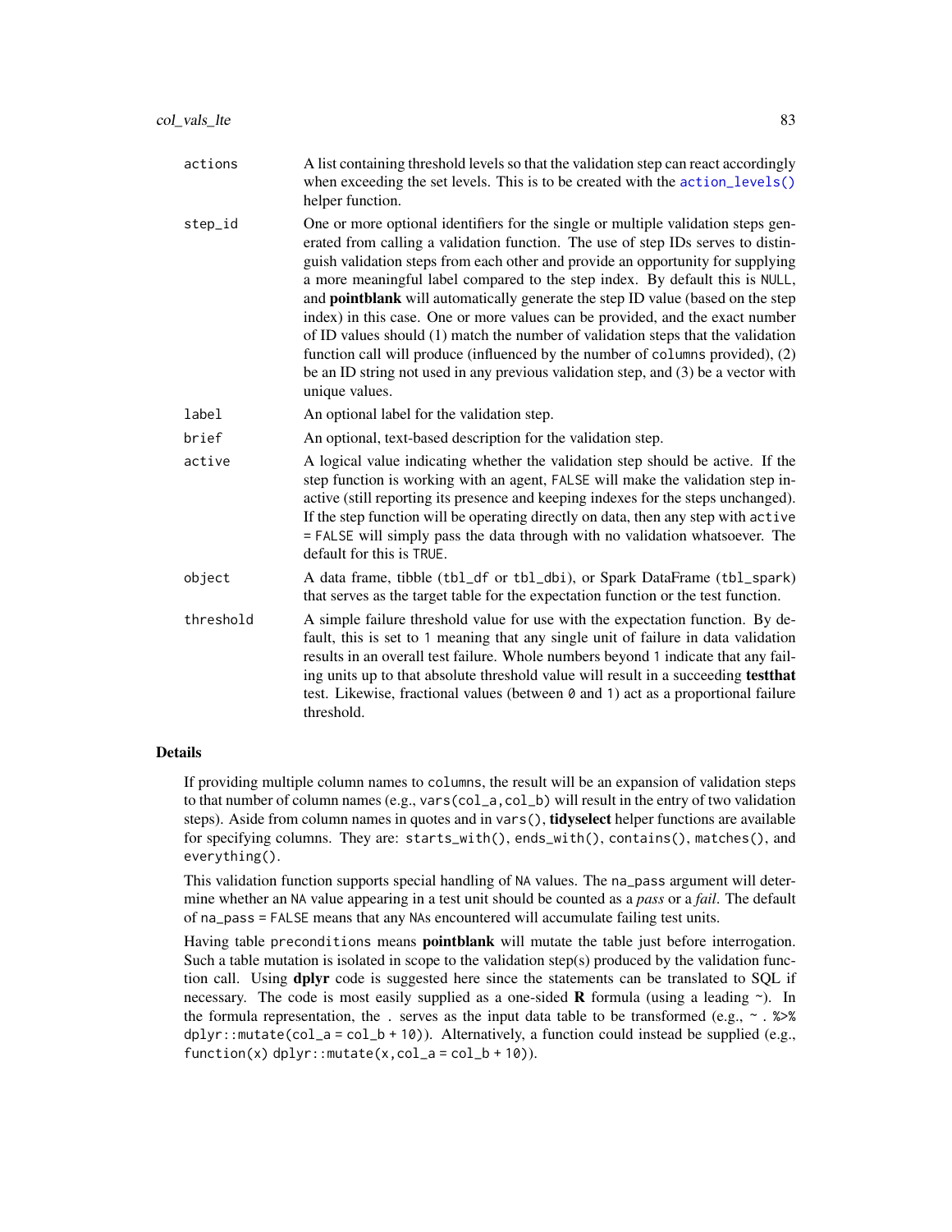| | |
|---|---|
| `actions` | A list containing threshold levels so that the validation step can react accordingly when exceeding the set levels. This is to be created with the `action_levels()` helper function. |
| `step_id` | One or more optional identifiers for the single or multiple validation steps generated from calling a validation function. The use of step IDs serves to distinguish validation steps from each other and provide an opportunity for supplying a more meaningful label compared to the step index. By default this is `NULL`, and **pointblank** will automatically generate the step ID value (based on the step index) in this case. One or more values can be provided, and the exact number of ID values should (1) match the number of validation steps that the validation function call will produce (influenced by the number of `columns` provided), (2) be an ID string not used in any previous validation step, and (3) be a vector with unique values. |
| `label` | An optional label for the validation step. |
| `brief` | An optional, text-based description for the validation step. |
| `active` | A logical value indicating whether the validation step should be active. If the step function is working with an agent, `FALSE` will make the validation step inactive (still reporting its presence and keeping indexes for the steps unchanged). If the step function will be operating directly on data, then any step with `active = FALSE` will simply pass the data through with no validation whatsoever. The default for this is `TRUE`. |
| `object` | A data frame, tibble (`tbl_df` or `tbl_dbi`), or Spark DataFrame (`tbl_spark`) that serves as the target table for the expectation function or the test function. |
| `threshold` | A simple failure threshold value for use with the expectation function. By default, this is set to `1` meaning that any single unit of failure in data validation results in an overall test failure. Whole numbers beyond `1` indicate that any failing units up to that absolute threshold value will result in a succeeding **testthat** test. Likewise, fractional values (between `0` and `1`) act as a proportional failure threshold. |

## Details

If providing multiple column names to `columns`, the result will be an expansion of validation steps to that number of column names (e.g., `vars(col_a,col_b)` will result in the entry of two validation steps). Aside from column names in quotes and in `vars()`, **tidyselect** helper functions are available for specifying columns. They are: `starts_with()`, `ends_with()`, `contains()`, `matches()`, and `everything()`.

This validation function supports special handling of `NA` values. The `na_pass` argument will determine whether an `NA` value appearing in a test unit should be counted as a *pass* or a *fail*. The default of `na_pass = FALSE` means that any `NA`s encountered will accumulate failing test units.

Having table `preconditions` means **pointblank** will mutate the table just before interrogation. Such a table mutation is isolated in scope to the validation step(s) produced by the validation function call. Using **dplyr** code is suggested here since the statements can be translated to SQL if necessary. The code is most easily supplied as a one-sided **R** formula (using a leading `~`). In the formula representation, the `.` serves as the input data table to be transformed (e.g., `~ . %>% dplyr::mutate(col_a = col_b + 10)`). Alternatively, a function could instead be supplied (e.g., `function(x) dplyr::mutate(x,col_a = col_b + 10)`).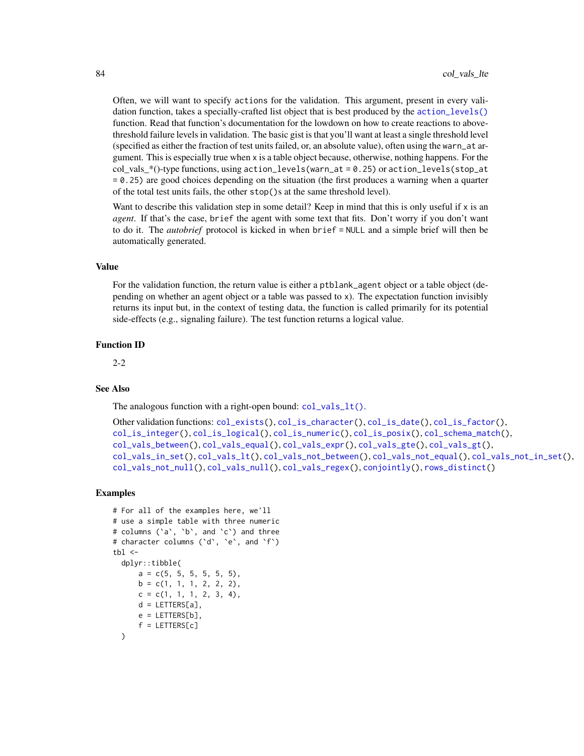Often, we will want to specify `actions` for the validation. This argument, present in every validation function, takes a specially-crafted list object that is best produced by the `action_levels()` function. Read that function's documentation for the lowdown on how to create reactions to above-threshold failure levels in validation. The basic gist is that you'll want at least a single threshold level (specified as either the fraction of test units failed, or, an absolute value), often using the `warn_at` argument. This is especially true when `x` is a table object because, otherwise, nothing happens. For the col_vals_*()-type functions, using `action_levels(warn_at = 0.25)` or `action_levels(stop_at = 0.25)` are good choices depending on the situation (the first produces a warning when a quarter of the total test units fails, the other `stop()`s at the same threshold level).

Want to describe this validation step in some detail? Keep in mind that this is only useful if `x` is an *agent*. If that's the case, `brief` the agent with some text that fits. Don't worry if you don't want to do it. The *autobrief* protocol is kicked in when `brief = NULL` and a simple brief will then be automatically generated.

## Value

For the validation function, the return value is either a `ptblank_agent` object or a table object (depending on whether an agent object or a table was passed to `x`). The expectation function invisibly returns its input but, in the context of testing data, the function is called primarily for its potential side-effects (e.g., signaling failure). The test function returns a logical value.

## Function ID

2-2

## See Also

The analogous function with a right-open bound: `col_vals_lt()`.

Other validation functions: `col_exists()`, `col_is_character()`, `col_is_date()`, `col_is_factor()`, `col_is_integer()`, `col_is_logical()`, `col_is_numeric()`, `col_is_posix()`, `col_schema_match()`, `col_vals_between()`, `col_vals_equal()`, `col_vals_expr()`, `col_vals_gte()`, `col_vals_gt()`, `col_vals_in_set()`, `col_vals_lt()`, `col_vals_not_between()`, `col_vals_not_equal()`, `col_vals_not_in_set()`, `col_vals_not_null()`, `col_vals_null()`, `col_vals_regex()`, `conjointly()`, `rows_distinct()`

## Examples

```
# For all of the examples here, we'll
# use a simple table with three numeric
# columns (`a`, `b`, and `c`) and three
# character columns (`d`, `e`, and `f`)
tbl <-
  dplyr::tibble(
      a = c(5, 5, 5, 5, 5, 5),
      b = c(1, 1, 1, 2, 2, 2),
      c = c(1, 1, 1, 2, 3, 4),
      d = LETTERS[a],
      e = LETTERS[b],
      f = LETTERS[c]
  )
```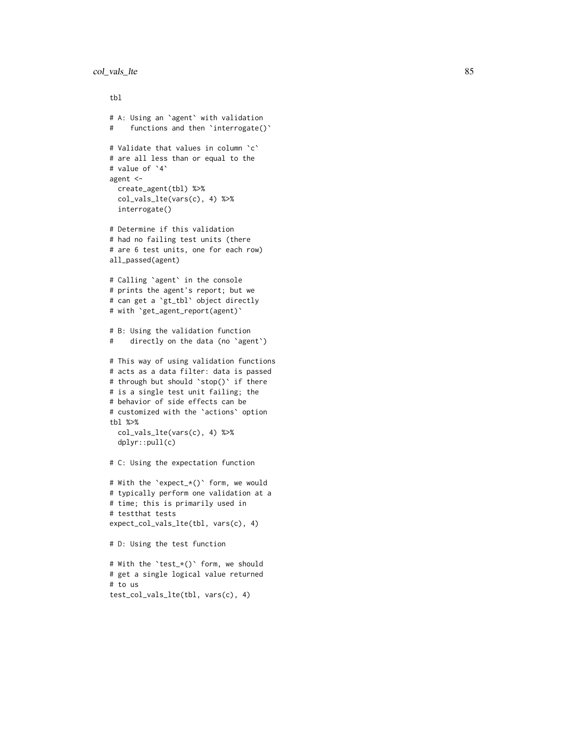```
tbl

# A: Using an `agent` with validation
#    functions and then `interrogate()`

# Validate that values in column `c`
# are all less than or equal to the
# value of `4`
agent <-
  create_agent(tbl) %>%
  col_vals_lte(vars(c), 4) %>%
  interrogate()

# Determine if this validation
# had no failing test units (there
# are 6 test units, one for each row)
all_passed(agent)

# Calling `agent` in the console
# prints the agent's report; but we
# can get a `gt_tbl` object directly
# with `get_agent_report(agent)`

# B: Using the validation function
#    directly on the data (no `agent`)

# This way of using validation functions
# acts as a data filter: data is passed
# through but should `stop()` if there
# is a single test unit failing; the
# behavior of side effects can be
# customized with the `actions` option
tbl %>%
  col_vals_lte(vars(c), 4) %>%
  dplyr::pull(c)

# C: Using the expectation function

# With the `expect_*()` form, we would
# typically perform one validation at a
# time; this is primarily used in
# testthat tests
expect_col_vals_lte(tbl, vars(c), 4)

# D: Using the test function

# With the `test_*()` form, we should
# get a single logical value returned
# to us
test_col_vals_lte(tbl, vars(c), 4)
```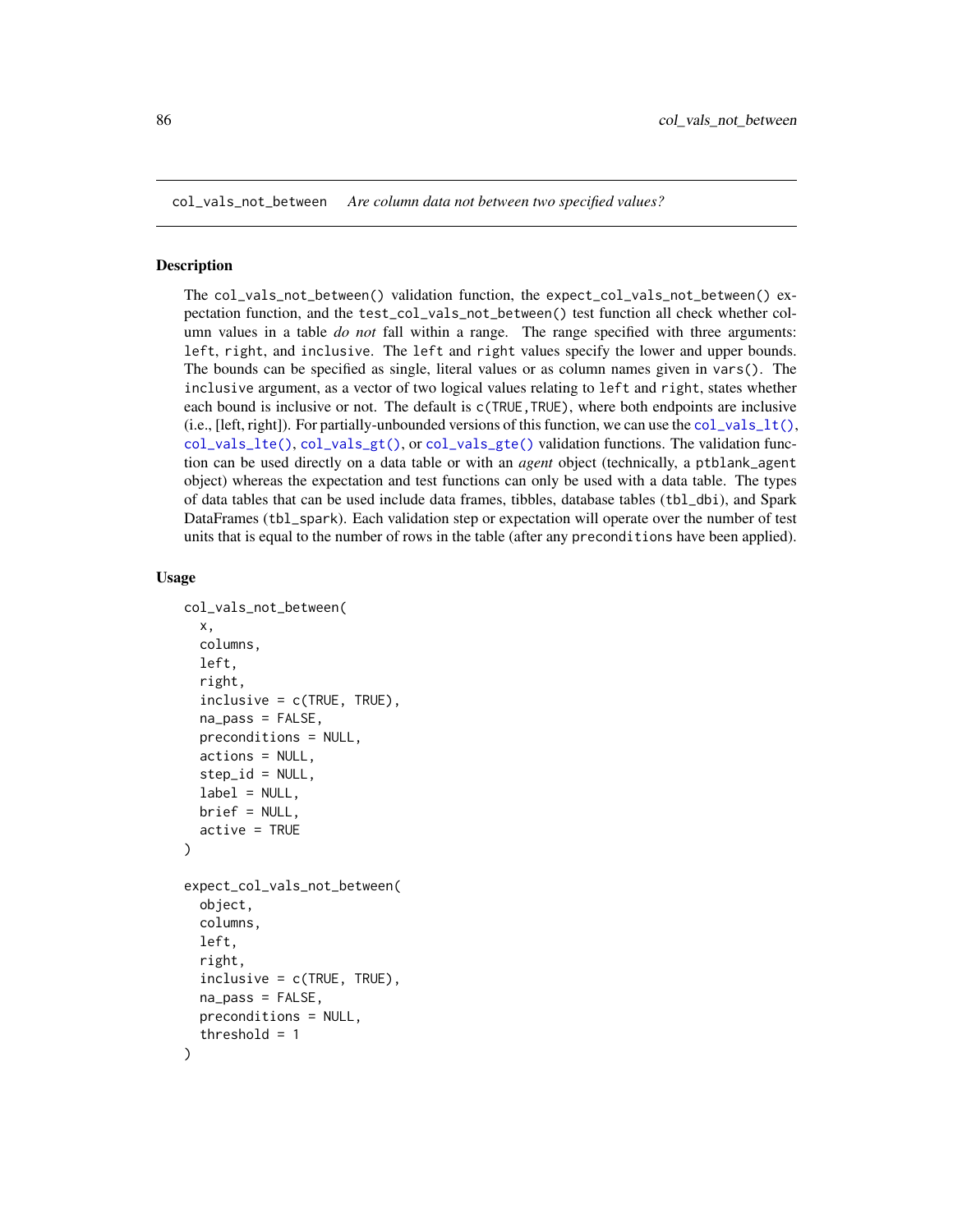col_vals_not_between    *Are column data not between two specified values?*

## Description

The `col_vals_not_between()` validation function, the `expect_col_vals_not_between()` expectation function, and the `test_col_vals_not_between()` test function all check whether column values in a table *do not* fall within a range. The range specified with three arguments: `left`, `right`, and `inclusive`. The `left` and `right` values specify the lower and upper bounds. The bounds can be specified as single, literal values or as column names given in `vars()`. The `inclusive` argument, as a vector of two logical values relating to `left` and `right`, states whether each bound is inclusive or not. The default is `c(TRUE,TRUE)`, where both endpoints are inclusive (i.e., [left, right]). For partially-unbounded versions of this function, we can use the `col_vals_lt()`, `col_vals_lte()`, `col_vals_gt()`, or `col_vals_gte()` validation functions. The validation function can be used directly on a data table or with an *agent* object (technically, a `ptblank_agent` object) whereas the expectation and test functions can only be used with a data table. The types of data tables that can be used include data frames, tibbles, database tables (`tbl_dbi`), and Spark DataFrames (`tbl_spark`). Each validation step or expectation will operate over the number of test units that is equal to the number of rows in the table (after any `preconditions` have been applied).

## Usage

```
col_vals_not_between(
  x,
  columns,
  left,
  right,
  inclusive = c(TRUE, TRUE),
  na_pass = FALSE,
  preconditions = NULL,
  actions = NULL,
  step_id = NULL,
  label = NULL,
  brief = NULL,
  active = TRUE
)

expect_col_vals_not_between(
  object,
  columns,
  left,
  right,
  inclusive = c(TRUE, TRUE),
  na_pass = FALSE,
  preconditions = NULL,
  threshold = 1
)
```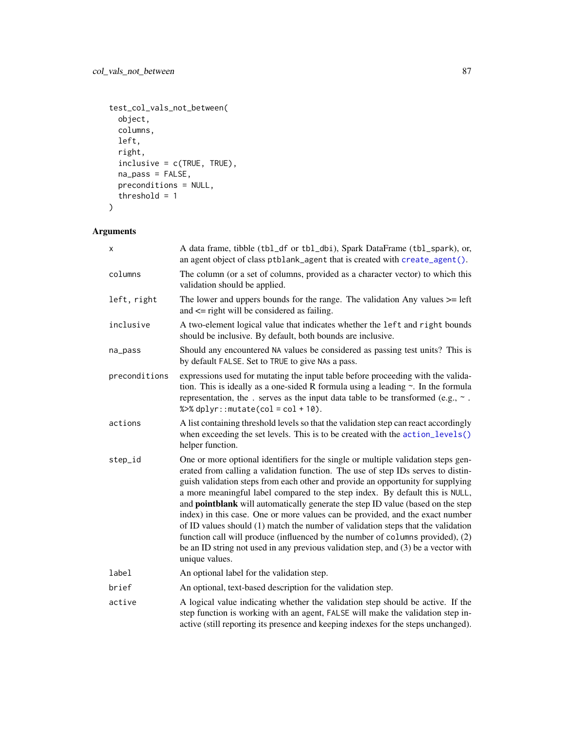```
test_col_vals_not_between(
  object,
  columns,
  left,
  right,
  inclusive = c(TRUE, TRUE),
  na_pass = FALSE,
  preconditions = NULL,
  threshold = 1
)
```

## Arguments

| | |
|---|---|
| `x` | A data frame, tibble (`tbl_df` or `tbl_dbi`), Spark DataFrame (`tbl_spark`), or, an agent object of class `ptblank_agent` that is created with `create_agent()`. |
| `columns` | The column (or a set of columns, provided as a character vector) to which this validation should be applied. |
| `left, right` | The lower and uppers bounds for the range. The validation Any values >= left and <= right will be considered as failing. |
| `inclusive` | A two-element logical value that indicates whether the `left` and `right` bounds should be inclusive. By default, both bounds are inclusive. |
| `na_pass` | Should any encountered `NA` values be considered as passing test units? This is by default `FALSE`. Set to `TRUE` to give `NA`s a pass. |
| `preconditions` | expressions used for mutating the input table before proceeding with the validation. This is ideally as a one-sided R formula using a leading ~. In the formula representation, the `.` serves as the input data table to be transformed (e.g., `~ . %>% dplyr::mutate(col = col + 10)`. |
| `actions` | A list containing threshold levels so that the validation step can react accordingly when exceeding the set levels. This is to be created with the `action_levels()` helper function. |
| `step_id` | One or more optional identifiers for the single or multiple validation steps generated from calling a validation function. The use of step IDs serves to distinguish validation steps from each other and provide an opportunity for supplying a more meaningful label compared to the step index. By default this is `NULL`, and **pointblank** will automatically generate the step ID value (based on the step index) in this case. One or more values can be provided, and the exact number of ID values should (1) match the number of validation steps that the validation function call will produce (influenced by the number of `columns` provided), (2) be an ID string not used in any previous validation step, and (3) be a vector with unique values. |
| `label` | An optional label for the validation step. |
| `brief` | An optional, text-based description for the validation step. |
| `active` | A logical value indicating whether the validation step should be active. If the step function is working with an agent, `FALSE` will make the validation step inactive (still reporting its presence and keeping indexes for the steps unchanged). |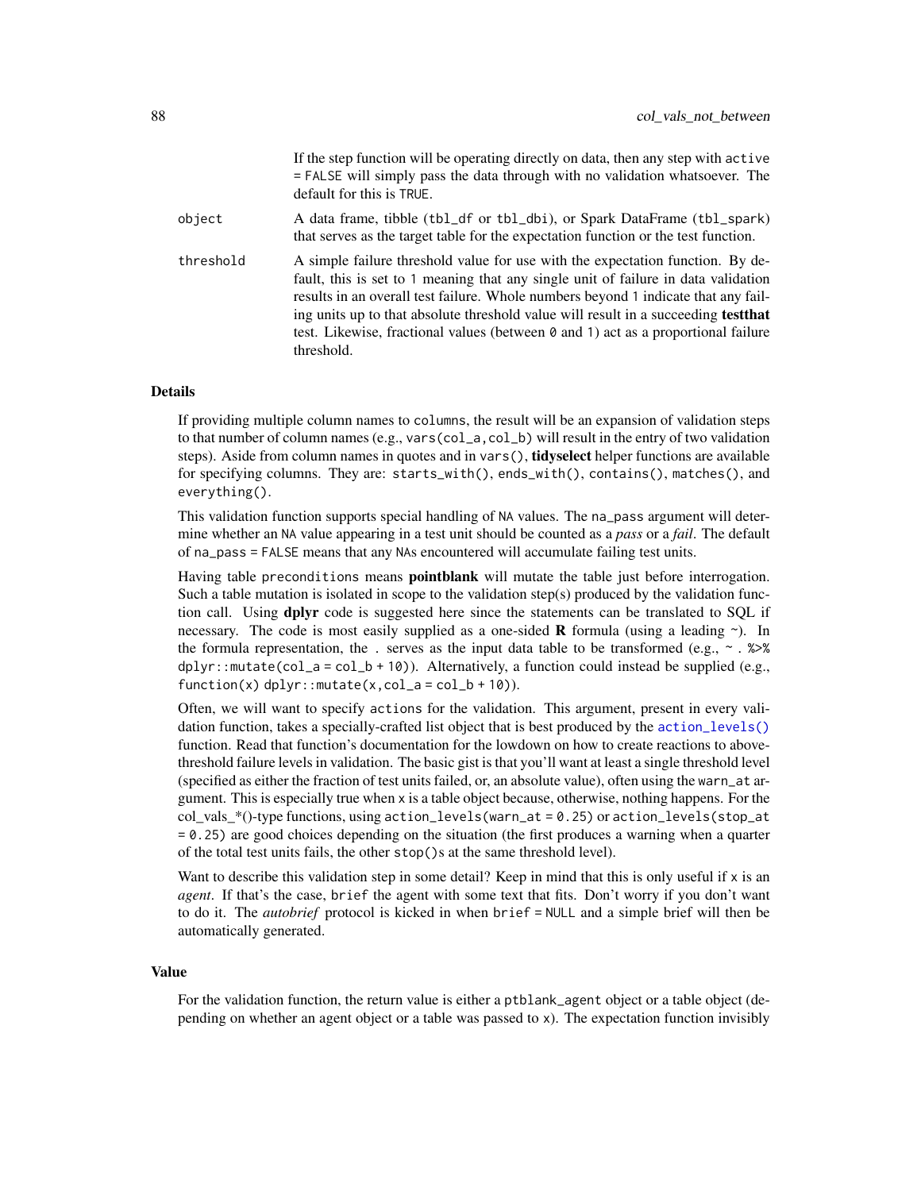If the step function will be operating directly on data, then any step with `active = FALSE` will simply pass the data through with no validation whatsoever. The default for this is `TRUE`.

`object` A data frame, tibble (`tbl_df` or `tbl_dbi`), or Spark DataFrame (`tbl_spark`) that serves as the target table for the expectation function or the test function.

`threshold` A simple failure threshold value for use with the expectation function. By default, this is set to `1` meaning that any single unit of failure in data validation results in an overall test failure. Whole numbers beyond `1` indicate that any failing units up to that absolute threshold value will result in a succeeding **testthat** test. Likewise, fractional values (between `0` and `1`) act as a proportional failure threshold.

## Details

If providing multiple column names to `columns`, the result will be an expansion of validation steps to that number of column names (e.g., `vars(col_a,col_b)` will result in the entry of two validation steps). Aside from column names in quotes and in `vars()`, **tidyselect** helper functions are available for specifying columns. They are: `starts_with()`, `ends_with()`, `contains()`, `matches()`, and `everything()`.

This validation function supports special handling of `NA` values. The `na_pass` argument will determine whether an `NA` value appearing in a test unit should be counted as a *pass* or a *fail*. The default of `na_pass = FALSE` means that any `NA`s encountered will accumulate failing test units.

Having table `preconditions` means **pointblank** will mutate the table just before interrogation. Such a table mutation is isolated in scope to the validation step(s) produced by the validation function call. Using **dplyr** code is suggested here since the statements can be translated to SQL if necessary. The code is most easily supplied as a one-sided **R** formula (using a leading `~`). In the formula representation, the `.` serves as the input data table to be transformed (e.g., `~ . %>% dplyr::mutate(col_a = col_b + 10)`). Alternatively, a function could instead be supplied (e.g., `function(x) dplyr::mutate(x,col_a = col_b + 10)`).

Often, we will want to specify `actions` for the validation. This argument, present in every validation function, takes a specially-crafted list object that is best produced by the `action_levels()` function. Read that function's documentation for the lowdown on how to create reactions to above-threshold failure levels in validation. The basic gist is that you'll want at least a single threshold level (specified as either the fraction of test units failed, or, an absolute value), often using the `warn_at` argument. This is especially true when `x` is a table object because, otherwise, nothing happens. For the col_vals_*()-type functions, using `action_levels(warn_at = 0.25)` or `action_levels(stop_at = 0.25)` are good choices depending on the situation (the first produces a warning when a quarter of the total test units fails, the other `stop()`s at the same threshold level).

Want to describe this validation step in some detail? Keep in mind that this is only useful if `x` is an *agent*. If that's the case, `brief` the agent with some text that fits. Don't worry if you don't want to do it. The *autobrief* protocol is kicked in when `brief = NULL` and a simple brief will then be automatically generated.

## Value

For the validation function, the return value is either a `ptblank_agent` object or a table object (depending on whether an agent object or a table was passed to `x`). The expectation function invisibly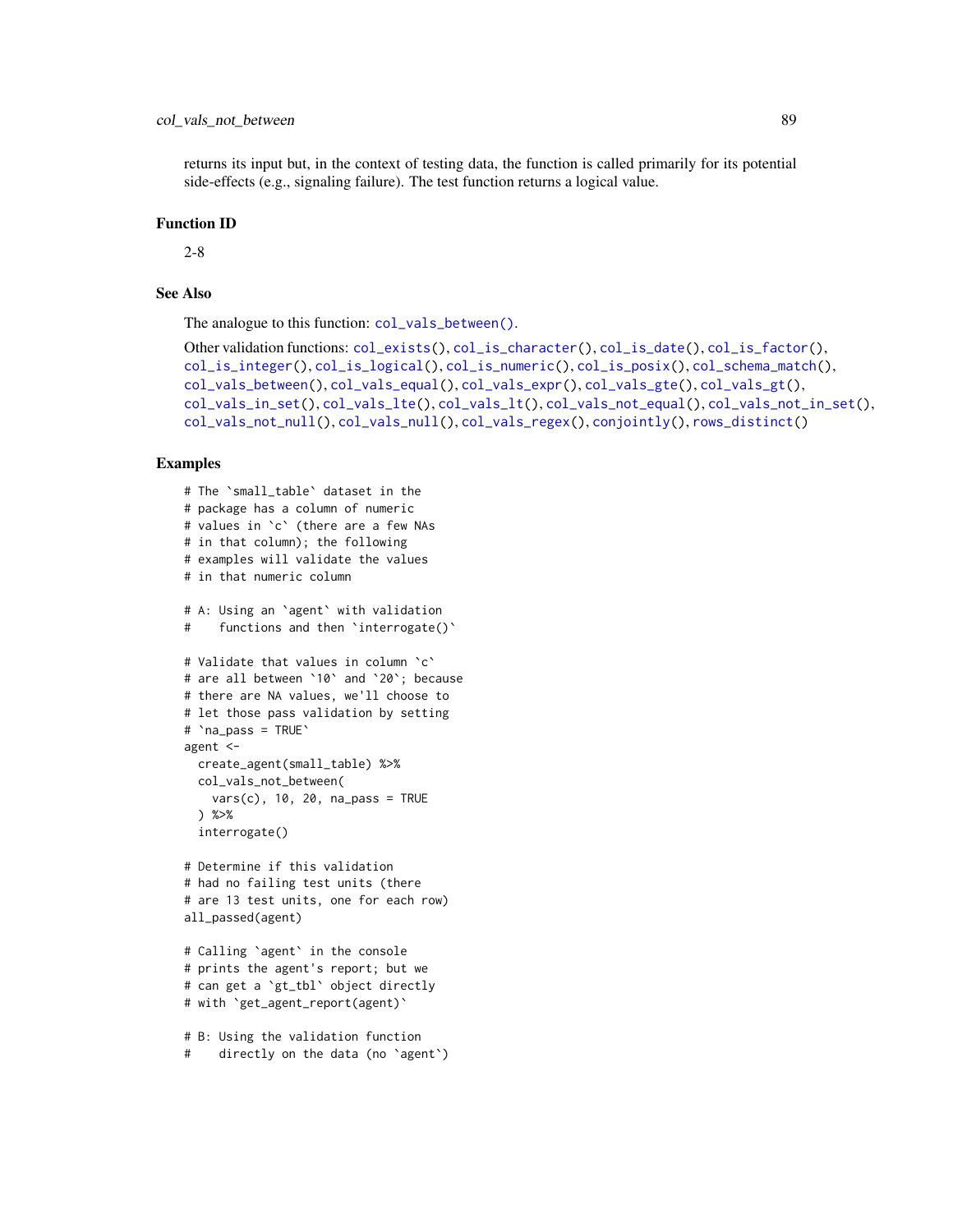returns its input but, in the context of testing data, the function is called primarily for its potential side-effects (e.g., signaling failure). The test function returns a logical value.

## Function ID

2-8

## See Also

The analogue to this function: `col_vals_between()`.

Other validation functions: `col_exists()`, `col_is_character()`, `col_is_date()`, `col_is_factor()`, `col_is_integer()`, `col_is_logical()`, `col_is_numeric()`, `col_is_posix()`, `col_schema_match()`, `col_vals_between()`, `col_vals_equal()`, `col_vals_expr()`, `col_vals_gte()`, `col_vals_gt()`, `col_vals_in_set()`, `col_vals_lte()`, `col_vals_lt()`, `col_vals_not_equal()`, `col_vals_not_in_set()`, `col_vals_not_null()`, `col_vals_null()`, `col_vals_regex()`, `conjointly()`, `rows_distinct()`

## Examples

```
# The `small_table` dataset in the
# package has a column of numeric
# values in `c` (there are a few NAs
# in that column); the following
# examples will validate the values
# in that numeric column

# A: Using an `agent` with validation
#    functions and then `interrogate()`

# Validate that values in column `c`
# are all between `10` and `20`; because
# there are NA values, we'll choose to
# let those pass validation by setting
# `na_pass = TRUE`
agent <-
  create_agent(small_table) %>%
  col_vals_not_between(
    vars(c), 10, 20, na_pass = TRUE
  ) %>%
  interrogate()

# Determine if this validation
# had no failing test units (there
# are 13 test units, one for each row)
all_passed(agent)

# Calling `agent` in the console
# prints the agent's report; but we
# can get a `gt_tbl` object directly
# with `get_agent_report(agent)`

# B: Using the validation function
#    directly on the data (no `agent`)
```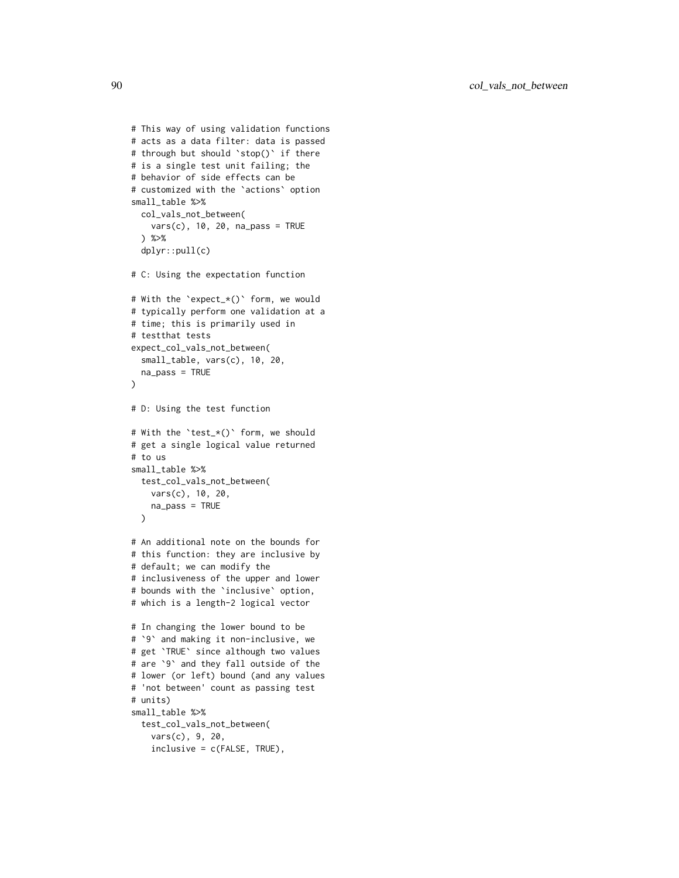```
# This way of using validation functions
# acts as a data filter: data is passed
# through but should `stop()` if there
# is a single test unit failing; the
# behavior of side effects can be
# customized with the `actions` option
small_table %>%
  col_vals_not_between(
    vars(c), 10, 20, na_pass = TRUE
  ) %>%
  dplyr::pull(c)

# C: Using the expectation function

# With the `expect_*()` form, we would
# typically perform one validation at a
# time; this is primarily used in
# testthat tests
expect_col_vals_not_between(
  small_table, vars(c), 10, 20,
  na_pass = TRUE
)

# D: Using the test function

# With the `test_*()` form, we should
# get a single logical value returned
# to us
small_table %>%
  test_col_vals_not_between(
    vars(c), 10, 20,
    na_pass = TRUE
  )

# An additional note on the bounds for
# this function: they are inclusive by
# default; we can modify the
# inclusiveness of the upper and lower
# bounds with the `inclusive` option,
# which is a length-2 logical vector

# In changing the lower bound to be
# `9` and making it non-inclusive, we
# get `TRUE` since although two values
# are `9` and they fall outside of the
# lower (or left) bound (and any values
# 'not between' count as passing test
# units)
small_table %>%
  test_col_vals_not_between(
    vars(c), 9, 20,
    inclusive = c(FALSE, TRUE),
```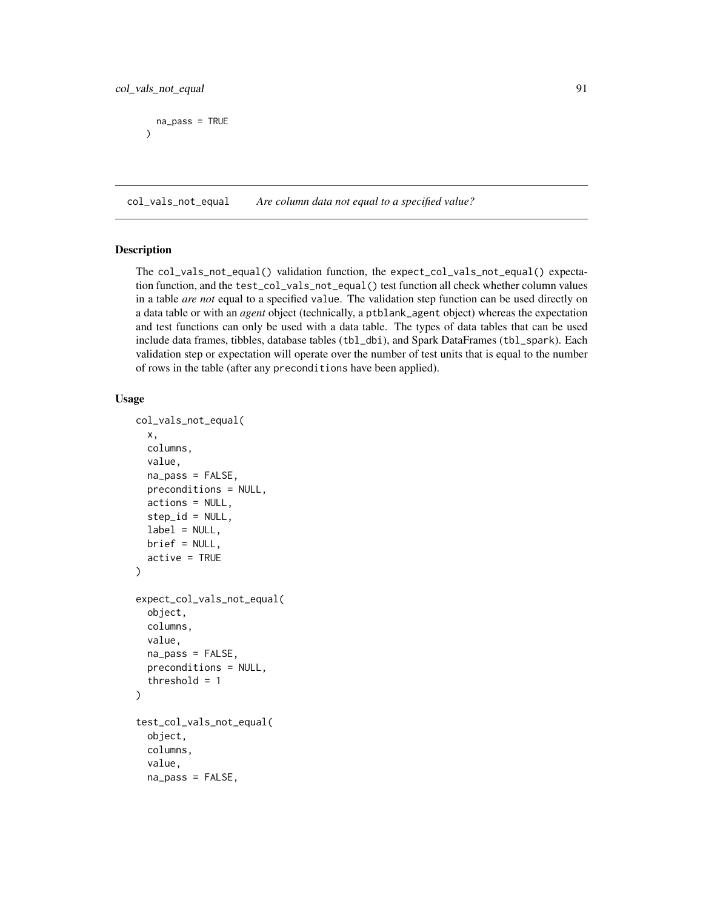```
    na_pass = TRUE
  )
```

## col_vals_not_equal *Are column data not equal to a specified value?*

### Description

The `col_vals_not_equal()` validation function, the `expect_col_vals_not_equal()` expectation function, and the `test_col_vals_not_equal()` test function all check whether column values in a table *are not* equal to a specified `value`. The validation step function can be used directly on a data table or with an *agent* object (technically, a `ptblank_agent` object) whereas the expectation and test functions can only be used with a data table. The types of data tables that can be used include data frames, tibbles, database tables (`tbl_dbi`), and Spark DataFrames (`tbl_spark`). Each validation step or expectation will operate over the number of test units that is equal to the number of rows in the table (after any `preconditions` have been applied).

### Usage

```
col_vals_not_equal(
  x,
  columns,
  value,
  na_pass = FALSE,
  preconditions = NULL,
  actions = NULL,
  step_id = NULL,
  label = NULL,
  brief = NULL,
  active = TRUE
)

expect_col_vals_not_equal(
  object,
  columns,
  value,
  na_pass = FALSE,
  preconditions = NULL,
  threshold = 1
)

test_col_vals_not_equal(
  object,
  columns,
  value,
  na_pass = FALSE,
```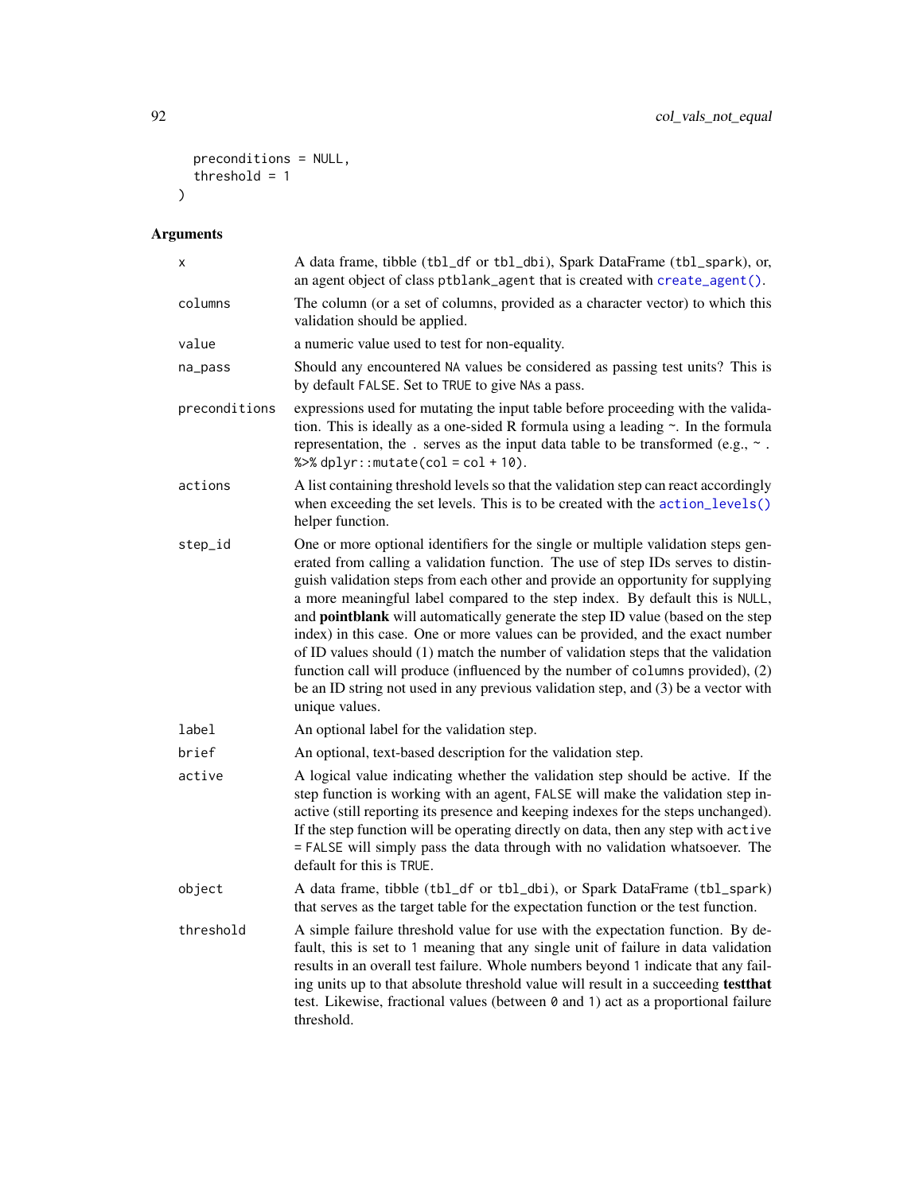```
  preconditions = NULL,
  threshold = 1
)
```

## Arguments

| | |
|---|---|
| x | A data frame, tibble (tbl_df or tbl_dbi), Spark DataFrame (tbl_spark), or, an agent object of class ptblank_agent that is created with create_agent(). |
| columns | The column (or a set of columns, provided as a character vector) to which this validation should be applied. |
| value | a numeric value used to test for non-equality. |
| na_pass | Should any encountered NA values be considered as passing test units? This is by default FALSE. Set to TRUE to give NAs a pass. |
| preconditions | expressions used for mutating the input table before proceeding with the validation. This is ideally as a one-sided R formula using a leading ~. In the formula representation, the . serves as the input data table to be transformed (e.g., ~ . %>% dplyr::mutate(col = col + 10). |
| actions | A list containing threshold levels so that the validation step can react accordingly when exceeding the set levels. This is to be created with the action_levels() helper function. |
| step_id | One or more optional identifiers for the single or multiple validation steps generated from calling a validation function. The use of step IDs serves to distinguish validation steps from each other and provide an opportunity for supplying a more meaningful label compared to the step index. By default this is NULL, and **pointblank** will automatically generate the step ID value (based on the step index) in this case. One or more values can be provided, and the exact number of ID values should (1) match the number of validation steps that the validation function call will produce (influenced by the number of columns provided), (2) be an ID string not used in any previous validation step, and (3) be a vector with unique values. |
| label | An optional label for the validation step. |
| brief | An optional, text-based description for the validation step. |
| active | A logical value indicating whether the validation step should be active. If the step function is working with an agent, FALSE will make the validation step inactive (still reporting its presence and keeping indexes for the steps unchanged). If the step function will be operating directly on data, then any step with active = FALSE will simply pass the data through with no validation whatsoever. The default for this is TRUE. |
| object | A data frame, tibble (tbl_df or tbl_dbi), or Spark DataFrame (tbl_spark) that serves as the target table for the expectation function or the test function. |
| threshold | A simple failure threshold value for use with the expectation function. By default, this is set to 1 meaning that any single unit of failure in data validation results in an overall test failure. Whole numbers beyond 1 indicate that any failing units up to that absolute threshold value will result in a succeeding **testthat** test. Likewise, fractional values (between 0 and 1) act as a proportional failure threshold. |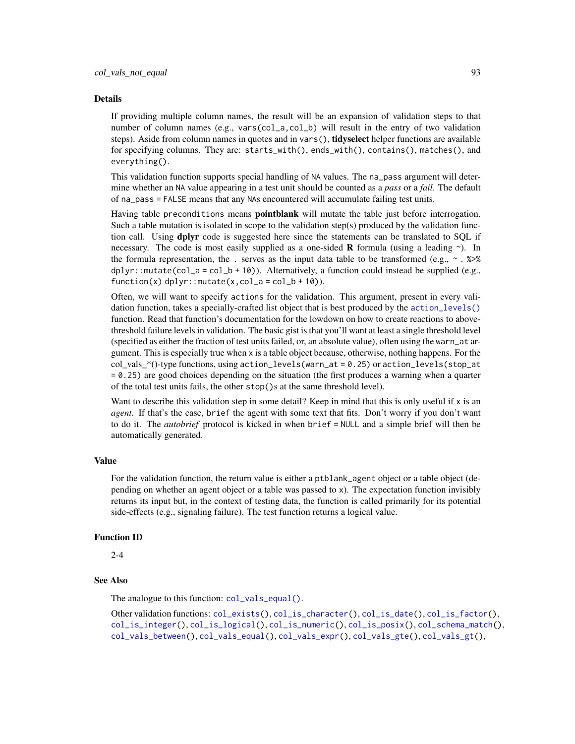## Details

If providing multiple column names, the result will be an expansion of validation steps to that number of column names (e.g., `vars(col_a,col_b)` will result in the entry of two validation steps). Aside from column names in quotes and in `vars()`, **tidyselect** helper functions are available for specifying columns. They are: `starts_with()`, `ends_with()`, `contains()`, `matches()`, and `everything()`.

This validation function supports special handling of `NA` values. The `na_pass` argument will determine whether an `NA` value appearing in a test unit should be counted as a *pass* or a *fail*. The default of `na_pass = FALSE` means that any `NA`s encountered will accumulate failing test units.

Having table `preconditions` means **pointblank** will mutate the table just before interrogation. Such a table mutation is isolated in scope to the validation step(s) produced by the validation function call. Using **dplyr** code is suggested here since the statements can be translated to SQL if necessary. The code is most easily supplied as a one-sided **R** formula (using a leading `~`). In the formula representation, the `.` serves as the input data table to be transformed (e.g., `~ . %>% dplyr::mutate(col_a = col_b + 10)`). Alternatively, a function could instead be supplied (e.g., `function(x) dplyr::mutate(x,col_a = col_b + 10)`).

Often, we will want to specify `actions` for the validation. This argument, present in every validation function, takes a specially-crafted list object that is best produced by the `action_levels()` function. Read that function's documentation for the lowdown on how to create reactions to above-threshold failure levels in validation. The basic gist is that you'll want at least a single threshold level (specified as either the fraction of test units failed, or, an absolute value), often using the `warn_at` argument. This is especially true when `x` is a table object because, otherwise, nothing happens. For the col_vals_*()-type functions, using `action_levels(warn_at = 0.25)` or `action_levels(stop_at = 0.25)` are good choices depending on the situation (the first produces a warning when a quarter of the total test units fails, the other `stop()`s at the same threshold level).

Want to describe this validation step in some detail? Keep in mind that this is only useful if `x` is an *agent*. If that's the case, `brief` the agent with some text that fits. Don't worry if you don't want to do it. The *autobrief* protocol is kicked in when `brief = NULL` and a simple brief will then be automatically generated.

## Value

For the validation function, the return value is either a `ptblank_agent` object or a table object (depending on whether an agent object or a table was passed to `x`). The expectation function invisibly returns its input but, in the context of testing data, the function is called primarily for its potential side-effects (e.g., signaling failure). The test function returns a logical value.

## Function ID

2-4

## See Also

The analogue to this function: `col_vals_equal()`.

Other validation functions: `col_exists()`, `col_is_character()`, `col_is_date()`, `col_is_factor()`, `col_is_integer()`, `col_is_logical()`, `col_is_numeric()`, `col_is_posix()`, `col_schema_match()`, `col_vals_between()`, `col_vals_equal()`, `col_vals_expr()`, `col_vals_gte()`, `col_vals_gt()`,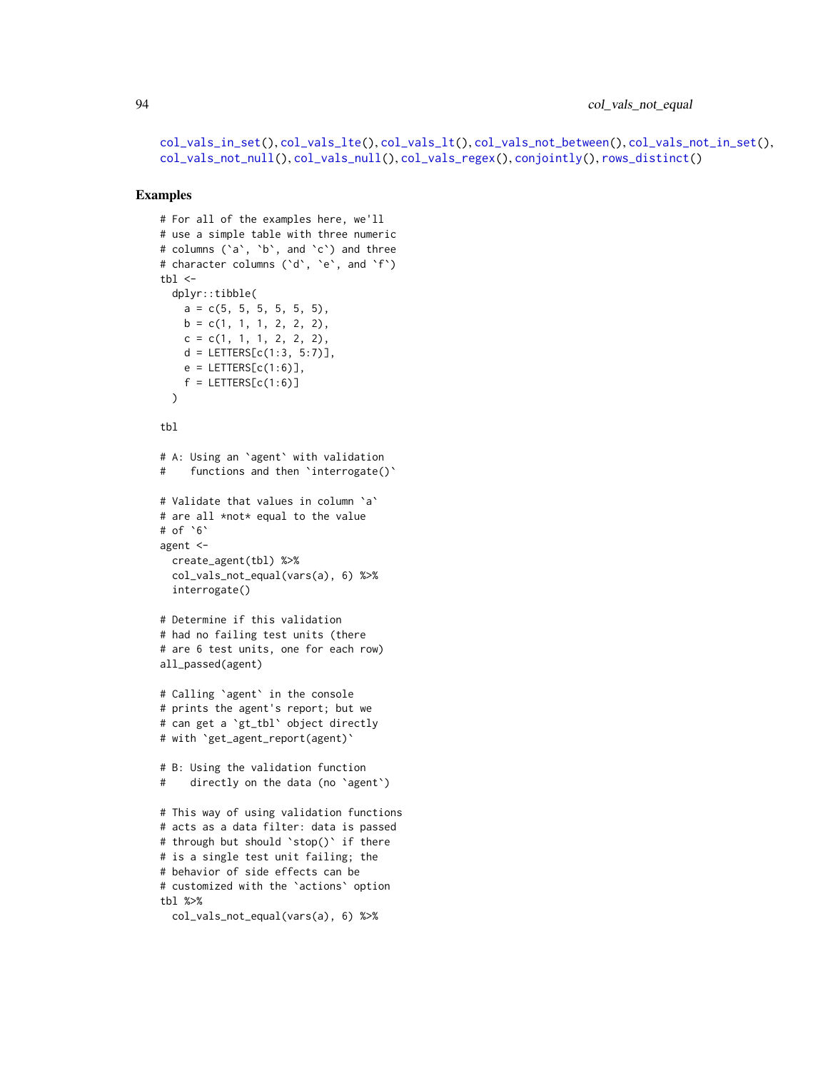col_vals_in_set(), col_vals_lte(), col_vals_lt(), col_vals_not_between(), col_vals_not_in_set(), col_vals_not_null(), col_vals_null(), col_vals_regex(), conjointly(), rows_distinct()

## Examples

```
# For all of the examples here, we'll
# use a simple table with three numeric
# columns (`a`, `b`, and `c`) and three
# character columns (`d`, `e`, and `f`)
tbl <-
  dplyr::tibble(
    a = c(5, 5, 5, 5, 5, 5),
    b = c(1, 1, 1, 2, 2, 2),
    c = c(1, 1, 1, 2, 2, 2),
    d = LETTERS[c(1:3, 5:7)],
    e = LETTERS[c(1:6)],
    f = LETTERS[c(1:6)]
  )

tbl

# A: Using an `agent` with validation
#    functions and then `interrogate()`

# Validate that values in column `a`
# are all *not* equal to the value
# of `6`
agent <-
  create_agent(tbl) %>%
  col_vals_not_equal(vars(a), 6) %>%
  interrogate()

# Determine if this validation
# had no failing test units (there
# are 6 test units, one for each row)
all_passed(agent)

# Calling `agent` in the console
# prints the agent's report; but we
# can get a `gt_tbl` object directly
# with `get_agent_report(agent)`

# B: Using the validation function
#    directly on the data (no `agent`)

# This way of using validation functions
# acts as a data filter: data is passed
# through but should `stop()` if there
# is a single test unit failing; the
# behavior of side effects can be
# customized with the `actions` option
tbl %>%
  col_vals_not_equal(vars(a), 6) %>%
```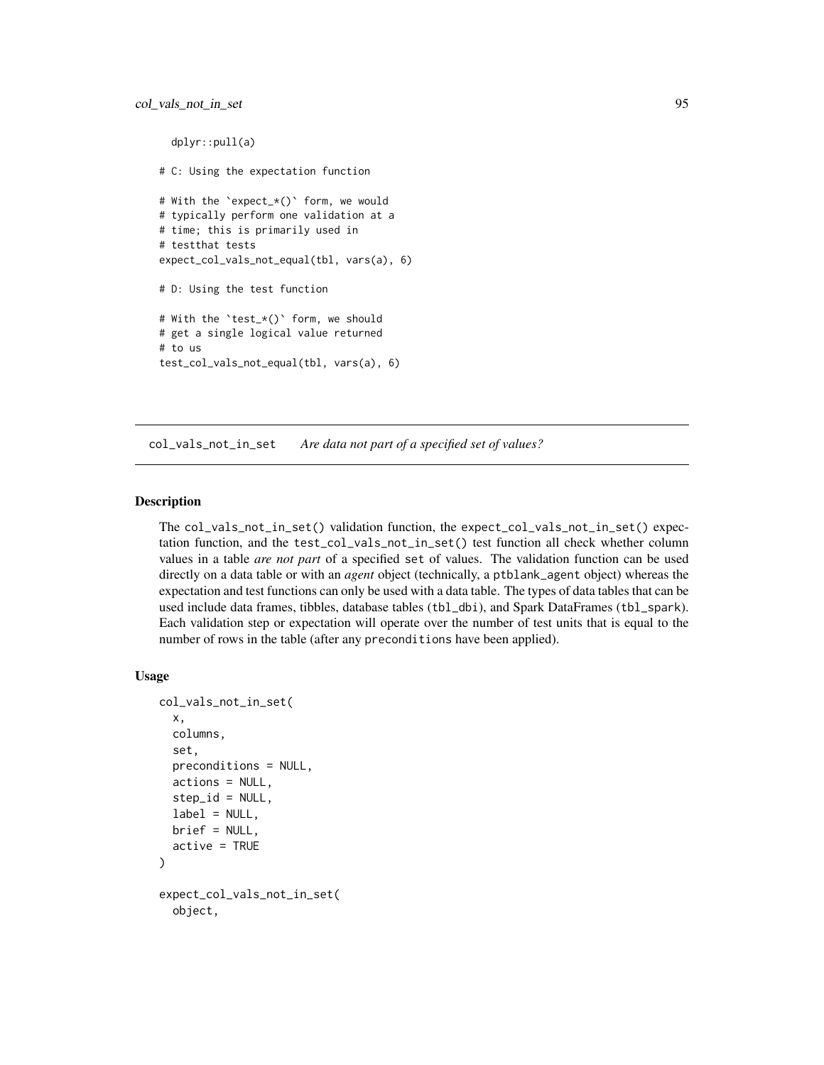```
  dplyr::pull(a)

# C: Using the expectation function

# With the `expect_*()` form, we would
# typically perform one validation at a
# time; this is primarily used in
# testthat tests
expect_col_vals_not_equal(tbl, vars(a), 6)

# D: Using the test function

# With the `test_*()` form, we should
# get a single logical value returned
# to us
test_col_vals_not_equal(tbl, vars(a), 6)
```

---

## col_vals_not_in_set — *Are data not part of a specified set of values?*

---

### Description

The col_vals_not_in_set() validation function, the expect_col_vals_not_in_set() expectation function, and the test_col_vals_not_in_set() test function all check whether column values in a table *are not part* of a specified set of values. The validation function can be used directly on a data table or with an *agent* object (technically, a ptblank_agent object) whereas the expectation and test functions can only be used with a data table. The types of data tables that can be used include data frames, tibbles, database tables (tbl_dbi), and Spark DataFrames (tbl_spark). Each validation step or expectation will operate over the number of test units that is equal to the number of rows in the table (after any preconditions have been applied).

### Usage

```
col_vals_not_in_set(
  x,
  columns,
  set,
  preconditions = NULL,
  actions = NULL,
  step_id = NULL,
  label = NULL,
  brief = NULL,
  active = TRUE
)

expect_col_vals_not_in_set(
  object,
```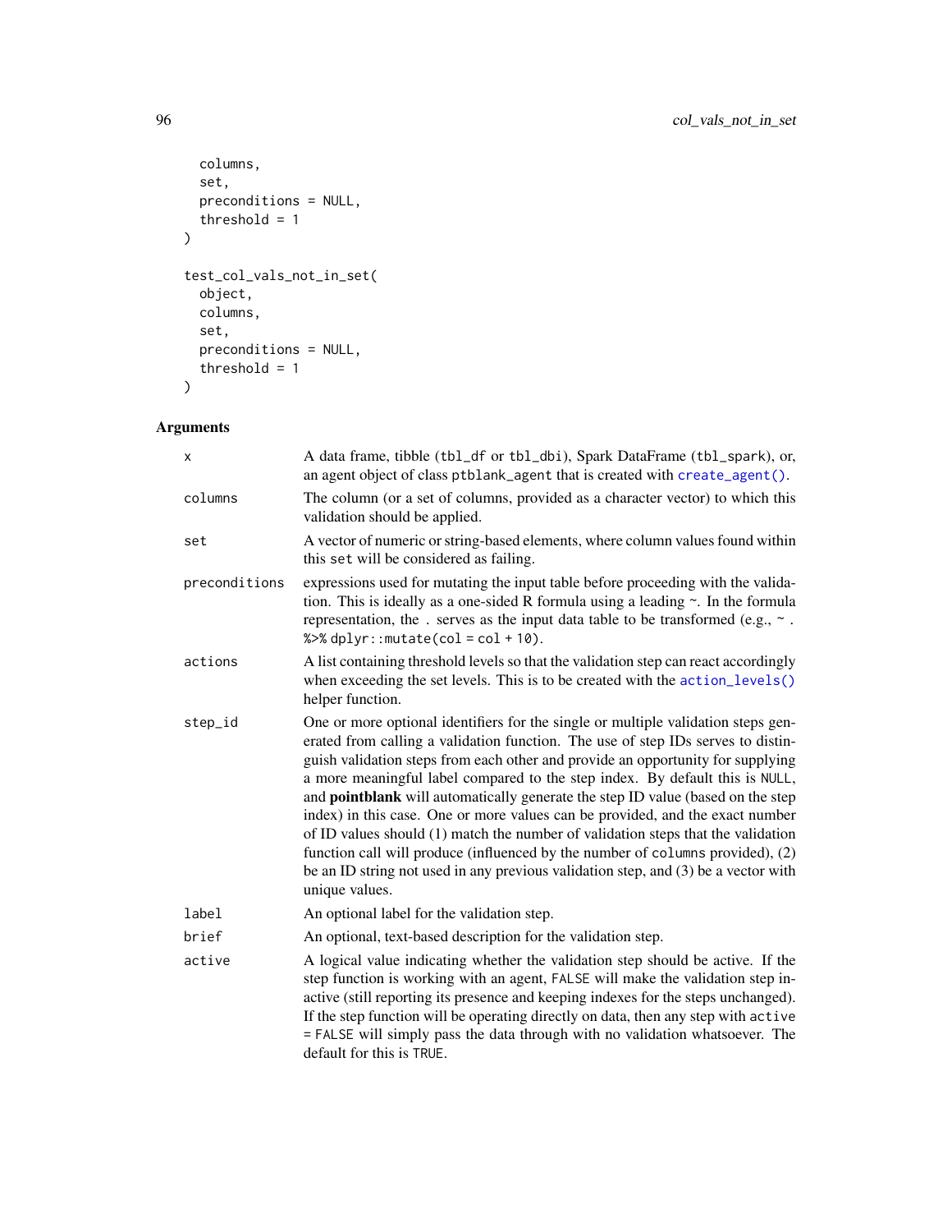```
  columns,
  set,
  preconditions = NULL,
  threshold = 1
)

test_col_vals_not_in_set(
  object,
  columns,
  set,
  preconditions = NULL,
  threshold = 1
)
```

## Arguments

| | |
|---|---|
| `x` | A data frame, tibble (`tbl_df` or `tbl_dbi`), Spark DataFrame (`tbl_spark`), or, an agent object of class `ptblank_agent` that is created with `create_agent()`. |
| `columns` | The column (or a set of columns, provided as a character vector) to which this validation should be applied. |
| `set` | A vector of numeric or string-based elements, where column values found within this `set` will be considered as failing. |
| `preconditions` | expressions used for mutating the input table before proceeding with the validation. This is ideally as a one-sided R formula using a leading `~`. In the formula representation, the `.` serves as the input data table to be transformed (e.g., `~ . %>% dplyr::mutate(col = col + 10)`. |
| `actions` | A list containing threshold levels so that the validation step can react accordingly when exceeding the set levels. This is to be created with the `action_levels()` helper function. |
| `step_id` | One or more optional identifiers for the single or multiple validation steps generated from calling a validation function. The use of step IDs serves to distinguish validation steps from each other and provide an opportunity for supplying a more meaningful label compared to the step index. By default this is `NULL`, and **pointblank** will automatically generate the step ID value (based on the step index) in this case. One or more values can be provided, and the exact number of ID values should (1) match the number of validation steps that the validation function call will produce (influenced by the number of `columns` provided), (2) be an ID string not used in any previous validation step, and (3) be a vector with unique values. |
| `label` | An optional label for the validation step. |
| `brief` | An optional, text-based description for the validation step. |
| `active` | A logical value indicating whether the validation step should be active. If the step function is working with an agent, `FALSE` will make the validation step inactive (still reporting its presence and keeping indexes for the steps unchanged). If the step function will be operating directly on data, then any step with `active = FALSE` will simply pass the data through with no validation whatsoever. The default for this is `TRUE`. |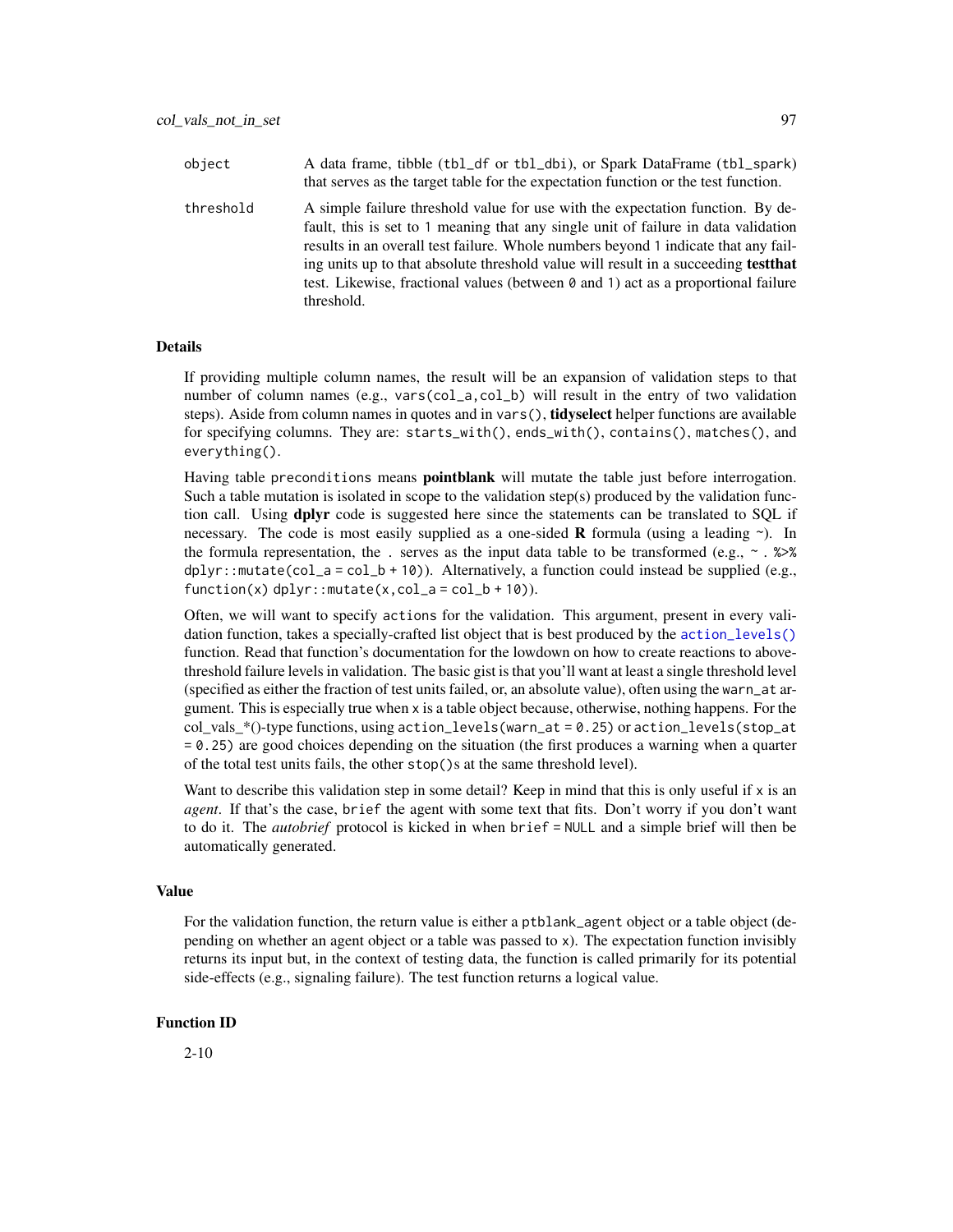| | |
|---|---|
| `object` | A data frame, tibble (`tbl_df` or `tbl_dbi`), or Spark DataFrame (`tbl_spark`) that serves as the target table for the expectation function or the test function. |
| `threshold` | A simple failure threshold value for use with the expectation function. By default, this is set to `1` meaning that any single unit of failure in data validation results in an overall test failure. Whole numbers beyond `1` indicate that any failing units up to that absolute threshold value will result in a succeeding **testthat** test. Likewise, fractional values (between `0` and `1`) act as a proportional failure threshold. |

### Details

If providing multiple column names, the result will be an expansion of validation steps to that number of column names (e.g., `vars(col_a,col_b)` will result in the entry of two validation steps). Aside from column names in quotes and in `vars()`, **tidyselect** helper functions are available for specifying columns. They are: `starts_with()`, `ends_with()`, `contains()`, `matches()`, and `everything()`.

Having table `preconditions` means **pointblank** will mutate the table just before interrogation. Such a table mutation is isolated in scope to the validation step(s) produced by the validation function call. Using **dplyr** code is suggested here since the statements can be translated to SQL if necessary. The code is most easily supplied as a one-sided **R** formula (using a leading `~`). In the formula representation, the `.` serves as the input data table to be transformed (e.g., `~ . %>% dplyr::mutate(col_a = col_b + 10)`). Alternatively, a function could instead be supplied (e.g., `function(x) dplyr::mutate(x,col_a = col_b + 10)`).

Often, we will want to specify `actions` for the validation. This argument, present in every validation function, takes a specially-crafted list object that is best produced by the `action_levels()` function. Read that function's documentation for the lowdown on how to create reactions to above-threshold failure levels in validation. The basic gist is that you'll want at least a single threshold level (specified as either the fraction of test units failed, or, an absolute value), often using the `warn_at` argument. This is especially true when `x` is a table object because, otherwise, nothing happens. For the col_vals_*()-type functions, using `action_levels(warn_at = 0.25)` or `action_levels(stop_at = 0.25)` are good choices depending on the situation (the first produces a warning when a quarter of the total test units fails, the other `stop()`s at the same threshold level).

Want to describe this validation step in some detail? Keep in mind that this is only useful if `x` is an *agent*. If that's the case, `brief` the agent with some text that fits. Don't worry if you don't want to do it. The *autobrief* protocol is kicked in when `brief = NULL` and a simple brief will then be automatically generated.

### Value

For the validation function, the return value is either a `ptblank_agent` object or a table object (depending on whether an agent object or a table was passed to `x`). The expectation function invisibly returns its input but, in the context of testing data, the function is called primarily for its potential side-effects (e.g., signaling failure). The test function returns a logical value.

### Function ID

2-10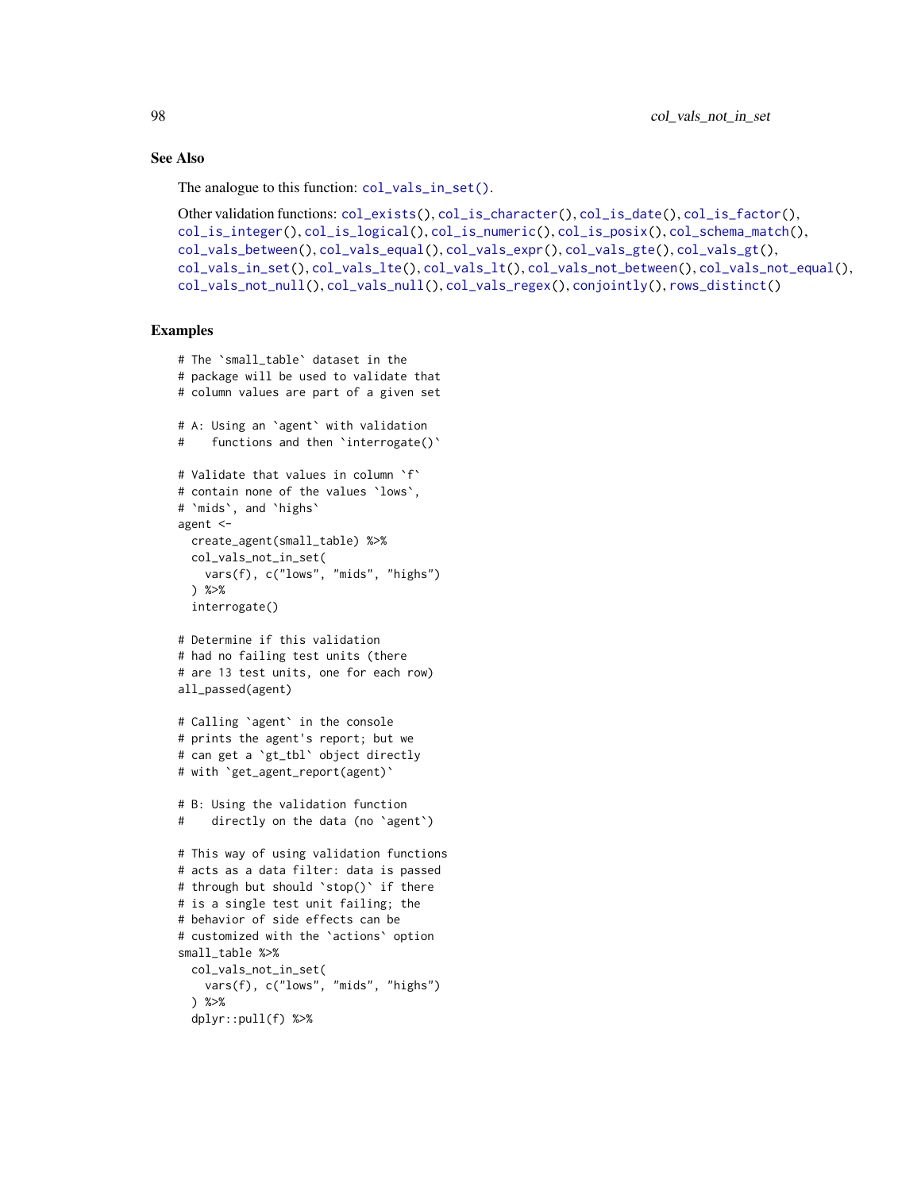### See Also

The analogue to this function: `col_vals_in_set()`.

Other validation functions: `col_exists()`, `col_is_character()`, `col_is_date()`, `col_is_factor()`, `col_is_integer()`, `col_is_logical()`, `col_is_numeric()`, `col_is_posix()`, `col_schema_match()`, `col_vals_between()`, `col_vals_equal()`, `col_vals_expr()`, `col_vals_gte()`, `col_vals_gt()`, `col_vals_in_set()`, `col_vals_lte()`, `col_vals_lt()`, `col_vals_not_between()`, `col_vals_not_equal()`, `col_vals_not_null()`, `col_vals_null()`, `col_vals_regex()`, `conjointly()`, `rows_distinct()`

### Examples

```
# The `small_table` dataset in the
# package will be used to validate that
# column values are part of a given set

# A: Using an `agent` with validation
#    functions and then `interrogate()`

# Validate that values in column `f`
# contain none of the values `lows`,
# `mids`, and `highs`
agent <-
  create_agent(small_table) %>%
  col_vals_not_in_set(
    vars(f), c("lows", "mids", "highs")
  ) %>%
  interrogate()

# Determine if this validation
# had no failing test units (there
# are 13 test units, one for each row)
all_passed(agent)

# Calling `agent` in the console
# prints the agent's report; but we
# can get a `gt_tbl` object directly
# with `get_agent_report(agent)`

# B: Using the validation function
#    directly on the data (no `agent`)

# This way of using validation functions
# acts as a data filter: data is passed
# through but should `stop()` if there
# is a single test unit failing; the
# behavior of side effects can be
# customized with the `actions` option
small_table %>%
  col_vals_not_in_set(
    vars(f), c("lows", "mids", "highs")
  ) %>%
  dplyr::pull(f) %>%
```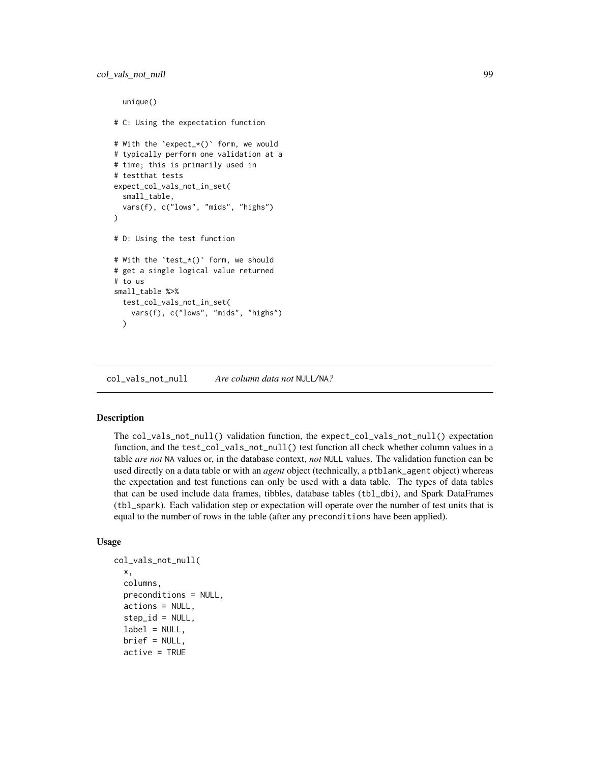```
  unique()

# C: Using the expectation function

# With the `expect_*()` form, we would
# typically perform one validation at a
# time; this is primarily used in
# testthat tests
expect_col_vals_not_in_set(
  small_table,
  vars(f), c("lows", "mids", "highs")
)

# D: Using the test function

# With the `test_*()` form, we should
# get a single logical value returned
# to us
small_table %>%
  test_col_vals_not_in_set(
    vars(f), c("lows", "mids", "highs")
  )
```

## col_vals_not_null — *Are column data not* NULL/NA*?*

### Description

The col_vals_not_null() validation function, the expect_col_vals_not_null() expectation function, and the test_col_vals_not_null() test function all check whether column values in a table *are not* NA values or, in the database context, *not* NULL values. The validation function can be used directly on a data table or with an *agent* object (technically, a ptblank_agent object) whereas the expectation and test functions can only be used with a data table. The types of data tables that can be used include data frames, tibbles, database tables (tbl_dbi), and Spark DataFrames (tbl_spark). Each validation step or expectation will operate over the number of test units that is equal to the number of rows in the table (after any preconditions have been applied).

### Usage

```
col_vals_not_null(
  x,
  columns,
  preconditions = NULL,
  actions = NULL,
  step_id = NULL,
  label = NULL,
  brief = NULL,
  active = TRUE
```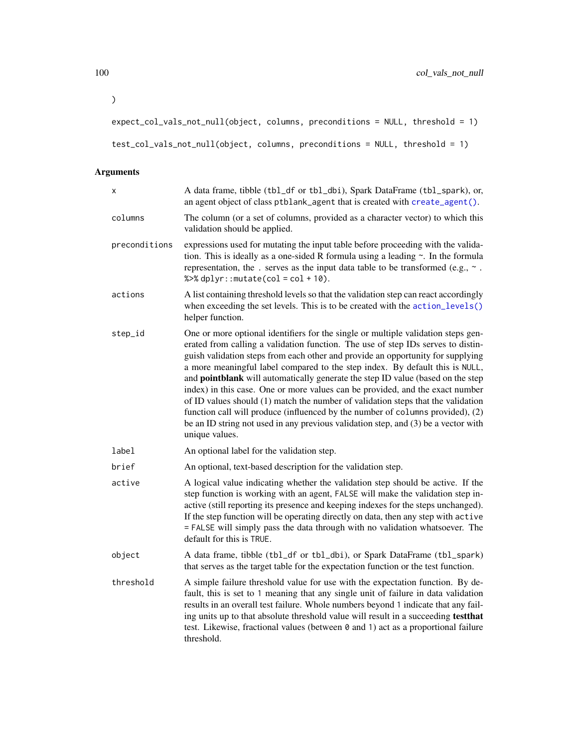```
)

expect_col_vals_not_null(object, columns, preconditions = NULL, threshold = 1)

test_col_vals_not_null(object, columns, preconditions = NULL, threshold = 1)
```

## Arguments

| | |
|---|---|
| `x` | A data frame, tibble (`tbl_df` or `tbl_dbi`), Spark DataFrame (`tbl_spark`), or, an agent object of class `ptblank_agent` that is created with `create_agent()`. |
| `columns` | The column (or a set of columns, provided as a character vector) to which this validation should be applied. |
| `preconditions` | expressions used for mutating the input table before proceeding with the validation. This is ideally as a one-sided R formula using a leading `~`. In the formula representation, the `.` serves as the input data table to be transformed (e.g., `~ . %>% dplyr::mutate(col = col + 10)`). |
| `actions` | A list containing threshold levels so that the validation step can react accordingly when exceeding the set levels. This is to be created with the `action_levels()` helper function. |
| `step_id` | One or more optional identifiers for the single or multiple validation steps generated from calling a validation function. The use of step IDs serves to distinguish validation steps from each other and provide an opportunity for supplying a more meaningful label compared to the step index. By default this is `NULL`, and **pointblank** will automatically generate the step ID value (based on the step index) in this case. One or more values can be provided, and the exact number of ID values should (1) match the number of validation steps that the validation function call will produce (influenced by the number of `columns` provided), (2) be an ID string not used in any previous validation step, and (3) be a vector with unique values. |
| `label` | An optional label for the validation step. |
| `brief` | An optional, text-based description for the validation step. |
| `active` | A logical value indicating whether the validation step should be active. If the step function is working with an agent, `FALSE` will make the validation step inactive (still reporting its presence and keeping indexes for the steps unchanged). If the step function will be operating directly on data, then any step with `active = FALSE` will simply pass the data through with no validation whatsoever. The default for this is `TRUE`. |
| `object` | A data frame, tibble (`tbl_df` or `tbl_dbi`), or Spark DataFrame (`tbl_spark`) that serves as the target table for the expectation function or the test function. |
| `threshold` | A simple failure threshold value for use with the expectation function. By default, this is set to `1` meaning that any single unit of failure in data validation results in an overall test failure. Whole numbers beyond `1` indicate that any failing units up to that absolute threshold value will result in a succeeding **testthat** test. Likewise, fractional values (between `0` and `1`) act as a proportional failure threshold. |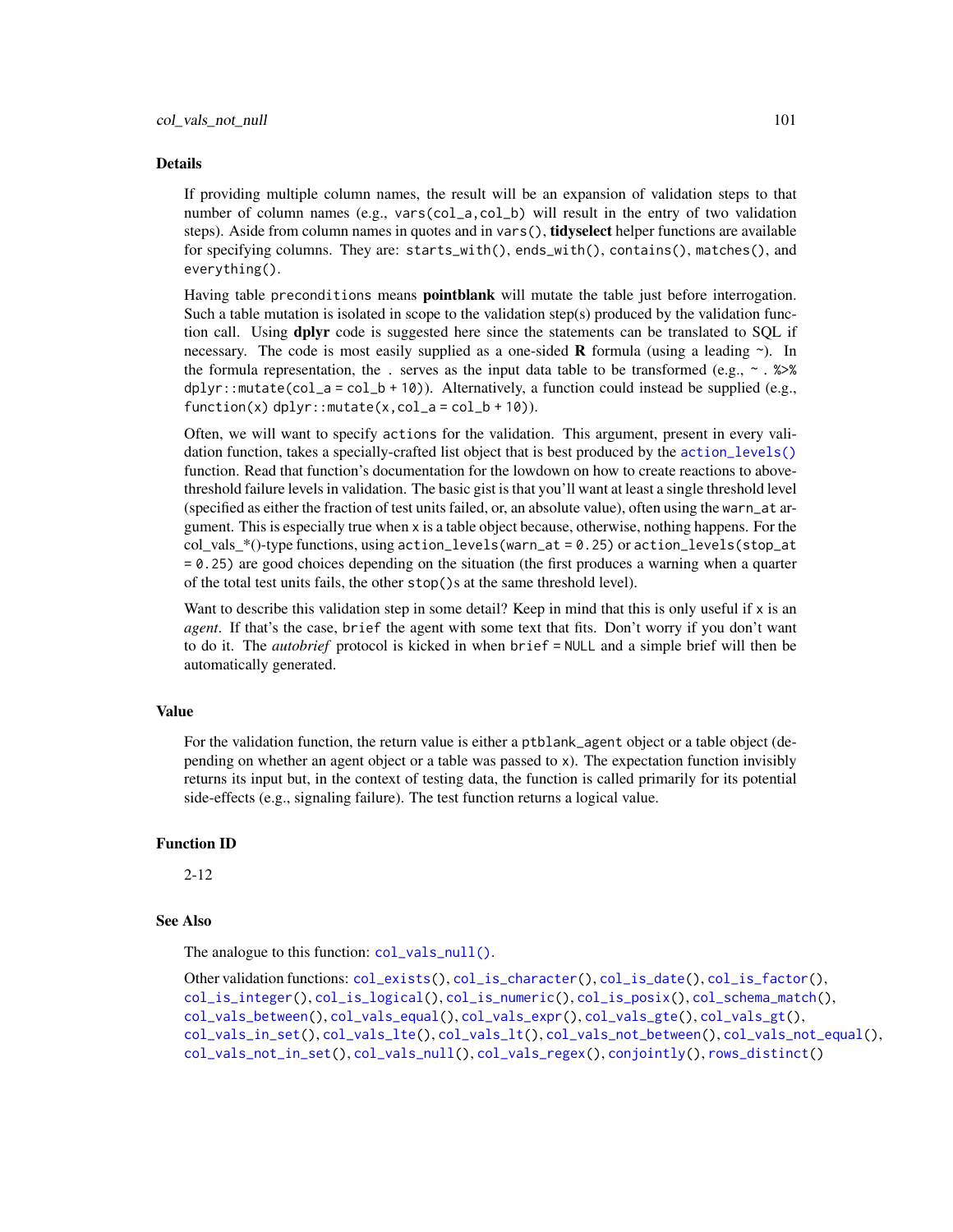## Details

If providing multiple column names, the result will be an expansion of validation steps to that number of column names (e.g., `vars(col_a,col_b)` will result in the entry of two validation steps). Aside from column names in quotes and in `vars()`, **tidyselect** helper functions are available for specifying columns. They are: `starts_with()`, `ends_with()`, `contains()`, `matches()`, and `everything()`.

Having table `preconditions` means **pointblank** will mutate the table just before interrogation. Such a table mutation is isolated in scope to the validation step(s) produced by the validation function call. Using **dplyr** code is suggested here since the statements can be translated to SQL if necessary. The code is most easily supplied as a one-sided **R** formula (using a leading `~`). In the formula representation, the `.` serves as the input data table to be transformed (e.g., `~ . %>% dplyr::mutate(col_a = col_b + 10)`). Alternatively, a function could instead be supplied (e.g., `function(x) dplyr::mutate(x,col_a = col_b + 10)`).

Often, we will want to specify `actions` for the validation. This argument, present in every validation function, takes a specially-crafted list object that is best produced by the `action_levels()` function. Read that function's documentation for the lowdown on how to create reactions to above-threshold failure levels in validation. The basic gist is that you'll want at least a single threshold level (specified as either the fraction of test units failed, or, an absolute value), often using the `warn_at` argument. This is especially true when `x` is a table object because, otherwise, nothing happens. For the col_vals_*()-type functions, using `action_levels(warn_at = 0.25)` or `action_levels(stop_at = 0.25)` are good choices depending on the situation (the first produces a warning when a quarter of the total test units fails, the other `stop()`s at the same threshold level).

Want to describe this validation step in some detail? Keep in mind that this is only useful if `x` is an *agent*. If that's the case, `brief` the agent with some text that fits. Don't worry if you don't want to do it. The *autobrief* protocol is kicked in when `brief = NULL` and a simple brief will then be automatically generated.

## Value

For the validation function, the return value is either a `ptblank_agent` object or a table object (depending on whether an agent object or a table was passed to `x`). The expectation function invisibly returns its input but, in the context of testing data, the function is called primarily for its potential side-effects (e.g., signaling failure). The test function returns a logical value.

## Function ID

2-12

## See Also

The analogue to this function: `col_vals_null()`.

Other validation functions: `col_exists()`, `col_is_character()`, `col_is_date()`, `col_is_factor()`, `col_is_integer()`, `col_is_logical()`, `col_is_numeric()`, `col_is_posix()`, `col_schema_match()`, `col_vals_between()`, `col_vals_equal()`, `col_vals_expr()`, `col_vals_gte()`, `col_vals_gt()`, `col_vals_in_set()`, `col_vals_lte()`, `col_vals_lt()`, `col_vals_not_between()`, `col_vals_not_equal()`, `col_vals_not_in_set()`, `col_vals_null()`, `col_vals_regex()`, `conjointly()`, `rows_distinct()`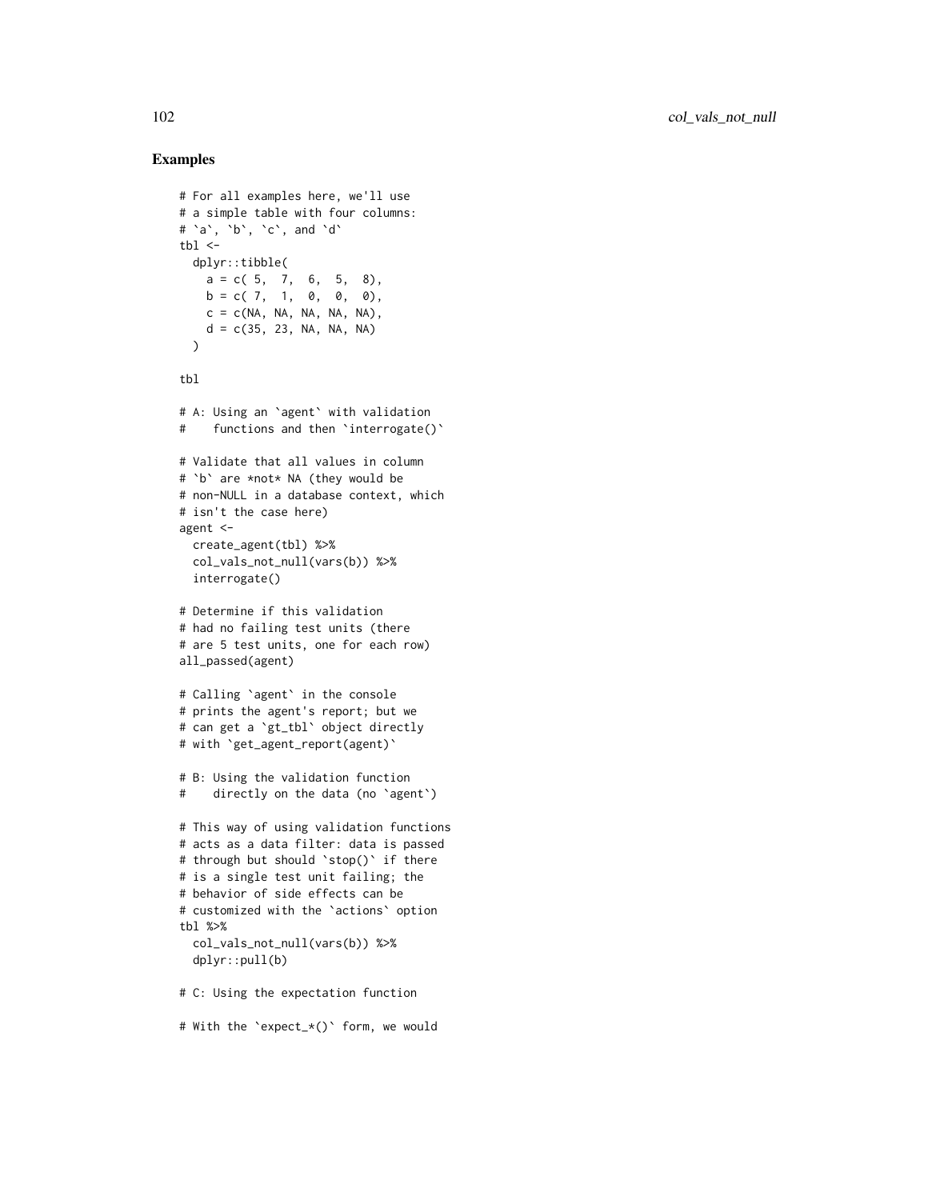## Examples

```
# For all examples here, we'll use
# a simple table with four columns:
# `a`, `b`, `c`, and `d`
tbl <-
  dplyr::tibble(
    a = c( 5,  7,  6,  5,  8),
    b = c( 7,  1,  0,  0,  0),
    c = c(NA, NA, NA, NA, NA),
    d = c(35, 23, NA, NA, NA)
  )

tbl

# A: Using an `agent` with validation
#    functions and then `interrogate()`

# Validate that all values in column
# `b` are *not* NA (they would be
# non-NULL in a database context, which
# isn't the case here)
agent <-
  create_agent(tbl) %>%
  col_vals_not_null(vars(b)) %>%
  interrogate()

# Determine if this validation
# had no failing test units (there
# are 5 test units, one for each row)
all_passed(agent)

# Calling `agent` in the console
# prints the agent's report; but we
# can get a `gt_tbl` object directly
# with `get_agent_report(agent)`

# B: Using the validation function
#    directly on the data (no `agent`)

# This way of using validation functions
# acts as a data filter: data is passed
# through but should `stop()` if there
# is a single test unit failing; the
# behavior of side effects can be
# customized with the `actions` option
tbl %>%
  col_vals_not_null(vars(b)) %>%
  dplyr::pull(b)

# C: Using the expectation function

# With the `expect_*()` form, we would
```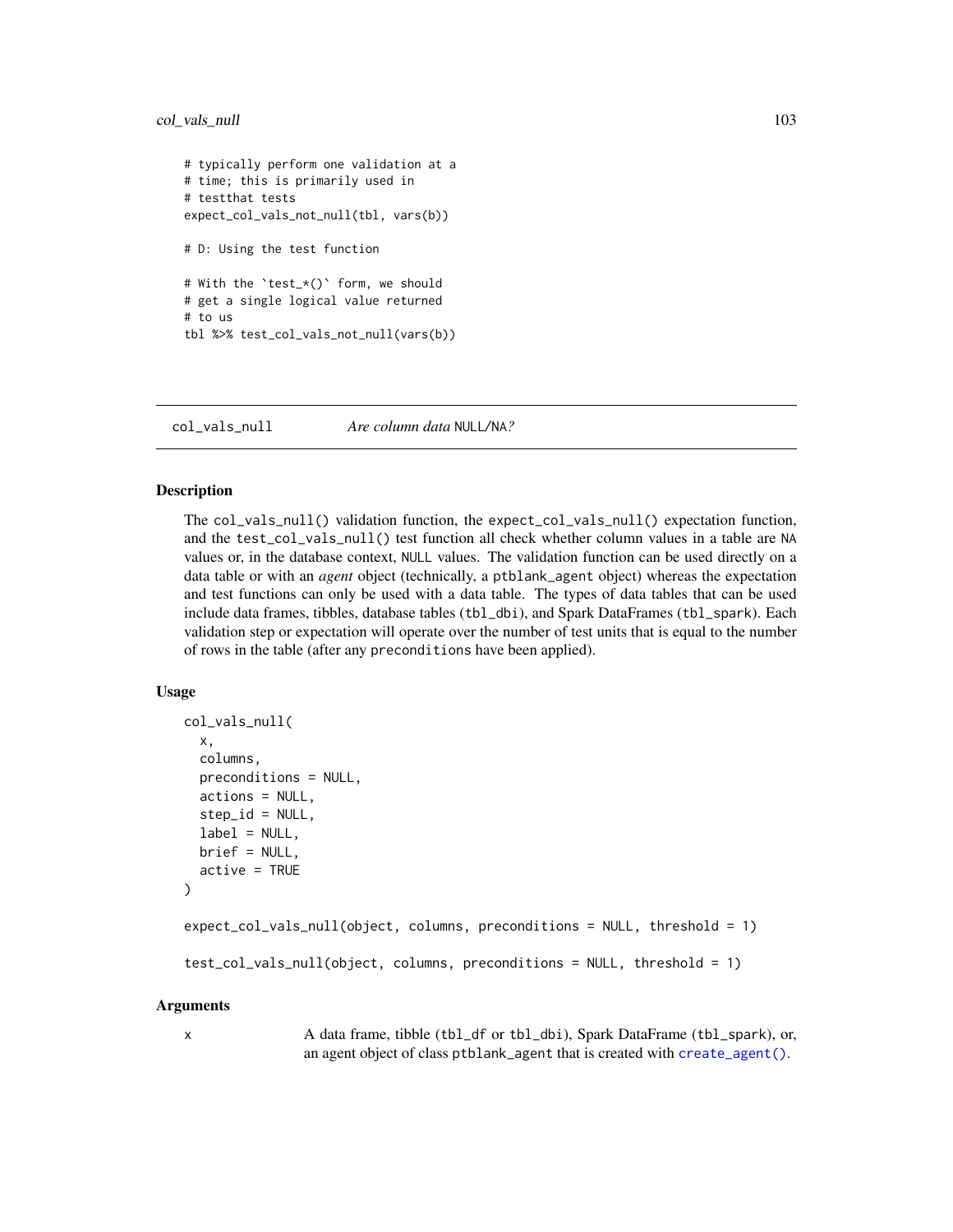```
# typically perform one validation at a
# time; this is primarily used in
# testthat tests
expect_col_vals_not_null(tbl, vars(b))

# D: Using the test function

# With the `test_*()` form, we should
# get a single logical value returned
# to us
tbl %>% test_col_vals_not_null(vars(b))
```

## col_vals_null — *Are column data* NULL/NA*?*

### Description

The `col_vals_null()` validation function, the `expect_col_vals_null()` expectation function, and the `test_col_vals_null()` test function all check whether column values in a table are `NA` values or, in the database context, `NULL` values. The validation function can be used directly on a data table or with an *agent* object (technically, a `ptblank_agent` object) whereas the expectation and test functions can only be used with a data table. The types of data tables that can be used include data frames, tibbles, database tables (`tbl_dbi`), and Spark DataFrames (`tbl_spark`). Each validation step or expectation will operate over the number of test units that is equal to the number of rows in the table (after any `preconditions` have been applied).

### Usage

```
col_vals_null(
  x,
  columns,
  preconditions = NULL,
  actions = NULL,
  step_id = NULL,
  label = NULL,
  brief = NULL,
  active = TRUE
)

expect_col_vals_null(object, columns, preconditions = NULL, threshold = 1)

test_col_vals_null(object, columns, preconditions = NULL, threshold = 1)
```

### Arguments

`x` — A data frame, tibble (`tbl_df` or `tbl_dbi`), Spark DataFrame (`tbl_spark`), or, an agent object of class `ptblank_agent` that is created with `create_agent()`.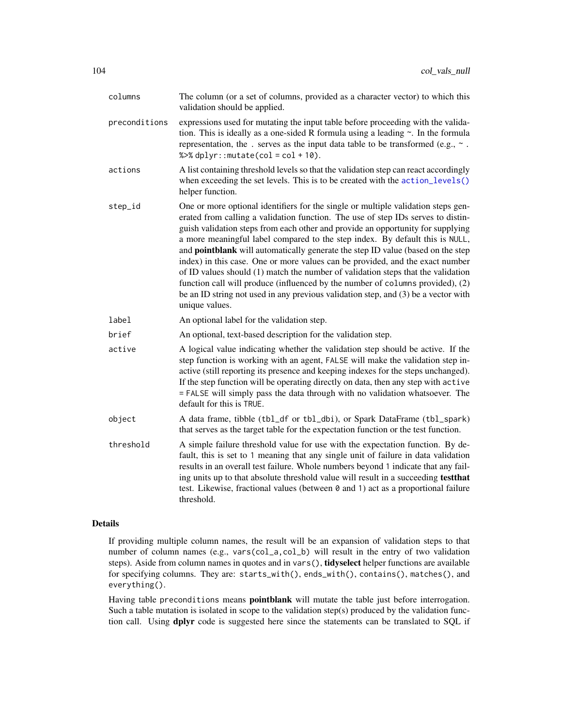| | |
|---|---|
| `columns` | The column (or a set of columns, provided as a character vector) to which this validation should be applied. |
| `preconditions` | expressions used for mutating the input table before proceeding with the validation. This is ideally as a one-sided R formula using a leading `~`. In the formula representation, the `.` serves as the input data table to be transformed (e.g., `~ . %>% dplyr::mutate(col = col + 10)`. |
| `actions` | A list containing threshold levels so that the validation step can react accordingly when exceeding the set levels. This is to be created with the `action_levels()` helper function. |
| `step_id` | One or more optional identifiers for the single or multiple validation steps generated from calling a validation function. The use of step IDs serves to distinguish validation steps from each other and provide an opportunity for supplying a more meaningful label compared to the step index. By default this is `NULL`, and **pointblank** will automatically generate the step ID value (based on the step index) in this case. One or more values can be provided, and the exact number of ID values should (1) match the number of validation steps that the validation function call will produce (influenced by the number of `columns` provided), (2) be an ID string not used in any previous validation step, and (3) be a vector with unique values. |
| `label` | An optional label for the validation step. |
| `brief` | An optional, text-based description for the validation step. |
| `active` | A logical value indicating whether the validation step should be active. If the step function is working with an agent, `FALSE` will make the validation step inactive (still reporting its presence and keeping indexes for the steps unchanged). If the step function will be operating directly on data, then any step with `active = FALSE` will simply pass the data through with no validation whatsoever. The default for this is `TRUE`. |
| `object` | A data frame, tibble (`tbl_df` or `tbl_dbi`), or Spark DataFrame (`tbl_spark`) that serves as the target table for the expectation function or the test function. |
| `threshold` | A simple failure threshold value for use with the expectation function. By default, this is set to `1` meaning that any single unit of failure in data validation results in an overall test failure. Whole numbers beyond `1` indicate that any failing units up to that absolute threshold value will result in a succeeding **testthat** test. Likewise, fractional values (between `0` and `1`) act as a proportional failure threshold. |

## Details

If providing multiple column names, the result will be an expansion of validation steps to that number of column names (e.g., `vars(col_a,col_b)` will result in the entry of two validation steps). Aside from column names in quotes and in `vars()`, **tidyselect** helper functions are available for specifying columns. They are: `starts_with()`, `ends_with()`, `contains()`, `matches()`, and `everything()`.

Having table `preconditions` means **pointblank** will mutate the table just before interrogation. Such a table mutation is isolated in scope to the validation step(s) produced by the validation function call. Using **dplyr** code is suggested here since the statements can be translated to SQL if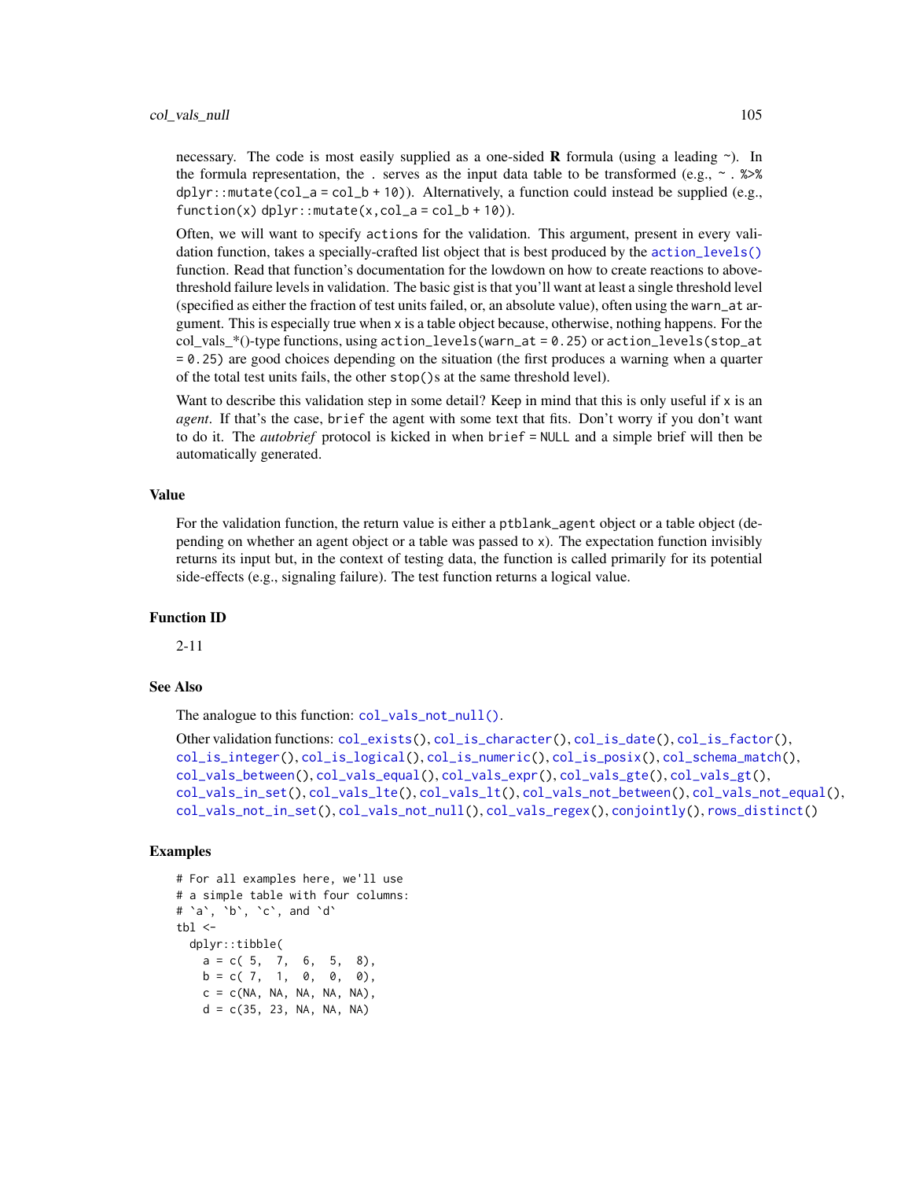necessary. The code is most easily supplied as a one-sided **R** formula (using a leading ~). In the formula representation, the `.` serves as the input data table to be transformed (e.g., `~ . %>% dplyr::mutate(col_a = col_b + 10)`). Alternatively, a function could instead be supplied (e.g., `function(x) dplyr::mutate(x,col_a = col_b + 10)`).

Often, we will want to specify `actions` for the validation. This argument, present in every validation function, takes a specially-crafted list object that is best produced by the `action_levels()` function. Read that function's documentation for the lowdown on how to create reactions to above-threshold failure levels in validation. The basic gist is that you'll want at least a single threshold level (specified as either the fraction of test units failed, or, an absolute value), often using the `warn_at` argument. This is especially true when `x` is a table object because, otherwise, nothing happens. For the col_vals_*()-type functions, using `action_levels(warn_at = 0.25)` or `action_levels(stop_at = 0.25)` are good choices depending on the situation (the first produces a warning when a quarter of the total test units fails, the other `stop()`s at the same threshold level).

Want to describe this validation step in some detail? Keep in mind that this is only useful if `x` is an *agent*. If that's the case, `brief` the agent with some text that fits. Don't worry if you don't want to do it. The *autobrief* protocol is kicked in when `brief = NULL` and a simple brief will then be automatically generated.

## Value

For the validation function, the return value is either a `ptblank_agent` object or a table object (depending on whether an agent object or a table was passed to `x`). The expectation function invisibly returns its input but, in the context of testing data, the function is called primarily for its potential side-effects (e.g., signaling failure). The test function returns a logical value.

## Function ID

2-11

## See Also

The analogue to this function: `col_vals_not_null()`.

Other validation functions: `col_exists()`, `col_is_character()`, `col_is_date()`, `col_is_factor()`, `col_is_integer()`, `col_is_logical()`, `col_is_numeric()`, `col_is_posix()`, `col_schema_match()`, `col_vals_between()`, `col_vals_equal()`, `col_vals_expr()`, `col_vals_gte()`, `col_vals_gt()`, `col_vals_in_set()`, `col_vals_lte()`, `col_vals_lt()`, `col_vals_not_between()`, `col_vals_not_equal()`, `col_vals_not_in_set()`, `col_vals_not_null()`, `col_vals_regex()`, `conjointly()`, `rows_distinct()`

## Examples

```
# For all examples here, we'll use
# a simple table with four columns:
# `a`, `b`, `c`, and `d`
tbl <-
  dplyr::tibble(
    a = c( 5,  7,  6,  5,  8),
    b = c( 7,  1,  0,  0,  0),
    c = c(NA, NA, NA, NA, NA),
    d = c(35, 23, NA, NA, NA)
```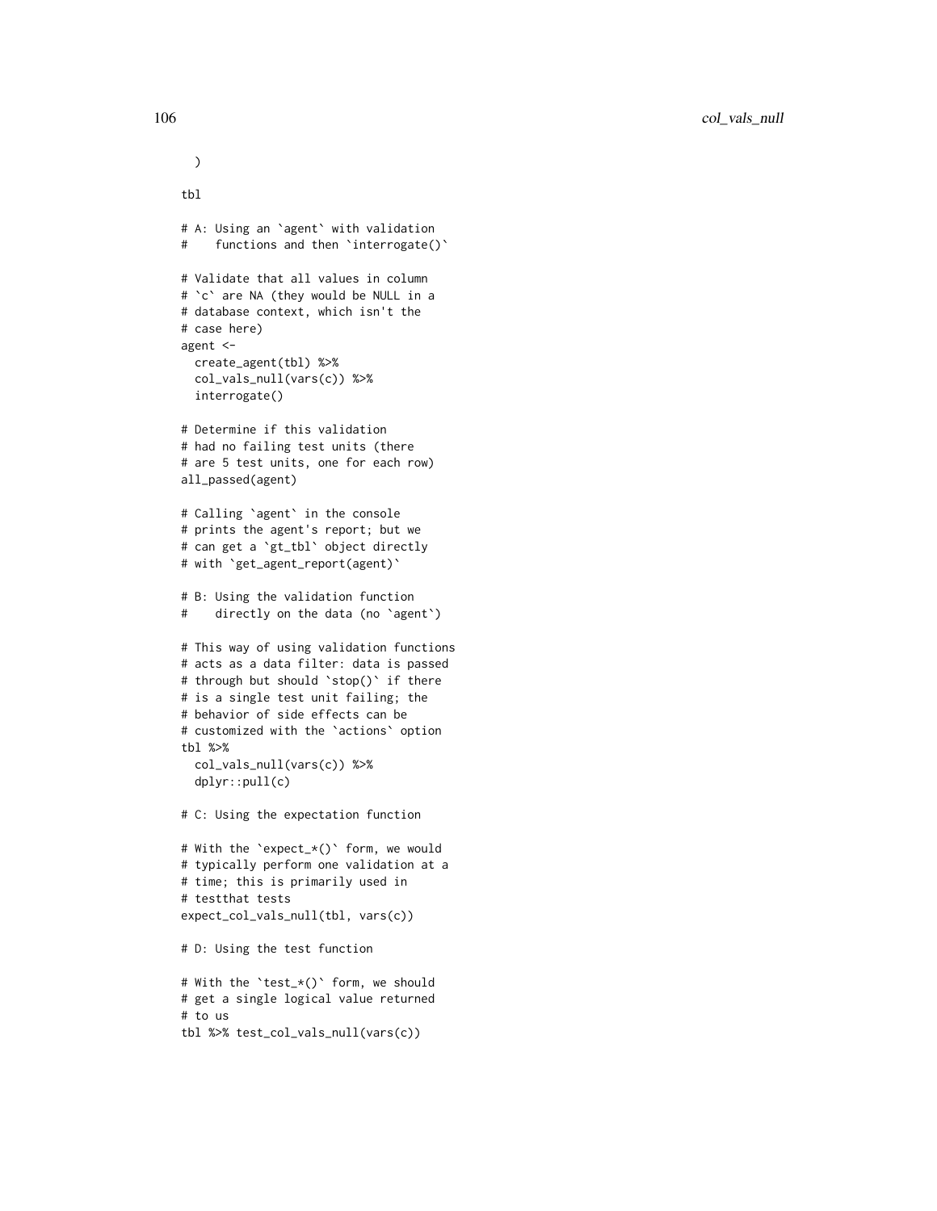```
  )

tbl

# A: Using an `agent` with validation
#    functions and then `interrogate()`

# Validate that all values in column
# `c` are NA (they would be NULL in a
# database context, which isn't the
# case here)
agent <-
  create_agent(tbl) %>%
  col_vals_null(vars(c)) %>%
  interrogate()

# Determine if this validation
# had no failing test units (there
# are 5 test units, one for each row)
all_passed(agent)

# Calling `agent` in the console
# prints the agent's report; but we
# can get a `gt_tbl` object directly
# with `get_agent_report(agent)`

# B: Using the validation function
#    directly on the data (no `agent`)

# This way of using validation functions
# acts as a data filter: data is passed
# through but should `stop()` if there
# is a single test unit failing; the
# behavior of side effects can be
# customized with the `actions` option
tbl %>%
  col_vals_null(vars(c)) %>%
  dplyr::pull(c)

# C: Using the expectation function

# With the `expect_*()` form, we would
# typically perform one validation at a
# time; this is primarily used in
# testthat tests
expect_col_vals_null(tbl, vars(c))

# D: Using the test function

# With the `test_*()` form, we should
# get a single logical value returned
# to us
tbl %>% test_col_vals_null(vars(c))
```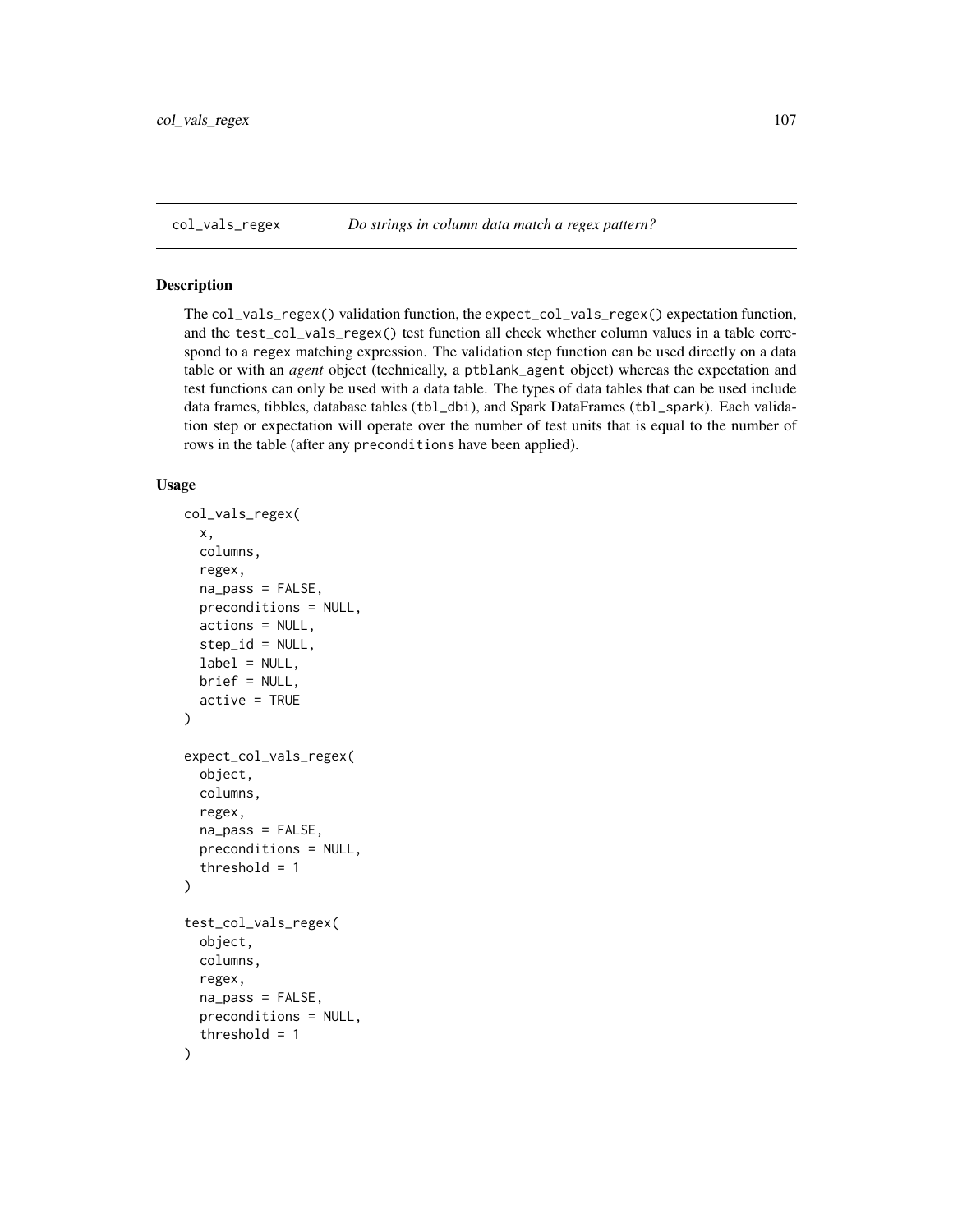## col_vals_regex    *Do strings in column data match a regex pattern?*

### Description

The `col_vals_regex()` validation function, the `expect_col_vals_regex()` expectation function, and the `test_col_vals_regex()` test function all check whether column values in a table correspond to a `regex` matching expression. The validation step function can be used directly on a data table or with an *agent* object (technically, a `ptblank_agent` object) whereas the expectation and test functions can only be used with a data table. The types of data tables that can be used include data frames, tibbles, database tables (`tbl_dbi`), and Spark DataFrames (`tbl_spark`). Each validation step or expectation will operate over the number of test units that is equal to the number of rows in the table (after any `preconditions` have been applied).

### Usage

```
col_vals_regex(
  x,
  columns,
  regex,
  na_pass = FALSE,
  preconditions = NULL,
  actions = NULL,
  step_id = NULL,
  label = NULL,
  brief = NULL,
  active = TRUE
)

expect_col_vals_regex(
  object,
  columns,
  regex,
  na_pass = FALSE,
  preconditions = NULL,
  threshold = 1
)

test_col_vals_regex(
  object,
  columns,
  regex,
  na_pass = FALSE,
  preconditions = NULL,
  threshold = 1
)
```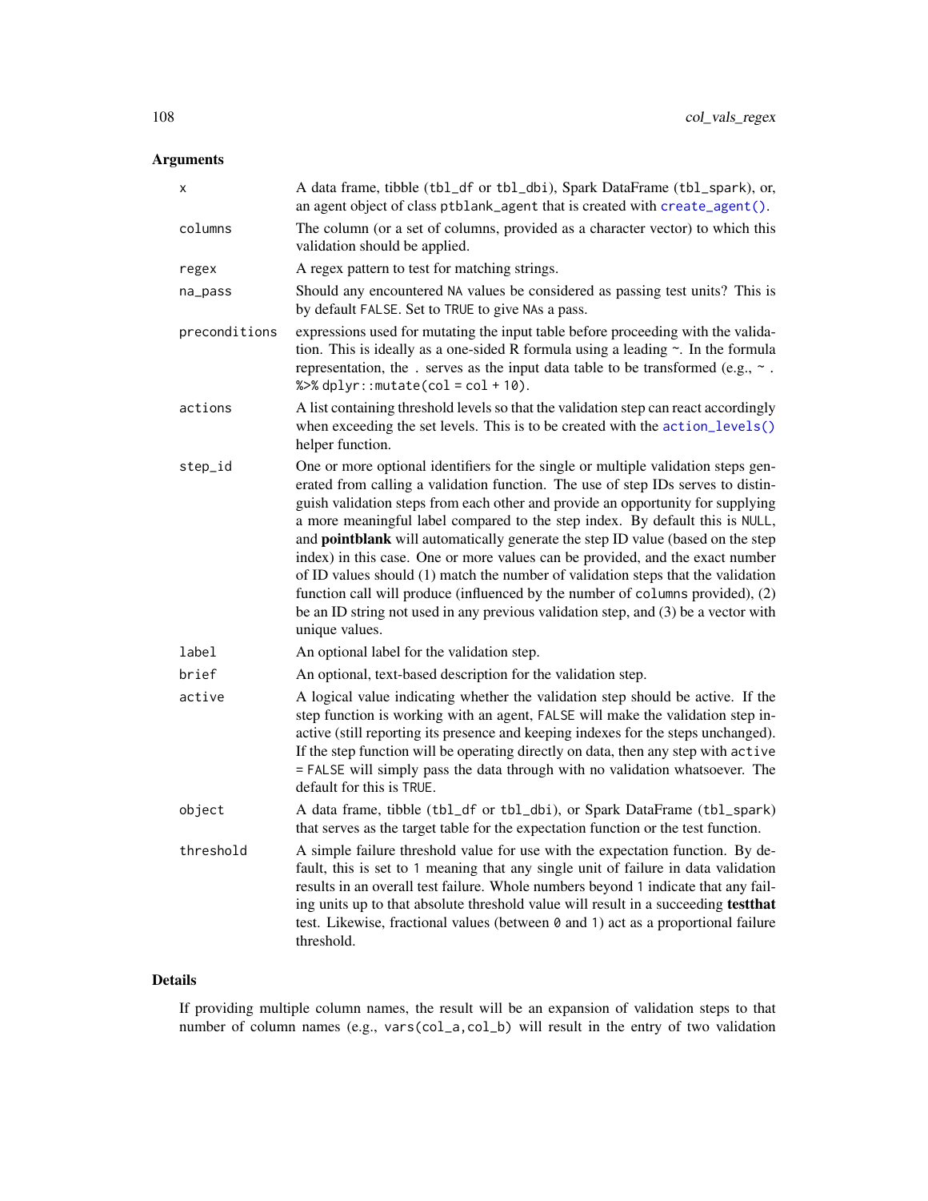## Arguments

| | |
|---|---|
| `x` | A data frame, tibble (`tbl_df` or `tbl_dbi`), Spark DataFrame (`tbl_spark`), or, an agent object of class `ptblank_agent` that is created with `create_agent()`. |
| `columns` | The column (or a set of columns, provided as a character vector) to which this validation should be applied. |
| `regex` | A regex pattern to test for matching strings. |
| `na_pass` | Should any encountered `NA` values be considered as passing test units? This is by default `FALSE`. Set to `TRUE` to give `NA`s a pass. |
| `preconditions` | expressions used for mutating the input table before proceeding with the validation. This is ideally as a one-sided R formula using a leading ~. In the formula representation, the `.` serves as the input data table to be transformed (e.g., `~ . %>% dplyr::mutate(col = col + 10)`. |
| `actions` | A list containing threshold levels so that the validation step can react accordingly when exceeding the set levels. This is to be created with the `action_levels()` helper function. |
| `step_id` | One or more optional identifiers for the single or multiple validation steps generated from calling a validation function. The use of step IDs serves to distinguish validation steps from each other and provide an opportunity for supplying a more meaningful label compared to the step index. By default this is `NULL`, and **pointblank** will automatically generate the step ID value (based on the step index) in this case. One or more values can be provided, and the exact number of ID values should (1) match the number of validation steps that the validation function call will produce (influenced by the number of `columns` provided), (2) be an ID string not used in any previous validation step, and (3) be a vector with unique values. |
| `label` | An optional label for the validation step. |
| `brief` | An optional, text-based description for the validation step. |
| `active` | A logical value indicating whether the validation step should be active. If the step function is working with an agent, `FALSE` will make the validation step inactive (still reporting its presence and keeping indexes for the steps unchanged). If the step function will be operating directly on data, then any step with `active = FALSE` will simply pass the data through with no validation whatsoever. The default for this is `TRUE`. |
| `object` | A data frame, tibble (`tbl_df` or `tbl_dbi`), or Spark DataFrame (`tbl_spark`) that serves as the target table for the expectation function or the test function. |
| `threshold` | A simple failure threshold value for use with the expectation function. By default, this is set to `1` meaning that any single unit of failure in data validation results in an overall test failure. Whole numbers beyond `1` indicate that any failing units up to that absolute threshold value will result in a succeeding **testthat** test. Likewise, fractional values (between `0` and `1`) act as a proportional failure threshold. |

## Details

If providing multiple column names, the result will be an expansion of validation steps to that number of column names (e.g., `vars(col_a,col_b)` will result in the entry of two validation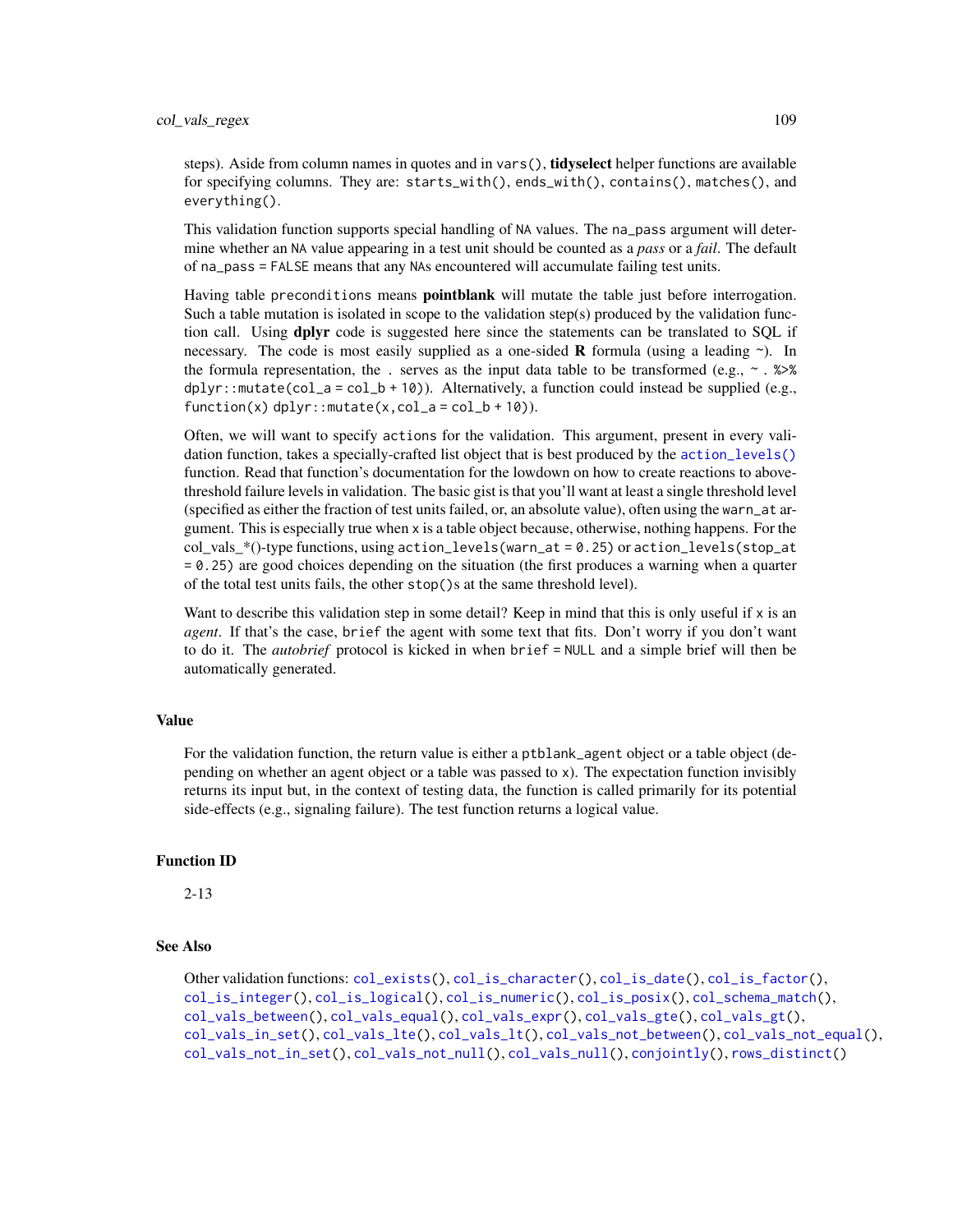steps). Aside from column names in quotes and in `vars()`, **tidyselect** helper functions are available for specifying columns. They are: `starts_with()`, `ends_with()`, `contains()`, `matches()`, and `everything()`.

This validation function supports special handling of `NA` values. The `na_pass` argument will determine whether an `NA` value appearing in a test unit should be counted as a *pass* or a *fail*. The default of `na_pass = FALSE` means that any `NA`s encountered will accumulate failing test units.

Having table `preconditions` means **pointblank** will mutate the table just before interrogation. Such a table mutation is isolated in scope to the validation step(s) produced by the validation function call. Using **dplyr** code is suggested here since the statements can be translated to SQL if necessary. The code is most easily supplied as a one-sided **R** formula (using a leading `~`). In the formula representation, the `.` serves as the input data table to be transformed (e.g., `~ . %>% dplyr::mutate(col_a = col_b + 10)`). Alternatively, a function could instead be supplied (e.g., `function(x) dplyr::mutate(x,col_a = col_b + 10)`).

Often, we will want to specify `actions` for the validation. This argument, present in every validation function, takes a specially-crafted list object that is best produced by the `action_levels()` function. Read that function's documentation for the lowdown on how to create reactions to above-threshold failure levels in validation. The basic gist is that you'll want at least a single threshold level (specified as either the fraction of test units failed, or, an absolute value), often using the `warn_at` argument. This is especially true when `x` is a table object because, otherwise, nothing happens. For the col_vals_*()-type functions, using `action_levels(warn_at = 0.25)` or `action_levels(stop_at = 0.25)` are good choices depending on the situation (the first produces a warning when a quarter of the total test units fails, the other `stop()`s at the same threshold level).

Want to describe this validation step in some detail? Keep in mind that this is only useful if `x` is an *agent*. If that's the case, `brief` the agent with some text that fits. Don't worry if you don't want to do it. The *autobrief* protocol is kicked in when `brief = NULL` and a simple brief will then be automatically generated.

## Value

For the validation function, the return value is either a `ptblank_agent` object or a table object (depending on whether an agent object or a table was passed to `x`). The expectation function invisibly returns its input but, in the context of testing data, the function is called primarily for its potential side-effects (e.g., signaling failure). The test function returns a logical value.

## Function ID

2-13

## See Also

Other validation functions: `col_exists()`, `col_is_character()`, `col_is_date()`, `col_is_factor()`, `col_is_integer()`, `col_is_logical()`, `col_is_numeric()`, `col_is_posix()`, `col_schema_match()`, `col_vals_between()`, `col_vals_equal()`, `col_vals_expr()`, `col_vals_gte()`, `col_vals_gt()`, `col_vals_in_set()`, `col_vals_lte()`, `col_vals_lt()`, `col_vals_not_between()`, `col_vals_not_equal()`, `col_vals_not_in_set()`, `col_vals_not_null()`, `col_vals_null()`, `conjointly()`, `rows_distinct()`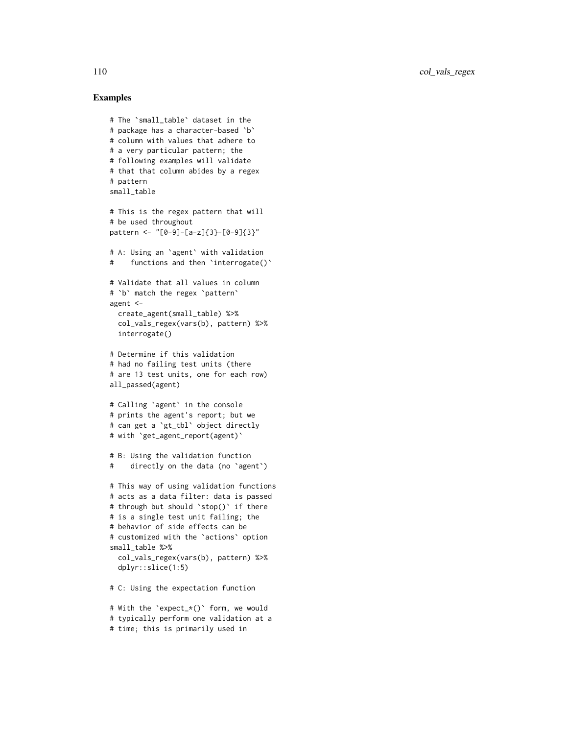## Examples

```
# The `small_table` dataset in the
# package has a character-based `b`
# column with values that adhere to
# a very particular pattern; the
# following examples will validate
# that that column abides by a regex
# pattern
small_table

# This is the regex pattern that will
# be used throughout
pattern <- "[0-9]-[a-z]{3}-[0-9]{3}"

# A: Using an `agent` with validation
#    functions and then `interrogate()`

# Validate that all values in column
# `b` match the regex `pattern`
agent <-
  create_agent(small_table) %>%
  col_vals_regex(vars(b), pattern) %>%
  interrogate()

# Determine if this validation
# had no failing test units (there
# are 13 test units, one for each row)
all_passed(agent)

# Calling `agent` in the console
# prints the agent's report; but we
# can get a `gt_tbl` object directly
# with `get_agent_report(agent)`

# B: Using the validation function
#    directly on the data (no `agent`)

# This way of using validation functions
# acts as a data filter: data is passed
# through but should `stop()` if there
# is a single test unit failing; the
# behavior of side effects can be
# customized with the `actions` option
small_table %>%
  col_vals_regex(vars(b), pattern) %>%
  dplyr::slice(1:5)

# C: Using the expectation function

# With the `expect_*()` form, we would
# typically perform one validation at a
# time; this is primarily used in
```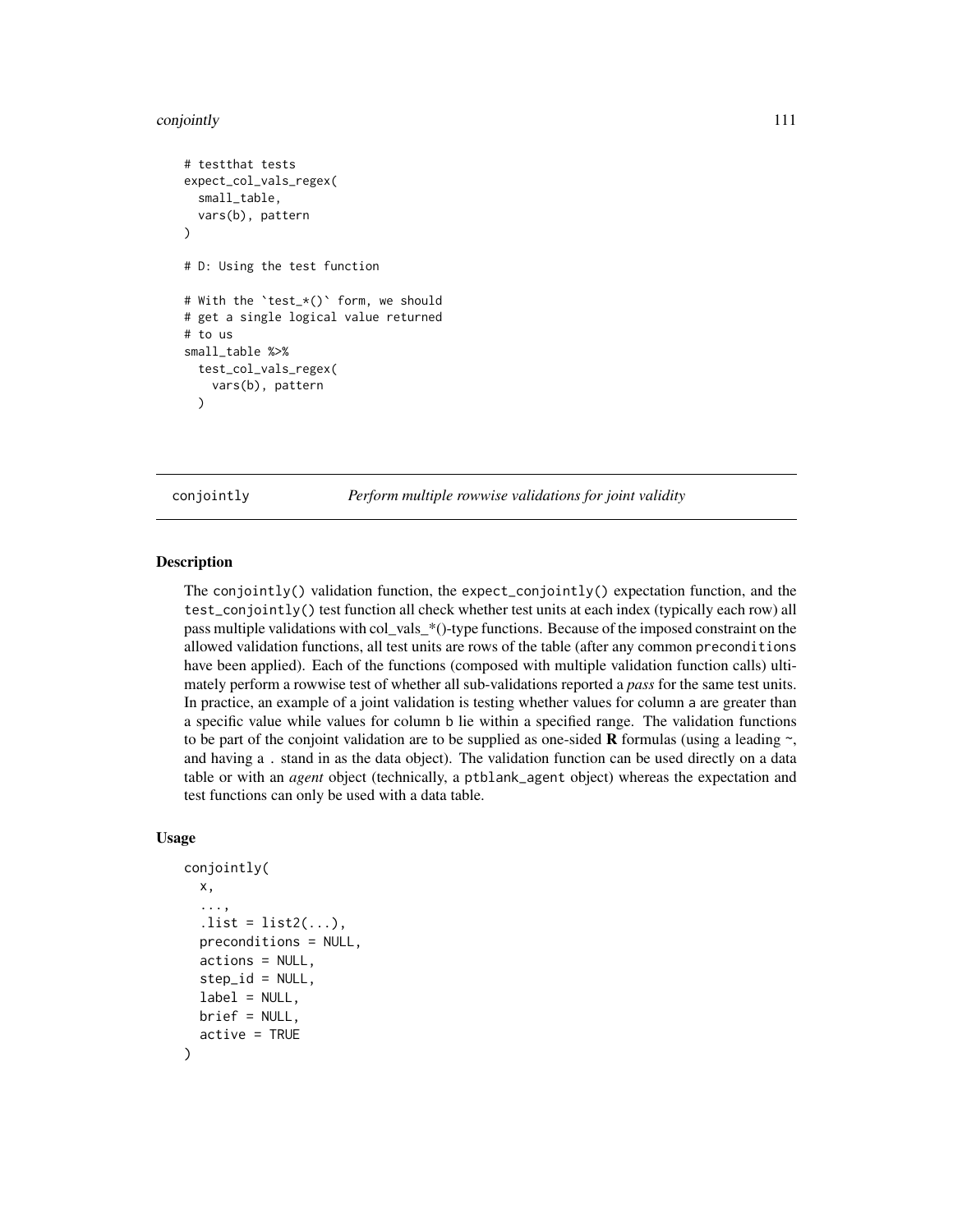```
# testthat tests
expect_col_vals_regex(
  small_table,
  vars(b), pattern
)

# D: Using the test function

# With the `test_*()` form, we should
# get a single logical value returned
# to us
small_table %>%
  test_col_vals_regex(
    vars(b), pattern
  )
```

---

conjointly — *Perform multiple rowwise validations for joint validity*

---

## Description

The `conjointly()` validation function, the `expect_conjointly()` expectation function, and the `test_conjointly()` test function all check whether test units at each index (typically each row) all pass multiple validations with col_vals_*()-type functions. Because of the imposed constraint on the allowed validation functions, all test units are rows of the table (after any common `preconditions` have been applied). Each of the functions (composed with multiple validation function calls) ultimately perform a rowwise test of whether all sub-validations reported a *pass* for the same test units. In practice, an example of a joint validation is testing whether values for column `a` are greater than a specific value while values for column `b` lie within a specified range. The validation functions to be part of the conjoint validation are to be supplied as one-sided **R** formulas (using a leading `~`, and having a `.` stand in as the data object). The validation function can be used directly on a data table or with an *agent* object (technically, a `ptblank_agent` object) whereas the expectation and test functions can only be used with a data table.

## Usage

```
conjointly(
  x,
  ...,
  .list = list2(...),
  preconditions = NULL,
  actions = NULL,
  step_id = NULL,
  label = NULL,
  brief = NULL,
  active = TRUE
)
```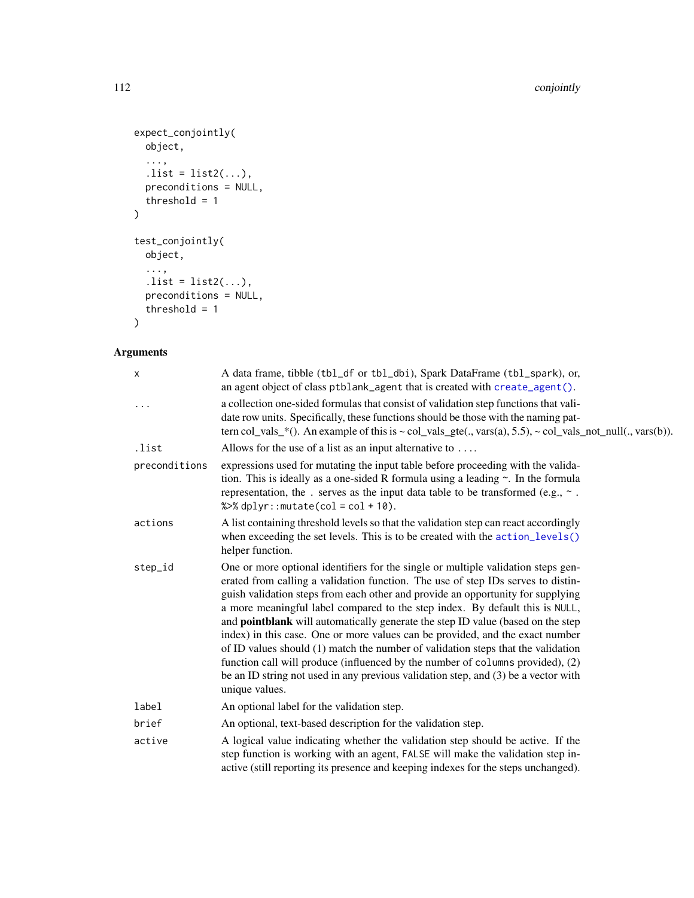```
expect_conjointly(
  object,
  ...,
  .list = list2(...),
  preconditions = NULL,
  threshold = 1
)

test_conjointly(
  object,
  ...,
  .list = list2(...),
  preconditions = NULL,
  threshold = 1
)
```

## Arguments

| | |
|---|---|
| `x` | A data frame, tibble (`tbl_df` or `tbl_dbi`), Spark DataFrame (`tbl_spark`), or, an agent object of class `ptblank_agent` that is created with `create_agent()`. |
| `...` | a collection one-sided formulas that consist of validation step functions that validate row units. Specifically, these functions should be those with the naming pattern col_vals_*(). An example of this is ~ col_vals_gte(., vars(a), 5.5), ~ col_vals_not_null(., vars(b)). |
| `.list` | Allows for the use of a list as an input alternative to `...`. |
| `preconditions` | expressions used for mutating the input table before proceeding with the validation. This is ideally as a one-sided R formula using a leading ~. In the formula representation, the `.` serves as the input data table to be transformed (e.g., `~ . %>% dplyr::mutate(col = col + 10)`. |
| `actions` | A list containing threshold levels so that the validation step can react accordingly when exceeding the set levels. This is to be created with the `action_levels()` helper function. |
| `step_id` | One or more optional identifiers for the single or multiple validation steps generated from calling a validation function. The use of step IDs serves to distinguish validation steps from each other and provide an opportunity for supplying a more meaningful label compared to the step index. By default this is `NULL`, and **pointblank** will automatically generate the step ID value (based on the step index) in this case. One or more values can be provided, and the exact number of ID values should (1) match the number of validation steps that the validation function call will produce (influenced by the number of `columns` provided), (2) be an ID string not used in any previous validation step, and (3) be a vector with unique values. |
| `label` | An optional label for the validation step. |
| `brief` | An optional, text-based description for the validation step. |
| `active` | A logical value indicating whether the validation step should be active. If the step function is working with an agent, `FALSE` will make the validation step inactive (still reporting its presence and keeping indexes for the steps unchanged). |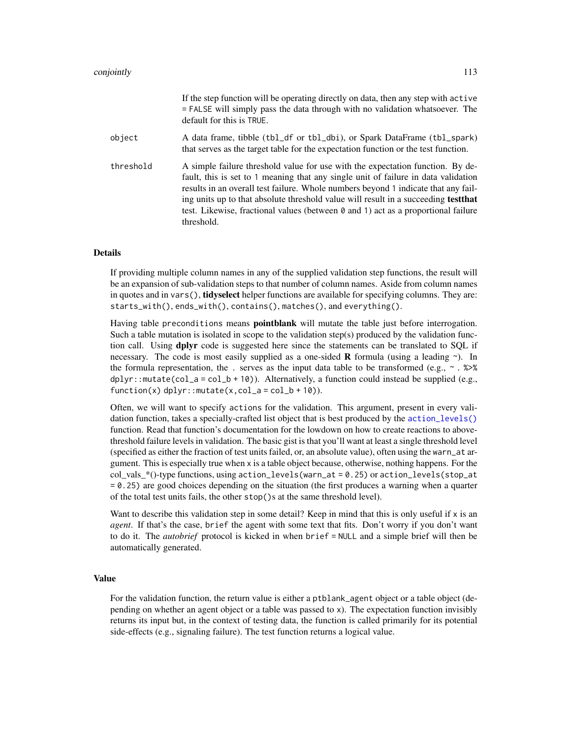If the step function will be operating directly on data, then any step with `active = FALSE` will simply pass the data through with no validation whatsoever. The default for this is `TRUE`.

| | |
|---|---|
| object | A data frame, tibble (`tbl_df` or `tbl_dbi`), or Spark DataFrame (`tbl_spark`) that serves as the target table for the expectation function or the test function. |
| threshold | A simple failure threshold value for use with the expectation function. By default, this is set to `1` meaning that any single unit of failure in data validation results in an overall test failure. Whole numbers beyond `1` indicate that any failing units up to that absolute threshold value will result in a succeeding **testthat** test. Likewise, fractional values (between `0` and `1`) act as a proportional failure threshold. |

## Details

If providing multiple column names in any of the supplied validation step functions, the result will be an expansion of sub-validation steps to that number of column names. Aside from column names in quotes and in `vars()`, **tidyselect** helper functions are available for specifying columns. They are: `starts_with()`, `ends_with()`, `contains()`, `matches()`, and `everything()`.

Having table `preconditions` means **pointblank** will mutate the table just before interrogation. Such a table mutation is isolated in scope to the validation step(s) produced by the validation function call. Using **dplyr** code is suggested here since the statements can be translated to SQL if necessary. The code is most easily supplied as a one-sided **R** formula (using a leading `~`). In the formula representation, the `.` serves as the input data table to be transformed (e.g., `~ . %>% dplyr::mutate(col_a = col_b + 10)`). Alternatively, a function could instead be supplied (e.g., `function(x) dplyr::mutate(x,col_a = col_b + 10)`).

Often, we will want to specify `actions` for the validation. This argument, present in every validation function, takes a specially-crafted list object that is best produced by the `action_levels()` function. Read that function's documentation for the lowdown on how to create reactions to above-threshold failure levels in validation. The basic gist is that you'll want at least a single threshold level (specified as either the fraction of test units failed, or, an absolute value), often using the `warn_at` argument. This is especially true when `x` is a table object because, otherwise, nothing happens. For the col_vals_*()-type functions, using `action_levels(warn_at = 0.25)` or `action_levels(stop_at = 0.25)` are good choices depending on the situation (the first produces a warning when a quarter of the total test units fails, the other `stop()`s at the same threshold level).

Want to describe this validation step in some detail? Keep in mind that this is only useful if `x` is an *agent*. If that's the case, `brief` the agent with some text that fits. Don't worry if you don't want to do it. The *autobrief* protocol is kicked in when `brief = NULL` and a simple brief will then be automatically generated.

## Value

For the validation function, the return value is either a `ptblank_agent` object or a table object (depending on whether an agent object or a table was passed to `x`). The expectation function invisibly returns its input but, in the context of testing data, the function is called primarily for its potential side-effects (e.g., signaling failure). The test function returns a logical value.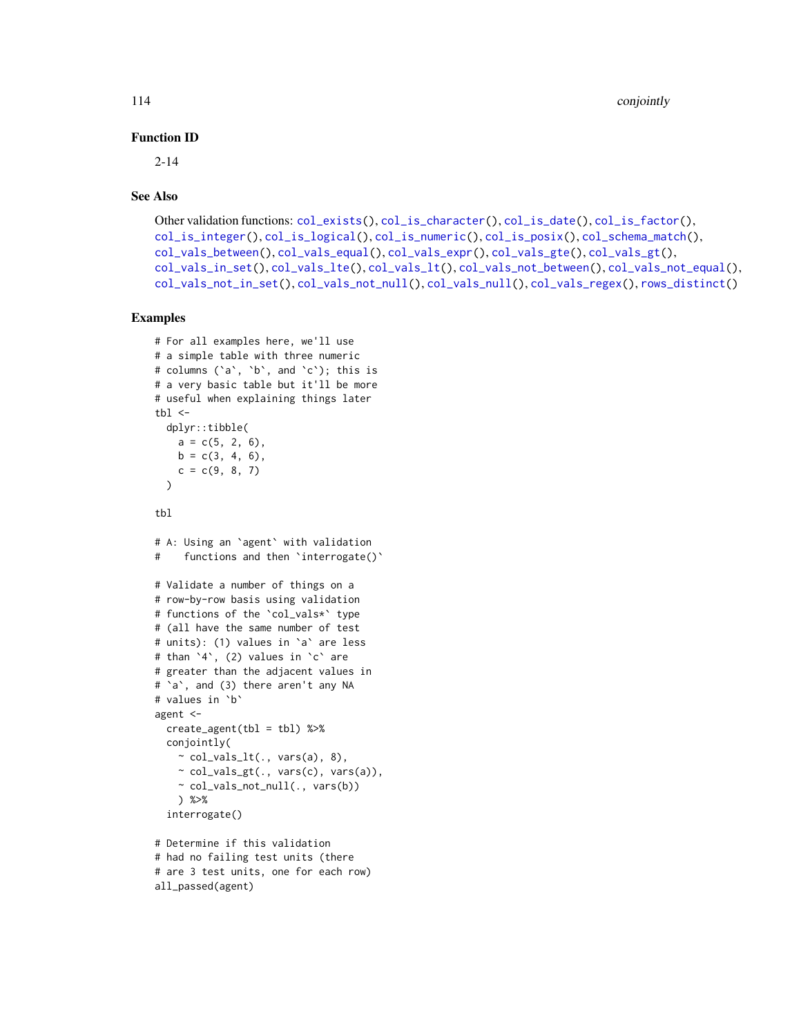### Function ID

2-14

### See Also

Other validation functions: `col_exists()`, `col_is_character()`, `col_is_date()`, `col_is_factor()`, `col_is_integer()`, `col_is_logical()`, `col_is_numeric()`, `col_is_posix()`, `col_schema_match()`, `col_vals_between()`, `col_vals_equal()`, `col_vals_expr()`, `col_vals_gte()`, `col_vals_gt()`, `col_vals_in_set()`, `col_vals_lte()`, `col_vals_lt()`, `col_vals_not_between()`, `col_vals_not_equal()`, `col_vals_not_in_set()`, `col_vals_not_null()`, `col_vals_null()`, `col_vals_regex()`, `rows_distinct()`

### Examples

```
# For all examples here, we'll use
# a simple table with three numeric
# columns (`a`, `b`, and `c`); this is
# a very basic table but it'll be more
# useful when explaining things later
tbl <-
  dplyr::tibble(
    a = c(5, 2, 6),
    b = c(3, 4, 6),
    c = c(9, 8, 7)
  )

tbl

# A: Using an `agent` with validation
#    functions and then `interrogate()`

# Validate a number of things on a
# row-by-row basis using validation
# functions of the `col_vals*` type
# (all have the same number of test
# units): (1) values in `a` are less
# than `4`, (2) values in `c` are
# greater than the adjacent values in
# `a`, and (3) there aren't any NA
# values in `b`
agent <-
  create_agent(tbl = tbl) %>%
  conjointly(
    ~ col_vals_lt(., vars(a), 8),
    ~ col_vals_gt(., vars(c), vars(a)),
    ~ col_vals_not_null(., vars(b))
    ) %>%
  interrogate()

# Determine if this validation
# had no failing test units (there
# are 3 test units, one for each row)
all_passed(agent)
```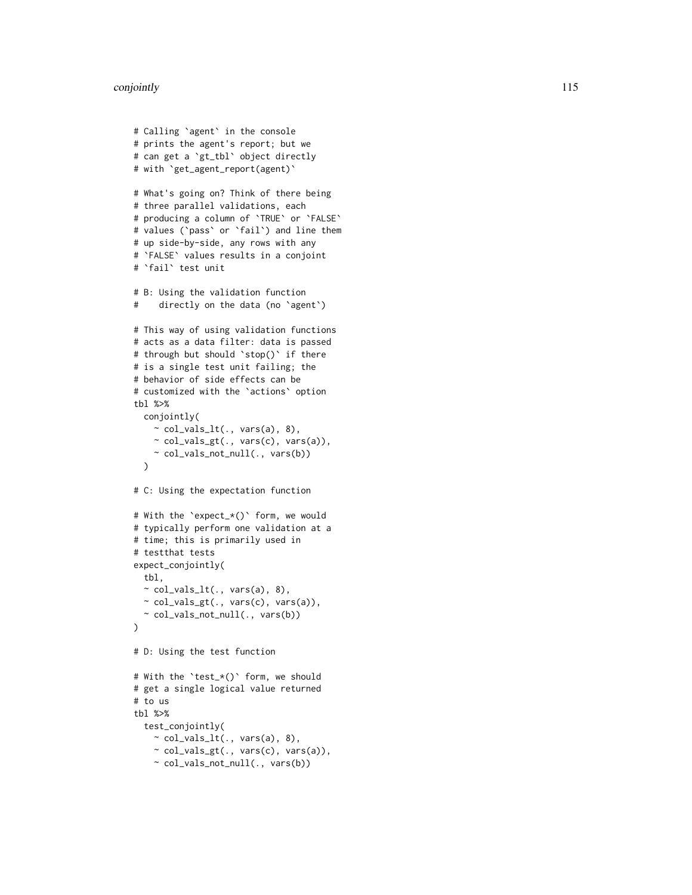```
# Calling `agent` in the console
# prints the agent's report; but we
# can get a `gt_tbl` object directly
# with `get_agent_report(agent)`

# What's going on? Think of there being
# three parallel validations, each
# producing a column of `TRUE` or `FALSE`
# values (`pass` or `fail`) and line them
# up side-by-side, any rows with any
# `FALSE` values results in a conjoint
# `fail` test unit

# B: Using the validation function
#    directly on the data (no `agent`)

# This way of using validation functions
# acts as a data filter: data is passed
# through but should `stop()` if there
# is a single test unit failing; the
# behavior of side effects can be
# customized with the `actions` option
tbl %>%
  conjointly(
    ~ col_vals_lt(., vars(a), 8),
    ~ col_vals_gt(., vars(c), vars(a)),
    ~ col_vals_not_null(., vars(b))
  )

# C: Using the expectation function

# With the `expect_*()` form, we would
# typically perform one validation at a
# time; this is primarily used in
# testthat tests
expect_conjointly(
  tbl,
  ~ col_vals_lt(., vars(a), 8),
  ~ col_vals_gt(., vars(c), vars(a)),
  ~ col_vals_not_null(., vars(b))
)

# D: Using the test function

# With the `test_*()` form, we should
# get a single logical value returned
# to us
tbl %>%
  test_conjointly(
    ~ col_vals_lt(., vars(a), 8),
    ~ col_vals_gt(., vars(c), vars(a)),
    ~ col_vals_not_null(., vars(b))
```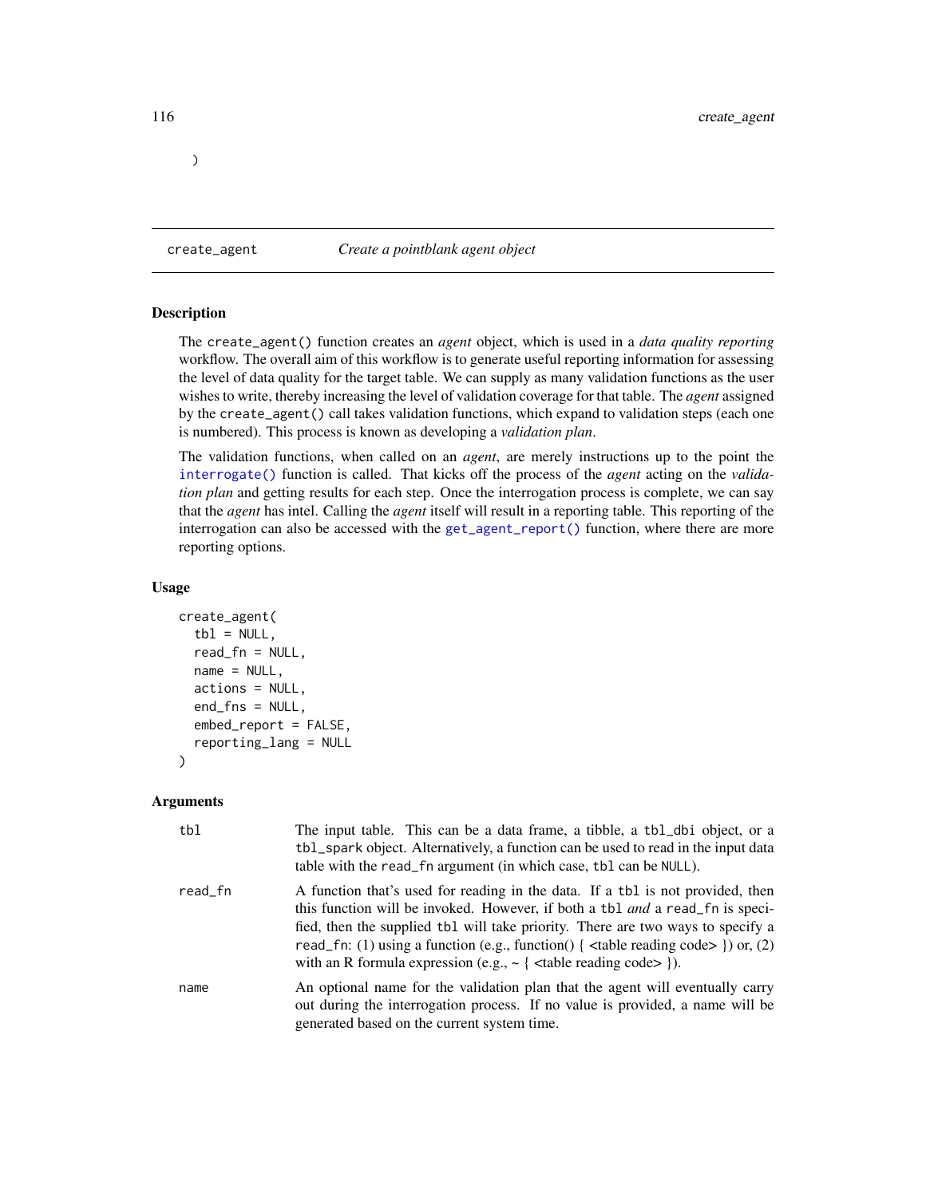```
)
```

## create_agent *Create a pointblank agent object*

### Description

The `create_agent()` function creates an *agent* object, which is used in a *data quality reporting* workflow. The overall aim of this workflow is to generate useful reporting information for assessing the level of data quality for the target table. We can supply as many validation functions as the user wishes to write, thereby increasing the level of validation coverage for that table. The *agent* assigned by the `create_agent()` call takes validation functions, which expand to validation steps (each one is numbered). This process is known as developing a *validation plan*.

The validation functions, when called on an *agent*, are merely instructions up to the point the `interrogate()` function is called. That kicks off the process of the *agent* acting on the *validation plan* and getting results for each step. Once the interrogation process is complete, we can say that the *agent* has intel. Calling the *agent* itself will result in a reporting table. This reporting of the interrogation can also be accessed with the `get_agent_report()` function, where there are more reporting options.

### Usage

```
create_agent(
  tbl = NULL,
  read_fn = NULL,
  name = NULL,
  actions = NULL,
  end_fns = NULL,
  embed_report = FALSE,
  reporting_lang = NULL
)
```

### Arguments

| | |
|---|---|
| `tbl` | The input table. This can be a data frame, a tibble, a `tbl_dbi` object, or a `tbl_spark` object. Alternatively, a function can be used to read in the input data table with the `read_fn` argument (in which case, `tbl` can be `NULL`). |
| `read_fn` | A function that's used for reading in the data. If a `tbl` is not provided, then this function will be invoked. However, if both a `tbl` *and* a `read_fn` is specified, then the supplied `tbl` will take priority. There are two ways to specify a `read_fn`: (1) using a function (e.g., function() { <table reading code> }) or, (2) with an R formula expression (e.g., ~ { <table reading code> }). |
| `name` | An optional name for the validation plan that the agent will eventually carry out during the interrogation process. If no value is provided, a name will be generated based on the current system time. |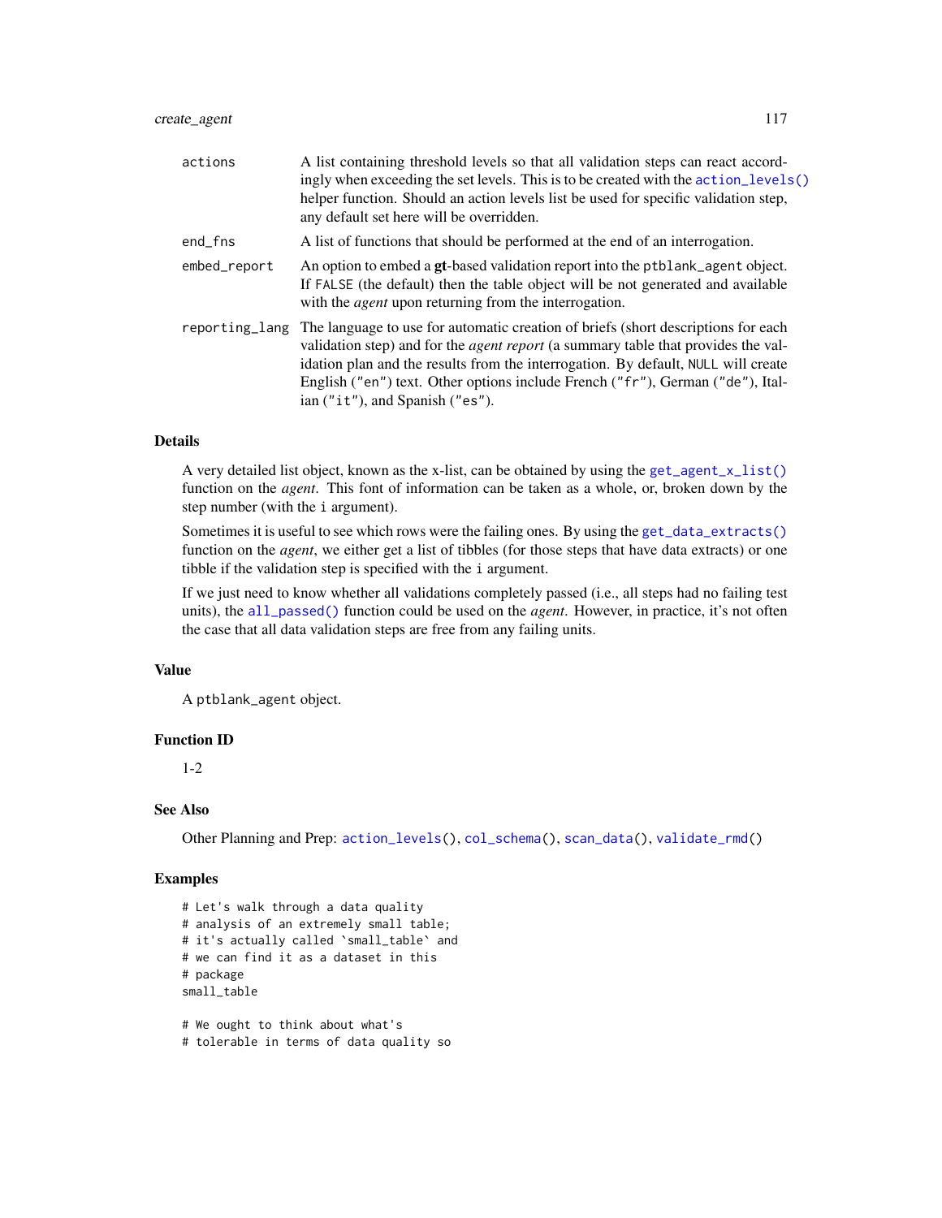| | |
|---|---|
| actions | A list containing threshold levels so that all validation steps can react accordingly when exceeding the set levels. This is to be created with the `action_levels()` helper function. Should an action levels list be used for specific validation step, any default set here will be overridden. |
| end_fns | A list of functions that should be performed at the end of an interrogation. |
| embed_report | An option to embed a **gt**-based validation report into the `ptblank_agent` object. If `FALSE` (the default) then the table object will be not generated and available with the *agent* upon returning from the interrogation. |
| reporting_lang | The language to use for automatic creation of briefs (short descriptions for each validation step) and for the *agent report* (a summary table that provides the validation plan and the results from the interrogation. By default, `NULL` will create English (`"en"`) text. Other options include French (`"fr"`), German (`"de"`), Italian (`"it"`), and Spanish (`"es"`). |

### Details

A very detailed list object, known as the x-list, can be obtained by using the `get_agent_x_list()` function on the *agent*. This font of information can be taken as a whole, or, broken down by the step number (with the `i` argument).

Sometimes it is useful to see which rows were the failing ones. By using the `get_data_extracts()` function on the *agent*, we either get a list of tibbles (for those steps that have data extracts) or one tibble if the validation step is specified with the `i` argument.

If we just need to know whether all validations completely passed (i.e., all steps had no failing test units), the `all_passed()` function could be used on the *agent*. However, in practice, it's not often the case that all data validation steps are free from any failing units.

### Value

A `ptblank_agent` object.

### Function ID

1-2

### See Also

Other Planning and Prep: `action_levels()`, `col_schema()`, `scan_data()`, `validate_rmd()`

### Examples

```
# Let's walk through a data quality
# analysis of an extremely small table;
# it's actually called `small_table` and
# we can find it as a dataset in this
# package
small_table

# We ought to think about what's
# tolerable in terms of data quality so
```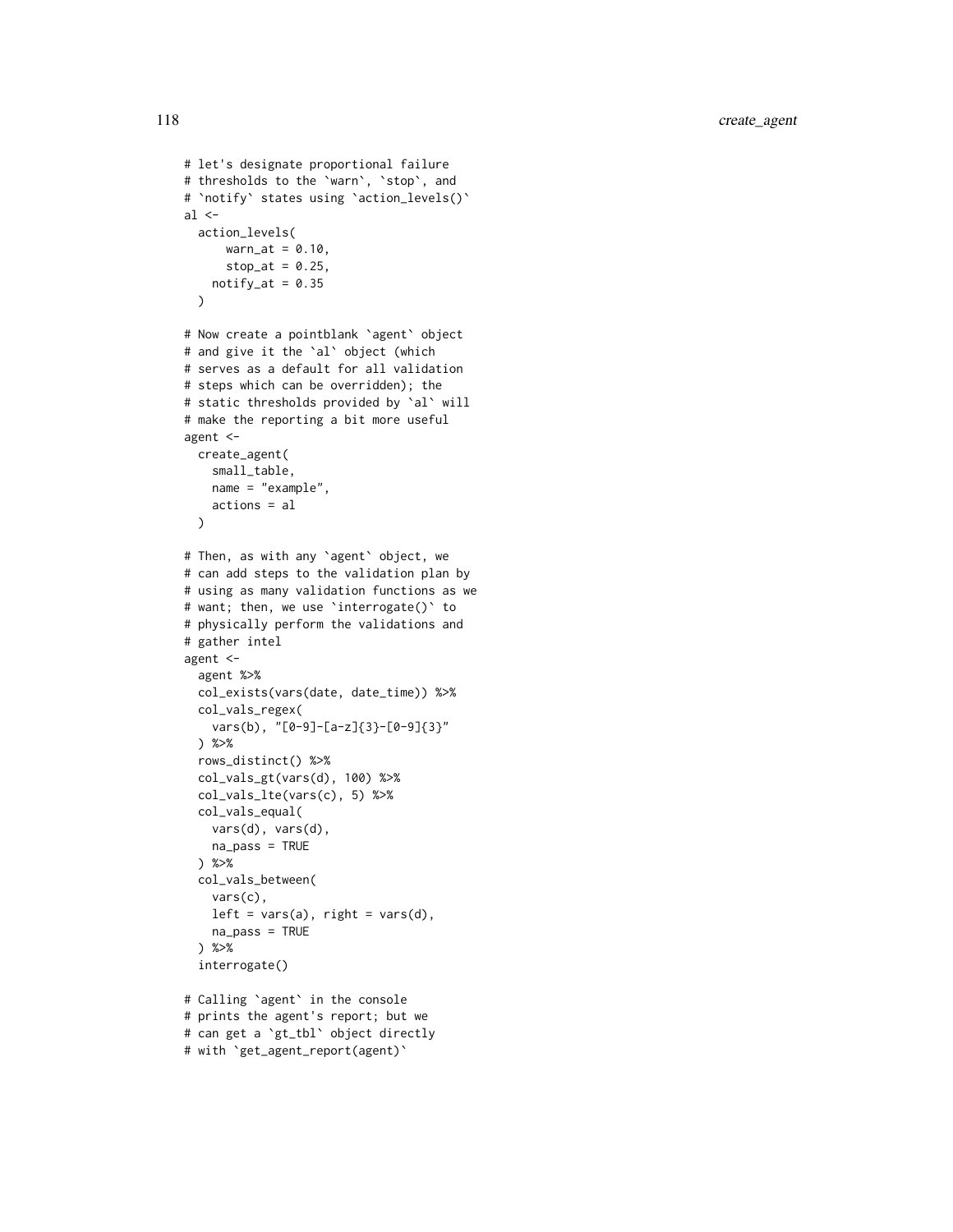```
# let's designate proportional failure
# thresholds to the `warn`, `stop`, and
# `notify` states using `action_levels()`
al <-
  action_levels(
      warn_at = 0.10,
      stop_at = 0.25,
    notify_at = 0.35
  )

# Now create a pointblank `agent` object
# and give it the `al` object (which
# serves as a default for all validation
# steps which can be overridden); the
# static thresholds provided by `al` will
# make the reporting a bit more useful
agent <-
  create_agent(
    small_table,
    name = "example",
    actions = al
  )

# Then, as with any `agent` object, we
# can add steps to the validation plan by
# using as many validation functions as we
# want; then, we use `interrogate()` to
# physically perform the validations and
# gather intel
agent <-
  agent %>%
  col_exists(vars(date, date_time)) %>%
  col_vals_regex(
    vars(b), "[0-9]-[a-z]{3}-[0-9]{3}"
  ) %>%
  rows_distinct() %>%
  col_vals_gt(vars(d), 100) %>%
  col_vals_lte(vars(c), 5) %>%
  col_vals_equal(
    vars(d), vars(d),
    na_pass = TRUE
  ) %>%
  col_vals_between(
    vars(c),
    left = vars(a), right = vars(d),
    na_pass = TRUE
  ) %>%
  interrogate()

# Calling `agent` in the console
# prints the agent's report; but we
# can get a `gt_tbl` object directly
# with `get_agent_report(agent)`
```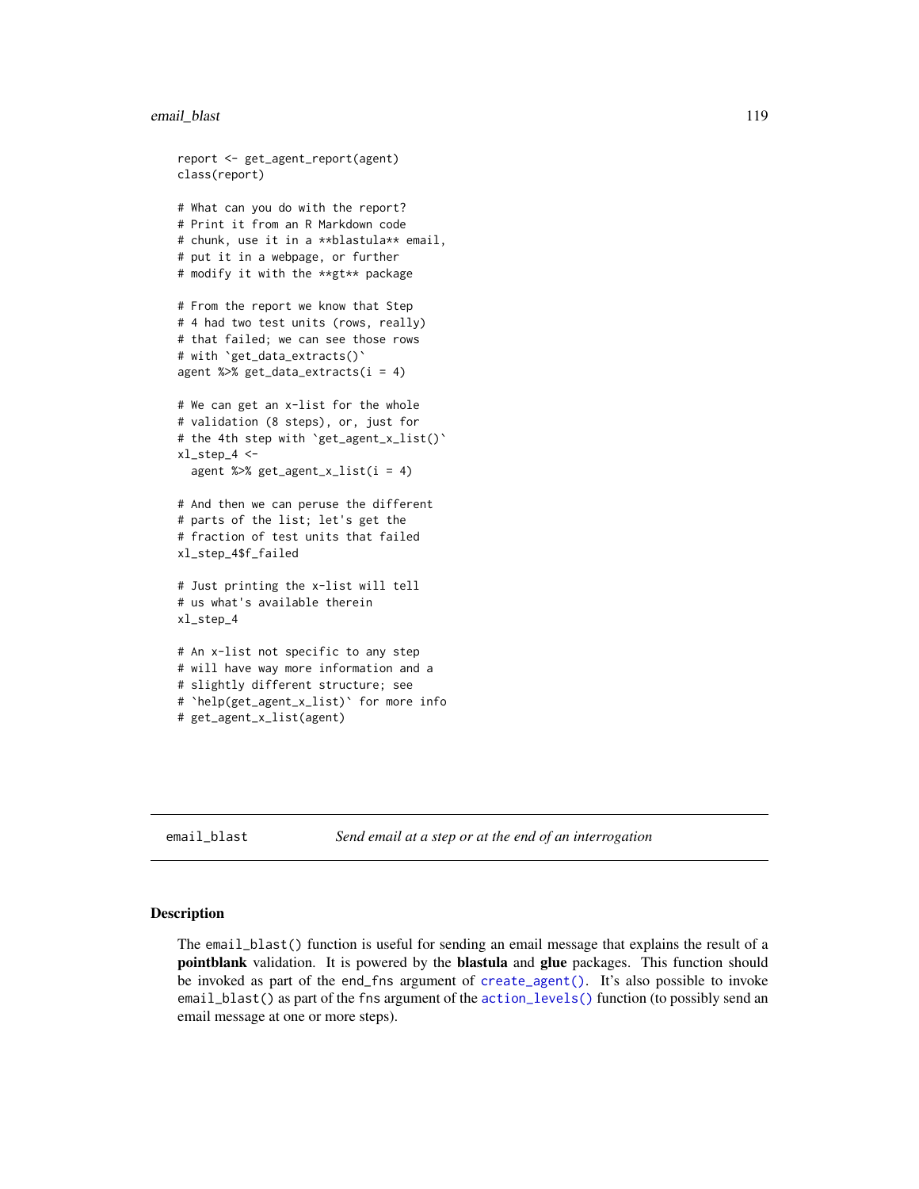```
report <- get_agent_report(agent)
class(report)

# What can you do with the report?
# Print it from an R Markdown code
# chunk, use it in a **blastula** email,
# put it in a webpage, or further
# modify it with the **gt** package

# From the report we know that Step
# 4 had two test units (rows, really)
# that failed; we can see those rows
# with `get_data_extracts()`
agent %>% get_data_extracts(i = 4)

# We can get an x-list for the whole
# validation (8 steps), or, just for
# the 4th step with `get_agent_x_list()`
xl_step_4 <-
  agent %>% get_agent_x_list(i = 4)

# And then we can peruse the different
# parts of the list; let's get the
# fraction of test units that failed
xl_step_4$f_failed

# Just printing the x-list will tell
# us what's available therein
xl_step_4

# An x-list not specific to any step
# will have way more information and a
# slightly different structure; see
# `help(get_agent_x_list)` for more info
# get_agent_x_list(agent)
```

---

## email_blast — *Send email at a step or at the end of an interrogation*

### Description

The `email_blast()` function is useful for sending an email message that explains the result of a **pointblank** validation. It is powered by the **blastula** and **glue** packages. This function should be invoked as part of the `end_fns` argument of `create_agent()`. It's also possible to invoke `email_blast()` as part of the `fns` argument of the `action_levels()` function (to possibly send an email message at one or more steps).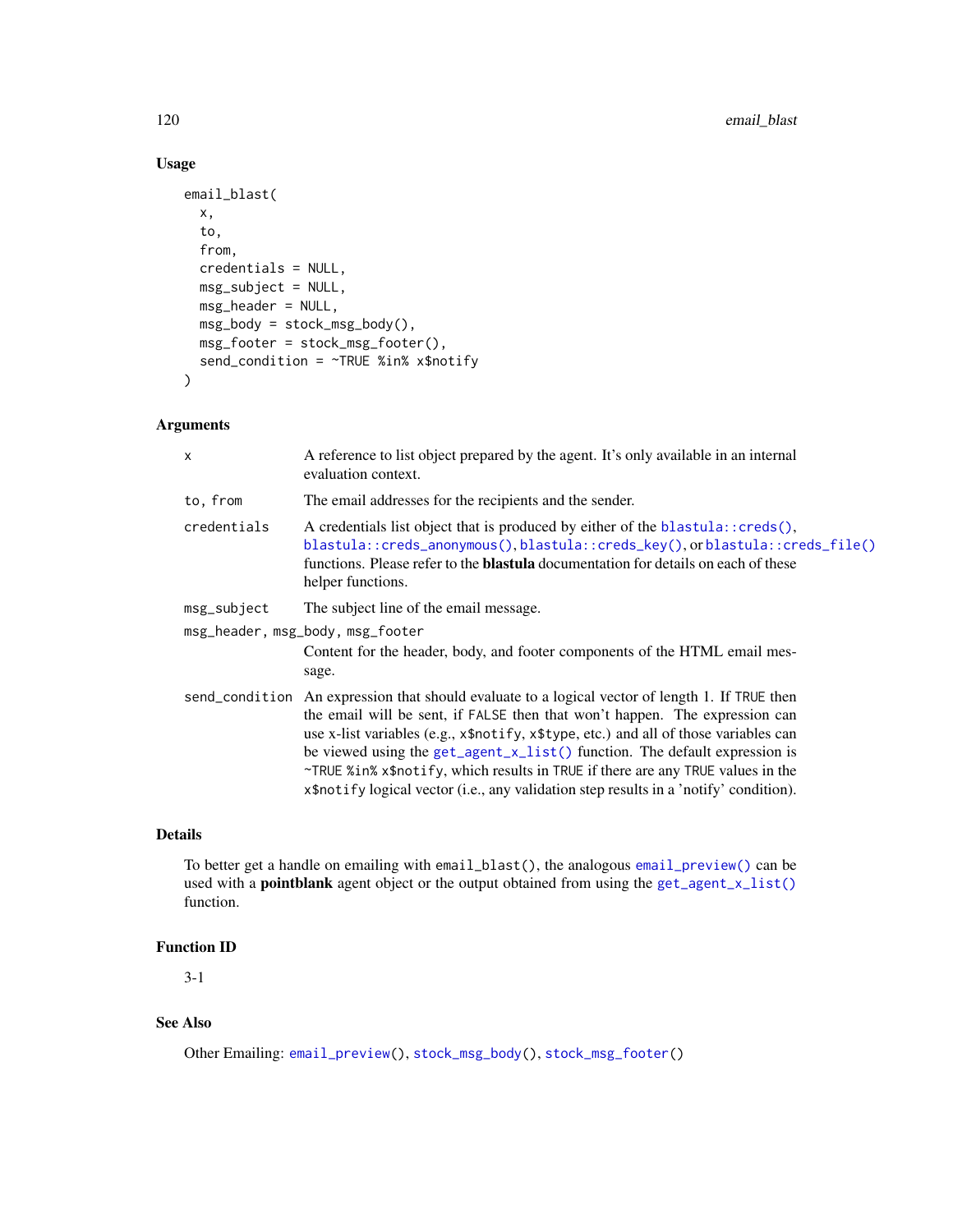### Usage

```
email_blast(
  x,
  to,
  from,
  credentials = NULL,
  msg_subject = NULL,
  msg_header = NULL,
  msg_body = stock_msg_body(),
  msg_footer = stock_msg_footer(),
  send_condition = ~TRUE %in% x$notify
)
```

### Arguments

| Argument | Description |
|---|---|
| `x` | A reference to list object prepared by the agent. It's only available in an internal evaluation context. |
| `to, from` | The email addresses for the recipients and the sender. |
| `credentials` | A credentials list object that is produced by either of the `blastula::creds()`, `blastula::creds_anonymous()`, `blastula::creds_key()`, or `blastula::creds_file()` functions. Please refer to the **blastula** documentation for details on each of these helper functions. |
| `msg_subject` | The subject line of the email message. |
| `msg_header, msg_body, msg_footer` | Content for the header, body, and footer components of the HTML email message. |
| `send_condition` | An expression that should evaluate to a logical vector of length 1. If `TRUE` then the email will be sent, if `FALSE` then that won't happen. The expression can use x-list variables (e.g., `x$notify`, `x$type`, etc.) and all of those variables can be viewed using the `get_agent_x_list()` function. The default expression is `~TRUE %in% x$notify`, which results in `TRUE` if there are any `TRUE` values in the `x$notify` logical vector (i.e., any validation step results in a 'notify' condition). |

### Details

To better get a handle on emailing with `email_blast()`, the analogous `email_preview()` can be used with a **pointblank** agent object or the output obtained from using the `get_agent_x_list()` function.

### Function ID

3-1

### See Also

Other Emailing: `email_preview()`, `stock_msg_body()`, `stock_msg_footer()`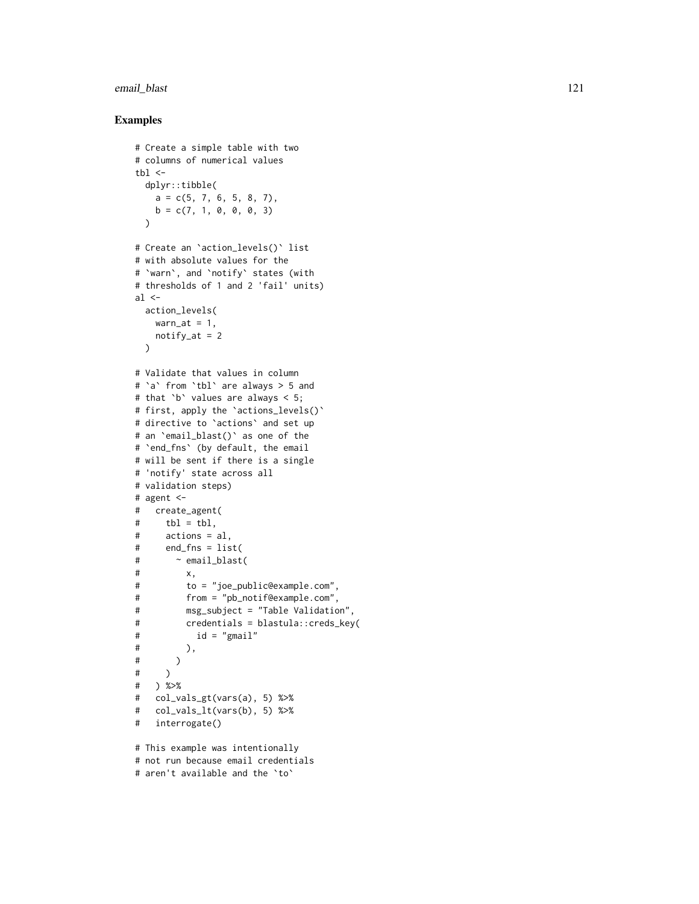## Examples

```
# Create a simple table with two
# columns of numerical values
tbl <-
  dplyr::tibble(
    a = c(5, 7, 6, 5, 8, 7),
    b = c(7, 1, 0, 0, 0, 3)
  )

# Create an `action_levels()` list
# with absolute values for the
# `warn`, and `notify` states (with
# thresholds of 1 and 2 'fail' units)
al <-
  action_levels(
    warn_at = 1,
    notify_at = 2
  )

# Validate that values in column
# `a` from `tbl` are always > 5 and
# that `b` values are always < 5;
# first, apply the `actions_levels()`
# directive to `actions` and set up
# an `email_blast()` as one of the
# `end_fns` (by default, the email
# will be sent if there is a single
# 'notify' state across all
# validation steps)
# agent <-
#   create_agent(
#     tbl = tbl,
#     actions = al,
#     end_fns = list(
#       ~ email_blast(
#         x,
#         to = "joe_public@example.com",
#         from = "pb_notif@example.com",
#         msg_subject = "Table Validation",
#         credentials = blastula::creds_key(
#           id = "gmail"
#         ),
#       )
#     )
#   ) %>%
#   col_vals_gt(vars(a), 5) %>%
#   col_vals_lt(vars(b), 5) %>%
#   interrogate()

# This example was intentionally
# not run because email credentials
# aren't available and the `to`
```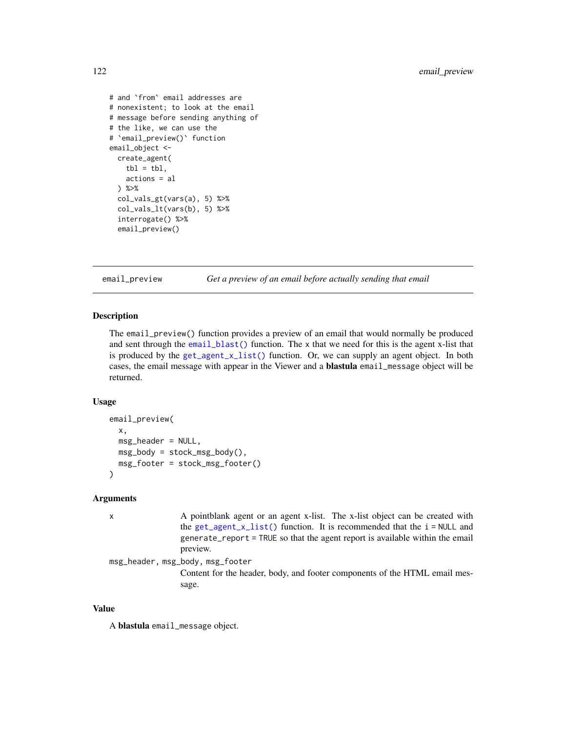```
# and `from` email addresses are
# nonexistent; to look at the email
# message before sending anything of
# the like, we can use the
# `email_preview()` function
email_object <-
  create_agent(
    tbl = tbl,
    actions = al
  ) %>%
  col_vals_gt(vars(a), 5) %>%
  col_vals_lt(vars(b), 5) %>%
  interrogate() %>%
  email_preview()
```

## email_preview — *Get a preview of an email before actually sending that email*

### Description

The `email_preview()` function provides a preview of an email that would normally be produced and sent through the `email_blast()` function. The `x` that we need for this is the agent x-list that is produced by the `get_agent_x_list()` function. Or, we can supply an agent object. In both cases, the email message with appear in the Viewer and a **blastula** `email_message` object will be returned.

### Usage

```
email_preview(
  x,
  msg_header = NULL,
  msg_body = stock_msg_body(),
  msg_footer = stock_msg_footer()
)
```

### Arguments

`x` — A pointblank agent or an agent x-list. The x-list object can be created with the `get_agent_x_list()` function. It is recommended that the `i = NULL` and `generate_report = TRUE` so that the agent report is available within the email preview.

`msg_header, msg_body, msg_footer` — Content for the header, body, and footer components of the HTML email message.

### Value

A **blastula** `email_message` object.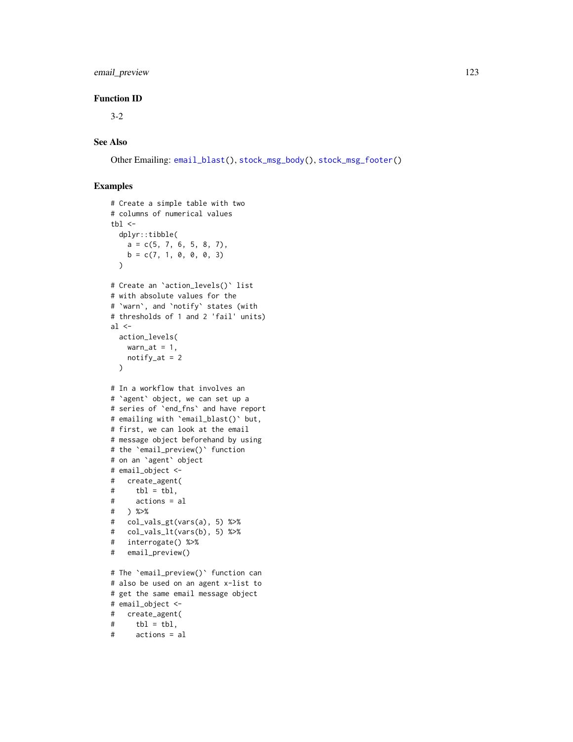### Function ID

3-2

### See Also

Other Emailing: `email_blast()`, `stock_msg_body()`, `stock_msg_footer()`

### Examples

```
# Create a simple table with two
# columns of numerical values
tbl <-
  dplyr::tibble(
    a = c(5, 7, 6, 5, 8, 7),
    b = c(7, 1, 0, 0, 0, 3)
  )

# Create an `action_levels()` list
# with absolute values for the
# `warn`, and `notify` states (with
# thresholds of 1 and 2 'fail' units)
al <-
  action_levels(
    warn_at = 1,
    notify_at = 2
  )

# In a workflow that involves an
# `agent` object, we can set up a
# series of `end_fns` and have report
# emailing with `email_blast()` but,
# first, we can look at the email
# message object beforehand by using
# the `email_preview()` function
# on an `agent` object
# email_object <-
#   create_agent(
#     tbl = tbl,
#     actions = al
#   ) %>%
#   col_vals_gt(vars(a), 5) %>%
#   col_vals_lt(vars(b), 5) %>%
#   interrogate() %>%
#   email_preview()

# The `email_preview()` function can
# also be used on an agent x-list to
# get the same email message object
# email_object <-
#   create_agent(
#     tbl = tbl,
#     actions = al
```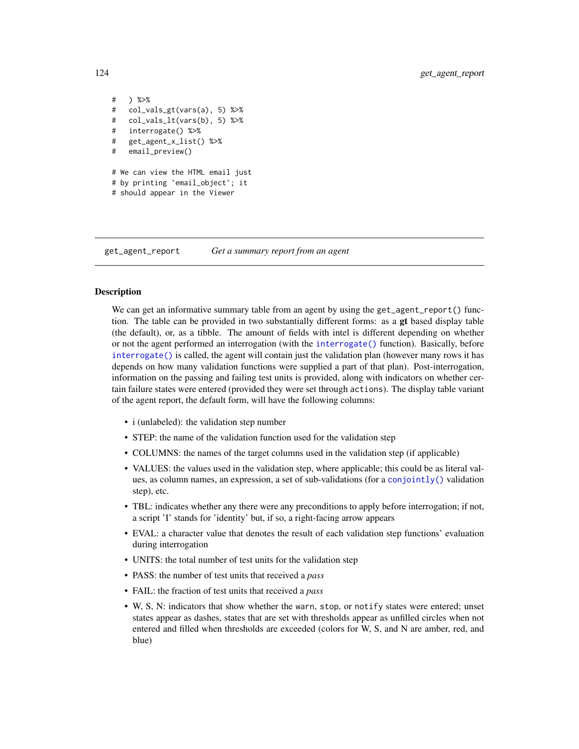```
#   ) %>%
#   col_vals_gt(vars(a), 5) %>%
#   col_vals_lt(vars(b), 5) %>%
#   interrogate() %>%
#   get_agent_x_list() %>%
#   email_preview()

# We can view the HTML email just
# by printing `email_object`; it
# should appear in the Viewer
```

---

## get_agent_report — *Get a summary report from an agent*

### Description

We can get an informative summary table from an agent by using the `get_agent_report()` function. The table can be provided in two substantially different forms: as a **gt** based display table (the default), or, as a tibble. The amount of fields with intel is different depending on whether or not the agent performed an interrogation (with the `interrogate()` function). Basically, before `interrogate()` is called, the agent will contain just the validation plan (however many rows it has depends on how many validation functions were supplied a part of that plan). Post-interrogation, information on the passing and failing test units is provided, along with indicators on whether certain failure states were entered (provided they were set through `actions`). The display table variant of the agent report, the default form, will have the following columns:

- i (unlabeled): the validation step number
- STEP: the name of the validation function used for the validation step
- COLUMNS: the names of the target columns used in the validation step (if applicable)
- VALUES: the values used in the validation step, where applicable; this could be as literal values, as column names, an expression, a set of sub-validations (for a `conjointly()` validation step), etc.
- TBL: indicates whether any there were any preconditions to apply before interrogation; if not, a script 'I' stands for 'identity' but, if so, a right-facing arrow appears
- EVAL: a character value that denotes the result of each validation step functions' evaluation during interrogation
- UNITS: the total number of test units for the validation step
- PASS: the number of test units that received a *pass*
- FAIL: the fraction of test units that received a *pass*
- W, S, N: indicators that show whether the `warn`, `stop`, or `notify` states were entered; unset states appear as dashes, states that are set with thresholds appear as unfilled circles when not entered and filled when thresholds are exceeded (colors for W, S, and N are amber, red, and blue)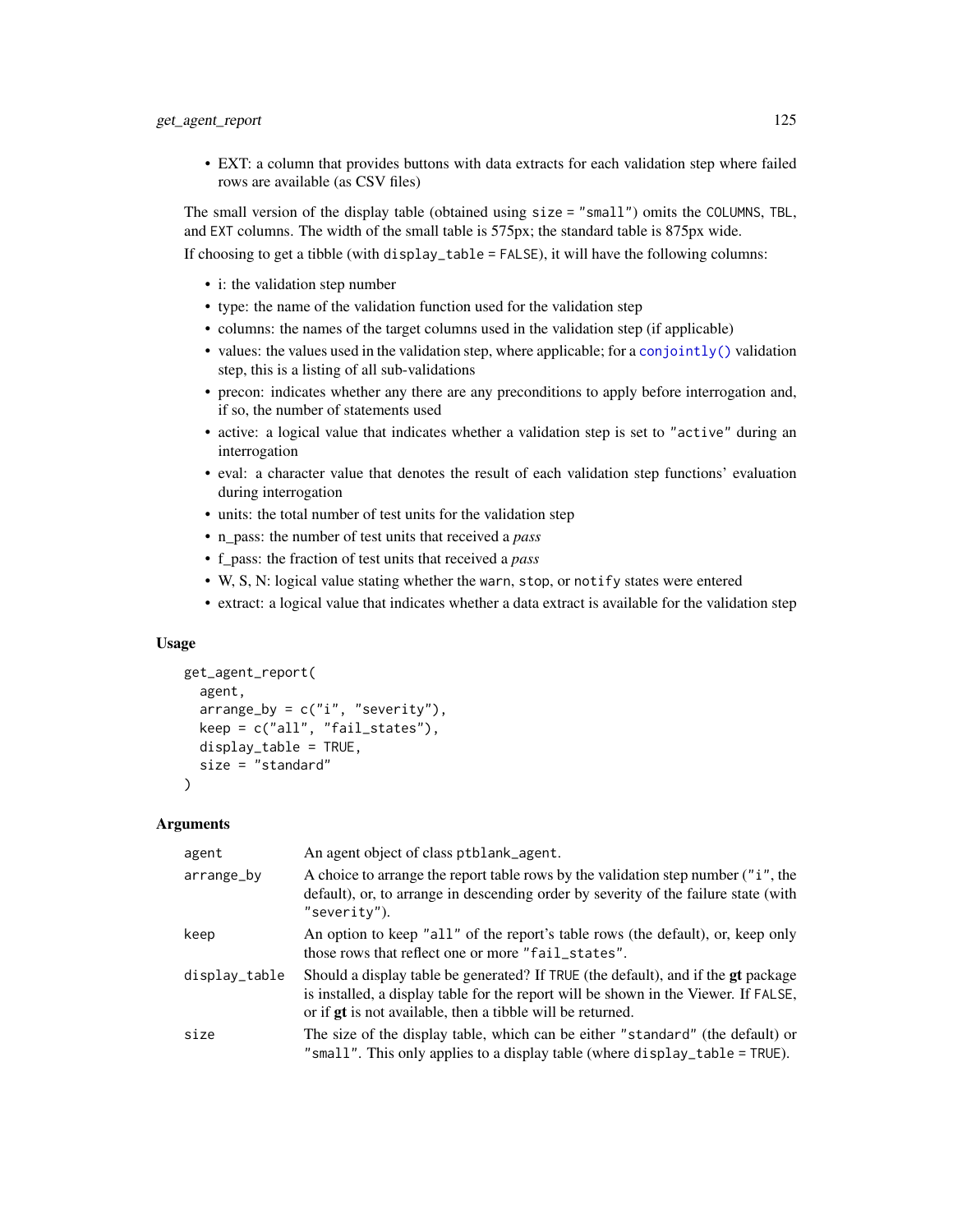- EXT: a column that provides buttons with data extracts for each validation step where failed rows are available (as CSV files)

The small version of the display table (obtained using `size = "small"`) omits the `COLUMNS`, `TBL`, and `EXT` columns. The width of the small table is 575px; the standard table is 875px wide.

If choosing to get a tibble (with `display_table = FALSE`), it will have the following columns:

- i: the validation step number
- type: the name of the validation function used for the validation step
- columns: the names of the target columns used in the validation step (if applicable)
- values: the values used in the validation step, where applicable; for a `conjointly()` validation step, this is a listing of all sub-validations
- precon: indicates whether any there are any preconditions to apply before interrogation and, if so, the number of statements used
- active: a logical value that indicates whether a validation step is set to `"active"` during an interrogation
- eval: a character value that denotes the result of each validation step functions' evaluation during interrogation
- units: the total number of test units for the validation step
- n_pass: the number of test units that received a *pass*
- f_pass: the fraction of test units that received a *pass*
- W, S, N: logical value stating whether the `warn`, `stop`, or `notify` states were entered
- extract: a logical value that indicates whether a data extract is available for the validation step

### Usage

```
get_agent_report(
  agent,
  arrange_by = c("i", "severity"),
  keep = c("all", "fail_states"),
  display_table = TRUE,
  size = "standard"
)
```

### Arguments

| | |
|---|---|
| `agent` | An agent object of class `ptblank_agent`. |
| `arrange_by` | A choice to arrange the report table rows by the validation step number (`"i"`, the default), or, to arrange in descending order by severity of the failure state (with `"severity"`). |
| `keep` | An option to keep `"all"` of the report's table rows (the default), or, keep only those rows that reflect one or more `"fail_states"`. |
| `display_table` | Should a display table be generated? If `TRUE` (the default), and if the **gt** package is installed, a display table for the report will be shown in the Viewer. If `FALSE`, or if **gt** is not available, then a tibble will be returned. |
| `size` | The size of the display table, which can be either `"standard"` (the default) or `"small"`. This only applies to a display table (where `display_table = TRUE`). |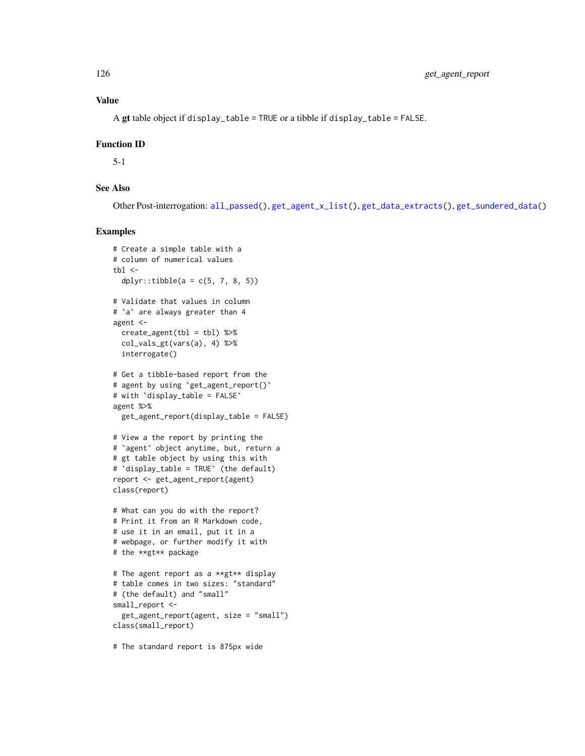## Value

A **gt** table object if `display_table = TRUE` or a tibble if `display_table = FALSE`.

## Function ID

5-1

## See Also

Other Post-interrogation: `all_passed()`, `get_agent_x_list()`, `get_data_extracts()`, `get_sundered_data()`

## Examples

```
# Create a simple table with a
# column of numerical values
tbl <-
  dplyr::tibble(a = c(5, 7, 8, 5))

# Validate that values in column
# `a` are always greater than 4
agent <-
  create_agent(tbl = tbl) %>%
  col_vals_gt(vars(a), 4) %>%
  interrogate()

# Get a tibble-based report from the
# agent by using `get_agent_report()`
# with `display_table = FALSE`
agent %>%
  get_agent_report(display_table = FALSE)

# View a the report by printing the
# `agent` object anytime, but, return a
# gt table object by using this with
# `display_table = TRUE` (the default)
report <- get_agent_report(agent)
class(report)

# What can you do with the report?
# Print it from an R Markdown code,
# use it in an email, put it in a
# webpage, or further modify it with
# the **gt** package

# The agent report as a **gt** display
# table comes in two sizes: "standard"
# (the default) and "small"
small_report <-
  get_agent_report(agent, size = "small")
class(small_report)

# The standard report is 875px wide
```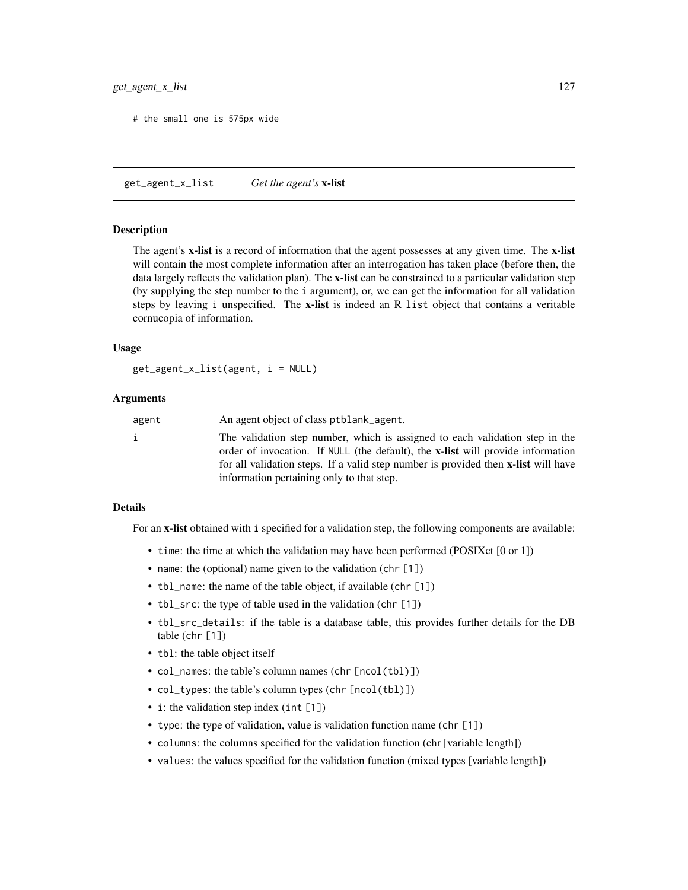```
# the small one is 575px wide
```

---

## get_agent_x_list — *Get the agent's* **x-list**

### Description

The agent's **x-list** is a record of information that the agent possesses at any given time. The **x-list** will contain the most complete information after an interrogation has taken place (before then, the data largely reflects the validation plan). The **x-list** can be constrained to a particular validation step (by supplying the step number to the `i` argument), or, we can get the information for all validation steps by leaving `i` unspecified. The **x-list** is indeed an R `list` object that contains a veritable cornucopia of information.

### Usage

```
get_agent_x_list(agent, i = NULL)
```

### Arguments

| | |
|---|---|
| `agent` | An agent object of class `ptblank_agent`. |
| `i` | The validation step number, which is assigned to each validation step in the order of invocation. If `NULL` (the default), the **x-list** will provide information for all validation steps. If a valid step number is provided then **x-list** will have information pertaining only to that step. |

### Details

For an **x-list** obtained with `i` specified for a validation step, the following components are available:

- `time`: the time at which the validation may have been performed (POSIXct [0 or 1])
- `name`: the (optional) name given to the validation (`chr [1]`)
- `tbl_name`: the name of the table object, if available (`chr [1]`)
- `tbl_src`: the type of table used in the validation (`chr [1]`)
- `tbl_src_details`: if the table is a database table, this provides further details for the DB table (`chr [1]`)
- `tbl`: the table object itself
- `col_names`: the table's column names (`chr [ncol(tbl)]`)
- `col_types`: the table's column types (`chr [ncol(tbl)]`)
- `i`: the validation step index (`int [1]`)
- `type`: the type of validation, value is validation function name (`chr [1]`)
- `columns`: the columns specified for the validation function (chr [variable length])
- `values`: the values specified for the validation function (mixed types [variable length])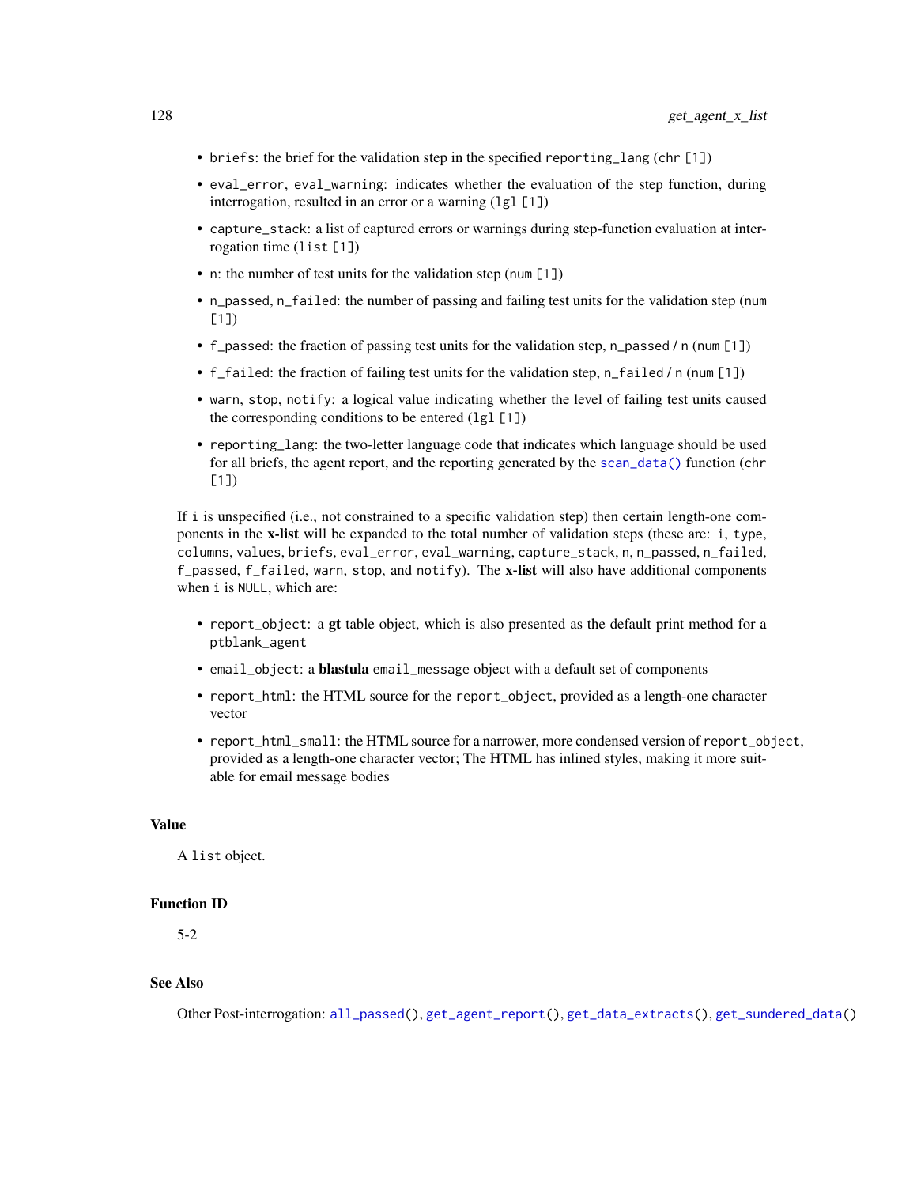- `briefs`: the brief for the validation step in the specified `reporting_lang` (`chr [1]`)
- `eval_error`, `eval_warning`: indicates whether the evaluation of the step function, during interrogation, resulted in an error or a warning (`lgl [1]`)
- `capture_stack`: a list of captured errors or warnings during step-function evaluation at interrogation time (`list [1]`)
- `n`: the number of test units for the validation step (`num [1]`)
- `n_passed`, `n_failed`: the number of passing and failing test units for the validation step (`num [1]`)
- `f_passed`: the fraction of passing test units for the validation step, `n_passed` / `n` (`num [1]`)
- `f_failed`: the fraction of failing test units for the validation step, `n_failed` / `n` (`num [1]`)
- `warn`, `stop`, `notify`: a logical value indicating whether the level of failing test units caused the corresponding conditions to be entered (`lgl [1]`)
- `reporting_lang`: the two-letter language code that indicates which language should be used for all briefs, the agent report, and the reporting generated by the `scan_data()` function (`chr [1]`)

If `i` is unspecified (i.e., not constrained to a specific validation step) then certain length-one components in the **x-list** will be expanded to the total number of validation steps (these are: `i`, `type`, `columns`, `values`, `briefs`, `eval_error`, `eval_warning`, `capture_stack`, `n`, `n_passed`, `n_failed`, `f_passed`, `f_failed`, `warn`, `stop`, and `notify`). The **x-list** will also have additional components when `i` is `NULL`, which are:

- `report_object`: a **gt** table object, which is also presented as the default print method for a `ptblank_agent`
- `email_object`: a **blastula** `email_message` object with a default set of components
- `report_html`: the HTML source for the `report_object`, provided as a length-one character vector
- `report_html_small`: the HTML source for a narrower, more condensed version of `report_object`, provided as a length-one character vector; The HTML has inlined styles, making it more suitable for email message bodies

### Value

A `list` object.

### Function ID

5-2

### See Also

Other Post-interrogation: `all_passed()`, `get_agent_report()`, `get_data_extracts()`, `get_sundered_data()`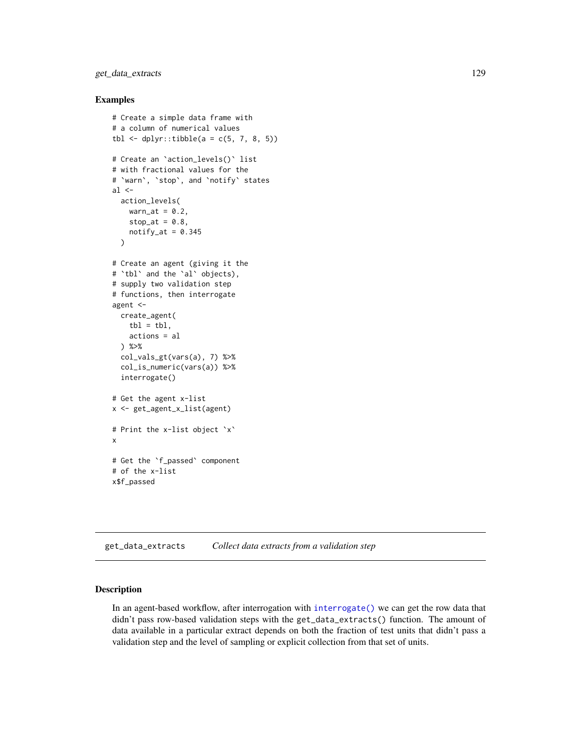### Examples

```
# Create a simple data frame with
# a column of numerical values
tbl <- dplyr::tibble(a = c(5, 7, 8, 5))

# Create an `action_levels()` list
# with fractional values for the
# `warn`, `stop`, and `notify` states
al <-
  action_levels(
    warn_at = 0.2,
    stop_at = 0.8,
    notify_at = 0.345
  )

# Create an agent (giving it the
# `tbl` and the `al` objects),
# supply two validation step
# functions, then interrogate
agent <-
  create_agent(
    tbl = tbl,
    actions = al
  ) %>%
  col_vals_gt(vars(a), 7) %>%
  col_is_numeric(vars(a)) %>%
  interrogate()

# Get the agent x-list
x <- get_agent_x_list(agent)

# Print the x-list object `x`
x

# Get the `f_passed` component
# of the x-list
x$f_passed
```

---

## get_data_extracts &nbsp;&nbsp;&nbsp; *Collect data extracts from a validation step*

---

### Description

In an agent-based workflow, after interrogation with `interrogate()` we can get the row data that didn't pass row-based validation steps with the `get_data_extracts()` function. The amount of data available in a particular extract depends on both the fraction of test units that didn't pass a validation step and the level of sampling or explicit collection from that set of units.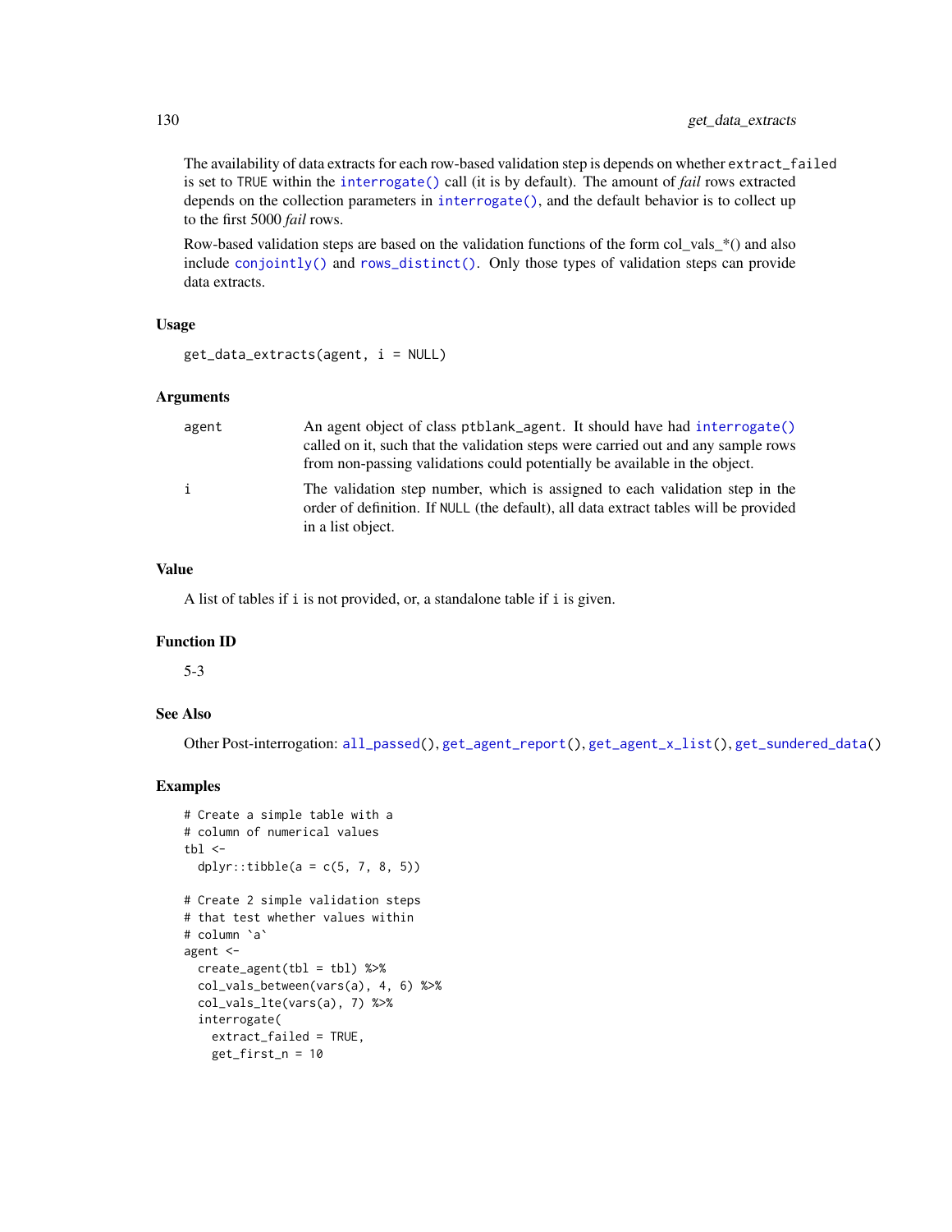The availability of data extracts for each row-based validation step is depends on whether `extract_failed` is set to `TRUE` within the `interrogate()` call (it is by default). The amount of *fail* rows extracted depends on the collection parameters in `interrogate()`, and the default behavior is to collect up to the first 5000 *fail* rows.

Row-based validation steps are based on the validation functions of the form col_vals_*() and also include `conjointly()` and `rows_distinct()`. Only those types of validation steps can provide data extracts.

### Usage

```
get_data_extracts(agent, i = NULL)
```

### Arguments

| | |
|---|---|
| agent | An agent object of class `ptblank_agent`. It should have had `interrogate()` called on it, such that the validation steps were carried out and any sample rows from non-passing validations could potentially be available in the object. |
| i | The validation step number, which is assigned to each validation step in the order of definition. If `NULL` (the default), all data extract tables will be provided in a list object. |

### Value

A list of tables if `i` is not provided, or, a standalone table if `i` is given.

### Function ID

5-3

### See Also

Other Post-interrogation: `all_passed()`, `get_agent_report()`, `get_agent_x_list()`, `get_sundered_data()`

### Examples

```
# Create a simple table with a
# column of numerical values
tbl <-
  dplyr::tibble(a = c(5, 7, 8, 5))

# Create 2 simple validation steps
# that test whether values within
# column `a`
agent <-
  create_agent(tbl = tbl) %>%
  col_vals_between(vars(a), 4, 6) %>%
  col_vals_lte(vars(a), 7) %>%
  interrogate(
    extract_failed = TRUE,
    get_first_n = 10
```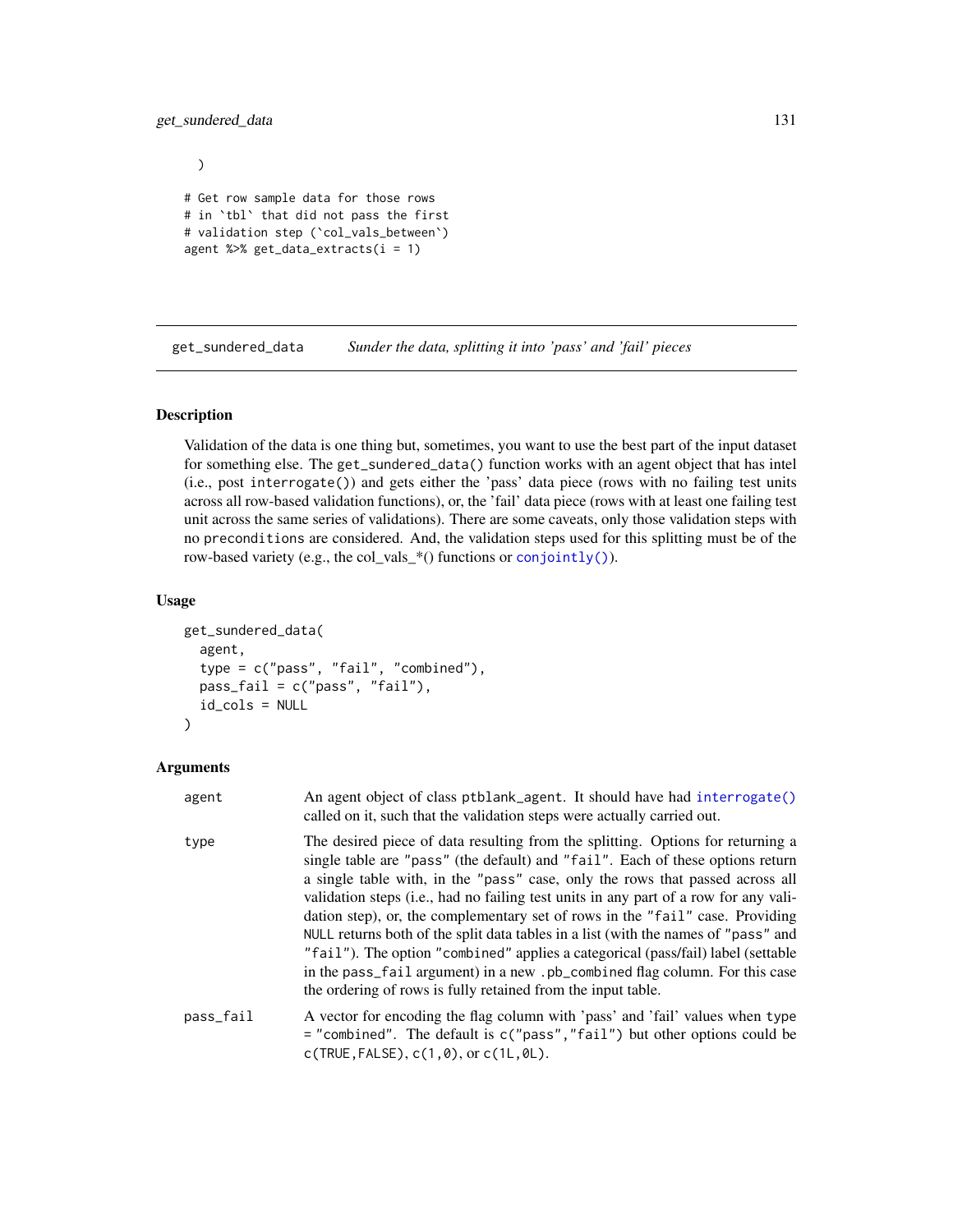```
)

# Get row sample data for those rows
# in `tbl` that did not pass the first
# validation step (`col_vals_between`)
agent %>% get_data_extracts(i = 1)
```

## get_sundered_data — *Sunder the data, splitting it into 'pass' and 'fail' pieces*

### Description

Validation of the data is one thing but, sometimes, you want to use the best part of the input dataset for something else. The `get_sundered_data()` function works with an agent object that has intel (i.e., post `interrogate()`) and gets either the 'pass' data piece (rows with no failing test units across all row-based validation functions), or, the 'fail' data piece (rows with at least one failing test unit across the same series of validations). There are some caveats, only those validation steps with no `preconditions` are considered. And, the validation steps used for this splitting must be of the row-based variety (e.g., the col_vals_*() functions or `conjointly()`).

### Usage

```
get_sundered_data(
  agent,
  type = c("pass", "fail", "combined"),
  pass_fail = c("pass", "fail"),
  id_cols = NULL
)
```

### Arguments

`agent` — An agent object of class `ptblank_agent`. It should have had `interrogate()` called on it, such that the validation steps were actually carried out.

`type` — The desired piece of data resulting from the splitting. Options for returning a single table are `"pass"` (the default) and `"fail"`. Each of these options return a single table with, in the `"pass"` case, only the rows that passed across all validation steps (i.e., had no failing test units in any part of a row for any validation step), or, the complementary set of rows in the `"fail"` case. Providing `NULL` returns both of the split data tables in a list (with the names of `"pass"` and `"fail"`). The option `"combined"` applies a categorical (pass/fail) label (settable in the `pass_fail` argument) in a new `.pb_combined` flag column. For this case the ordering of rows is fully retained from the input table.

`pass_fail` — A vector for encoding the flag column with 'pass' and 'fail' values when `type = "combined"`. The default is `c("pass","fail")` but other options could be `c(TRUE,FALSE)`, `c(1,0)`, or `c(1L,0L)`.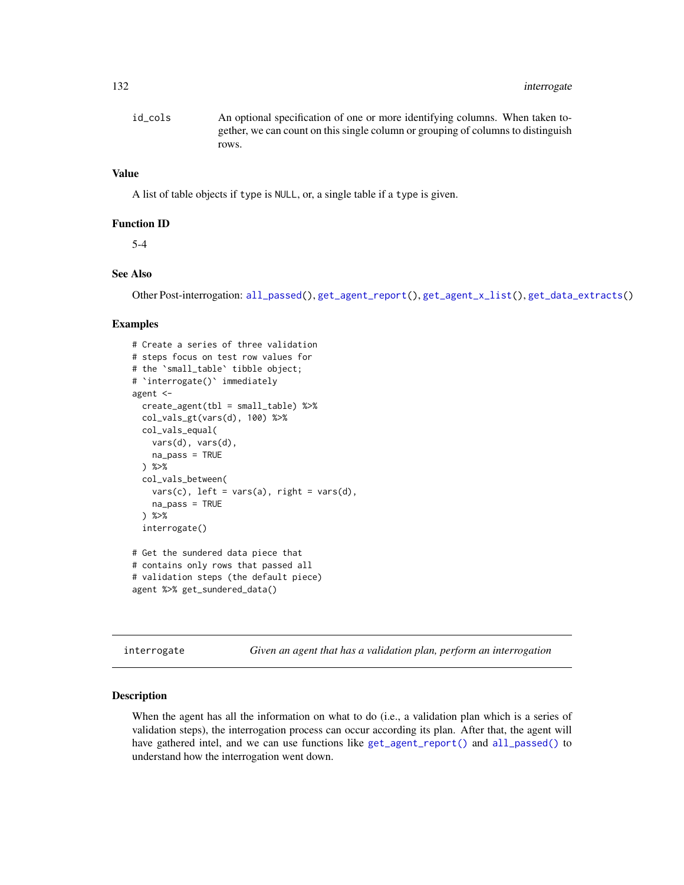id_cols An optional specification of one or more identifying columns. When taken together, we can count on this single column or grouping of columns to distinguish rows.

### Value

A list of table objects if type is NULL, or, a single table if a type is given.

### Function ID

5-4

### See Also

Other Post-interrogation: all_passed(), get_agent_report(), get_agent_x_list(), get_data_extracts()

### Examples

```
# Create a series of three validation
# steps focus on test row values for
# the `small_table` tibble object;
# `interrogate()` immediately
agent <-
  create_agent(tbl = small_table) %>%
  col_vals_gt(vars(d), 100) %>%
  col_vals_equal(
    vars(d), vars(d),
    na_pass = TRUE
  ) %>%
  col_vals_between(
    vars(c), left = vars(a), right = vars(d),
    na_pass = TRUE
  ) %>%
  interrogate()

# Get the sundered data piece that
# contains only rows that passed all
# validation steps (the default piece)
agent %>% get_sundered_data()
```

## interrogate *Given an agent that has a validation plan, perform an interrogation*

### Description

When the agent has all the information on what to do (i.e., a validation plan which is a series of validation steps), the interrogation process can occur according its plan. After that, the agent will have gathered intel, and we can use functions like get_agent_report() and all_passed() to understand how the interrogation went down.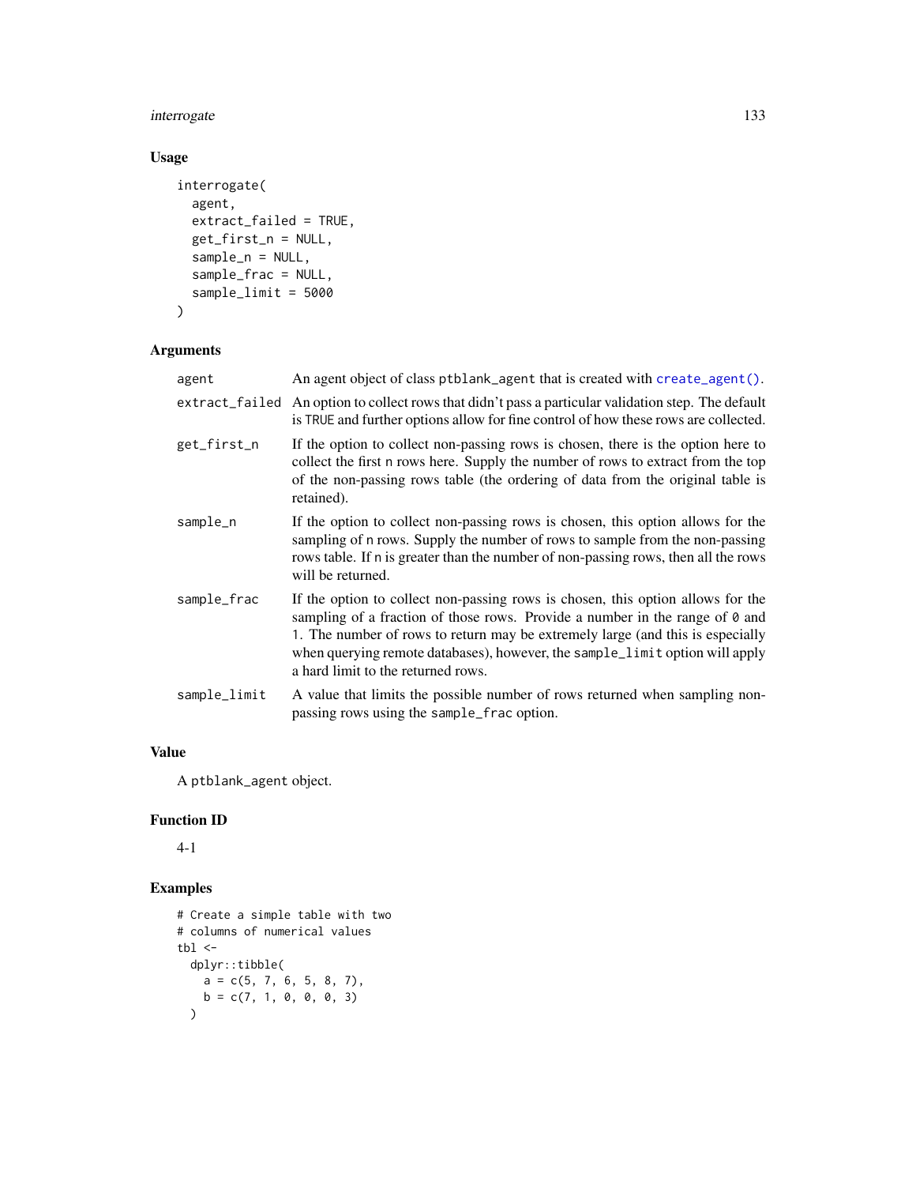### Usage

```
interrogate(
  agent,
  extract_failed = TRUE,
  get_first_n = NULL,
  sample_n = NULL,
  sample_frac = NULL,
  sample_limit = 5000
)
```

### Arguments

| | |
|---|---|
| agent | An agent object of class `ptblank_agent` that is created with `create_agent()`. |
| extract_failed | An option to collect rows that didn't pass a particular validation step. The default is `TRUE` and further options allow for fine control of how these rows are collected. |
| get_first_n | If the option to collect non-passing rows is chosen, there is the option here to collect the first `n` rows here. Supply the number of rows to extract from the top of the non-passing rows table (the ordering of data from the original table is retained). |
| sample_n | If the option to collect non-passing rows is chosen, this option allows for the sampling of `n` rows. Supply the number of rows to sample from the non-passing rows table. If `n` is greater than the number of non-passing rows, then all the rows will be returned. |
| sample_frac | If the option to collect non-passing rows is chosen, this option allows for the sampling of a fraction of those rows. Provide a number in the range of `0` and `1`. The number of rows to return may be extremely large (and this is especially when querying remote databases), however, the `sample_limit` option will apply a hard limit to the returned rows. |
| sample_limit | A value that limits the possible number of rows returned when sampling non-passing rows using the `sample_frac` option. |

### Value

A `ptblank_agent` object.

### Function ID

4-1

### Examples

```
# Create a simple table with two
# columns of numerical values
tbl <-
  dplyr::tibble(
    a = c(5, 7, 6, 5, 8, 7),
    b = c(7, 1, 0, 0, 0, 3)
  )
```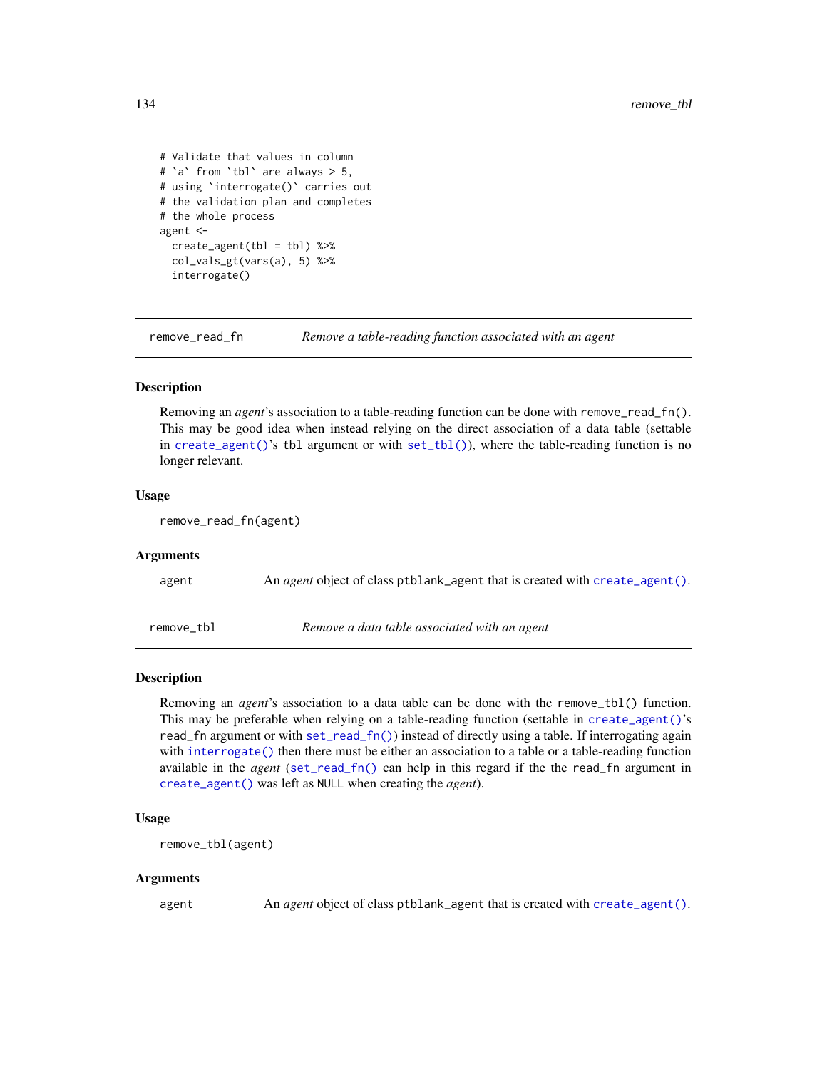```
# Validate that values in column
# `a` from `tbl` are always > 5,
# using `interrogate()` carries out
# the validation plan and completes
# the whole process
agent <-
  create_agent(tbl = tbl) %>%
  col_vals_gt(vars(a), 5) %>%
  interrogate()
```

## remove_read_fn — *Remove a table-reading function associated with an agent*

### Description

Removing an *agent*'s association to a table-reading function can be done with `remove_read_fn()`. This may be good idea when instead relying on the direct association of a data table (settable in `create_agent()`'s `tbl` argument or with `set_tbl()`), where the table-reading function is no longer relevant.

### Usage

```
remove_read_fn(agent)
```

### Arguments

| | |
|---|---|
| `agent` | An *agent* object of class `ptblank_agent` that is created with `create_agent()`. |

## remove_tbl — *Remove a data table associated with an agent*

### Description

Removing an *agent*'s association to a data table can be done with the `remove_tbl()` function. This may be preferable when relying on a table-reading function (settable in `create_agent()`'s `read_fn` argument or with `set_read_fn()`) instead of directly using a table. If interrogating again with `interrogate()` then there must be either an association to a table or a table-reading function available in the *agent* (`set_read_fn()` can help in this regard if the the `read_fn` argument in `create_agent()` was left as `NULL` when creating the *agent*).

### Usage

```
remove_tbl(agent)
```

### Arguments

| | |
|---|---|
| `agent` | An *agent* object of class `ptblank_agent` that is created with `create_agent()`. |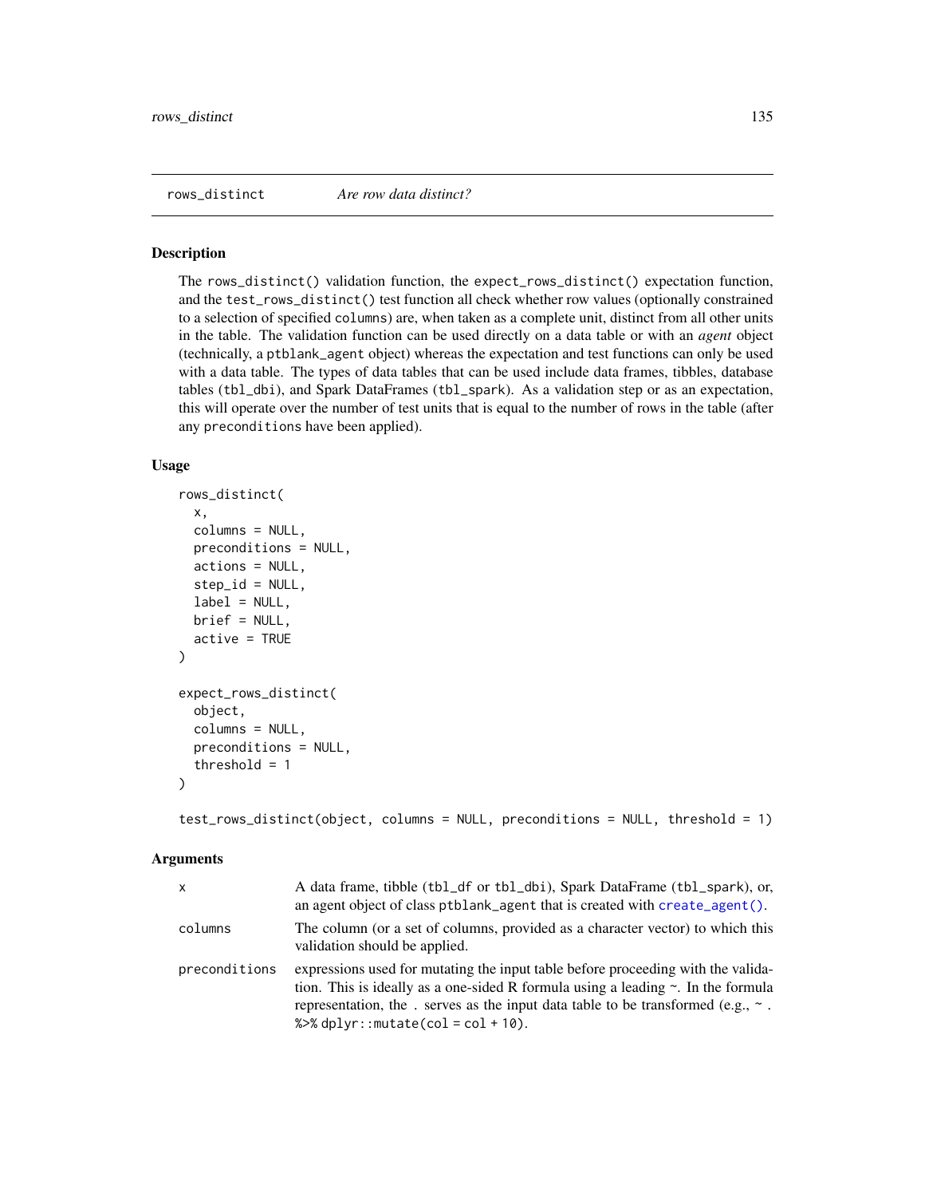rows_distinct *Are row data distinct?*

## Description

The `rows_distinct()` validation function, the `expect_rows_distinct()` expectation function, and the `test_rows_distinct()` test function all check whether row values (optionally constrained to a selection of specified `columns`) are, when taken as a complete unit, distinct from all other units in the table. The validation function can be used directly on a data table or with an *agent* object (technically, a `ptblank_agent` object) whereas the expectation and test functions can only be used with a data table. The types of data tables that can be used include data frames, tibbles, database tables (`tbl_dbi`), and Spark DataFrames (`tbl_spark`). As a validation step or as an expectation, this will operate over the number of test units that is equal to the number of rows in the table (after any `preconditions` have been applied).

## Usage

```
rows_distinct(
  x,
  columns = NULL,
  preconditions = NULL,
  actions = NULL,
  step_id = NULL,
  label = NULL,
  brief = NULL,
  active = TRUE
)

expect_rows_distinct(
  object,
  columns = NULL,
  preconditions = NULL,
  threshold = 1
)

test_rows_distinct(object, columns = NULL, preconditions = NULL, threshold = 1)
```

## Arguments

| | |
|---|---|
| `x` | A data frame, tibble (`tbl_df` or `tbl_dbi`), Spark DataFrame (`tbl_spark`), or, an agent object of class `ptblank_agent` that is created with `create_agent()`. |
| `columns` | The column (or a set of columns, provided as a character vector) to which this validation should be applied. |
| `preconditions` | expressions used for mutating the input table before proceeding with the validation. This is ideally as a one-sided R formula using a leading `~`. In the formula representation, the `.` serves as the input data table to be transformed (e.g., `~ . %>% dplyr::mutate(col = col + 10)`. |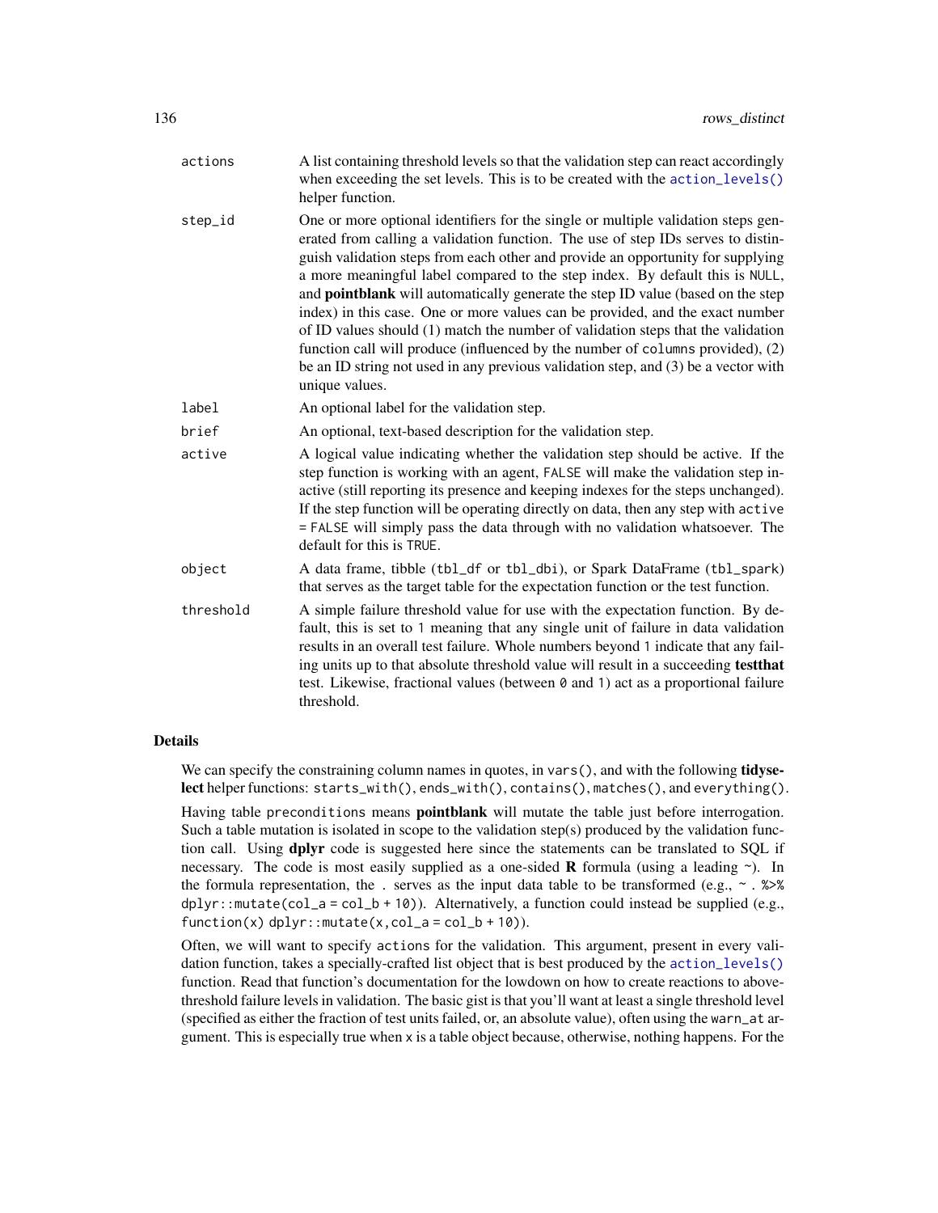| | |
|---|---|
| `actions` | A list containing threshold levels so that the validation step can react accordingly when exceeding the set levels. This is to be created with the `action_levels()` helper function. |
| `step_id` | One or more optional identifiers for the single or multiple validation steps generated from calling a validation function. The use of step IDs serves to distinguish validation steps from each other and provide an opportunity for supplying a more meaningful label compared to the step index. By default this is `NULL`, and **pointblank** will automatically generate the step ID value (based on the step index) in this case. One or more values can be provided, and the exact number of ID values should (1) match the number of validation steps that the validation function call will produce (influenced by the number of `columns` provided), (2) be an ID string not used in any previous validation step, and (3) be a vector with unique values. |
| `label` | An optional label for the validation step. |
| `brief` | An optional, text-based description for the validation step. |
| `active` | A logical value indicating whether the validation step should be active. If the step function is working with an agent, `FALSE` will make the validation step inactive (still reporting its presence and keeping indexes for the steps unchanged). If the step function will be operating directly on data, then any step with `active = FALSE` will simply pass the data through with no validation whatsoever. The default for this is `TRUE`. |
| `object` | A data frame, tibble (`tbl_df` or `tbl_dbi`), or Spark DataFrame (`tbl_spark`) that serves as the target table for the expectation function or the test function. |
| `threshold` | A simple failure threshold value for use with the expectation function. By default, this is set to `1` meaning that any single unit of failure in data validation results in an overall test failure. Whole numbers beyond `1` indicate that any failing units up to that absolute threshold value will result in a succeeding **testthat** test. Likewise, fractional values (between `0` and `1`) act as a proportional failure threshold. |

## Details

We can specify the constraining column names in quotes, in `vars()`, and with the following **tidyselect** helper functions: `starts_with()`, `ends_with()`, `contains()`, `matches()`, and `everything()`.

Having table `preconditions` means **pointblank** will mutate the table just before interrogation. Such a table mutation is isolated in scope to the validation step(s) produced by the validation function call. Using **dplyr** code is suggested here since the statements can be translated to SQL if necessary. The code is most easily supplied as a one-sided **R** formula (using a leading `~`). In the formula representation, the `.` serves as the input data table to be transformed (e.g., `~ . %>% dplyr::mutate(col_a = col_b + 10)`). Alternatively, a function could instead be supplied (e.g., `function(x) dplyr::mutate(x, col_a = col_b + 10)`).

Often, we will want to specify `actions` for the validation. This argument, present in every validation function, takes a specially-crafted list object that is best produced by the `action_levels()` function. Read that function's documentation for the lowdown on how to create reactions to above-threshold failure levels in validation. The basic gist is that you'll want at least a single threshold level (specified as either the fraction of test units failed, or, an absolute value), often using the `warn_at` argument. This is especially true when `x` is a table object because, otherwise, nothing happens. For the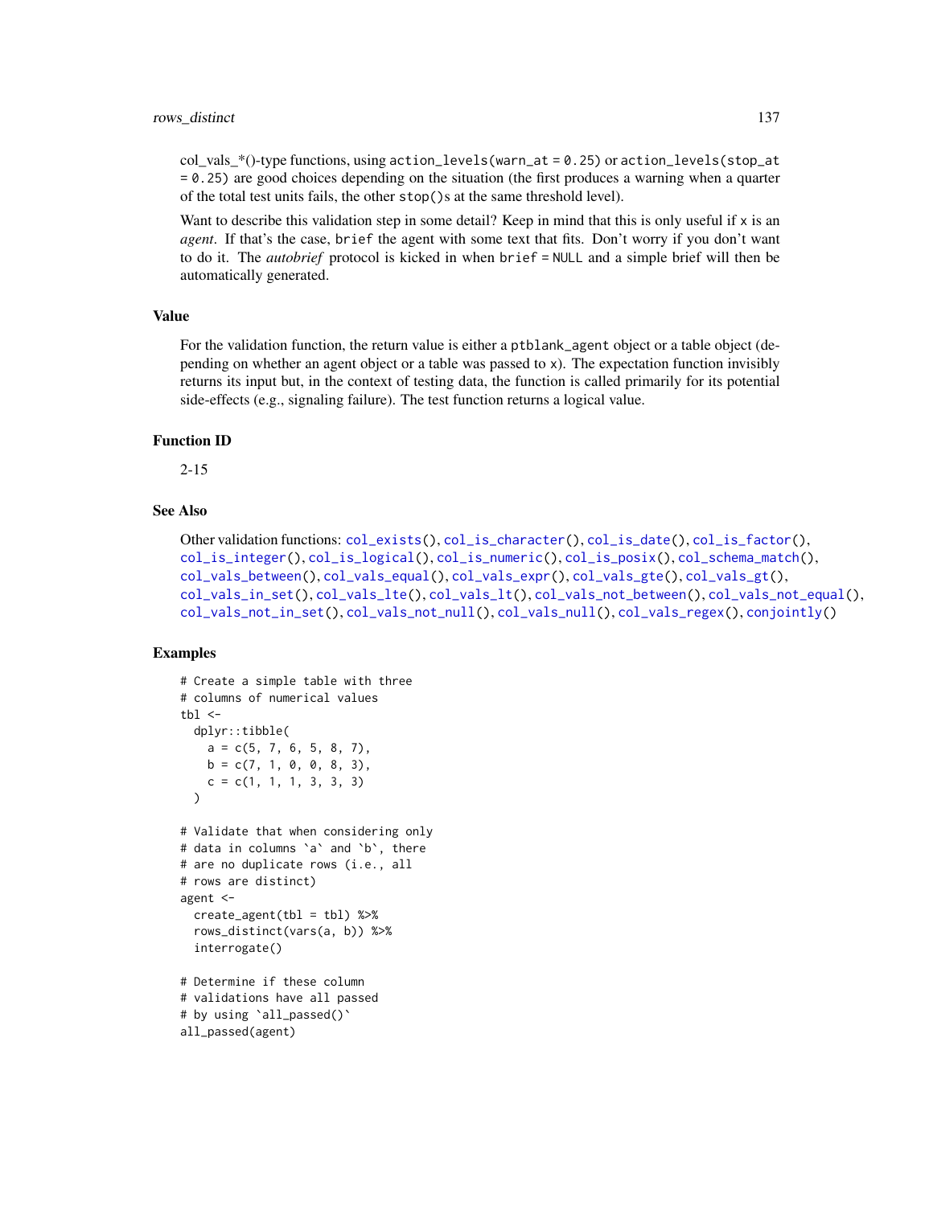col_vals_*()-type functions, using `action_levels(warn_at = 0.25)` or `action_levels(stop_at = 0.25)` are good choices depending on the situation (the first produces a warning when a quarter of the total test units fails, the other `stop()`s at the same threshold level).

Want to describe this validation step in some detail? Keep in mind that this is only useful if `x` is an *agent*. If that's the case, `brief` the agent with some text that fits. Don't worry if you don't want to do it. The *autobrief* protocol is kicked in when `brief = NULL` and a simple brief will then be automatically generated.

### Value

For the validation function, the return value is either a `ptblank_agent` object or a table object (depending on whether an agent object or a table was passed to `x`). The expectation function invisibly returns its input but, in the context of testing data, the function is called primarily for its potential side-effects (e.g., signaling failure). The test function returns a logical value.

### Function ID

2-15

### See Also

Other validation functions: `col_exists()`, `col_is_character()`, `col_is_date()`, `col_is_factor()`, `col_is_integer()`, `col_is_logical()`, `col_is_numeric()`, `col_is_posix()`, `col_schema_match()`, `col_vals_between()`, `col_vals_equal()`, `col_vals_expr()`, `col_vals_gte()`, `col_vals_gt()`, `col_vals_in_set()`, `col_vals_lte()`, `col_vals_lt()`, `col_vals_not_between()`, `col_vals_not_equal()`, `col_vals_not_in_set()`, `col_vals_not_null()`, `col_vals_null()`, `col_vals_regex()`, `conjointly()`

### Examples

```
# Create a simple table with three
# columns of numerical values
tbl <-
  dplyr::tibble(
    a = c(5, 7, 6, 5, 8, 7),
    b = c(7, 1, 0, 0, 8, 3),
    c = c(1, 1, 1, 3, 3, 3)
  )

# Validate that when considering only
# data in columns `a` and `b`, there
# are no duplicate rows (i.e., all
# rows are distinct)
agent <-
  create_agent(tbl = tbl) %>%
  rows_distinct(vars(a, b)) %>%
  interrogate()

# Determine if these column
# validations have all passed
# by using `all_passed()`
all_passed(agent)
```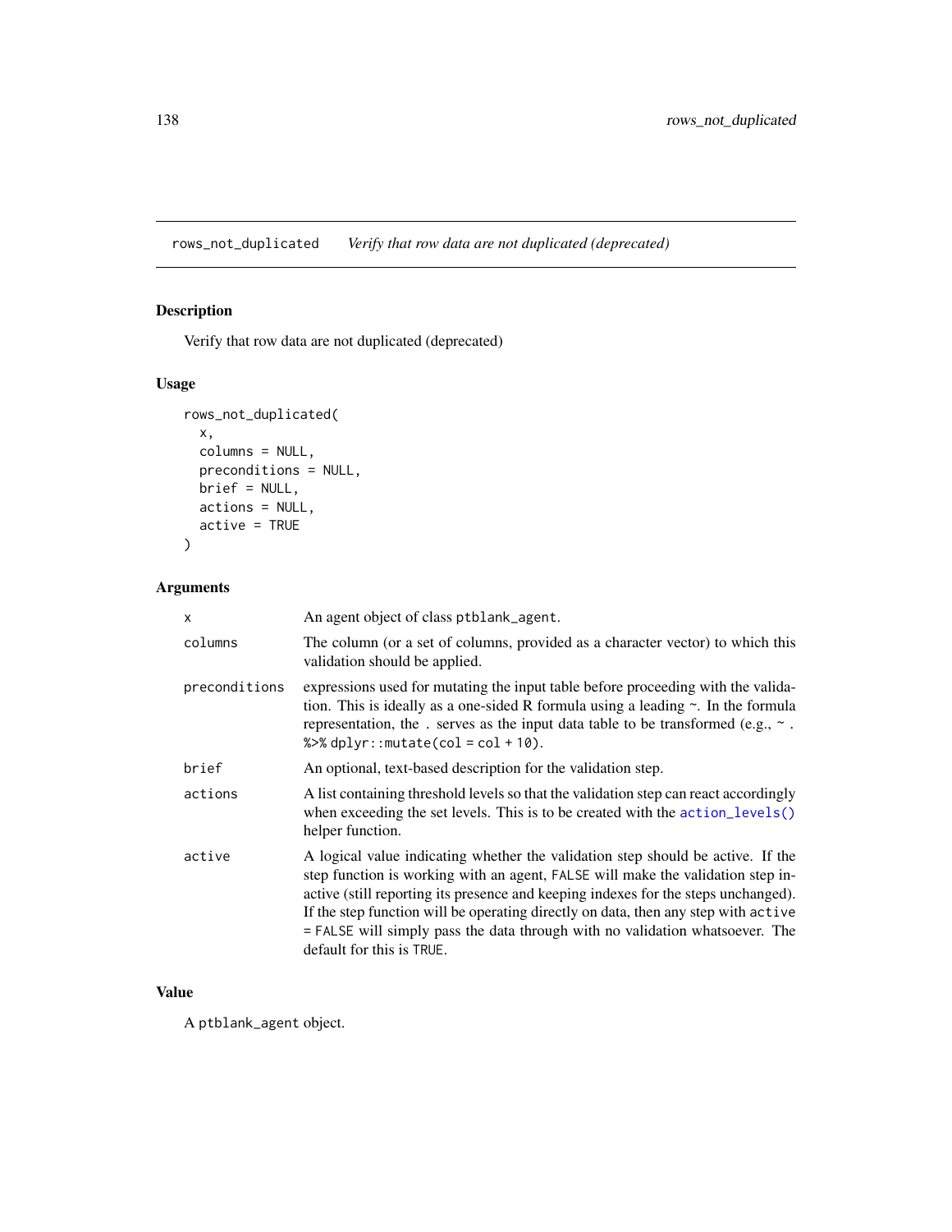## rows_not_duplicated — *Verify that row data are not duplicated (deprecated)*

### Description

Verify that row data are not duplicated (deprecated)

### Usage

```
rows_not_duplicated(
  x,
  columns = NULL,
  preconditions = NULL,
  brief = NULL,
  actions = NULL,
  active = TRUE
)
```

### Arguments

| | |
|---|---|
| `x` | An agent object of class `ptblank_agent`. |
| `columns` | The column (or a set of columns, provided as a character vector) to which this validation should be applied. |
| `preconditions` | expressions used for mutating the input table before proceeding with the validation. This is ideally as a one-sided R formula using a leading ~. In the formula representation, the . serves as the input data table to be transformed (e.g., ~ . `%>% dplyr::mutate(col = col + 10)`). |
| `brief` | An optional, text-based description for the validation step. |
| `actions` | A list containing threshold levels so that the validation step can react accordingly when exceeding the set levels. This is to be created with the `action_levels()` helper function. |
| `active` | A logical value indicating whether the validation step should be active. If the step function is working with an agent, `FALSE` will make the validation step inactive (still reporting its presence and keeping indexes for the steps unchanged). If the step function will be operating directly on data, then any step with `active = FALSE` will simply pass the data through with no validation whatsoever. The default for this is `TRUE`. |

### Value

A `ptblank_agent` object.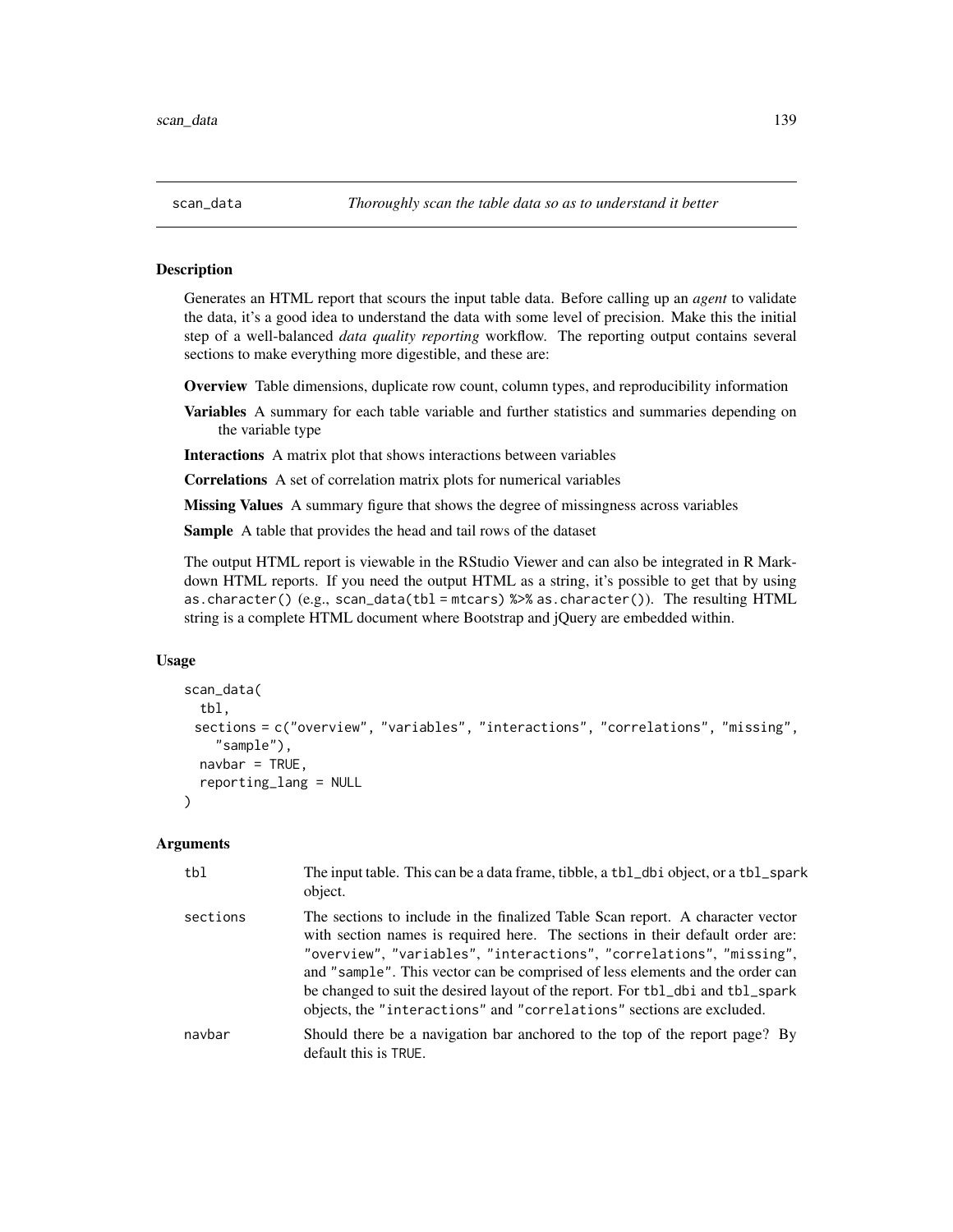## scan_data — *Thoroughly scan the table data so as to understand it better*

### Description

Generates an HTML report that scours the input table data. Before calling up an *agent* to validate the data, it's a good idea to understand the data with some level of precision. Make this the initial step of a well-balanced *data quality reporting* workflow. The reporting output contains several sections to make everything more digestible, and these are:

**Overview** Table dimensions, duplicate row count, column types, and reproducibility information

**Variables** A summary for each table variable and further statistics and summaries depending on the variable type

**Interactions** A matrix plot that shows interactions between variables

**Correlations** A set of correlation matrix plots for numerical variables

**Missing Values** A summary figure that shows the degree of missingness across variables

**Sample** A table that provides the head and tail rows of the dataset

The output HTML report is viewable in the RStudio Viewer and can also be integrated in R Markdown HTML reports. If you need the output HTML as a string, it's possible to get that by using `as.character()` (e.g., `scan_data(tbl = mtcars) %>% as.character()`). The resulting HTML string is a complete HTML document where Bootstrap and jQuery are embedded within.

### Usage

```
scan_data(
  tbl,
  sections = c("overview", "variables", "interactions", "correlations", "missing",
    "sample"),
  navbar = TRUE,
  reporting_lang = NULL
)
```

### Arguments

| | |
|---|---|
| `tbl` | The input table. This can be a data frame, tibble, a `tbl_dbi` object, or a `tbl_spark` object. |
| `sections` | The sections to include in the finalized Table Scan report. A character vector with section names is required here. The sections in their default order are: `"overview"`, `"variables"`, `"interactions"`, `"correlations"`, `"missing"`, and `"sample"`. This vector can be comprised of less elements and the order can be changed to suit the desired layout of the report. For `tbl_dbi` and `tbl_spark` objects, the `"interactions"` and `"correlations"` sections are excluded. |
| `navbar` | Should there be a navigation bar anchored to the top of the report page? By default this is `TRUE`. |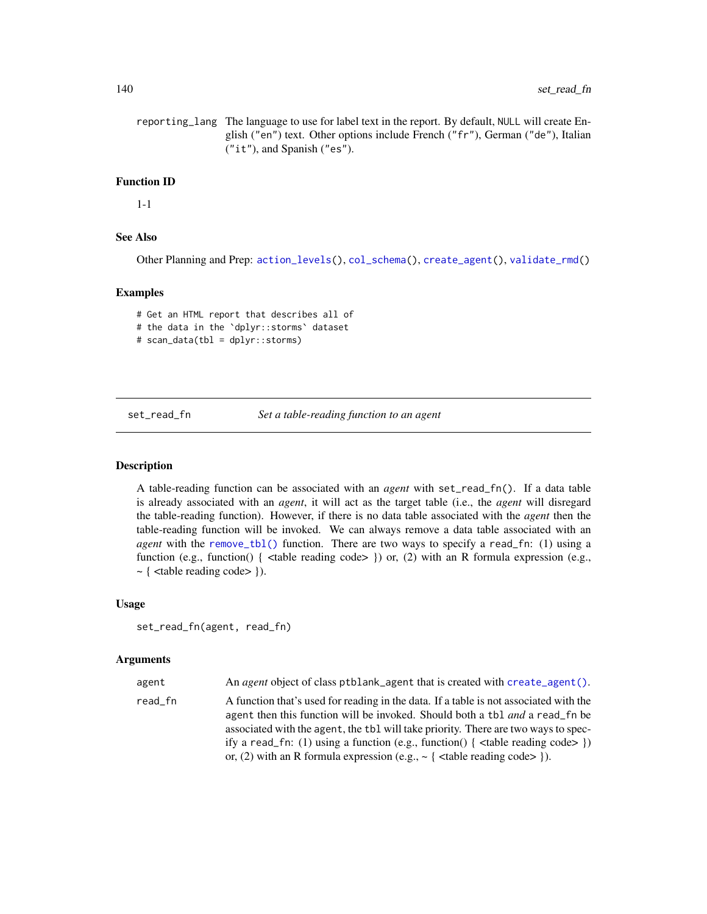| | |
|---|---|
| reporting_lang | The language to use for label text in the report. By default, NULL will create English ("en") text. Other options include French ("fr"), German ("de"), Italian ("it"), and Spanish ("es"). |

## Function ID

1-1

## See Also

Other Planning and Prep: action_levels(), col_schema(), create_agent(), validate_rmd()

## Examples

```
# Get an HTML report that describes all of
# the data in the `dplyr::storms` dataset
# scan_data(tbl = dplyr::storms)
```

---

# set_read_fn    *Set a table-reading function to an agent*

## Description

A table-reading function can be associated with an *agent* with set_read_fn(). If a data table is already associated with an *agent*, it will act as the target table (i.e., the *agent* will disregard the table-reading function). However, if there is no data table associated with the *agent* then the table-reading function will be invoked. We can always remove a data table associated with an *agent* with the remove_tbl() function. There are two ways to specify a read_fn: (1) using a function (e.g., function() { <table reading code> }) or, (2) with an R formula expression (e.g., ~ { <table reading code> }).

## Usage

```
set_read_fn(agent, read_fn)
```

## Arguments

| | |
|---|---|
| agent | An *agent* object of class ptblank_agent that is created with create_agent(). |
| read_fn | A function that's used for reading in the data. If a table is not associated with the agent then this function will be invoked. Should both a tbl *and* a read_fn be associated with the agent, the tbl will take priority. There are two ways to specify a read_fn: (1) using a function (e.g., function() { <table reading code> }) or, (2) with an R formula expression (e.g., ~ { <table reading code> }). |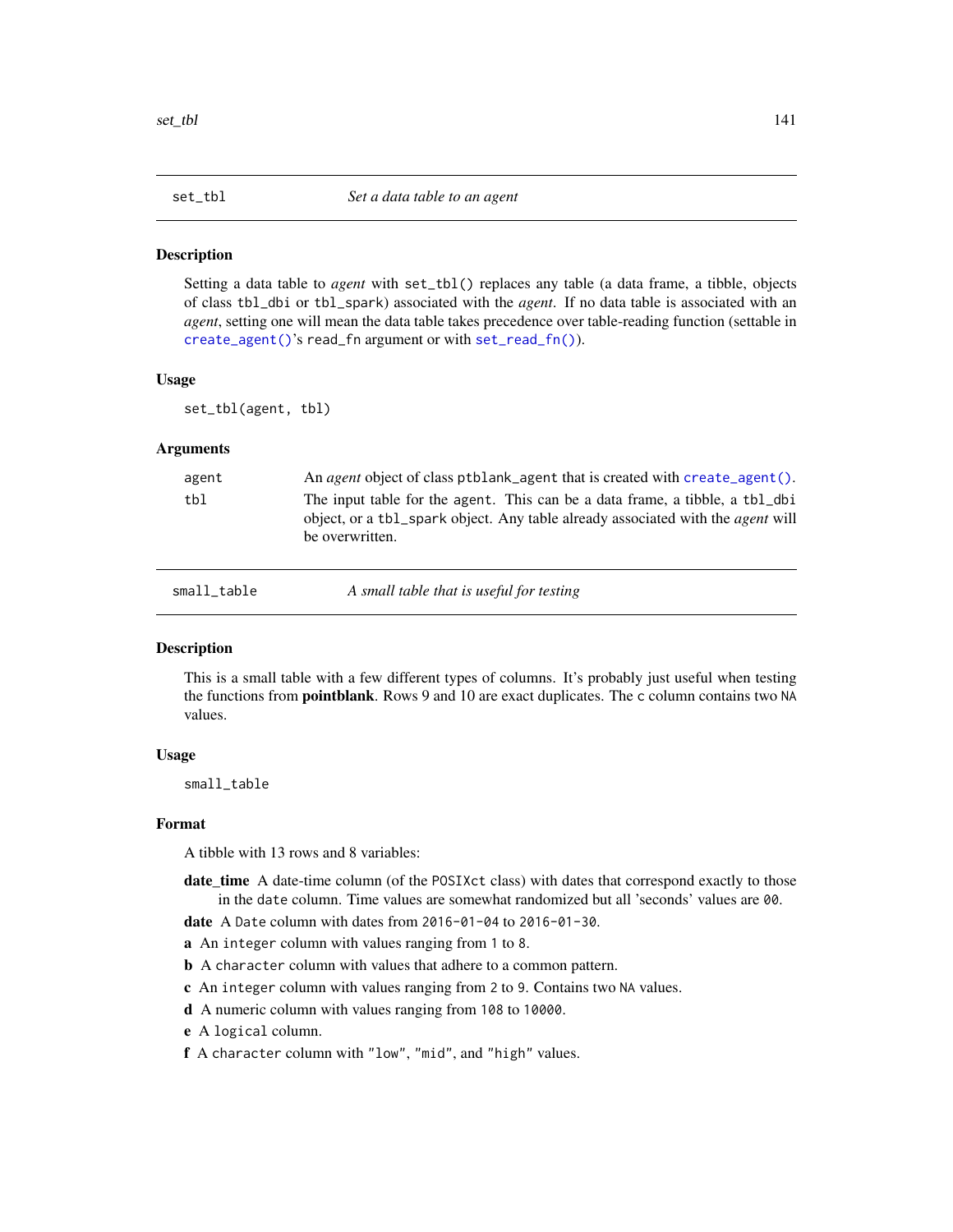## set_tbl — *Set a data table to an agent*

### Description

Setting a data table to *agent* with `set_tbl()` replaces any table (a data frame, a tibble, objects of class `tbl_dbi` or `tbl_spark`) associated with the *agent*. If no data table is associated with an *agent*, setting one will mean the data table takes precedence over table-reading function (settable in `create_agent()`'s `read_fn` argument or with `set_read_fn()`).

### Usage

```
set_tbl(agent, tbl)
```

### Arguments

- `agent` — An *agent* object of class `ptblank_agent` that is created with `create_agent()`.
- `tbl` — The input table for the `agent`. This can be a data frame, a tibble, a `tbl_dbi` object, or a `tbl_spark` object. Any table already associated with the *agent* will be overwritten.

## small_table — *A small table that is useful for testing*

### Description

This is a small table with a few different types of columns. It's probably just useful when testing the functions from **pointblank**. Rows 9 and 10 are exact duplicates. The `c` column contains two `NA` values.

### Usage

```
small_table
```

### Format

A tibble with 13 rows and 8 variables:

- **date_time** A date-time column (of the `POSIXct` class) with dates that correspond exactly to those in the `date` column. Time values are somewhat randomized but all 'seconds' values are `00`.
- **date** A `Date` column with dates from `2016-01-04` to `2016-01-30`.
- **a** An `integer` column with values ranging from `1` to `8`.
- **b** A `character` column with values that adhere to a common pattern.
- **c** An `integer` column with values ranging from `2` to `9`. Contains two `NA` values.
- **d** A numeric column with values ranging from `108` to `10000`.
- **e** A `logical` column.
- **f** A `character` column with `"low"`, `"mid"`, and `"high"` values.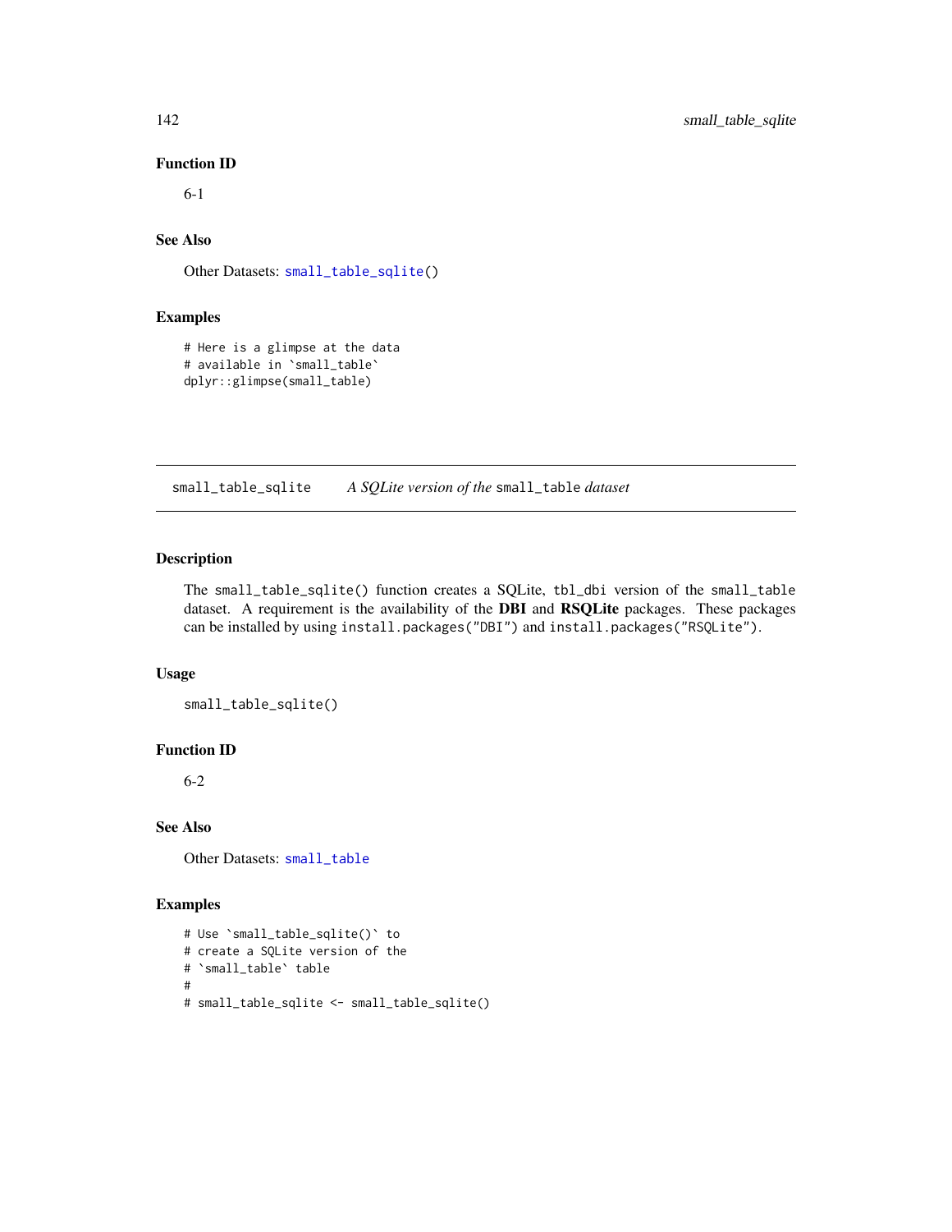### Function ID

6-1

### See Also

Other Datasets: `small_table_sqlite()`

### Examples

```
# Here is a glimpse at the data
# available in `small_table`
dplyr::glimpse(small_table)
```

---

## small_table_sqlite — *A SQLite version of the* `small_table` *dataset*

---

### Description

The `small_table_sqlite()` function creates a SQLite, `tbl_dbi` version of the `small_table` dataset. A requirement is the availability of the **DBI** and **RSQLite** packages. These packages can be installed by using `install.packages("DBI")` and `install.packages("RSQLite")`.

### Usage

```
small_table_sqlite()
```

### Function ID

6-2

### See Also

Other Datasets: `small_table`

### Examples

```
# Use `small_table_sqlite()` to
# create a SQLite version of the
# `small_table` table
#
# small_table_sqlite <- small_table_sqlite()
```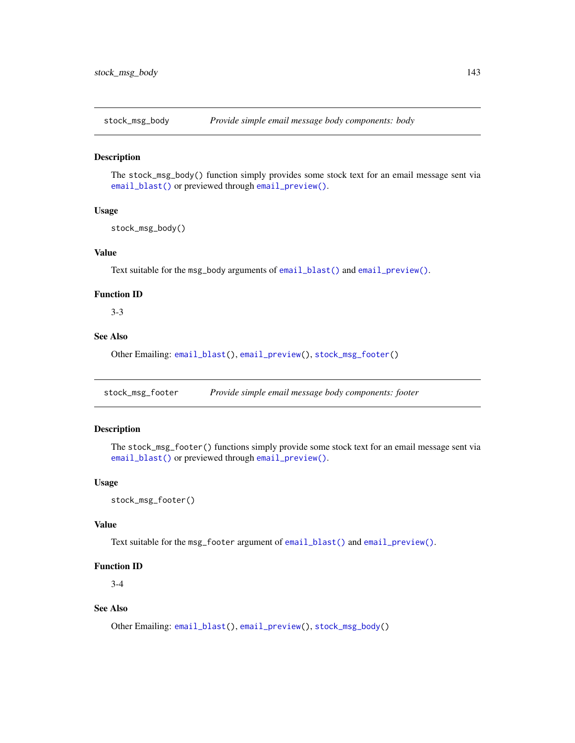## stock_msg_body — *Provide simple email message body components: body*

### Description

The `stock_msg_body()` function simply provides some stock text for an email message sent via `email_blast()` or previewed through `email_preview()`.

### Usage

```
stock_msg_body()
```

### Value

Text suitable for the `msg_body` arguments of `email_blast()` and `email_preview()`.

### Function ID

3-3

### See Also

Other Emailing: `email_blast()`, `email_preview()`, `stock_msg_footer()`

## stock_msg_footer — *Provide simple email message body components: footer*

### Description

The `stock_msg_footer()` functions simply provide some stock text for an email message sent via `email_blast()` or previewed through `email_preview()`.

### Usage

```
stock_msg_footer()
```

### Value

Text suitable for the `msg_footer` argument of `email_blast()` and `email_preview()`.

### Function ID

3-4

### See Also

Other Emailing: `email_blast()`, `email_preview()`, `stock_msg_body()`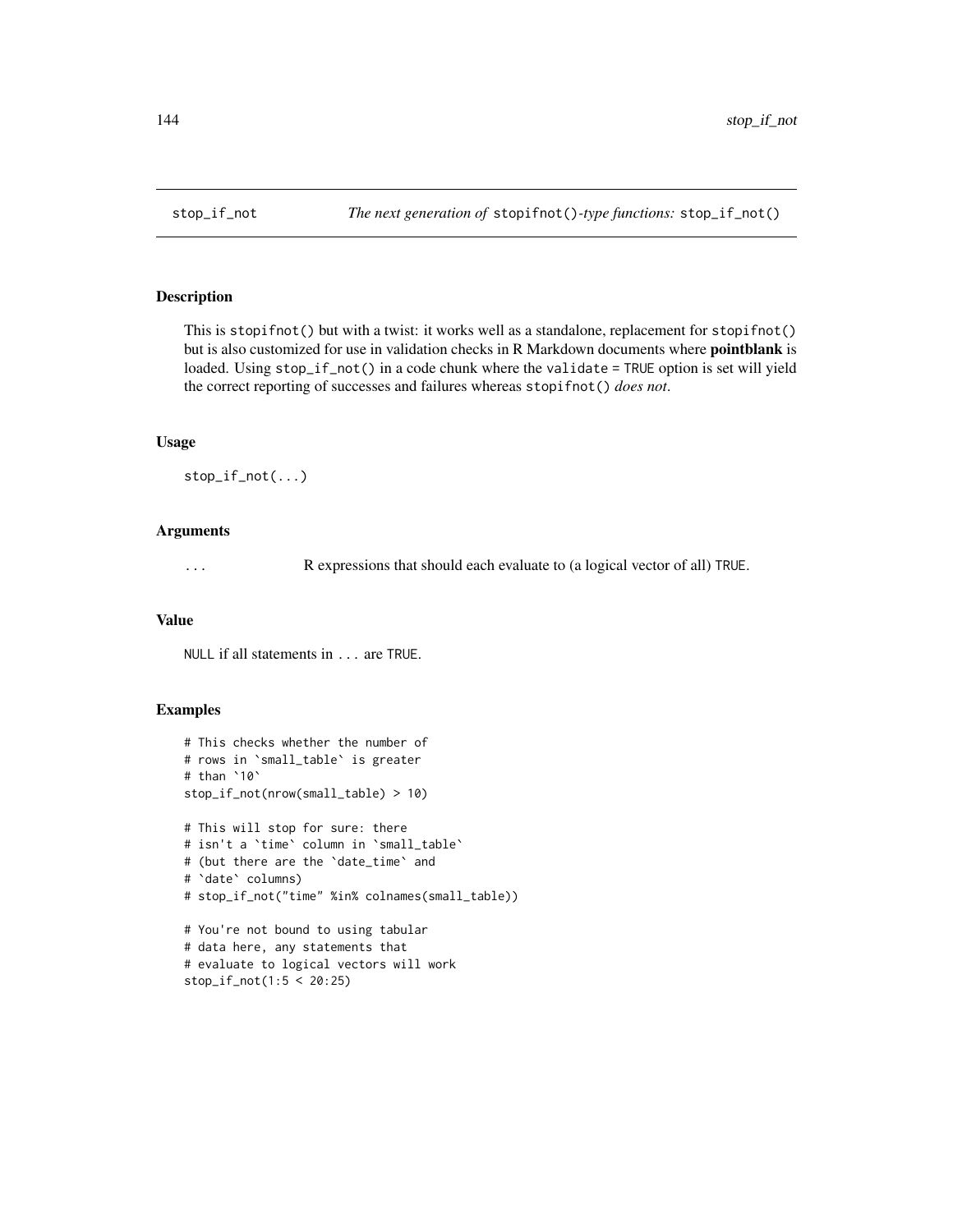# stop_if_not — *The next generation of* `stopifnot()`*-type functions:* `stop_if_not()`

## Description

This is `stopifnot()` but with a twist: it works well as a standalone, replacement for `stopifnot()` but is also customized for use in validation checks in R Markdown documents where **pointblank** is loaded. Using `stop_if_not()` in a code chunk where the `validate = TRUE` option is set will yield the correct reporting of successes and failures whereas `stopifnot()` *does not*.

## Usage

```
stop_if_not(...)
```

## Arguments

| | |
|---|---|
| `...` | R expressions that should each evaluate to (a logical vector of all) `TRUE`. |

## Value

`NULL` if all statements in `...` are `TRUE`.

## Examples

```
# This checks whether the number of
# rows in `small_table` is greater
# than `10`
stop_if_not(nrow(small_table) > 10)

# This will stop for sure: there
# isn't a `time` column in `small_table`
# (but there are the `date_time` and
# `date` columns)
# stop_if_not("time" %in% colnames(small_table))

# You're not bound to using tabular
# data here, any statements that
# evaluate to logical vectors will work
stop_if_not(1:5 < 20:25)
```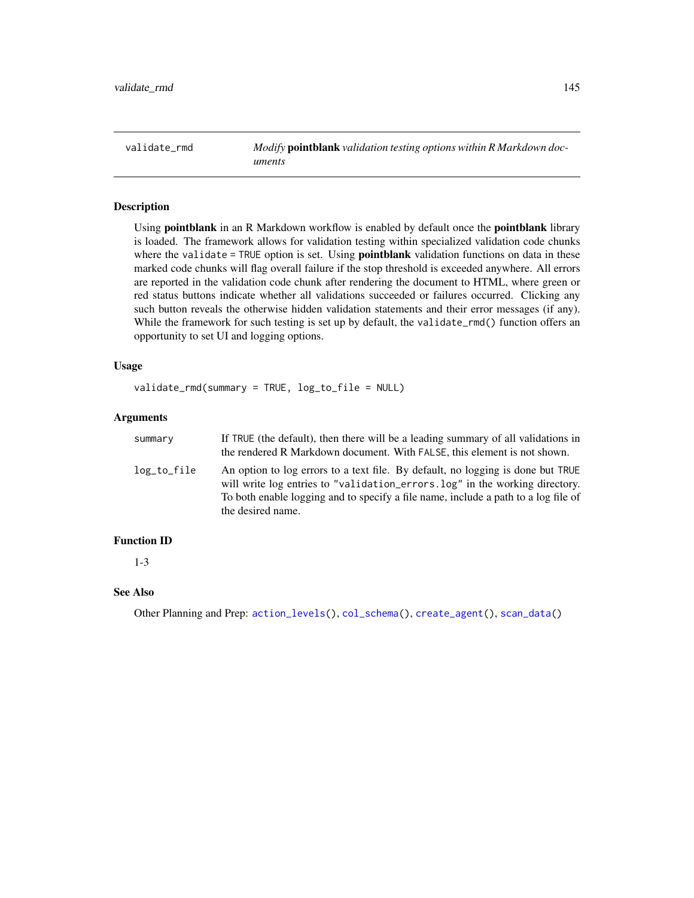## validate_rmd — *Modify* **pointblank** *validation testing options within R Markdown documents*

### Description

Using **pointblank** in an R Markdown workflow is enabled by default once the **pointblank** library is loaded. The framework allows for validation testing within specialized validation code chunks where the `validate = TRUE` option is set. Using **pointblank** validation functions on data in these marked code chunks will flag overall failure if the stop threshold is exceeded anywhere. All errors are reported in the validation code chunk after rendering the document to HTML, where green or red status buttons indicate whether all validations succeeded or failures occurred. Clicking any such button reveals the otherwise hidden validation statements and their error messages (if any). While the framework for such testing is set up by default, the `validate_rmd()` function offers an opportunity to set UI and logging options.

### Usage

```
validate_rmd(summary = TRUE, log_to_file = NULL)
```

### Arguments

| | |
|---|---|
| `summary` | If `TRUE` (the default), then there will be a leading summary of all validations in the rendered R Markdown document. With `FALSE`, this element is not shown. |
| `log_to_file` | An option to log errors to a text file. By default, no logging is done but `TRUE` will write log entries to `"validation_errors.log"` in the working directory. To both enable logging and to specify a file name, include a path to a log file of the desired name. |

### Function ID

1-3

### See Also

Other Planning and Prep: `action_levels()`, `col_schema()`, `create_agent()`, `scan_data()`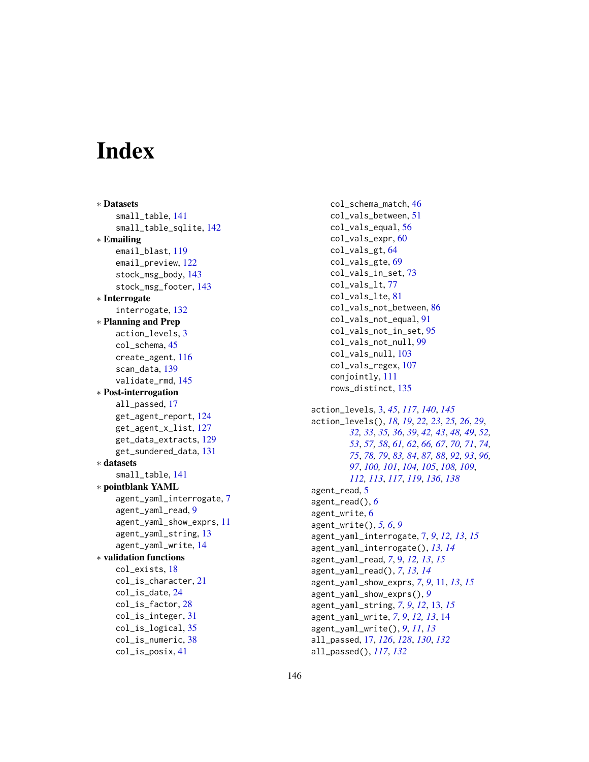# Index

- ∗ **Datasets**
  - small_table, 141
  - small_table_sqlite, 142
- ∗ **Emailing**
  - email_blast, 119
  - email_preview, 122
  - stock_msg_body, 143
  - stock_msg_footer, 143
- ∗ **Interrogate**
  - interrogate, 132
- ∗ **Planning and Prep**
  - action_levels, 3
  - col_schema, 45
  - create_agent, 116
  - scan_data, 139
  - validate_rmd, 145
- ∗ **Post-interrogation**
  - all_passed, 17
  - get_agent_report, 124
  - get_agent_x_list, 127
  - get_data_extracts, 129
  - get_sundered_data, 131
- ∗ **datasets**
  - small_table, 141
- ∗ **pointblank YAML**
  - agent_yaml_interrogate, 7
  - agent_yaml_read, 9
  - agent_yaml_show_exprs, 11
  - agent_yaml_string, 13
  - agent_yaml_write, 14
- ∗ **validation functions**
  - col_exists, 18
  - col_is_character, 21
  - col_is_date, 24
  - col_is_factor, 28
  - col_is_integer, 31
  - col_is_logical, 35
  - col_is_numeric, 38
  - col_is_posix, 41
  - col_schema_match, 46
  - col_vals_between, 51
  - col_vals_equal, 56
  - col_vals_expr, 60
  - col_vals_gt, 64
  - col_vals_gte, 69
  - col_vals_in_set, 73
  - col_vals_lt, 77
  - col_vals_lte, 81
  - col_vals_not_between, 86
  - col_vals_not_equal, 91
  - col_vals_not_in_set, 95
  - col_vals_not_null, 99
  - col_vals_null, 103
  - col_vals_regex, 107
  - conjointly, 111
  - rows_distinct, 135

action_levels, 3, *45*, *117*, *140*, *145*
action_levels(), *18, 19*, *22, 23*, *25, 26*, *29*, *32, 33*, *35, 36*, *39*, *42, 43*, *48, 49*, *52, 53*, *57, 58*, *61, 62*, *66, 67*, *70, 71*, *74, 75*, *78, 79*, *83, 84*, *87, 88*, *92, 93*, *96, 97*, *100, 101*, *104, 105*, *108, 109*, *112, 113*, *117*, *119*, *136*, *138*
agent_read, 5
agent_read(), *6*
agent_write, 6
agent_write(), *5, 6*, *9*
agent_yaml_interrogate, 7, *9*, *12, 13*, *15*
agent_yaml_interrogate(), *13, 14*
agent_yaml_read, *7*, 9, *12, 13*, *15*
agent_yaml_read(), *7*, *13, 14*
agent_yaml_show_exprs, *7*, *9*, 11, *13*, *15*
agent_yaml_show_exprs(), *9*
agent_yaml_string, *7*, *9*, *12*, 13, *15*
agent_yaml_write, *7*, *9*, *12, 13*, 14
agent_yaml_write(), *9*, *11*, *13*
all_passed, 17, *126*, *128*, *130*, *132*
all_passed(), *117*, *132*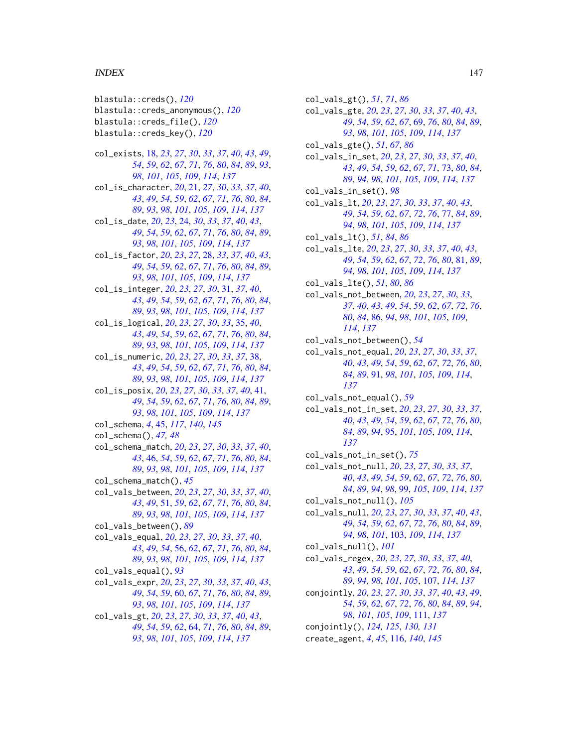blastula::creds(), *120*
blastula::creds_anonymous(), *120*
blastula::creds_file(), *120*
blastula::creds_key(), *120*

col_exists, 18, *23*, *27*, *30*, *33*, *37*, *40*, *43*, *49*, *54*, *59*, *62*, *67*, *71*, *76*, *80*, *84*, *89*, *93*, *98*, *101*, *105*, *109*, *114*, *137*
col_is_character, *20*, 21, *27*, *30*, *33*, *37*, *40*, *43*, *49*, *54*, *59*, *62*, *67*, *71*, *76*, *80*, *84*, *89*, *93*, *98*, *101*, *105*, *109*, *114*, *137*
col_is_date, *20*, *23*, 24, *30*, *33*, *37*, *40*, *43*, *49*, *54*, *59*, *62*, *67*, *71*, *76*, *80*, *84*, *89*, *93*, *98*, *101*, *105*, *109*, *114*, *137*
col_is_factor, *20*, *23*, *27*, 28, *33*, *37*, *40*, *43*, *49*, *54*, *59*, *62*, *67*, *71*, *76*, *80*, *84*, *89*, *93*, *98*, *101*, *105*, *109*, *114*, *137*
col_is_integer, *20*, *23*, *27*, *30*, 31, *37*, *40*, *43*, *49*, *54*, *59*, *62*, *67*, *71*, *76*, *80*, *84*, *89*, *93*, *98*, *101*, *105*, *109*, *114*, *137*
col_is_logical, *20*, *23*, *27*, *30*, *33*, 35, *40*, *43*, *49*, *54*, *59*, *62*, *67*, *71*, *76*, *80*, *84*, *89*, *93*, *98*, *101*, *105*, *109*, *114*, *137*
col_is_numeric, *20*, *23*, *27*, *30*, *33*, *37*, 38, *43*, *49*, *54*, *59*, *62*, *67*, *71*, *76*, *80*, *84*, *89*, *93*, *98*, *101*, *105*, *109*, *114*, *137*
col_is_posix, *20*, *23*, *27*, *30*, *33*, *37*, *40*, 41, *49*, *54*, *59*, *62*, *67*, *71*, *76*, *80*, *84*, *89*, *93*, *98*, *101*, *105*, *109*, *114*, *137*
col_schema, *4*, 45, *117*, *140*, *145*
col_schema(), *47, 48*
col_schema_match, *20*, *23*, *27*, *30*, *33*, *37*, *40*, *43*, 46, *54*, *59*, *62*, *67*, *71*, *76*, *80*, *84*, *89*, *93*, *98*, *101*, *105*, *109*, *114*, *137*
col_schema_match(), *45*
col_vals_between, *20*, *23*, *27*, *30*, *33*, *37*, *40*, *43*, *49*, 51, *59*, *62*, *67*, *71*, *76*, *80*, *84*, *89*, *93*, *98*, *101*, *105*, *109*, *114*, *137*
col_vals_between(), *89*
col_vals_equal, *20*, *23*, *27*, *30*, *33*, *37*, *40*, *43*, *49*, *54*, 56, *62*, *67*, *71*, *76*, *80*, *84*, *89*, *93*, *98*, *101*, *105*, *109*, *114*, *137*
col_vals_equal(), *93*
col_vals_expr, *20*, *23*, *27*, *30*, *33*, *37*, *40*, *43*, *49*, *54*, *59*, 60, *67*, *71*, *76*, *80*, *84*, *89*, *93*, *98*, *101*, *105*, *109*, *114*, *137*
col_vals_gt, *20*, *23*, *27*, *30*, *33*, *37*, *40*, *43*, *49*, *54*, *59*, *62*, 64, *71*, *76*, *80*, *84*, *89*, *93*, *98*, *101*, *105*, *109*, *114*, *137*
col_vals_gt(), *51*, *71*, *86*
col_vals_gte, *20*, *23*, *27*, *30*, *33*, *37*, *40*, *43*, *49*, *54*, *59*, *62*, *67*, 69, *76*, *80*, *84*, *89*, *93*, *98*, *101*, *105*, *109*, *114*, *137*
col_vals_gte(), *51*, *67*, *86*
col_vals_in_set, *20*, *23*, *27*, *30*, *33*, *37*, *40*, *43*, *49*, *54*, *59*, *62*, *67*, *71*, 73, *80*, *84*, *89*, *94*, *98*, *101*, *105*, *109*, *114*, *137*
col_vals_in_set(), *98*
col_vals_lt, *20*, *23*, *27*, *30*, *33*, *37*, *40*, *43*, *49*, *54*, *59*, *62*, *67*, *72*, *76*, 77, *84*, *89*, *94*, *98*, *101*, *105*, *109*, *114*, *137*
col_vals_lt(), *51*, *84*, *86*
col_vals_lte, *20*, *23*, *27*, *30*, *33*, *37*, *40*, *43*, *49*, *54*, *59*, *62*, *67*, *72*, *76*, *80*, 81, *89*, *94*, *98*, *101*, *105*, *109*, *114*, *137*
col_vals_lte(), *51*, *80*, *86*
col_vals_not_between, *20*, *23*, *27*, *30*, *33*, *37*, *40*, *43*, *49*, *54*, *59*, *62*, *67*, *72*, *76*, *80*, *84*, 86, *94*, *98*, *101*, *105*, *109*, *114*, *137*
col_vals_not_between(), *54*
col_vals_not_equal, *20*, *23*, *27*, *30*, *33*, *37*, *40*, *43*, *49*, *54*, *59*, *62*, *67*, *72*, *76*, *80*, *84*, *89*, 91, *98*, *101*, *105*, *109*, *114*, *137*
col_vals_not_equal(), *59*
col_vals_not_in_set, *20*, *23*, *27*, *30*, *33*, *37*, *40*, *43*, *49*, *54*, *59*, *62*, *67*, *72*, *76*, *80*, *84*, *89*, *94*, 95, *101*, *105*, *109*, *114*, *137*
col_vals_not_in_set(), *75*
col_vals_not_null, *20*, *23*, *27*, *30*, *33*, *37*, *40*, *43*, *49*, *54*, *59*, *62*, *67*, *72*, *76*, *80*, *84*, *89*, *94*, *98*, 99, *105*, *109*, *114*, *137*
col_vals_not_null(), *105*
col_vals_null, *20*, *23*, *27*, *30*, *33*, *37*, *40*, *43*, *49*, *54*, *59*, *62*, *67*, *72*, *76*, *80*, *84*, *89*, *94*, *98*, *101*, 103, *109*, *114*, *137*
col_vals_null(), *101*
col_vals_regex, *20*, *23*, *27*, *30*, *33*, *37*, *40*, *43*, *49*, *54*, *59*, *62*, *67*, *72*, *76*, *80*, *84*, *89*, *94*, *98*, *101*, *105*, 107, *114*, *137*
conjointly, *20*, *23*, *27*, *30*, *33*, *37*, *40*, *43*, *49*, *54*, *59*, *62*, *67*, *72*, *76*, *80*, *84*, *89*, *94*, *98*, *101*, *105*, *109*, 111, *137*
conjointly(), *124, 125*, *130, 131*
create_agent, *4*, *45*, 116, *140*, *145*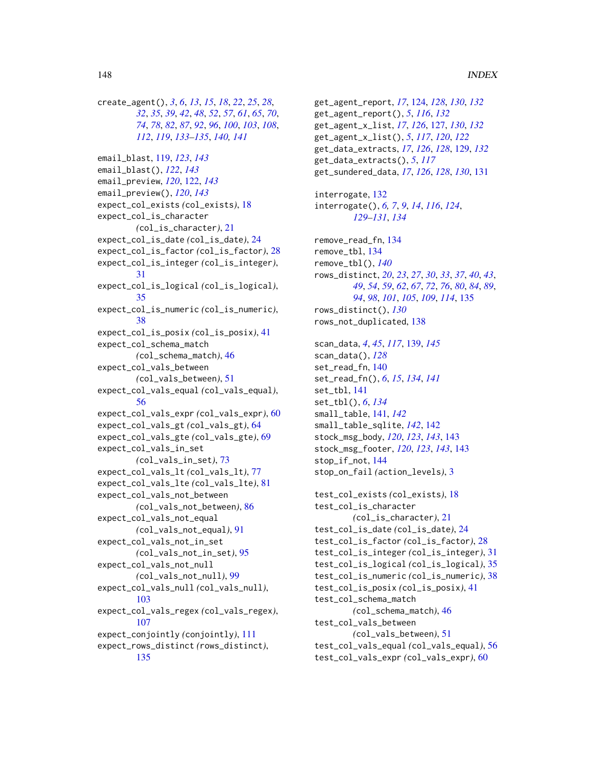create_agent(), *3*, *6*, *13*, *15*, *18*, *22*, *25*, *28*, *32*, *35*, *39*, *42*, *48*, *52*, *57*, *61*, *65*, *70*, *74*, *78*, *82*, *87*, *92*, *96*, *100*, *103*, *108*, *112*, *119*, *133–135*, *140, 141*

email_blast, 119, *123*, *143*
email_blast(), *122*, *143*
email_preview, *120*, 122, *143*
email_preview(), *120*, *143*
expect_col_exists *(*col_exists*)*, 18
expect_col_is_character *(*col_is_character*)*, 21
expect_col_is_date *(*col_is_date*)*, 24
expect_col_is_factor *(*col_is_factor*)*, 28
expect_col_is_integer *(*col_is_integer*)*, 31
expect_col_is_logical *(*col_is_logical*)*, 35
expect_col_is_numeric *(*col_is_numeric*)*, 38
expect_col_is_posix *(*col_is_posix*)*, 41
expect_col_schema_match *(*col_schema_match*)*, 46
expect_col_vals_between *(*col_vals_between*)*, 51
expect_col_vals_equal *(*col_vals_equal*)*, 56
expect_col_vals_expr *(*col_vals_expr*)*, 60
expect_col_vals_gt *(*col_vals_gt*)*, 64
expect_col_vals_gte *(*col_vals_gte*)*, 69
expect_col_vals_in_set *(*col_vals_in_set*)*, 73
expect_col_vals_lt *(*col_vals_lt*)*, 77
expect_col_vals_lte *(*col_vals_lte*)*, 81
expect_col_vals_not_between *(*col_vals_not_between*)*, 86
expect_col_vals_not_equal *(*col_vals_not_equal*)*, 91
expect_col_vals_not_in_set *(*col_vals_not_in_set*)*, 95
expect_col_vals_not_null *(*col_vals_not_null*)*, 99
expect_col_vals_null *(*col_vals_null*)*, 103
expect_col_vals_regex *(*col_vals_regex*)*, 107
expect_conjointly *(*conjointly*)*, 111
expect_rows_distinct *(*rows_distinct*)*, 135

get_agent_report, *17*, 124, *128*, *130*, *132*
get_agent_report(), *5*, *116*, *132*
get_agent_x_list, *17*, *126*, 127, *130*, *132*
get_agent_x_list(), *5*, *117*, *120*, *122*
get_data_extracts, *17*, *126*, *128*, 129, *132*
get_data_extracts(), *5*, *117*
get_sundered_data, *17*, *126*, *128*, *130*, 131

interrogate, 132
interrogate(), *6, 7*, *9*, *14*, *116*, *124*, *129–131*, *134*

remove_read_fn, 134
remove_tbl, 134
remove_tbl(), *140*
rows_distinct, *20*, *23*, *27*, *30*, *33*, *37*, *40*, *43*, *49*, *54*, *59*, *62*, *67*, *72*, *76*, *80*, *84*, *89*, *94*, *98*, *101*, *105*, *109*, *114*, 135
rows_distinct(), *130*
rows_not_duplicated, 138

scan_data, *4*, *45*, *117*, 139, *145*
scan_data(), *128*
set_read_fn, 140
set_read_fn(), *6*, *15*, *134*, *141*
set_tbl, 141
set_tbl(), *6*, *134*
small_table, 141, *142*
small_table_sqlite, *142*, 142
stock_msg_body, *120*, *123*, *143*, 143
stock_msg_footer, *120*, *123*, *143*, 143
stop_if_not, 144
stop_on_fail *(*action_levels*)*, 3

test_col_exists *(*col_exists*)*, 18
test_col_is_character *(*col_is_character*)*, 21
test_col_is_date *(*col_is_date*)*, 24
test_col_is_factor *(*col_is_factor*)*, 28
test_col_is_integer *(*col_is_integer*)*, 31
test_col_is_logical *(*col_is_logical*)*, 35
test_col_is_numeric *(*col_is_numeric*)*, 38
test_col_is_posix *(*col_is_posix*)*, 41
test_col_schema_match *(*col_schema_match*)*, 46
test_col_vals_between *(*col_vals_between*)*, 51
test_col_vals_equal *(*col_vals_equal*)*, 56
test_col_vals_expr *(*col_vals_expr*)*, 60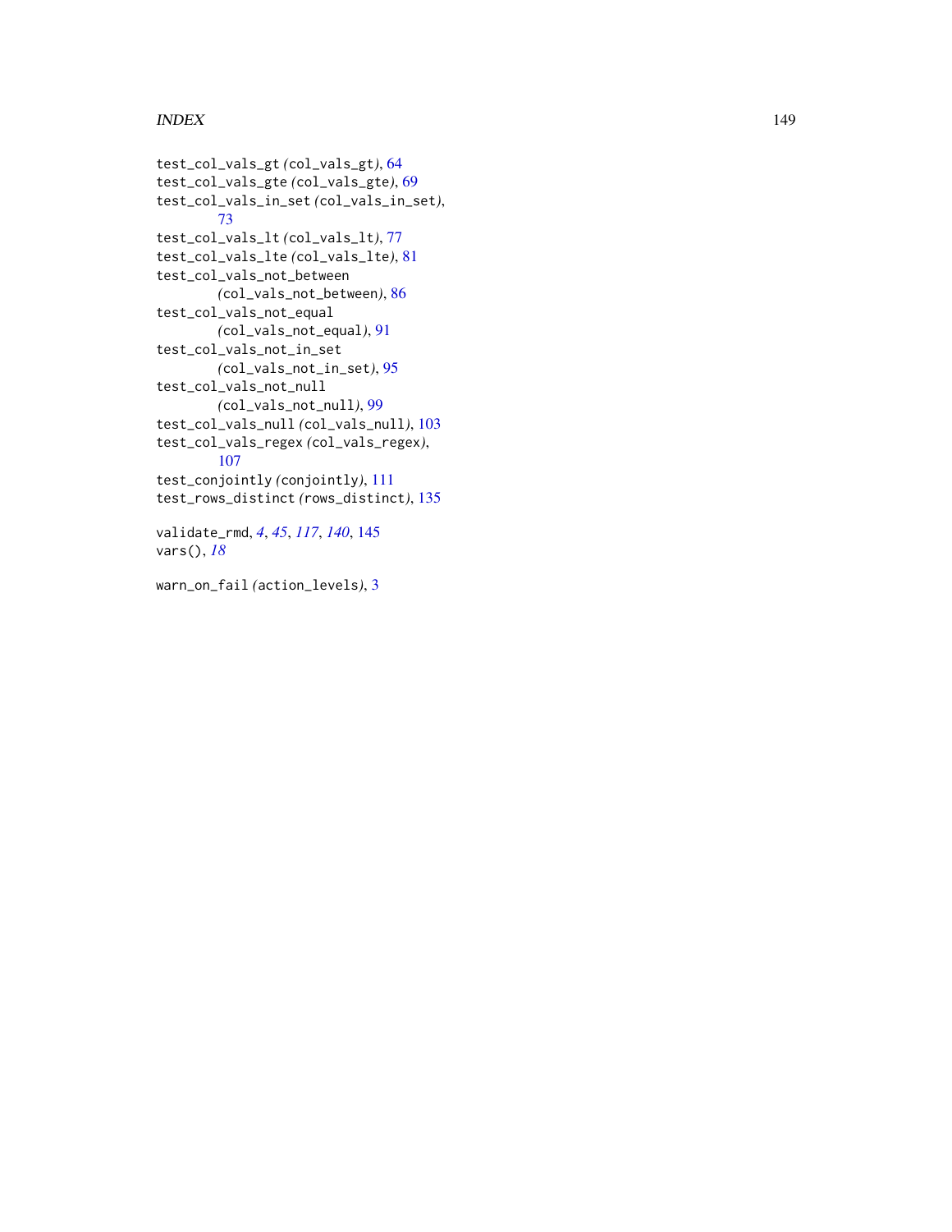test_col_vals_gt *(*col_vals_gt*)*, 64
test_col_vals_gte *(*col_vals_gte*)*, 69
test_col_vals_in_set *(*col_vals_in_set*)*, 73
test_col_vals_lt *(*col_vals_lt*)*, 77
test_col_vals_lte *(*col_vals_lte*)*, 81
test_col_vals_not_between *(*col_vals_not_between*)*, 86
test_col_vals_not_equal *(*col_vals_not_equal*)*, 91
test_col_vals_not_in_set *(*col_vals_not_in_set*)*, 95
test_col_vals_not_null *(*col_vals_not_null*)*, 99
test_col_vals_null *(*col_vals_null*)*, 103
test_col_vals_regex *(*col_vals_regex*)*, 107
test_conjointly *(*conjointly*)*, 111
test_rows_distinct *(*rows_distinct*)*, 135

validate_rmd, *4*, *45*, *117*, *140*, 145
vars(), *18*

warn_on_fail *(*action_levels*)*, 3